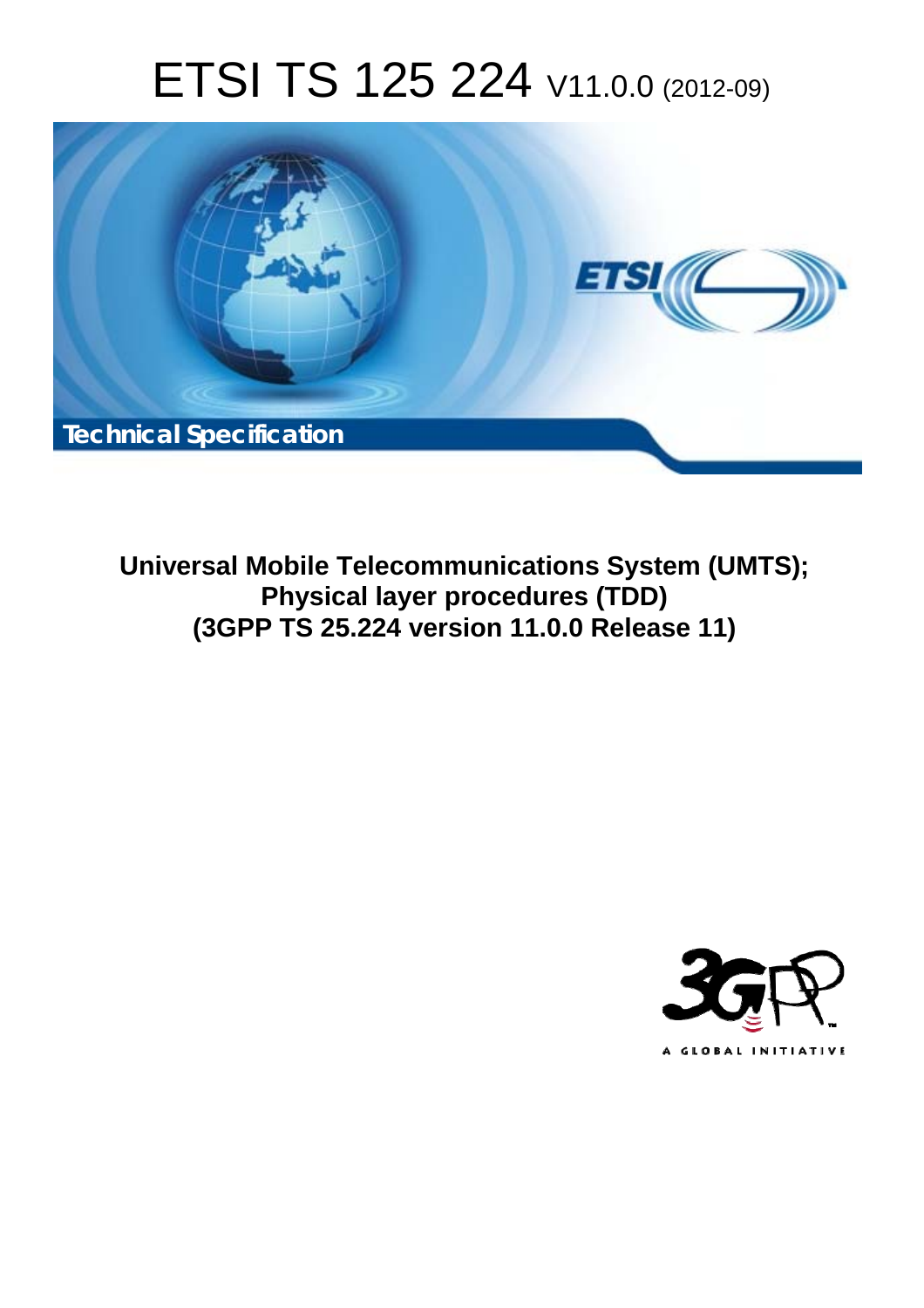# ETSI TS 125 224 V11.0.0 (2012-09)

Technical Specification

**Universal Mobile Telecommunications System (UMTS);
Physical layer procedures (TDD)
(3GPP TS 25.224 version 11.0.0 Release 11)**

A GLOBAL INITIATIVE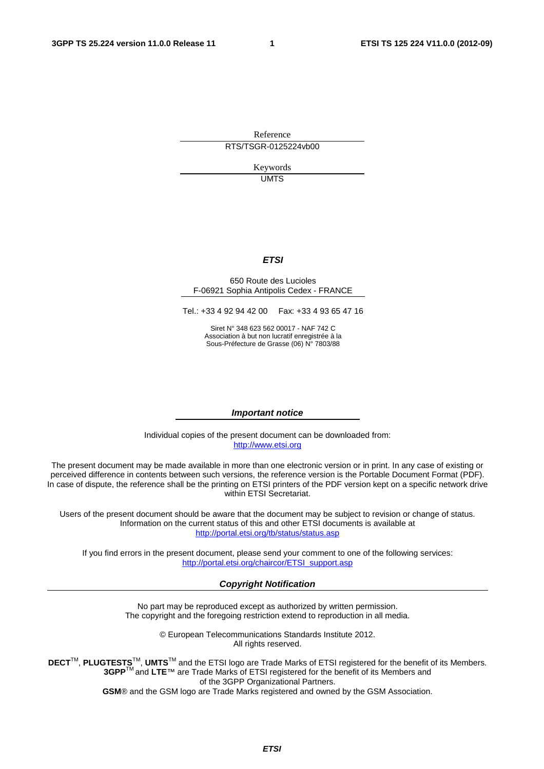Reference

RTS/TSGR-0125224vb00

Keywords

UMTS

***ETSI***

650 Route des Lucioles
F-06921 Sophia Antipolis Cedex - FRANCE

Tel.: +33 4 92 94 42 00 Fax: +33 4 93 65 47 16

Siret N° 348 623 562 00017 - NAF 742 C
Association à but non lucratif enregistrée à la
Sous-Préfecture de Grasse (06) N° 7803/88

***Important notice***

Individual copies of the present document can be downloaded from:
http://www.etsi.org

The present document may be made available in more than one electronic version or in print. In any case of existing or perceived difference in contents between such versions, the reference version is the Portable Document Format (PDF). In case of dispute, the reference shall be the printing on ETSI printers of the PDF version kept on a specific network drive within ETSI Secretariat.

Users of the present document should be aware that the document may be subject to revision or change of status. Information on the current status of this and other ETSI documents is available at
http://portal.etsi.org/tb/status/status.asp

If you find errors in the present document, please send your comment to one of the following services:
http://portal.etsi.org/chaircor/ETSI_support.asp

***Copyright Notification***

No part may be reproduced except as authorized by written permission.
The copyright and the foregoing restriction extend to reproduction in all media.

© European Telecommunications Standards Institute 2012.
All rights reserved.

**DECT**™, **PLUGTESTS**™, **UMTS**™ and the ETSI logo are Trade Marks of ETSI registered for the benefit of its Members.
**3GPP**™ and **LTE**™ are Trade Marks of ETSI registered for the benefit of its Members and of the 3GPP Organizational Partners.
**GSM**® and the GSM logo are Trade Marks registered and owned by the GSM Association.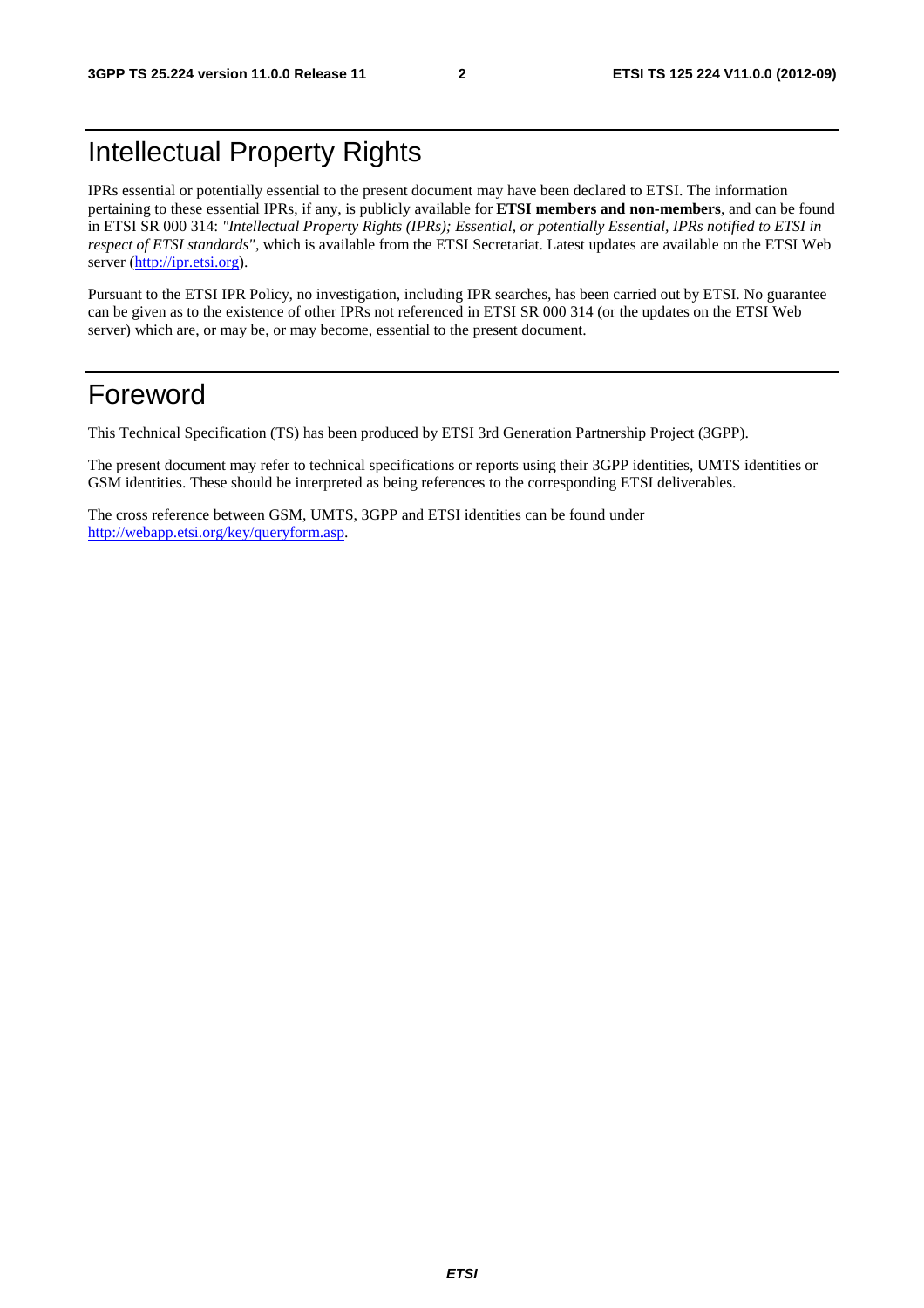# Intellectual Property Rights

IPRs essential or potentially essential to the present document may have been declared to ETSI. The information pertaining to these essential IPRs, if any, is publicly available for **ETSI members and non-members**, and can be found in ETSI SR 000 314: *"Intellectual Property Rights (IPRs); Essential, or potentially Essential, IPRs notified to ETSI in respect of ETSI standards"*, which is available from the ETSI Secretariat. Latest updates are available on the ETSI Web server (http://ipr.etsi.org).

Pursuant to the ETSI IPR Policy, no investigation, including IPR searches, has been carried out by ETSI. No guarantee can be given as to the existence of other IPRs not referenced in ETSI SR 000 314 (or the updates on the ETSI Web server) which are, or may be, or may become, essential to the present document.

# Foreword

This Technical Specification (TS) has been produced by ETSI 3rd Generation Partnership Project (3GPP).

The present document may refer to technical specifications or reports using their 3GPP identities, UMTS identities or GSM identities. These should be interpreted as being references to the corresponding ETSI deliverables.

The cross reference between GSM, UMTS, 3GPP and ETSI identities can be found under http://webapp.etsi.org/key/queryform.asp.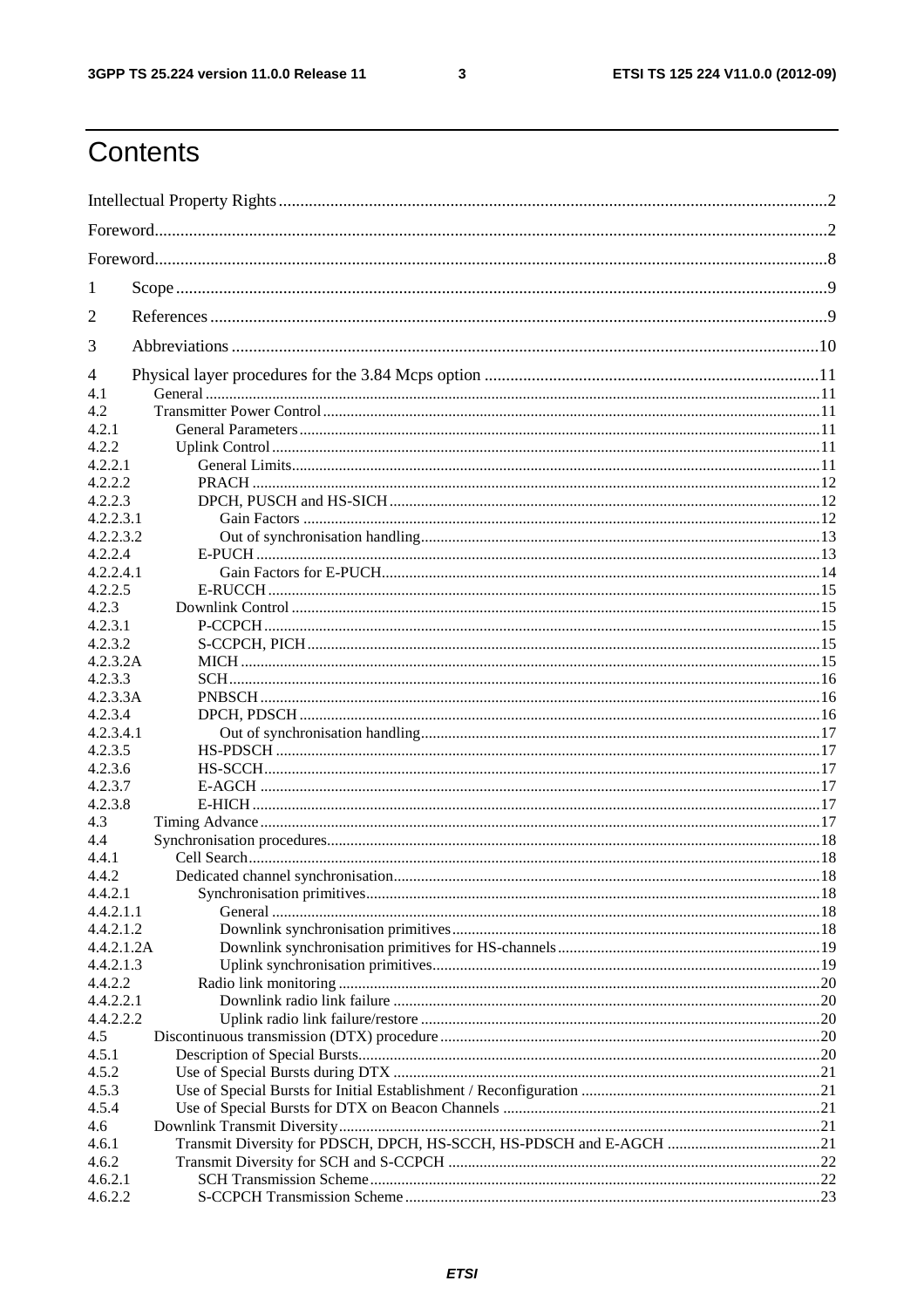# Contents

Intellectual Property Rights ....................................................................................................................................2

Foreword.................................................................................................................................................................2

Foreword.................................................................................................................................................................8

1 Scope ...................................................................................................................................................................9

2 References ..........................................................................................................................................................9

3 Abbreviations ...................................................................................................................................................10

4 Physical layer procedures for the 3.84 Mcps option .......................................................................................11

4.1 General ...........................................................................................................................................................11

4.2 Transmitter Power Control ............................................................................................................................11

4.2.1 General Parameters ....................................................................................................................................11

4.2.2 Uplink Control ...........................................................................................................................................11

4.2.2.1 General Limits.........................................................................................................................................11

4.2.2.2 PRACH ...................................................................................................................................................12

4.2.2.3 DPCH, PUSCH and HS-SICH ...............................................................................................................12

4.2.2.3.1 Gain Factors ........................................................................................................................................12

4.2.2.3.2 Out of synchronisation handling..........................................................................................................13

4.2.2.4 E-PUCH ..................................................................................................................................................13

4.2.2.4.1 Gain Factors for E-PUCH.....................................................................................................................14

4.2.2.5 E-RUCCH ................................................................................................................................................15

4.2.3 Downlink Control .......................................................................................................................................15

4.2.3.1 P-CCPCH .................................................................................................................................................15

4.2.3.2 S-CCPCH, PICH ......................................................................................................................................15

4.2.3.2A MICH .....................................................................................................................................................15

4.2.3.3 SCH ..........................................................................................................................................................16

4.2.3.3A PNBSCH ..................................................................................................................................................16

4.2.3.4 DPCH, PDSCH ........................................................................................................................................16

4.2.3.4.1 Out of synchronisation handling..........................................................................................................17

4.2.3.5 HS-PDSCH ..............................................................................................................................................17

4.2.3.6 HS-SCCH..................................................................................................................................................17

4.2.3.7 E-AGCH ...................................................................................................................................................17

4.2.3.8 E-HICH ....................................................................................................................................................17

4.3 Timing Advance ...............................................................................................................................................17

4.4 Synchronisation procedures..............................................................................................................................18

4.4.1 Cell Search...................................................................................................................................................18

4.4.2 Dedicated channel synchronisation...............................................................................................................18

4.4.2.1 Synchronisation primitives.........................................................................................................................18

4.4.2.1.1 General ..................................................................................................................................................18

4.4.2.1.2 Downlink synchronisation primitives......................................................................................................18

4.4.2.1.2A Downlink synchronisation primitives for HS-channels...........................................................................19

4.4.2.1.3 Uplink synchronisation primitives...........................................................................................................19

4.4.2.2 Radio link monitoring ...............................................................................................................................20

4.4.2.2.1 Downlink radio link failure .....................................................................................................................20

4.4.2.2.2 Uplink radio link failure/restore .............................................................................................................20

4.5 Discontinuous transmission (DTX) procedure ...................................................................................................20

4.5.1 Description of Special Bursts.........................................................................................................................20

4.5.2 Use of Special Bursts during DTX ................................................................................................................21

4.5.3 Use of Special Bursts for Initial Establishment / Reconfiguration ..................................................................21

4.5.4 Use of Special Bursts for DTX on Beacon Channels .......................................................................................21

4.6 Downlink Transmit Diversity..............................................................................................................................21

4.6.1 Transmit Diversity for PDSCH, DPCH, HS-SCCH, HS-PDSCH and E-AGCH .............................................21

4.6.2 Transmit Diversity for SCH and S-CCPCH ....................................................................................................22

4.6.2.1 SCH Transmission Scheme........................................................................................................................22

4.6.2.2 S-CCPCH Transmission Scheme ................................................................................................................23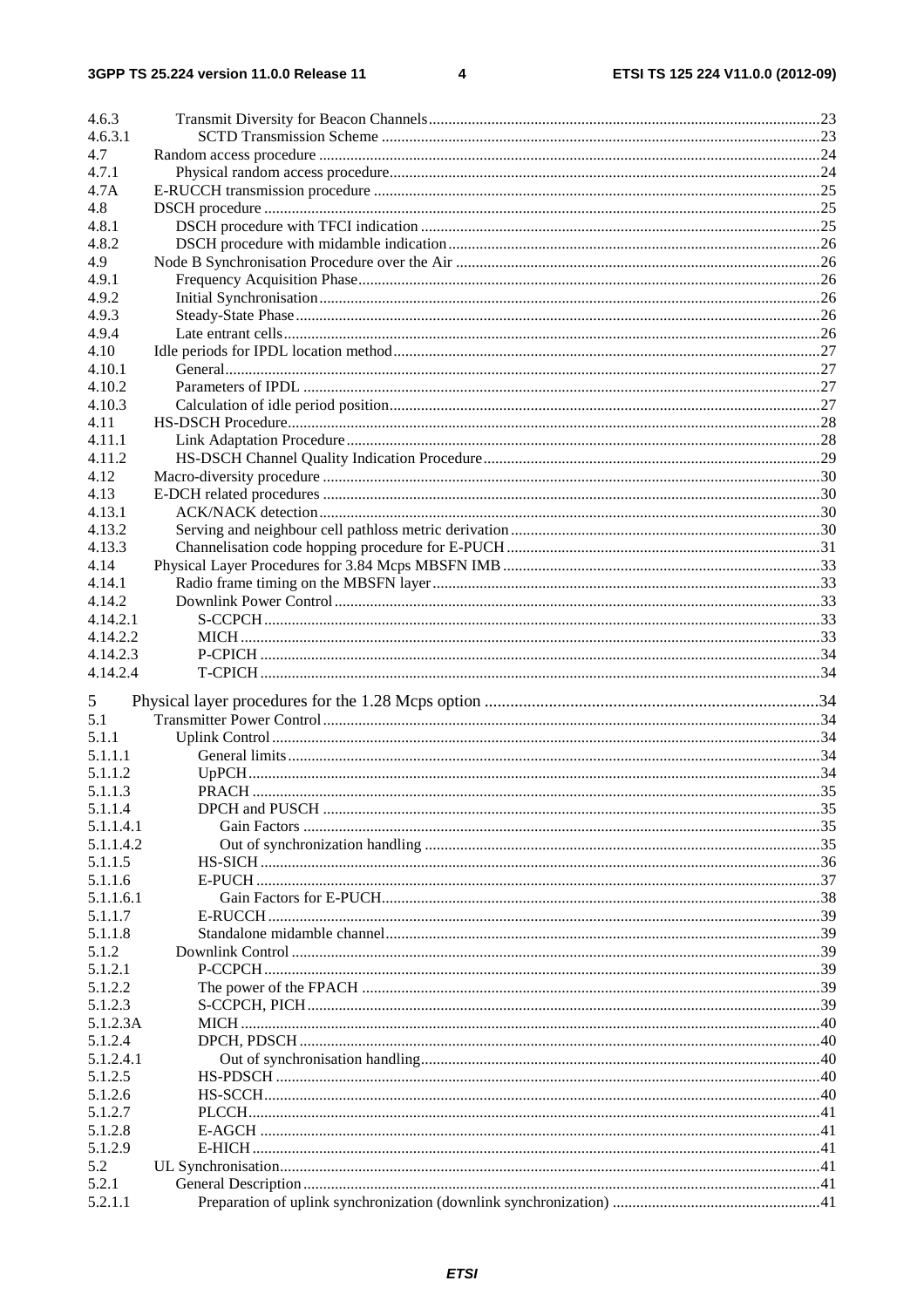4.6.3 Transmit Diversity for Beacon Channels ... 23
4.6.3.1 SCTD Transmission Scheme ... 23
4.7 Random access procedure ... 24
4.7.1 Physical random access procedure ... 24
4.7A E-RUCCH transmission procedure ... 25
4.8 DSCH procedure ... 25
4.8.1 DSCH procedure with TFCI indication ... 25
4.8.2 DSCH procedure with midamble indication ... 26
4.9 Node B Synchronisation Procedure over the Air ... 26
4.9.1 Frequency Acquisition Phase ... 26
4.9.2 Initial Synchronisation ... 26
4.9.3 Steady-State Phase ... 26
4.9.4 Late entrant cells ... 26
4.10 Idle periods for IPDL location method ... 27
4.10.1 General ... 27
4.10.2 Parameters of IPDL ... 27
4.10.3 Calculation of idle period position ... 27
4.11 HS-DSCH Procedure ... 28
4.11.1 Link Adaptation Procedure ... 28
4.11.2 HS-DSCH Channel Quality Indication Procedure ... 29
4.12 Macro-diversity procedure ... 30
4.13 E-DCH related procedures ... 30
4.13.1 ACK/NACK detection ... 30
4.13.2 Serving and neighbour cell pathloss metric derivation ... 30
4.13.3 Channelisation code hopping procedure for E-PUCH ... 31
4.14 Physical Layer Procedures for 3.84 Mcps MBSFN IMB ... 33
4.14.1 Radio frame timing on the MBSFN layer ... 33
4.14.2 Downlink Power Control ... 33
4.14.2.1 S-CCPCH ... 33
4.14.2.2 MICH ... 33
4.14.2.3 P-CPICH ... 34
4.14.2.4 T-CPICH ... 34

5 Physical layer procedures for the 1.28 Mcps option ... 34
5.1 Transmitter Power Control ... 34
5.1.1 Uplink Control ... 34
5.1.1.1 General limits ... 34
5.1.1.2 UpPCH ... 34
5.1.1.3 PRACH ... 35
5.1.1.4 DPCH and PUSCH ... 35
5.1.1.4.1 Gain Factors ... 35
5.1.1.4.2 Out of synchronization handling ... 35
5.1.1.5 HS-SICH ... 36
5.1.1.6 E-PUCH ... 37
5.1.1.6.1 Gain Factors for E-PUCH ... 38
5.1.1.7 E-RUCCH ... 39
5.1.1.8 Standalone midamble channel ... 39
5.1.2 Downlink Control ... 39
5.1.2.1 P-CCPCH ... 39
5.1.2.2 The power of the FPACH ... 39
5.1.2.3 S-CCPCH, PICH ... 39
5.1.2.3A MICH ... 40
5.1.2.4 DPCH, PDSCH ... 40
5.1.2.4.1 Out of synchronisation handling ... 40
5.1.2.5 HS-PDSCH ... 40
5.1.2.6 HS-SCCH ... 40
5.1.2.7 PLCCH ... 41
5.1.2.8 E-AGCH ... 41
5.1.2.9 E-HICH ... 41
5.2 UL Synchronisation ... 41
5.2.1 General Description ... 41
5.2.1.1 Preparation of uplink synchronization (downlink synchronization) ... 41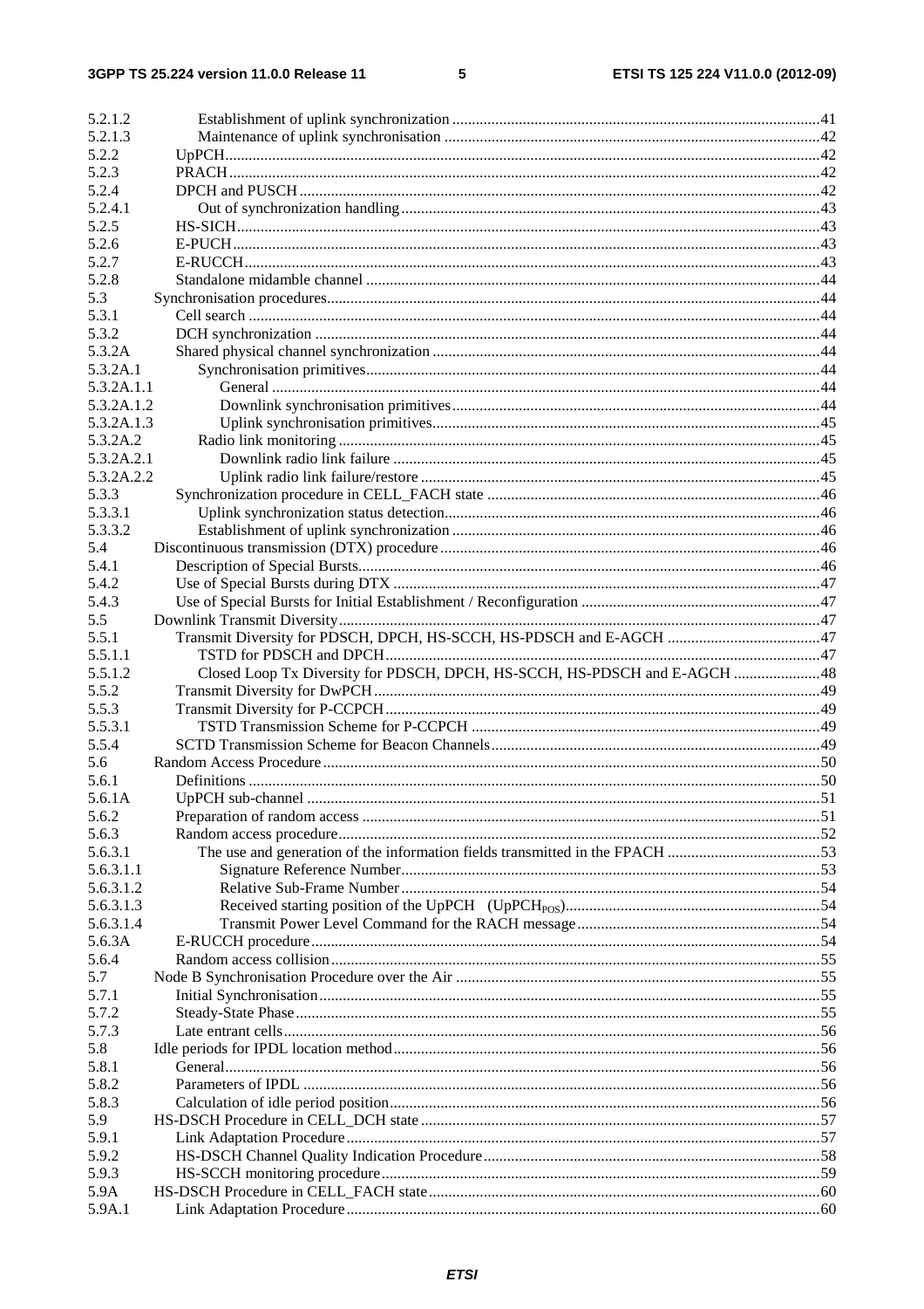5.2.1.2 Establishment of uplink synchronization .....41
5.2.1.3 Maintenance of uplink synchronisation .....42
5.2.2 UpPCH .....42
5.2.3 PRACH .....42
5.2.4 DPCH and PUSCH .....42
5.2.4.1 Out of synchronization handling .....43
5.2.5 HS-SICH .....43
5.2.6 E-PUCH .....43
5.2.7 E-RUCCH .....43
5.2.8 Standalone midamble channel .....44
5.3 Synchronisation procedures .....44
5.3.1 Cell search .....44
5.3.2 DCH synchronization .....44
5.3.2A Shared physical channel synchronization .....44
5.3.2A.1 Synchronisation primitives .....44
5.3.2A.1.1 General .....44
5.3.2A.1.2 Downlink synchronisation primitives .....44
5.3.2A.1.3 Uplink synchronisation primitives .....45
5.3.2A.2 Radio link monitoring .....45
5.3.2A.2.1 Downlink radio link failure .....45
5.3.2A.2.2 Uplink radio link failure/restore .....45
5.3.3 Synchronization procedure in CELL_FACH state .....46
5.3.3.1 Uplink synchronization status detection .....46
5.3.3.2 Establishment of uplink synchronization .....46
5.4 Discontinuous transmission (DTX) procedure .....46
5.4.1 Description of Special Bursts .....46
5.4.2 Use of Special Bursts during DTX .....47
5.4.3 Use of Special Bursts for Initial Establishment / Reconfiguration .....47
5.5 Downlink Transmit Diversity .....47
5.5.1 Transmit Diversity for PDSCH, DPCH, HS-SCCH, HS-PDSCH and E-AGCH .....47
5.5.1.1 TSTD for PDSCH and DPCH .....47
5.5.1.2 Closed Loop Tx Diversity for PDSCH, DPCH, HS-SCCH, HS-PDSCH and E-AGCH .....48
5.5.2 Transmit Diversity for DwPCH .....49
5.5.3 Transmit Diversity for P-CCPCH .....49
5.5.3.1 TSTD Transmission Scheme for P-CCPCH .....49
5.5.4 SCTD Transmission Scheme for Beacon Channels .....49
5.6 Random Access Procedure .....50
5.6.1 Definitions .....50
5.6.1A UpPCH sub-channel .....51
5.6.2 Preparation of random access .....51
5.6.3 Random access procedure .....52
5.6.3.1 The use and generation of the information fields transmitted in the FPACH .....53
5.6.3.1.1 Signature Reference Number .....53
5.6.3.1.2 Relative Sub-Frame Number .....54
5.6.3.1.3 Received starting position of the UpPCH ($UpPCH_{POS}$) .....54
5.6.3.1.4 Transmit Power Level Command for the RACH message .....54
5.6.3A E-RUCCH procedure .....54
5.6.4 Random access collision .....55
5.7 Node B Synchronisation Procedure over the Air .....55
5.7.1 Initial Synchronisation .....55
5.7.2 Steady-State Phase .....55
5.7.3 Late entrant cells .....56
5.8 Idle periods for IPDL location method .....56
5.8.1 General .....56
5.8.2 Parameters of IPDL .....56
5.8.3 Calculation of idle period position .....56
5.9 HS-DSCH Procedure in CELL_DCH state .....57
5.9.1 Link Adaptation Procedure .....57
5.9.2 HS-DSCH Channel Quality Indication Procedure .....58
5.9.3 HS-SCCH monitoring procedure .....59
5.9A HS-DSCH Procedure in CELL_FACH state .....60
5.9A.1 Link Adaptation Procedure .....60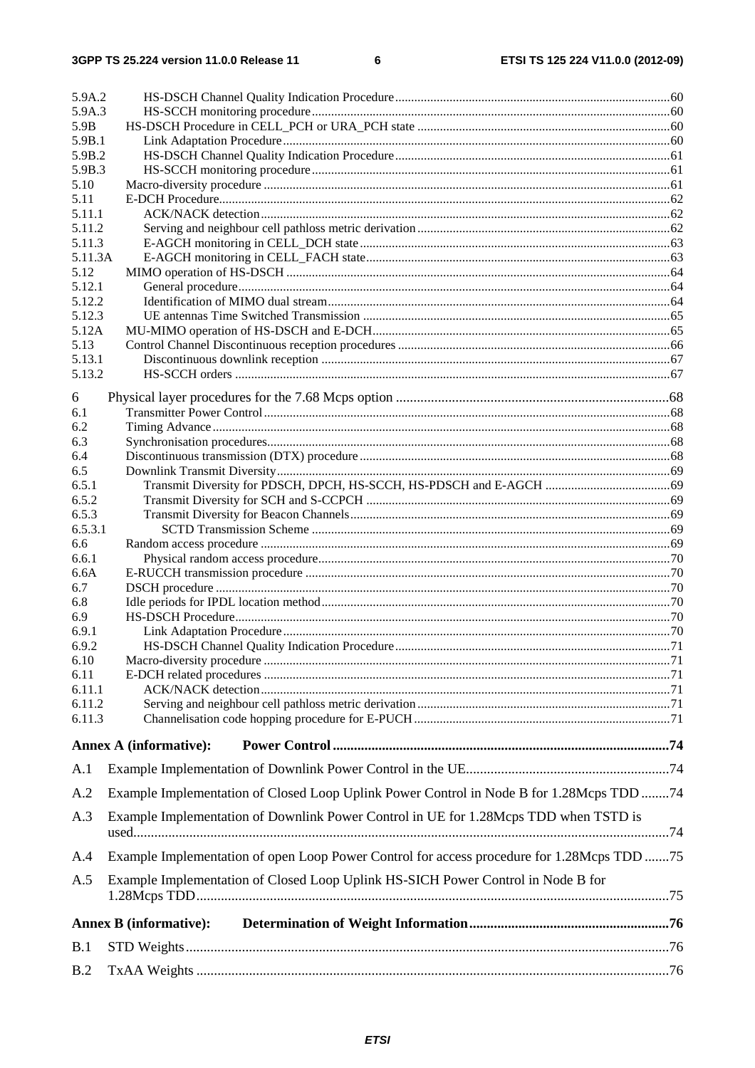5.9A.2 HS-DSCH Channel Quality Indication Procedure ....60
5.9A.3 HS-SCCH monitoring procedure ....60
5.9B HS-DSCH Procedure in CELL_PCH or URA_PCH state ....60
5.9B.1 Link Adaptation Procedure ....60
5.9B.2 HS-DSCH Channel Quality Indication Procedure ....61
5.9B.3 HS-SCCH monitoring procedure ....61
5.10 Macro-diversity procedure ....61
5.11 E-DCH Procedure ....62
5.11.1 ACK/NACK detection ....62
5.11.2 Serving and neighbour cell pathloss metric derivation ....62
5.11.3 E-AGCH monitoring in CELL_DCH state ....63
5.11.3A E-AGCH monitoring in CELL_FACH state ....63
5.12 MIMO operation of HS-DSCH ....64
5.12.1 General procedure ....64
5.12.2 Identification of MIMO dual stream ....64
5.12.3 UE antennas Time Switched Transmission ....65
5.12A MU-MIMO operation of HS-DSCH and E-DCH ....65
5.13 Control Channel Discontinuous reception procedures ....66
5.13.1 Discontinuous downlink reception ....67
5.13.2 HS-SCCH orders ....67

6 Physical layer procedures for the 7.68 Mcps option ....68
6.1 Transmitter Power Control ....68
6.2 Timing Advance ....68
6.3 Synchronisation procedures ....68
6.4 Discontinuous transmission (DTX) procedure ....68
6.5 Downlink Transmit Diversity ....69
6.5.1 Transmit Diversity for PDSCH, DPCH, HS-SCCH, HS-PDSCH and E-AGCH ....69
6.5.2 Transmit Diversity for SCH and S-CCPCH ....69
6.5.3 Transmit Diversity for Beacon Channels ....69
6.5.3.1 SCTD Transmission Scheme ....69
6.6 Random access procedure ....69
6.6.1 Physical random access procedure ....70
6.6A E-RUCCH transmission procedure ....70
6.7 DSCH procedure ....70
6.8 Idle periods for IPDL location method ....70
6.9 HS-DSCH Procedure ....70
6.9.1 Link Adaptation Procedure ....70
6.9.2 HS-DSCH Channel Quality Indication Procedure ....71
6.10 Macro-diversity procedure ....71
6.11 E-DCH related procedures ....71
6.11.1 ACK/NACK detection ....71
6.11.2 Serving and neighbour cell pathloss metric derivation ....71
6.11.3 Channelisation code hopping procedure for E-PUCH ....71

**Annex A (informative): Power Control ....74**

A.1 Example Implementation of Downlink Power Control in the UE ....74

A.2 Example Implementation of Closed Loop Uplink Power Control in Node B for 1.28Mcps TDD ....74

A.3 Example Implementation of Downlink Power Control in UE for 1.28Mcps TDD when TSTD is used ....74

A.4 Example Implementation of open Loop Power Control for access procedure for 1.28Mcps TDD ....75

A.5 Example Implementation of Closed Loop Uplink HS-SICH Power Control in Node B for 1.28Mcps TDD ....75

**Annex B (informative): Determination of Weight Information ....76**

B.1 STD Weights ....76

B.2 TxAA Weights ....76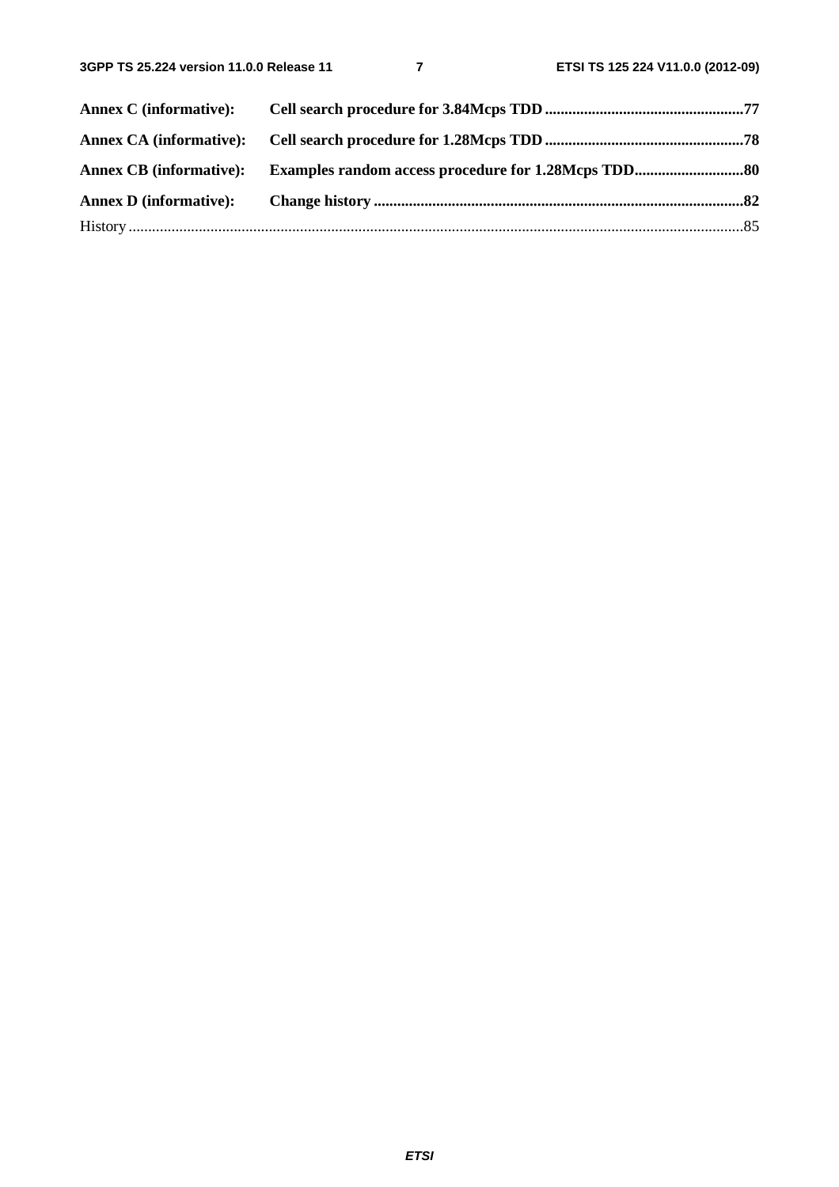**Annex C (informative): Cell search procedure for 3.84Mcps TDD ..................................................77**

**Annex CA (informative): Cell search procedure for 1.28Mcps TDD ..................................................78**

**Annex CB (informative): Examples random access procedure for 1.28Mcps TDD............................80**

**Annex D (informative): Change history ..............................................................................................82**

History .............................................................................................................................................................85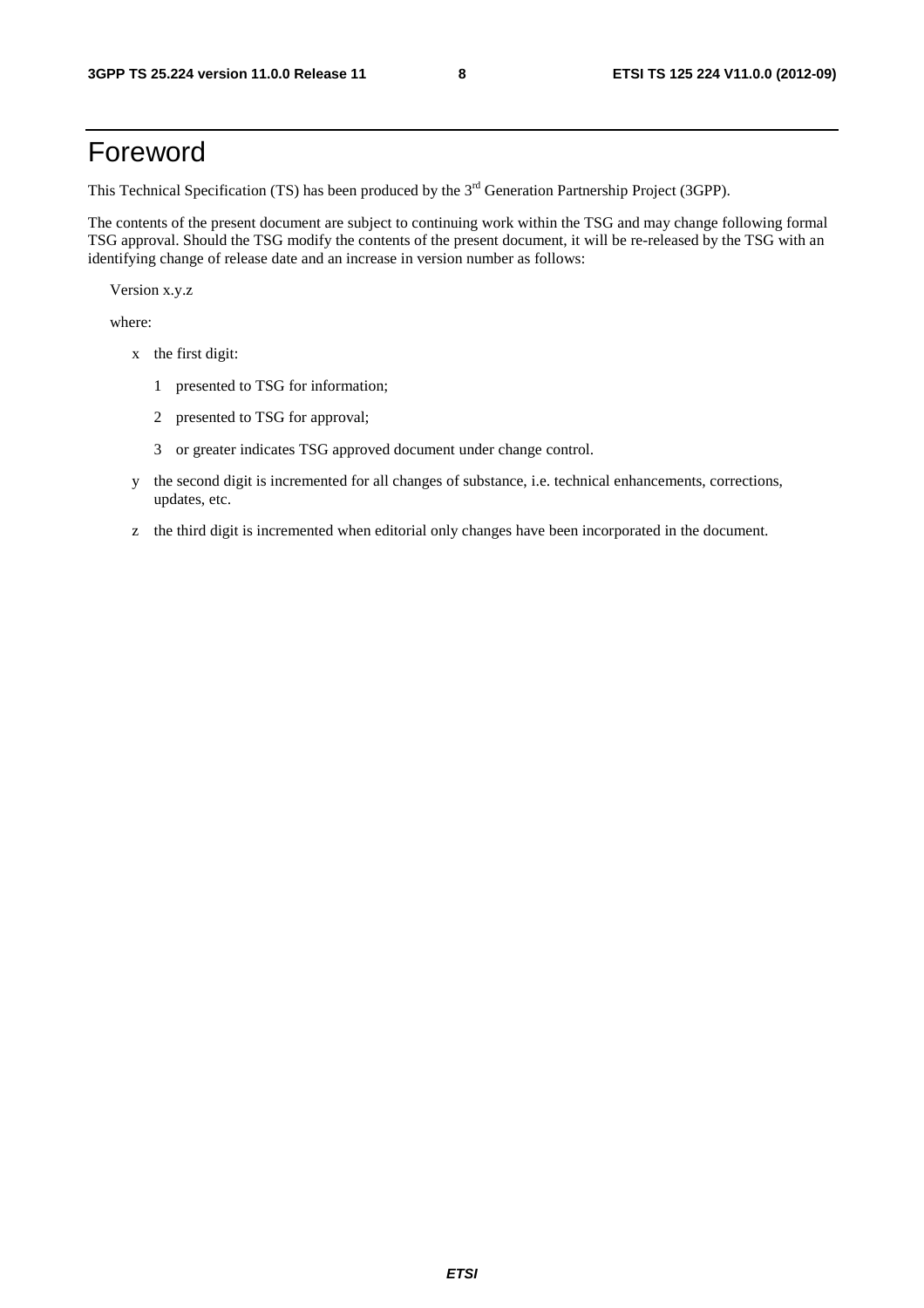# Foreword

This Technical Specification (TS) has been produced by the 3rd Generation Partnership Project (3GPP).

The contents of the present document are subject to continuing work within the TSG and may change following formal TSG approval. Should the TSG modify the contents of the present document, it will be re-released by the TSG with an identifying change of release date and an increase in version number as follows:

Version x.y.z

where:

- x the first digit:
  - 1 presented to TSG for information;
  - 2 presented to TSG for approval;
  - 3 or greater indicates TSG approved document under change control.
- y the second digit is incremented for all changes of substance, i.e. technical enhancements, corrections, updates, etc.
- z the third digit is incremented when editorial only changes have been incorporated in the document.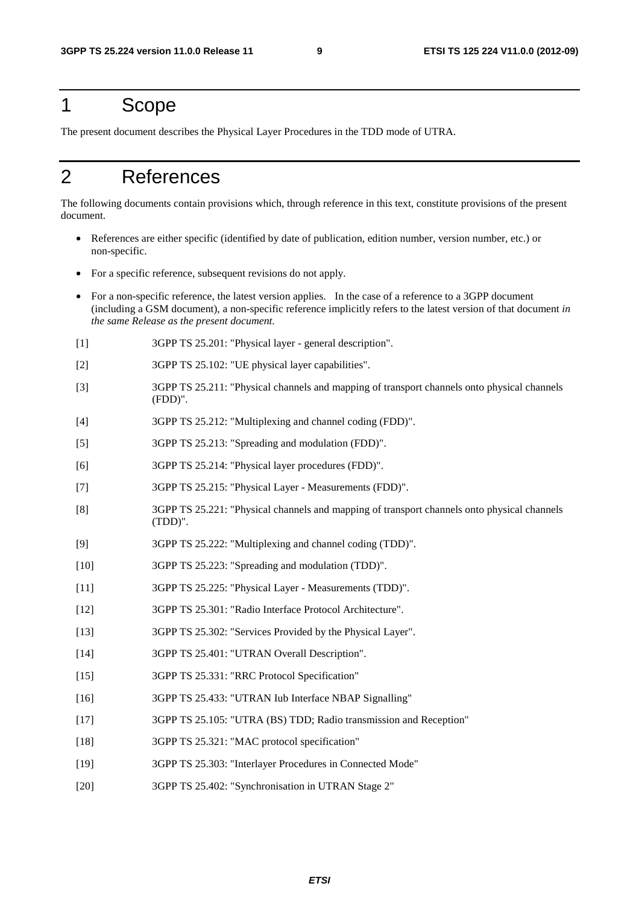# 1 Scope

The present document describes the Physical Layer Procedures in the TDD mode of UTRA.

# 2 References

The following documents contain provisions which, through reference in this text, constitute provisions of the present document.

- References are either specific (identified by date of publication, edition number, version number, etc.) or non-specific.
- For a specific reference, subsequent revisions do not apply.
- For a non-specific reference, the latest version applies. In the case of a reference to a 3GPP document (including a GSM document), a non-specific reference implicitly refers to the latest version of that document *in the same Release as the present document.*

[1] 3GPP TS 25.201: "Physical layer - general description".

[2] 3GPP TS 25.102: "UE physical layer capabilities".

[3] 3GPP TS 25.211: "Physical channels and mapping of transport channels onto physical channels (FDD)".

[4] 3GPP TS 25.212: "Multiplexing and channel coding (FDD)".

[5] 3GPP TS 25.213: "Spreading and modulation (FDD)".

[6] 3GPP TS 25.214: "Physical layer procedures (FDD)".

[7] 3GPP TS 25.215: "Physical Layer - Measurements (FDD)".

[8] 3GPP TS 25.221: "Physical channels and mapping of transport channels onto physical channels (TDD)".

[9] 3GPP TS 25.222: "Multiplexing and channel coding (TDD)".

[10] 3GPP TS 25.223: "Spreading and modulation (TDD)".

[11] 3GPP TS 25.225: "Physical Layer - Measurements (TDD)".

[12] 3GPP TS 25.301: "Radio Interface Protocol Architecture".

[13] 3GPP TS 25.302: "Services Provided by the Physical Layer".

[14] 3GPP TS 25.401: "UTRAN Overall Description".

[15] 3GPP TS 25.331: "RRC Protocol Specification"

[16] 3GPP TS 25.433: "UTRAN Iub Interface NBAP Signalling"

[17] 3GPP TS 25.105: "UTRA (BS) TDD; Radio transmission and Reception"

[18] 3GPP TS 25.321: "MAC protocol specification"

[19] 3GPP TS 25.303: "Interlayer Procedures in Connected Mode"

[20] 3GPP TS 25.402: "Synchronisation in UTRAN Stage 2"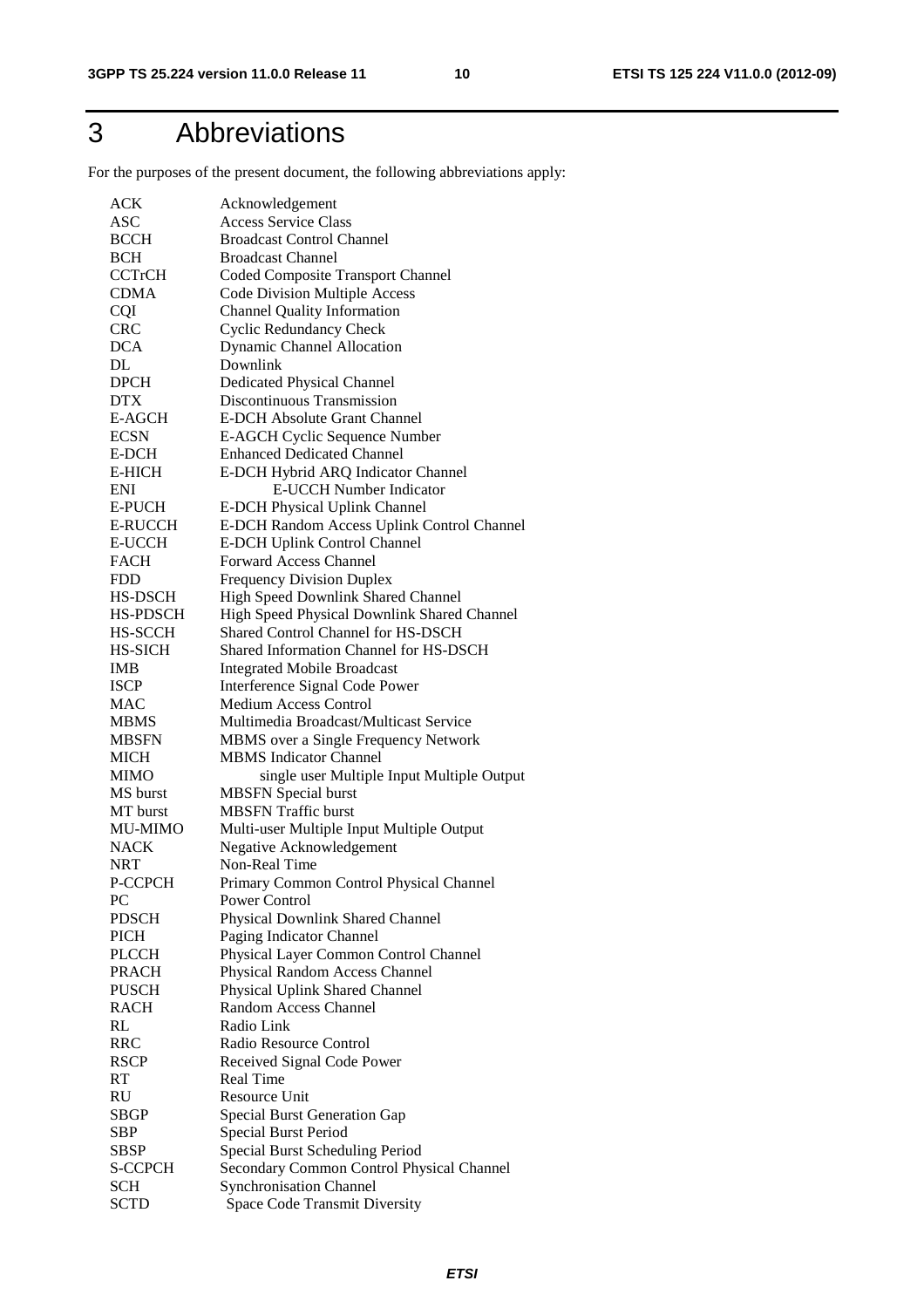# 3 Abbreviations

For the purposes of the present document, the following abbreviations apply:

| | |
|---|---|
| ACK | Acknowledgement |
| ASC | Access Service Class |
| BCCH | Broadcast Control Channel |
| BCH | Broadcast Channel |
| CCTrCH | Coded Composite Transport Channel |
| CDMA | Code Division Multiple Access |
| CQI | Channel Quality Information |
| CRC | Cyclic Redundancy Check |
| DCA | Dynamic Channel Allocation |
| DL | Downlink |
| DPCH | Dedicated Physical Channel |
| DTX | Discontinuous Transmission |
| E-AGCH | E-DCH Absolute Grant Channel |
| ECSN | E-AGCH Cyclic Sequence Number |
| E-DCH | Enhanced Dedicated Channel |
| E-HICH | E-DCH Hybrid ARQ Indicator Channel |
| ENI | E-UCCH Number Indicator |
| E-PUCH | E-DCH Physical Uplink Channel |
| E-RUCCH | E-DCH Random Access Uplink Control Channel |
| E-UCCH | E-DCH Uplink Control Channel |
| FACH | Forward Access Channel |
| FDD | Frequency Division Duplex |
| HS-DSCH | High Speed Downlink Shared Channel |
| HS-PDSCH | High Speed Physical Downlink Shared Channel |
| HS-SCCH | Shared Control Channel for HS-DSCH |
| HS-SICH | Shared Information Channel for HS-DSCH |
| IMB | Integrated Mobile Broadcast |
| ISCP | Interference Signal Code Power |
| MAC | Medium Access Control |
| MBMS | Multimedia Broadcast/Multicast Service |
| MBSFN | MBMS over a Single Frequency Network |
| MICH | MBMS Indicator Channel |
| MIMO | single user Multiple Input Multiple Output |
| MS burst | MBSFN Special burst |
| MT burst | MBSFN Traffic burst |
| MU-MIMO | Multi-user Multiple Input Multiple Output |
| NACK | Negative Acknowledgement |
| NRT | Non-Real Time |
| P-CCPCH | Primary Common Control Physical Channel |
| PC | Power Control |
| PDSCH | Physical Downlink Shared Channel |
| PICH | Paging Indicator Channel |
| PLCCH | Physical Layer Common Control Channel |
| PRACH | Physical Random Access Channel |
| PUSCH | Physical Uplink Shared Channel |
| RACH | Random Access Channel |
| RL | Radio Link |
| RRC | Radio Resource Control |
| RSCP | Received Signal Code Power |
| RT | Real Time |
| RU | Resource Unit |
| SBGP | Special Burst Generation Gap |
| SBP | Special Burst Period |
| SBSP | Special Burst Scheduling Period |
| S-CCPCH | Secondary Common Control Physical Channel |
| SCH | Synchronisation Channel |
| SCTD | Space Code Transmit Diversity |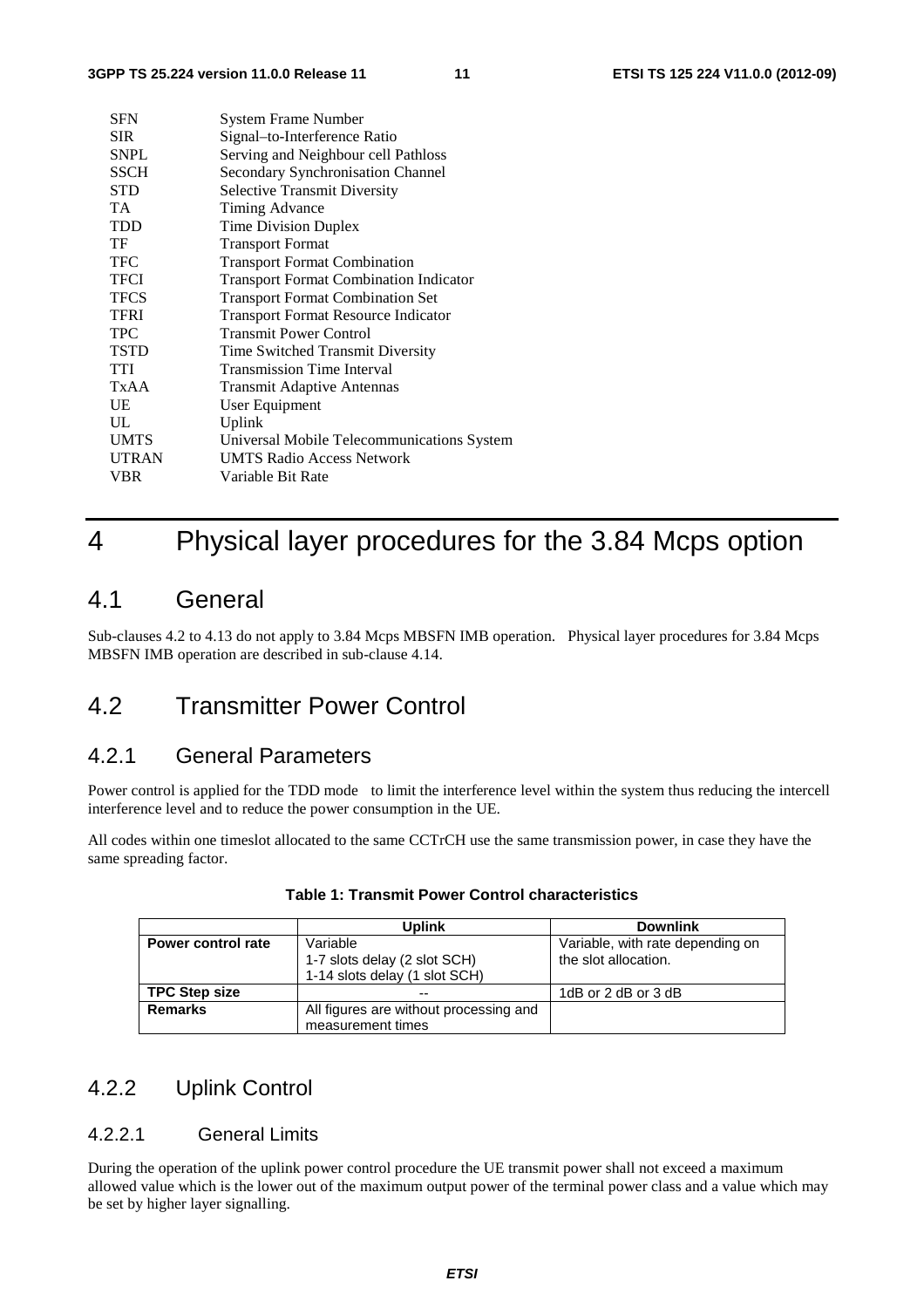| | |
|---|---|
| SFN | System Frame Number |
| SIR | Signal–to-Interference Ratio |
| SNPL | Serving and Neighbour cell Pathloss |
| SSCH | Secondary Synchronisation Channel |
| STD | Selective Transmit Diversity |
| TA | Timing Advance |
| TDD | Time Division Duplex |
| TF | Transport Format |
| TFC | Transport Format Combination |
| TFCI | Transport Format Combination Indicator |
| TFCS | Transport Format Combination Set |
| TFRI | Transport Format Resource Indicator |
| TPC | Transmit Power Control |
| TSTD | Time Switched Transmit Diversity |
| TTI | Transmission Time Interval |
| TxAA | Transmit Adaptive Antennas |
| UE | User Equipment |
| UL | Uplink |
| UMTS | Universal Mobile Telecommunications System |
| UTRAN | UMTS Radio Access Network |
| VBR | Variable Bit Rate |

# 4 Physical layer procedures for the 3.84 Mcps option

## 4.1 General

Sub-clauses 4.2 to 4.13 do not apply to 3.84 Mcps MBSFN IMB operation. Physical layer procedures for 3.84 Mcps MBSFN IMB operation are described in sub-clause 4.14.

## 4.2 Transmitter Power Control

### 4.2.1 General Parameters

Power control is applied for the TDD mode to limit the interference level within the system thus reducing the intercell interference level and to reduce the power consumption in the UE.

All codes within one timeslot allocated to the same CCTrCH use the same transmission power, in case they have the same spreading factor.

**Table 1: Transmit Power Control characteristics**

| | Uplink | Downlink |
|---|---|---|
| **Power control rate** | Variable<br>1-7 slots delay (2 slot SCH)<br>1-14 slots delay (1 slot SCH) | Variable, with rate depending on the slot allocation. |
| **TPC Step size** | -- | 1dB or 2 dB or 3 dB |
| **Remarks** | All figures are without processing and measurement times | |

### 4.2.2 Uplink Control

#### 4.2.2.1 General Limits

During the operation of the uplink power control procedure the UE transmit power shall not exceed a maximum allowed value which is the lower out of the maximum output power of the terminal power class and a value which may be set by higher layer signalling.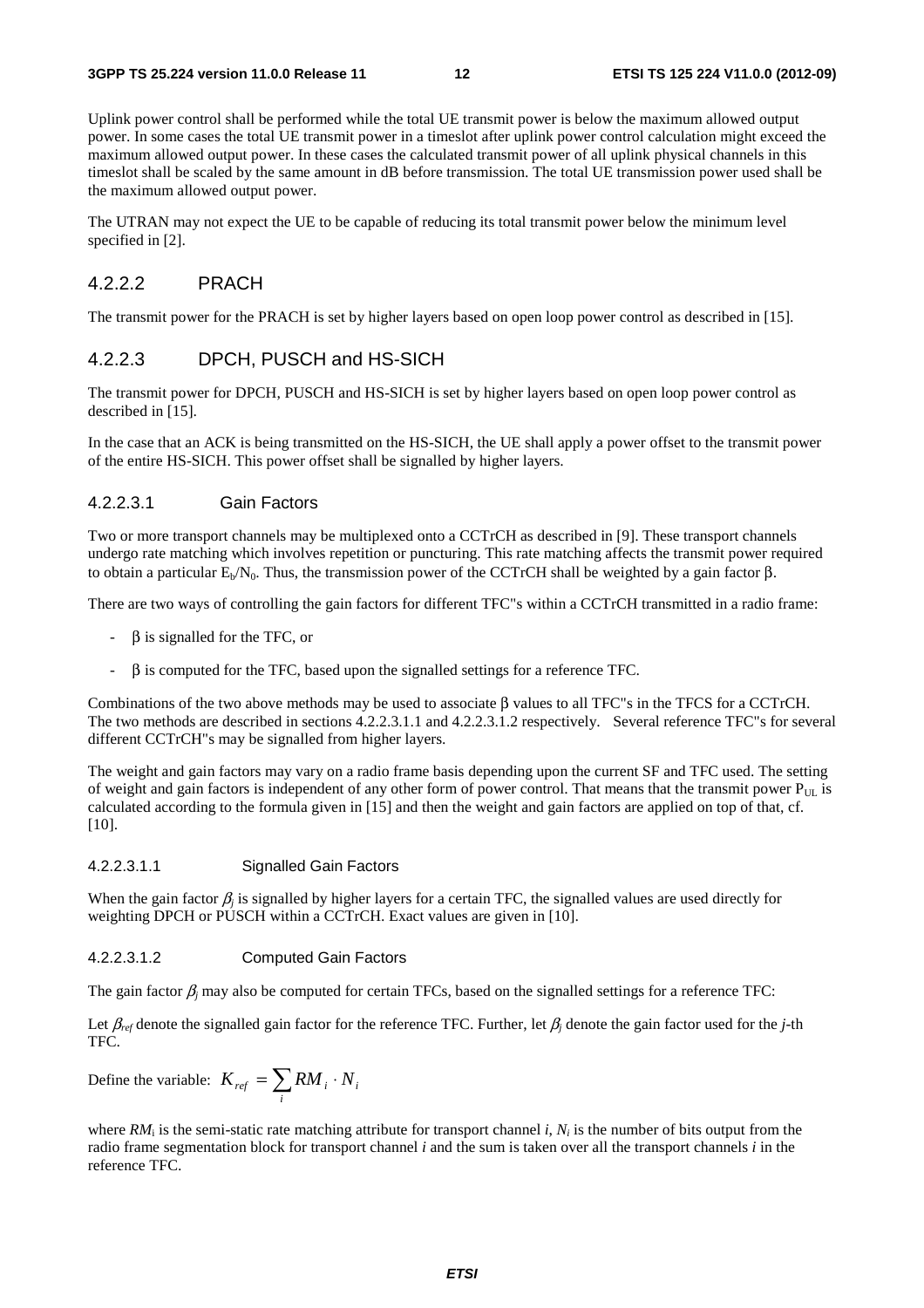Uplink power control shall be performed while the total UE transmit power is below the maximum allowed output power. In some cases the total UE transmit power in a timeslot after uplink power control calculation might exceed the maximum allowed output power. In these cases the calculated transmit power of all uplink physical channels in this timeslot shall be scaled by the same amount in dB before transmission. The total UE transmission power used shall be the maximum allowed output power.

The UTRAN may not expect the UE to be capable of reducing its total transmit power below the minimum level specified in [2].

### 4.2.2.2 PRACH

The transmit power for the PRACH is set by higher layers based on open loop power control as described in [15].

### 4.2.2.3 DPCH, PUSCH and HS-SICH

The transmit power for DPCH, PUSCH and HS-SICH is set by higher layers based on open loop power control as described in [15].

In the case that an ACK is being transmitted on the HS-SICH, the UE shall apply a power offset to the transmit power of the entire HS-SICH. This power offset shall be signalled by higher layers.

#### 4.2.2.3.1 Gain Factors

Two or more transport channels may be multiplexed onto a CCTrCH as described in [9]. These transport channels undergo rate matching which involves repetition or puncturing. This rate matching affects the transmit power required to obtain a particular $E_b/N_0$. Thus, the transmission power of the CCTrCH shall be weighted by a gain factor β.

There are two ways of controlling the gain factors for different TFC"s within a CCTrCH transmitted in a radio frame:

- β is signalled for the TFC, or
- β is computed for the TFC, based upon the signalled settings for a reference TFC.

Combinations of the two above methods may be used to associate β values to all TFC"s in the TFCS for a CCTrCH. The two methods are described in sections 4.2.2.3.1.1 and 4.2.2.3.1.2 respectively. Several reference TFC"s for several different CCTrCH"s may be signalled from higher layers.

The weight and gain factors may vary on a radio frame basis depending upon the current SF and TFC used. The setting of weight and gain factors is independent of any other form of power control. That means that the transmit power $P_{UL}$ is calculated according to the formula given in [15] and then the weight and gain factors are applied on top of that, cf. [10].

##### 4.2.2.3.1.1 Signalled Gain Factors

When the gain factor $\beta_j$ is signalled by higher layers for a certain TFC, the signalled values are used directly for weighting DPCH or PUSCH within a CCTrCH. Exact values are given in [10].

##### 4.2.2.3.1.2 Computed Gain Factors

The gain factor $\beta_j$ may also be computed for certain TFCs, based on the signalled settings for a reference TFC:

Let $\beta_{ref}$ denote the signalled gain factor for the reference TFC. Further, let $\beta_j$ denote the gain factor used for the *j*-th TFC.

Define the variable: $K_{ref} = \sum_i RM_i \cdot N_i$

where $RM_i$ is the semi-static rate matching attribute for transport channel *i*, $N_i$ is the number of bits output from the radio frame segmentation block for transport channel *i* and the sum is taken over all the transport channels *i* in the reference TFC.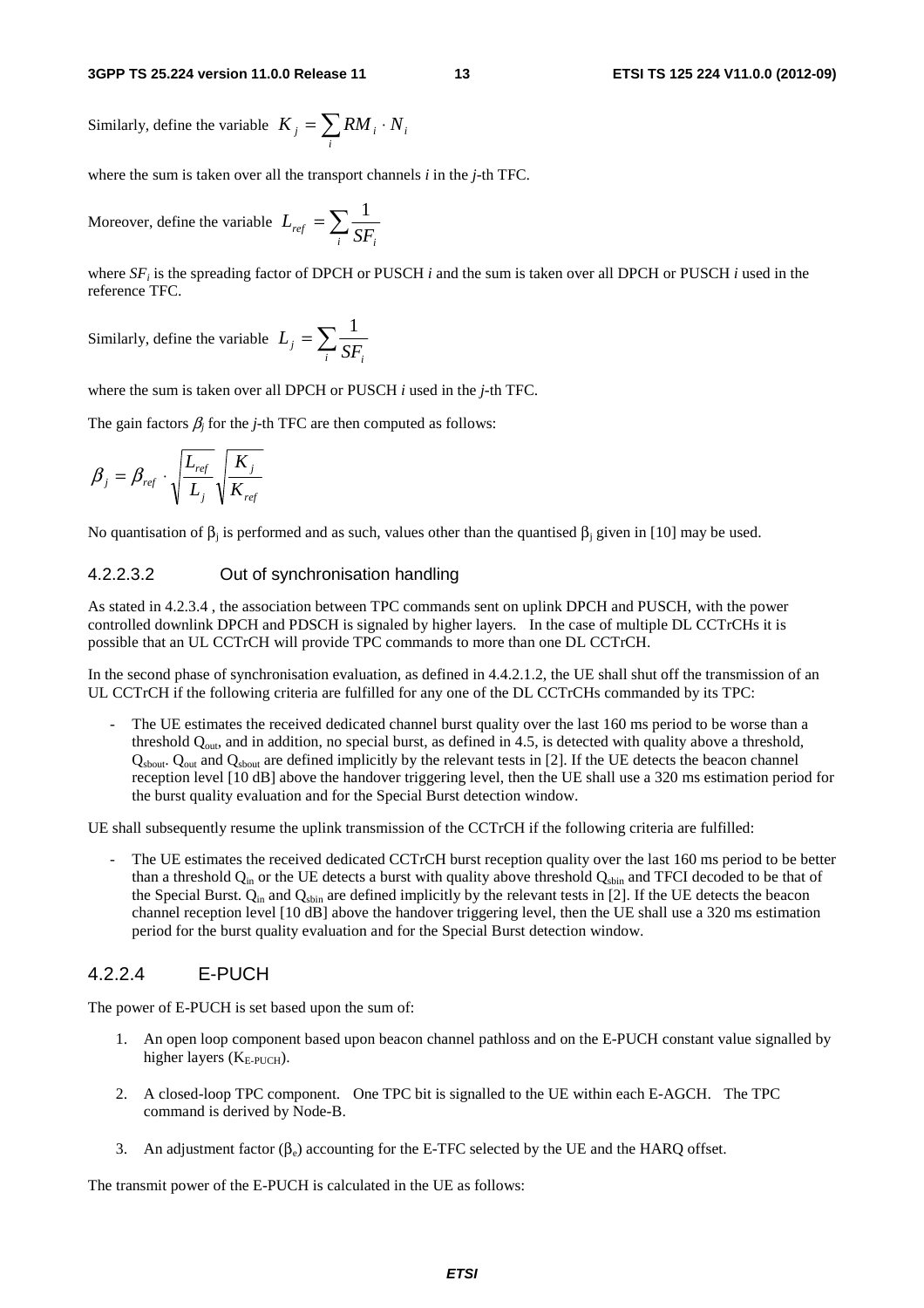Similarly, define the variable $K_j = \sum_i RM_i \cdot N_i$

where the sum is taken over all the transport channels *i* in the *j*-th TFC.

Moreover, define the variable $L_{ref} = \sum_i \frac{1}{SF_i}$

where $SF_i$ is the spreading factor of DPCH or PUSCH *i* and the sum is taken over all DPCH or PUSCH *i* used in the reference TFC.

Similarly, define the variable $L_j = \sum_i \frac{1}{SF_i}$

where the sum is taken over all DPCH or PUSCH *i* used in the *j*-th TFC.

The gain factors $\beta_j$ for the *j*-th TFC are then computed as follows:

$$\beta_j = \beta_{ref} \cdot \sqrt{\frac{L_{ref}}{L_j}} \sqrt{\frac{K_j}{K_{ref}}}$$

No quantisation of $\beta_j$ is performed and as such, values other than the quantised $\beta_j$ given in [10] may be used.

#### 4.2.2.3.2 Out of synchronisation handling

As stated in 4.2.3.4 , the association between TPC commands sent on uplink DPCH and PUSCH, with the power controlled downlink DPCH and PDSCH is signaled by higher layers. In the case of multiple DL CCTrCHs it is possible that an UL CCTrCH will provide TPC commands to more than one DL CCTrCH.

In the second phase of synchronisation evaluation, as defined in 4.4.2.1.2, the UE shall shut off the transmission of an UL CCTrCH if the following criteria are fulfilled for any one of the DL CCTrCHs commanded by its TPC:

- The UE estimates the received dedicated channel burst quality over the last 160 ms period to be worse than a threshold $Q_{out}$, and in addition, no special burst, as defined in 4.5, is detected with quality above a threshold, $Q_{sbout}$. $Q_{out}$ and $Q_{sbout}$ are defined implicitly by the relevant tests in [2]. If the UE detects the beacon channel reception level [10 dB] above the handover triggering level, then the UE shall use a 320 ms estimation period for the burst quality evaluation and for the Special Burst detection window.

UE shall subsequently resume the uplink transmission of the CCTrCH if the following criteria are fulfilled:

- The UE estimates the received dedicated CCTrCH burst reception quality over the last 160 ms period to be better than a threshold $Q_{in}$ or the UE detects a burst with quality above threshold $Q_{sbin}$ and TFCI decoded to be that of the Special Burst. $Q_{in}$ and $Q_{sbin}$ are defined implicitly by the relevant tests in [2]. If the UE detects the beacon channel reception level [10 dB] above the handover triggering level, then the UE shall use a 320 ms estimation period for the burst quality evaluation and for the Special Burst detection window.

### 4.2.2.4 E-PUCH

The power of E-PUCH is set based upon the sum of:

1. An open loop component based upon beacon channel pathloss and on the E-PUCH constant value signalled by higher layers ($K_{E\text{-}PUCH}$).
2. A closed-loop TPC component. One TPC bit is signalled to the UE within each E-AGCH. The TPC command is derived by Node-B.
3. An adjustment factor ($\beta_e$) accounting for the E-TFC selected by the UE and the HARQ offset.

The transmit power of the E-PUCH is calculated in the UE as follows: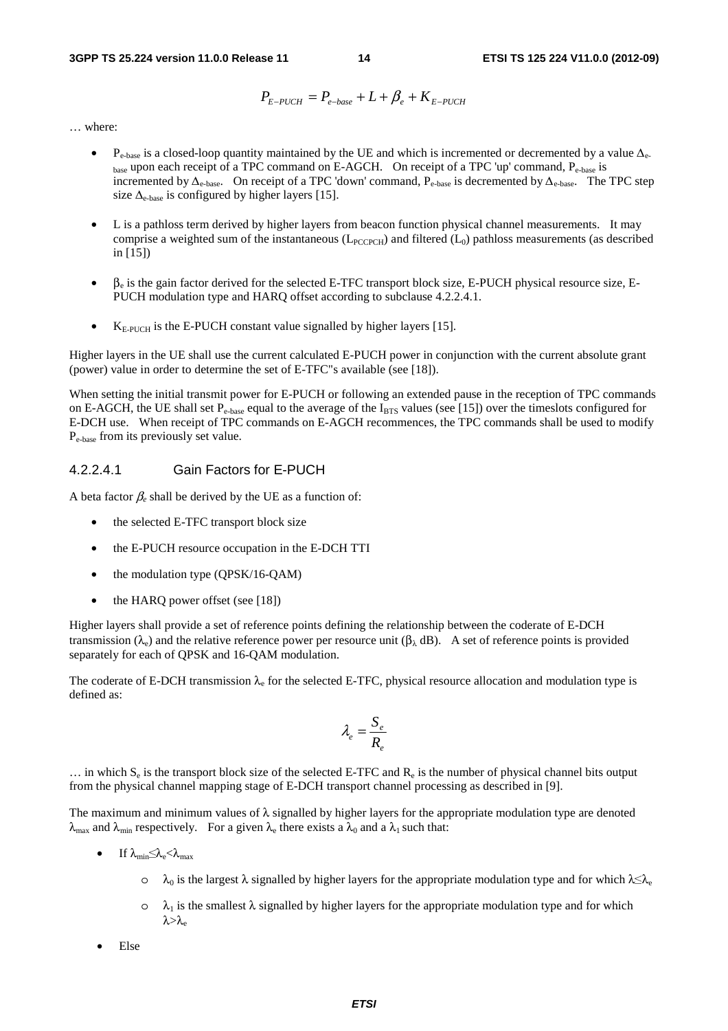$$P_{E-PUCH} = P_{e-base} + L + \beta_e + K_{E-PUCH}$$

… where:

- $P_{e\text{-}base}$ is a closed-loop quantity maintained by the UE and which is incremented or decremented by a value $\Delta_{e\text{-}base}$ upon each receipt of a TPC command on E-AGCH. On receipt of a TPC 'up' command, $P_{e\text{-}base}$ is incremented by $\Delta_{e\text{-}base}$. On receipt of a TPC 'down' command, $P_{e\text{-}base}$ is decremented by $\Delta_{e\text{-}base}$. The TPC step size $\Delta_{e\text{-}base}$ is configured by higher layers [15].

- L is a pathloss term derived by higher layers from beacon function physical channel measurements. It may comprise a weighted sum of the instantaneous ($L_{PCCPCH}$) and filtered ($L_0$) pathloss measurements (as described in [15])

- $\beta_e$ is the gain factor derived for the selected E-TFC transport block size, E-PUCH physical resource size, E-PUCH modulation type and HARQ offset according to subclause 4.2.2.4.1.

- $K_{E\text{-}PUCH}$ is the E-PUCH constant value signalled by higher layers [15].

Higher layers in the UE shall use the current calculated E-PUCH power in conjunction with the current absolute grant (power) value in order to determine the set of E-TFC"s available (see [18]).

When setting the initial transmit power for E-PUCH or following an extended pause in the reception of TPC commands on E-AGCH, the UE shall set $P_{e\text{-}base}$ equal to the average of the $I_{BTS}$ values (see [15]) over the timeslots configured for E-DCH use. When receipt of TPC commands on E-AGCH recommences, the TPC commands shall be used to modify $P_{e\text{-}base}$ from its previously set value.

#### 4.2.2.4.1 Gain Factors for E-PUCH

A beta factor $\beta_e$ shall be derived by the UE as a function of:

- the selected E-TFC transport block size
- the E-PUCH resource occupation in the E-DCH TTI
- the modulation type (QPSK/16-QAM)
- the HARQ power offset (see [18])

Higher layers shall provide a set of reference points defining the relationship between the coderate of E-DCH transmission ($\lambda_e$) and the relative reference power per resource unit ($\beta_\lambda$ dB). A set of reference points is provided separately for each of QPSK and 16-QAM modulation.

The coderate of E-DCH transmission $\lambda_e$ for the selected E-TFC, physical resource allocation and modulation type is defined as:

$$\lambda_e = \frac{S_e}{R_e}$$

… in which $S_e$ is the transport block size of the selected E-TFC and $R_e$ is the number of physical channel bits output from the physical channel mapping stage of E-DCH transport channel processing as described in [9].

The maximum and minimum values of $\lambda$ signalled by higher layers for the appropriate modulation type are denoted $\lambda_{max}$ and $\lambda_{min}$ respectively. For a given $\lambda_e$ there exists a $\lambda_0$ and a $\lambda_1$ such that:

- If $\lambda_{min} \leq \lambda_e < \lambda_{max}$
  - $\lambda_0$ is the largest $\lambda$ signalled by higher layers for the appropriate modulation type and for which $\lambda \leq \lambda_e$
  - $\lambda_1$ is the smallest $\lambda$ signalled by higher layers for the appropriate modulation type and for which $\lambda > \lambda_e$
- Else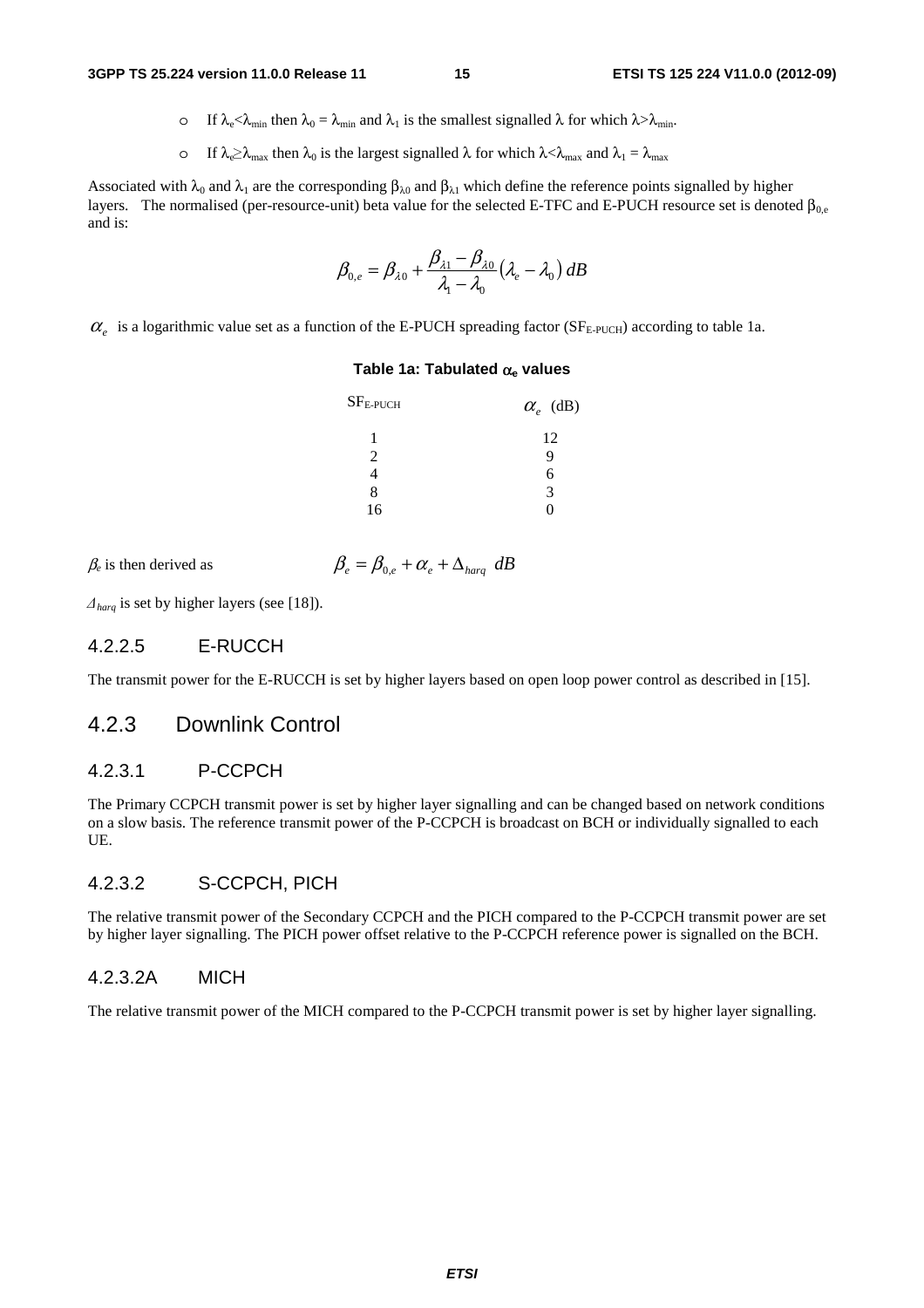- If $\lambda_e < \lambda_{min}$ then $\lambda_0 = \lambda_{min}$ and $\lambda_1$ is the smallest signalled $\lambda$ for which $\lambda > \lambda_{min}$.
- If $\lambda_e \geq \lambda_{max}$ then $\lambda_0$ is the largest signalled $\lambda$ for which $\lambda < \lambda_{max}$ and $\lambda_1 = \lambda_{max}$

Associated with $\lambda_0$ and $\lambda_1$ are the corresponding $\beta_{\lambda 0}$ and $\beta_{\lambda 1}$ which define the reference points signalled by higher layers. The normalised (per-resource-unit) beta value for the selected E-TFC and E-PUCH resource set is denoted $\beta_{0,e}$ and is:

$$\beta_{0,e} = \beta_{\lambda 0} + \frac{\beta_{\lambda 1} - \beta_{\lambda 0}}{\lambda_1 - \lambda_0}(\lambda_e - \lambda_0)\, dB$$

$\alpha_e$ is a logarithmic value set as a function of the E-PUCH spreading factor ($SF_{E\text{-}PUCH}$) according to table 1a.

**Table 1a: Tabulated $\alpha_e$ values**

| $SF_{E\text{-}PUCH}$ | $\alpha_e$ (dB) |
|---|---|
| 1 | 12 |
| 2 | 9 |
| 4 | 6 |
| 8 | 3 |
| 16 | 0 |

$\beta_e$ is then derived as

$$\beta_e = \beta_{0,e} + \alpha_e + \Delta_{harq} \;\; dB$$

$\Delta_{harq}$ is set by higher layers (see [18]).

### 4.2.2.5 E-RUCCH

The transmit power for the E-RUCCH is set by higher layers based on open loop power control as described in [15].

## 4.2.3 Downlink Control

### 4.2.3.1 P-CCPCH

The Primary CCPCH transmit power is set by higher layer signalling and can be changed based on network conditions on a slow basis. The reference transmit power of the P-CCPCH is broadcast on BCH or individually signalled to each UE.

### 4.2.3.2 S-CCPCH, PICH

The relative transmit power of the Secondary CCPCH and the PICH compared to the P-CCPCH transmit power are set by higher layer signalling. The PICH power offset relative to the P-CCPCH reference power is signalled on the BCH.

### 4.2.3.2A MICH

The relative transmit power of the MICH compared to the P-CCPCH transmit power is set by higher layer signalling.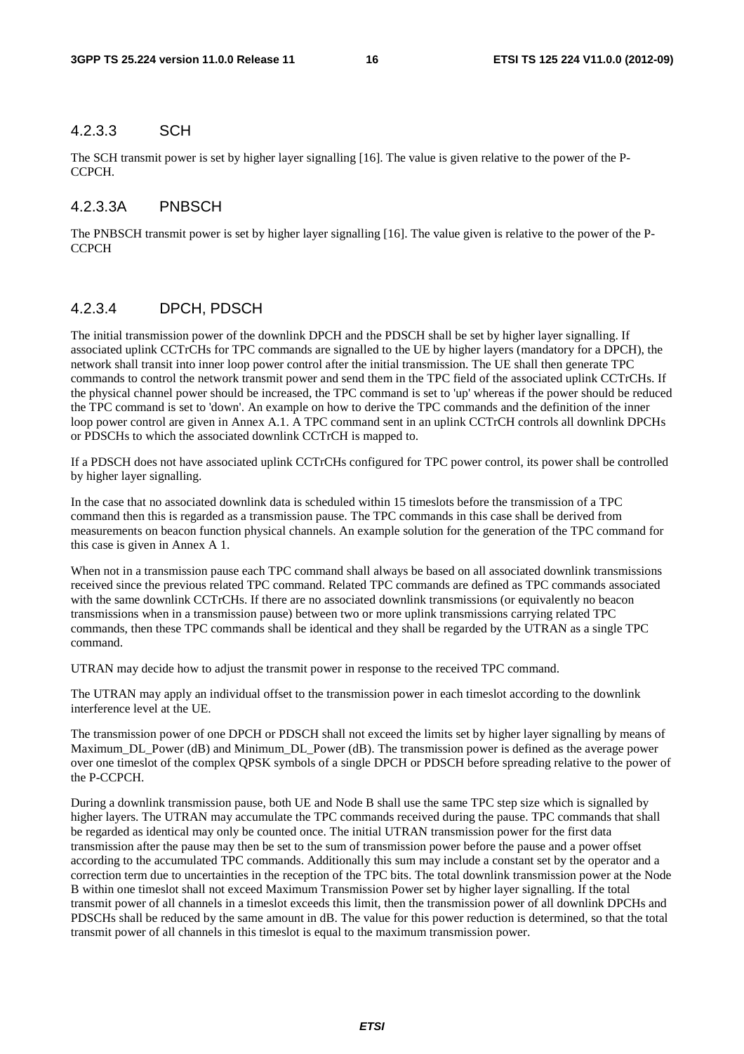#### 4.2.3.3 SCH

The SCH transmit power is set by higher layer signalling [16]. The value is given relative to the power of the P-CCPCH.

#### 4.2.3.3A PNBSCH

The PNBSCH transmit power is set by higher layer signalling [16]. The value given is relative to the power of the P-CCPCH

#### 4.2.3.4 DPCH, PDSCH

The initial transmission power of the downlink DPCH and the PDSCH shall be set by higher layer signalling. If associated uplink CCTrCHs for TPC commands are signalled to the UE by higher layers (mandatory for a DPCH), the network shall transit into inner loop power control after the initial transmission. The UE shall then generate TPC commands to control the network transmit power and send them in the TPC field of the associated uplink CCTrCHs. If the physical channel power should be increased, the TPC command is set to 'up' whereas if the power should be reduced the TPC command is set to 'down'. An example on how to derive the TPC commands and the definition of the inner loop power control are given in Annex A.1. A TPC command sent in an uplink CCTrCH controls all downlink DPCHs or PDSCHs to which the associated downlink CCTrCH is mapped to.

If a PDSCH does not have associated uplink CCTrCHs configured for TPC power control, its power shall be controlled by higher layer signalling.

In the case that no associated downlink data is scheduled within 15 timeslots before the transmission of a TPC command then this is regarded as a transmission pause. The TPC commands in this case shall be derived from measurements on beacon function physical channels. An example solution for the generation of the TPC command for this case is given in Annex A 1.

When not in a transmission pause each TPC command shall always be based on all associated downlink transmissions received since the previous related TPC command. Related TPC commands are defined as TPC commands associated with the same downlink CCTrCHs. If there are no associated downlink transmissions (or equivalently no beacon transmissions when in a transmission pause) between two or more uplink transmissions carrying related TPC commands, then these TPC commands shall be identical and they shall be regarded by the UTRAN as a single TPC command.

UTRAN may decide how to adjust the transmit power in response to the received TPC command.

The UTRAN may apply an individual offset to the transmission power in each timeslot according to the downlink interference level at the UE.

The transmission power of one DPCH or PDSCH shall not exceed the limits set by higher layer signalling by means of Maximum_DL_Power (dB) and Minimum_DL_Power (dB). The transmission power is defined as the average power over one timeslot of the complex QPSK symbols of a single DPCH or PDSCH before spreading relative to the power of the P-CCPCH.

During a downlink transmission pause, both UE and Node B shall use the same TPC step size which is signalled by higher layers. The UTRAN may accumulate the TPC commands received during the pause. TPC commands that shall be regarded as identical may only be counted once. The initial UTRAN transmission power for the first data transmission after the pause may then be set to the sum of transmission power before the pause and a power offset according to the accumulated TPC commands. Additionally this sum may include a constant set by the operator and a correction term due to uncertainties in the reception of the TPC bits. The total downlink transmission power at the Node B within one timeslot shall not exceed Maximum Transmission Power set by higher layer signalling. If the total transmit power of all channels in a timeslot exceeds this limit, then the transmission power of all downlink DPCHs and PDSCHs shall be reduced by the same amount in dB. The value for this power reduction is determined, so that the total transmit power of all channels in this timeslot is equal to the maximum transmission power.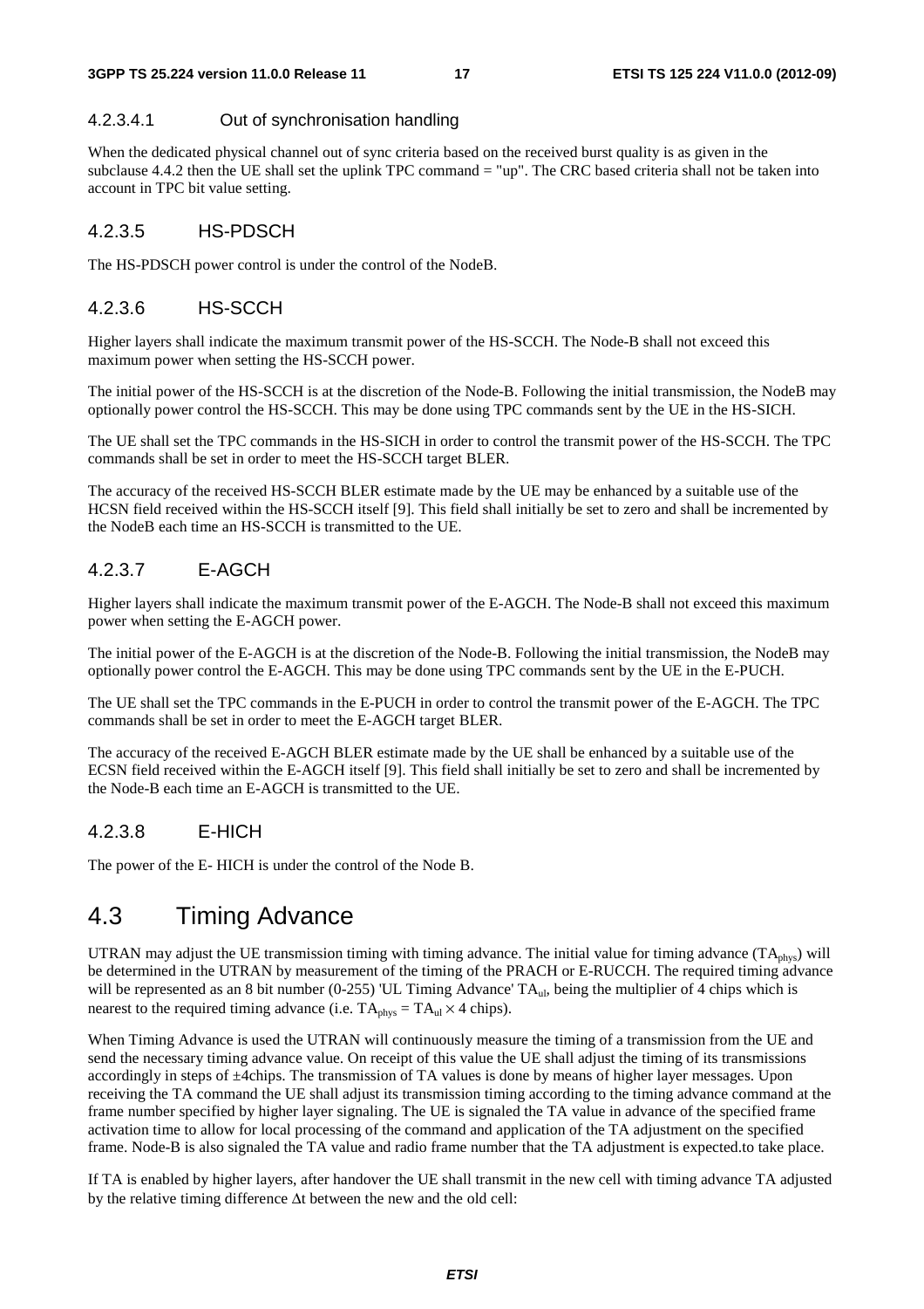#### 4.2.3.4.1 Out of synchronisation handling

When the dedicated physical channel out of sync criteria based on the received burst quality is as given in the subclause 4.4.2 then the UE shall set the uplink TPC command = "up". The CRC based criteria shall not be taken into account in TPC bit value setting.

### 4.2.3.5 HS-PDSCH

The HS-PDSCH power control is under the control of the NodeB.

### 4.2.3.6 HS-SCCH

Higher layers shall indicate the maximum transmit power of the HS-SCCH. The Node-B shall not exceed this maximum power when setting the HS-SCCH power.

The initial power of the HS-SCCH is at the discretion of the Node-B. Following the initial transmission, the NodeB may optionally power control the HS-SCCH. This may be done using TPC commands sent by the UE in the HS-SICH.

The UE shall set the TPC commands in the HS-SICH in order to control the transmit power of the HS-SCCH. The TPC commands shall be set in order to meet the HS-SCCH target BLER.

The accuracy of the received HS-SCCH BLER estimate made by the UE may be enhanced by a suitable use of the HCSN field received within the HS-SCCH itself [9]. This field shall initially be set to zero and shall be incremented by the NodeB each time an HS-SCCH is transmitted to the UE.

### 4.2.3.7 E-AGCH

Higher layers shall indicate the maximum transmit power of the E-AGCH. The Node-B shall not exceed this maximum power when setting the E-AGCH power.

The initial power of the E-AGCH is at the discretion of the Node-B. Following the initial transmission, the NodeB may optionally power control the E-AGCH. This may be done using TPC commands sent by the UE in the E-PUCH.

The UE shall set the TPC commands in the E-PUCH in order to control the transmit power of the E-AGCH. The TPC commands shall be set in order to meet the E-AGCH target BLER.

The accuracy of the received E-AGCH BLER estimate made by the UE shall be enhanced by a suitable use of the ECSN field received within the E-AGCH itself [9]. This field shall initially be set to zero and shall be incremented by the Node-B each time an E-AGCH is transmitted to the UE.

### 4.2.3.8 E-HICH

The power of the E- HICH is under the control of the Node B.

## 4.3 Timing Advance

UTRAN may adjust the UE transmission timing with timing advance. The initial value for timing advance ($TA_{phys}$) will be determined in the UTRAN by measurement of the timing of the PRACH or E-RUCCH. The required timing advance will be represented as an 8 bit number (0-255) 'UL Timing Advance' $TA_{ul}$, being the multiplier of 4 chips which is nearest to the required timing advance (i.e. $TA_{phys} = TA_{ul} \times 4$ chips).

When Timing Advance is used the UTRAN will continuously measure the timing of a transmission from the UE and send the necessary timing advance value. On receipt of this value the UE shall adjust the timing of its transmissions accordingly in steps of ±4chips. The transmission of TA values is done by means of higher layer messages. Upon receiving the TA command the UE shall adjust its transmission timing according to the timing advance command at the frame number specified by higher layer signaling. The UE is signaled the TA value in advance of the specified frame activation time to allow for local processing of the command and application of the TA adjustment on the specified frame. Node-B is also signaled the TA value and radio frame number that the TA adjustment is expected.to take place.

If TA is enabled by higher layers, after handover the UE shall transmit in the new cell with timing advance TA adjusted by the relative timing difference $\Delta t$ between the new and the old cell: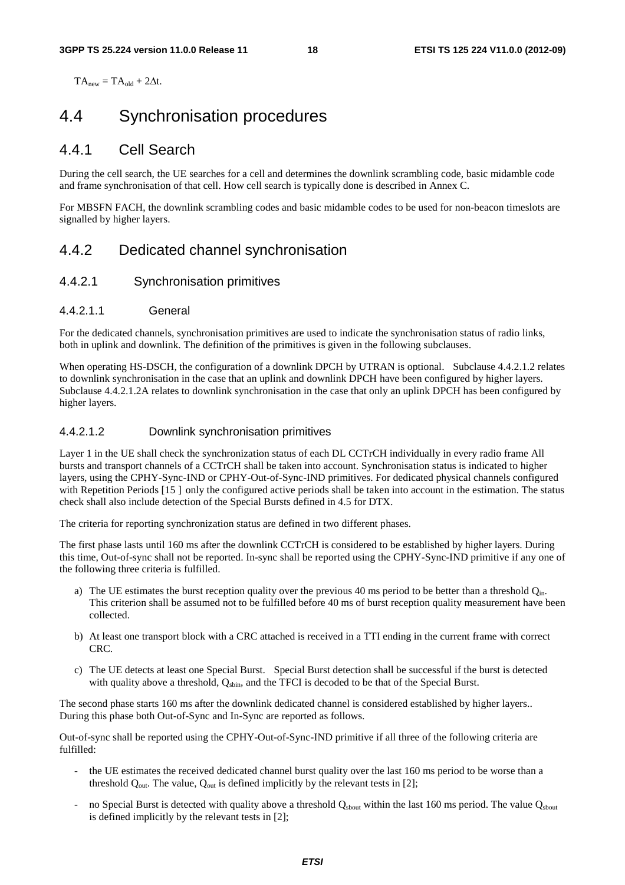$TA_{new} = TA_{old} + 2\Delta t$.

# 4.4 Synchronisation procedures

## 4.4.1 Cell Search

During the cell search, the UE searches for a cell and determines the downlink scrambling code, basic midamble code and frame synchronisation of that cell. How cell search is typically done is described in Annex C.

For MBSFN FACH, the downlink scrambling codes and basic midamble codes to be used for non-beacon timeslots are signalled by higher layers.

## 4.4.2 Dedicated channel synchronisation

### 4.4.2.1 Synchronisation primitives

#### 4.4.2.1.1 General

For the dedicated channels, synchronisation primitives are used to indicate the synchronisation status of radio links, both in uplink and downlink. The definition of the primitives is given in the following subclauses.

When operating HS-DSCH, the configuration of a downlink DPCH by UTRAN is optional. Subclause 4.4.2.1.2 relates to downlink synchronisation in the case that an uplink and downlink DPCH have been configured by higher layers. Subclause 4.4.2.1.2A relates to downlink synchronisation in the case that only an uplink DPCH has been configured by higher layers.

#### 4.4.2.1.2 Downlink synchronisation primitives

Layer 1 in the UE shall check the synchronization status of each DL CCTrCH individually in every radio frame All bursts and transport channels of a CCTrCH shall be taken into account. Synchronisation status is indicated to higher layers, using the CPHY-Sync-IND or CPHY-Out-of-Sync-IND primitives. For dedicated physical channels configured with Repetition Periods [15 ] only the configured active periods shall be taken into account in the estimation. The status check shall also include detection of the Special Bursts defined in 4.5 for DTX.

The criteria for reporting synchronization status are defined in two different phases.

The first phase lasts until 160 ms after the downlink CCTrCH is considered to be established by higher layers. During this time, Out-of-sync shall not be reported. In-sync shall be reported using the CPHY-Sync-IND primitive if any one of the following three criteria is fulfilled.

a) The UE estimates the burst reception quality over the previous 40 ms period to be better than a threshold $Q_{in}$. This criterion shall be assumed not to be fulfilled before 40 ms of burst reception quality measurement have been collected.

b) At least one transport block with a CRC attached is received in a TTI ending in the current frame with correct CRC.

c) The UE detects at least one Special Burst. Special Burst detection shall be successful if the burst is detected with quality above a threshold, $Q_{sbin}$, and the TFCI is decoded to be that of the Special Burst.

The second phase starts 160 ms after the downlink dedicated channel is considered established by higher layers.. During this phase both Out-of-Sync and In-Sync are reported as follows.

Out-of-sync shall be reported using the CPHY-Out-of-Sync-IND primitive if all three of the following criteria are fulfilled:

- the UE estimates the received dedicated channel burst quality over the last 160 ms period to be worse than a threshold $Q_{out}$. The value, $Q_{out}$ is defined implicitly by the relevant tests in [2];
- no Special Burst is detected with quality above a threshold $Q_{sbout}$ within the last 160 ms period. The value $Q_{sbout}$ is defined implicitly by the relevant tests in [2];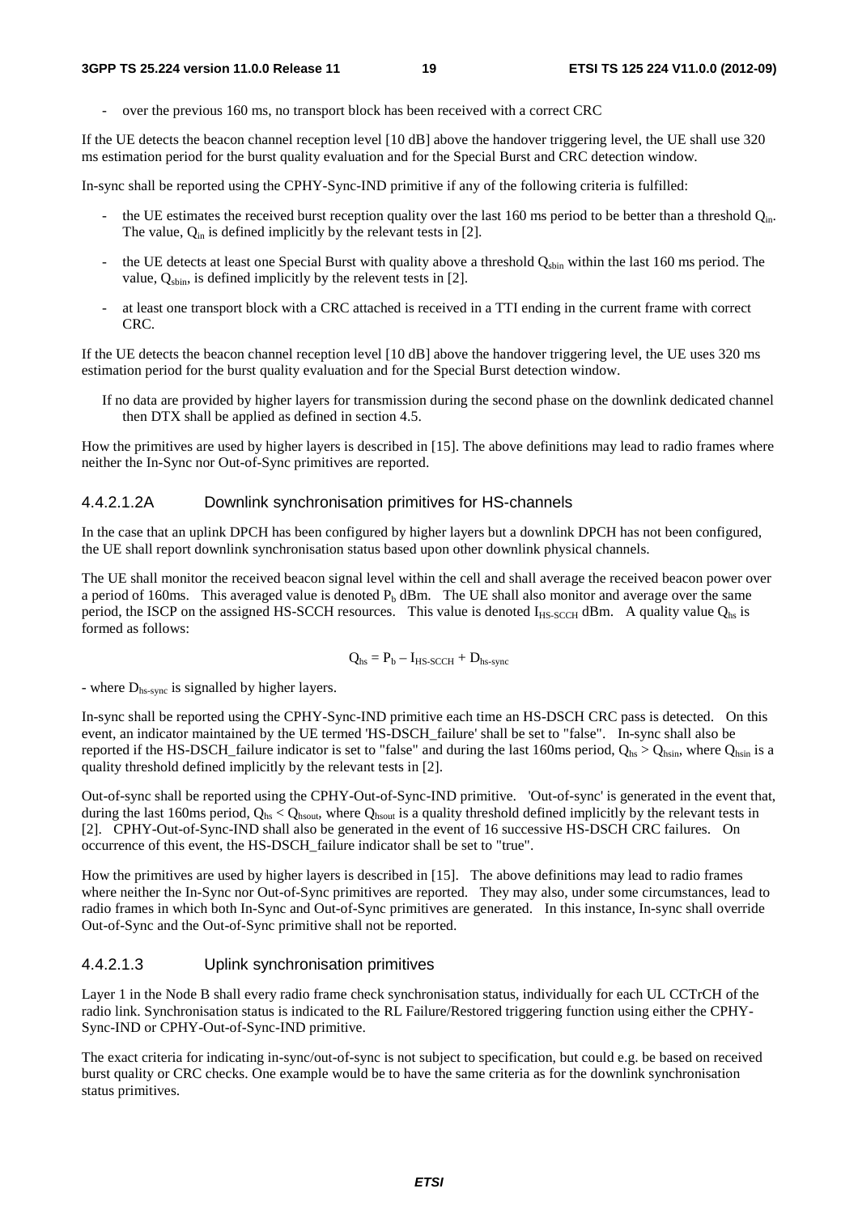- over the previous 160 ms, no transport block has been received with a correct CRC

If the UE detects the beacon channel reception level [10 dB] above the handover triggering level, the UE shall use 320 ms estimation period for the burst quality evaluation and for the Special Burst and CRC detection window.

In-sync shall be reported using the CPHY-Sync-IND primitive if any of the following criteria is fulfilled:

- the UE estimates the received burst reception quality over the last 160 ms period to be better than a threshold $Q_{in}$. The value, $Q_{in}$ is defined implicitly by the relevant tests in [2].
- the UE detects at least one Special Burst with quality above a threshold $Q_{sbin}$ within the last 160 ms period. The value, $Q_{sbin}$, is defined implicitly by the relevent tests in [2].
- at least one transport block with a CRC attached is received in a TTI ending in the current frame with correct CRC.

If the UE detects the beacon channel reception level [10 dB] above the handover triggering level, the UE uses 320 ms estimation period for the burst quality evaluation and for the Special Burst detection window.

If no data are provided by higher layers for transmission during the second phase on the downlink dedicated channel then DTX shall be applied as defined in section 4.5.

How the primitives are used by higher layers is described in [15]. The above definitions may lead to radio frames where neither the In-Sync nor Out-of-Sync primitives are reported.

#### 4.4.2.1.2A Downlink synchronisation primitives for HS-channels

In the case that an uplink DPCH has been configured by higher layers but a downlink DPCH has not been configured, the UE shall report downlink synchronisation status based upon other downlink physical channels.

The UE shall monitor the received beacon signal level within the cell and shall average the received beacon power over a period of 160ms. This averaged value is denoted $P_b$ dBm. The UE shall also monitor and average over the same period, the ISCP on the assigned HS-SCCH resources. This value is denoted $I_{HS\text{-}SCCH}$ dBm. A quality value $Q_{hs}$ is formed as follows:

$$Q_{hs} = P_b - I_{HS\text{-}SCCH} + D_{hs\text{-}sync}$$

- where $D_{hs\text{-}sync}$ is signalled by higher layers.

In-sync shall be reported using the CPHY-Sync-IND primitive each time an HS-DSCH CRC pass is detected. On this event, an indicator maintained by the UE termed 'HS-DSCH_failure' shall be set to "false". In-sync shall also be reported if the HS-DSCH_failure indicator is set to "false" and during the last 160ms period, $Q_{hs} > Q_{hsin}$, where $Q_{hsin}$ is a quality threshold defined implicitly by the relevant tests in [2].

Out-of-sync shall be reported using the CPHY-Out-of-Sync-IND primitive. 'Out-of-sync' is generated in the event that, during the last 160ms period, $Q_{hs} < Q_{hsout}$, where $Q_{hsout}$ is a quality threshold defined implicitly by the relevant tests in [2]. CPHY-Out-of-Sync-IND shall also be generated in the event of 16 successive HS-DSCH CRC failures. On occurrence of this event, the HS-DSCH_failure indicator shall be set to "true".

How the primitives are used by higher layers is described in [15]. The above definitions may lead to radio frames where neither the In-Sync nor Out-of-Sync primitives are reported. They may also, under some circumstances, lead to radio frames in which both In-Sync and Out-of-Sync primitives are generated. In this instance, In-sync shall override Out-of-Sync and the Out-of-Sync primitive shall not be reported.

#### 4.4.2.1.3 Uplink synchronisation primitives

Layer 1 in the Node B shall every radio frame check synchronisation status, individually for each UL CCTrCH of the radio link. Synchronisation status is indicated to the RL Failure/Restored triggering function using either the CPHY-Sync-IND or CPHY-Out-of-Sync-IND primitive.

The exact criteria for indicating in-sync/out-of-sync is not subject to specification, but could e.g. be based on received burst quality or CRC checks. One example would be to have the same criteria as for the downlink synchronisation status primitives.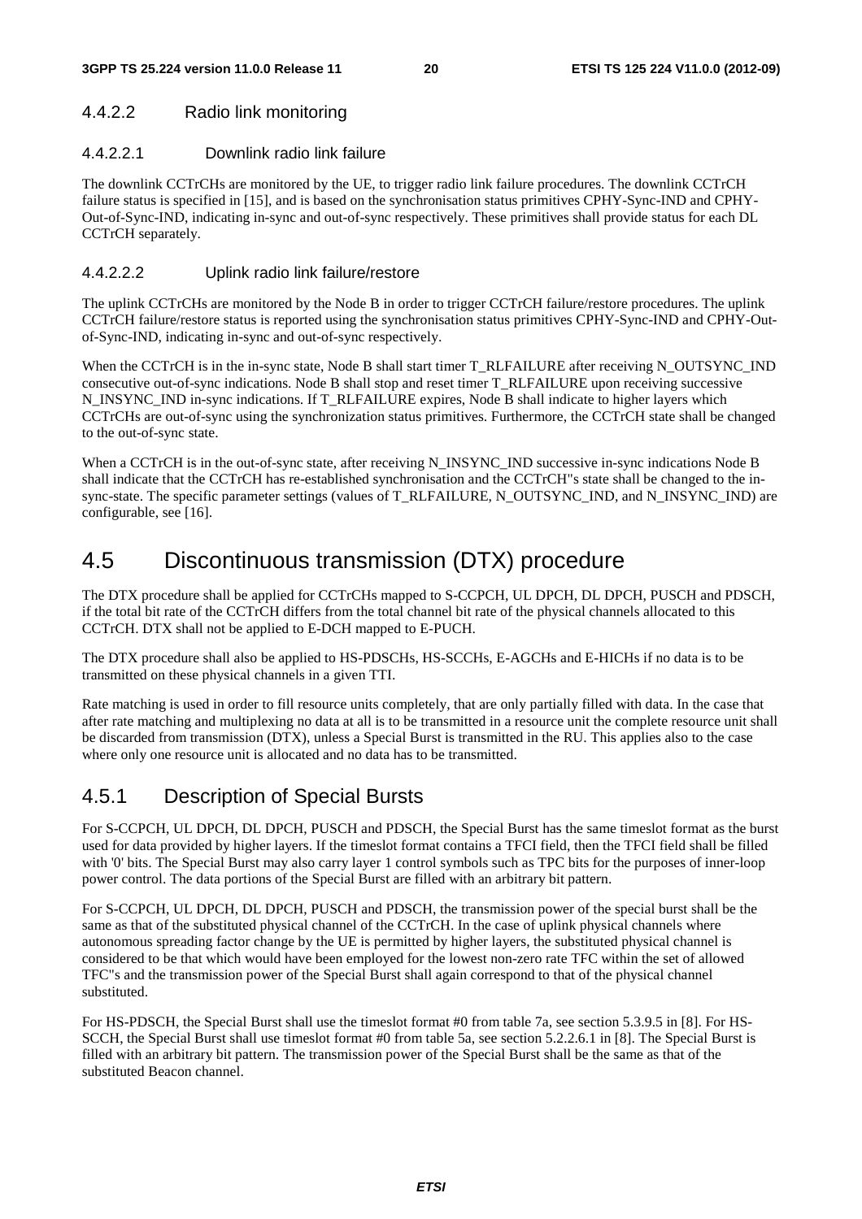#### 4.4.2.2 Radio link monitoring

##### 4.4.2.2.1 Downlink radio link failure

The downlink CCTrCHs are monitored by the UE, to trigger radio link failure procedures. The downlink CCTrCH failure status is specified in [15], and is based on the synchronisation status primitives CPHY-Sync-IND and CPHY-Out-of-Sync-IND, indicating in-sync and out-of-sync respectively. These primitives shall provide status for each DL CCTrCH separately.

##### 4.4.2.2.2 Uplink radio link failure/restore

The uplink CCTrCHs are monitored by the Node B in order to trigger CCTrCH failure/restore procedures. The uplink CCTrCH failure/restore status is reported using the synchronisation status primitives CPHY-Sync-IND and CPHY-Out-of-Sync-IND, indicating in-sync and out-of-sync respectively.

When the CCTrCH is in the in-sync state, Node B shall start timer T_RLFAILURE after receiving N_OUTSYNC_IND consecutive out-of-sync indications. Node B shall stop and reset timer T_RLFAILURE upon receiving successive N_INSYNC_IND in-sync indications. If T_RLFAILURE expires, Node B shall indicate to higher layers which CCTrCHs are out-of-sync using the synchronization status primitives. Furthermore, the CCTrCH state shall be changed to the out-of-sync state.

When a CCTrCH is in the out-of-sync state, after receiving N_INSYNC_IND successive in-sync indications Node B shall indicate that the CCTrCH has re-established synchronisation and the CCTrCH"s state shall be changed to the in-sync-state. The specific parameter settings (values of T_RLFAILURE, N_OUTSYNC_IND, and N_INSYNC_IND) are configurable, see [16].

## 4.5 Discontinuous transmission (DTX) procedure

The DTX procedure shall be applied for CCTrCHs mapped to S-CCPCH, UL DPCH, DL DPCH, PUSCH and PDSCH, if the total bit rate of the CCTrCH differs from the total channel bit rate of the physical channels allocated to this CCTrCH. DTX shall not be applied to E-DCH mapped to E-PUCH.

The DTX procedure shall also be applied to HS-PDSCHs, HS-SCCHs, E-AGCHs and E-HICHs if no data is to be transmitted on these physical channels in a given TTI.

Rate matching is used in order to fill resource units completely, that are only partially filled with data. In the case that after rate matching and multiplexing no data at all is to be transmitted in a resource unit the complete resource unit shall be discarded from transmission (DTX), unless a Special Burst is transmitted in the RU. This applies also to the case where only one resource unit is allocated and no data has to be transmitted.

### 4.5.1 Description of Special Bursts

For S-CCPCH, UL DPCH, DL DPCH, PUSCH and PDSCH, the Special Burst has the same timeslot format as the burst used for data provided by higher layers. If the timeslot format contains a TFCI field, then the TFCI field shall be filled with '0' bits. The Special Burst may also carry layer 1 control symbols such as TPC bits for the purposes of inner-loop power control. The data portions of the Special Burst are filled with an arbitrary bit pattern.

For S-CCPCH, UL DPCH, DL DPCH, PUSCH and PDSCH, the transmission power of the special burst shall be the same as that of the substituted physical channel of the CCTrCH. In the case of uplink physical channels where autonomous spreading factor change by the UE is permitted by higher layers, the substituted physical channel is considered to be that which would have been employed for the lowest non-zero rate TFC within the set of allowed TFC"s and the transmission power of the Special Burst shall again correspond to that of the physical channel substituted.

For HS-PDSCH, the Special Burst shall use the timeslot format #0 from table 7a, see section 5.3.9.5 in [8]. For HS-SCCH, the Special Burst shall use timeslot format #0 from table 5a, see section 5.2.2.6.1 in [8]. The Special Burst is filled with an arbitrary bit pattern. The transmission power of the Special Burst shall be the same as that of the substituted Beacon channel.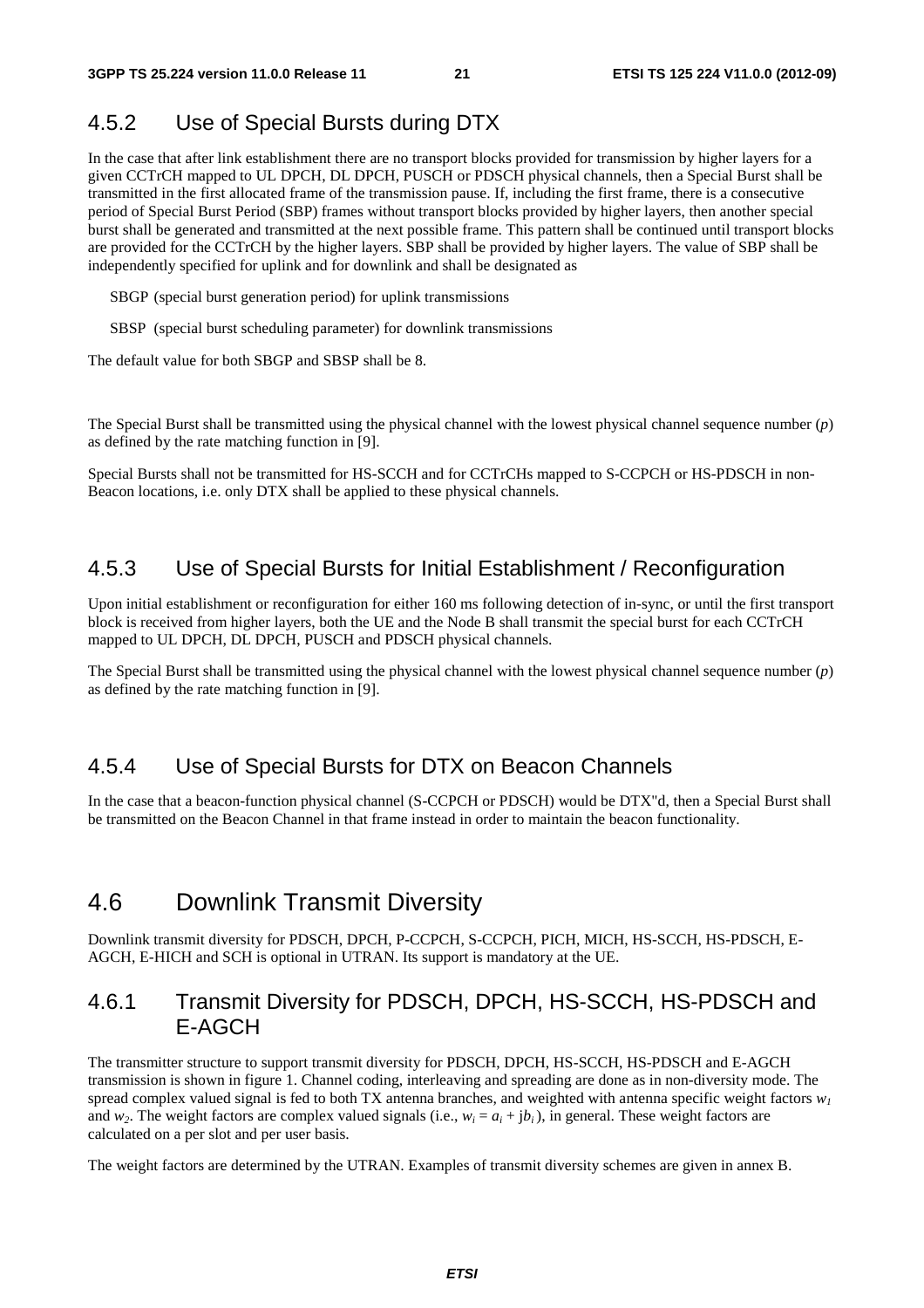### 4.5.2 Use of Special Bursts during DTX

In the case that after link establishment there are no transport blocks provided for transmission by higher layers for a given CCTrCH mapped to UL DPCH, DL DPCH, PUSCH or PDSCH physical channels, then a Special Burst shall be transmitted in the first allocated frame of the transmission pause. If, including the first frame, there is a consecutive period of Special Burst Period (SBP) frames without transport blocks provided by higher layers, then another special burst shall be generated and transmitted at the next possible frame. This pattern shall be continued until transport blocks are provided for the CCTrCH by the higher layers. SBP shall be provided by higher layers. The value of SBP shall be independently specified for uplink and for downlink and shall be designated as

SBGP (special burst generation period) for uplink transmissions

SBSP (special burst scheduling parameter) for downlink transmissions

The default value for both SBGP and SBSP shall be 8.

The Special Burst shall be transmitted using the physical channel with the lowest physical channel sequence number ($p$) as defined by the rate matching function in [9].

Special Bursts shall not be transmitted for HS-SCCH and for CCTrCHs mapped to S-CCPCH or HS-PDSCH in non-Beacon locations, i.e. only DTX shall be applied to these physical channels.

### 4.5.3 Use of Special Bursts for Initial Establishment / Reconfiguration

Upon initial establishment or reconfiguration for either 160 ms following detection of in-sync, or until the first transport block is received from higher layers, both the UE and the Node B shall transmit the special burst for each CCTrCH mapped to UL DPCH, DL DPCH, PUSCH and PDSCH physical channels.

The Special Burst shall be transmitted using the physical channel with the lowest physical channel sequence number ($p$) as defined by the rate matching function in [9].

### 4.5.4 Use of Special Bursts for DTX on Beacon Channels

In the case that a beacon-function physical channel (S-CCPCH or PDSCH) would be DTX"d, then a Special Burst shall be transmitted on the Beacon Channel in that frame instead in order to maintain the beacon functionality.

## 4.6 Downlink Transmit Diversity

Downlink transmit diversity for PDSCH, DPCH, P-CCPCH, S-CCPCH, PICH, MICH, HS-SCCH, HS-PDSCH, E-AGCH, E-HICH and SCH is optional in UTRAN. Its support is mandatory at the UE.

### 4.6.1 Transmit Diversity for PDSCH, DPCH, HS-SCCH, HS-PDSCH and E-AGCH

The transmitter structure to support transmit diversity for PDSCH, DPCH, HS-SCCH, HS-PDSCH and E-AGCH transmission is shown in figure 1. Channel coding, interleaving and spreading are done as in non-diversity mode. The spread complex valued signal is fed to both TX antenna branches, and weighted with antenna specific weight factors $w_1$ and $w_2$. The weight factors are complex valued signals (i.e., $w_i = a_i + jb_i$), in general. These weight factors are calculated on a per slot and per user basis.

The weight factors are determined by the UTRAN. Examples of transmit diversity schemes are given in annex B.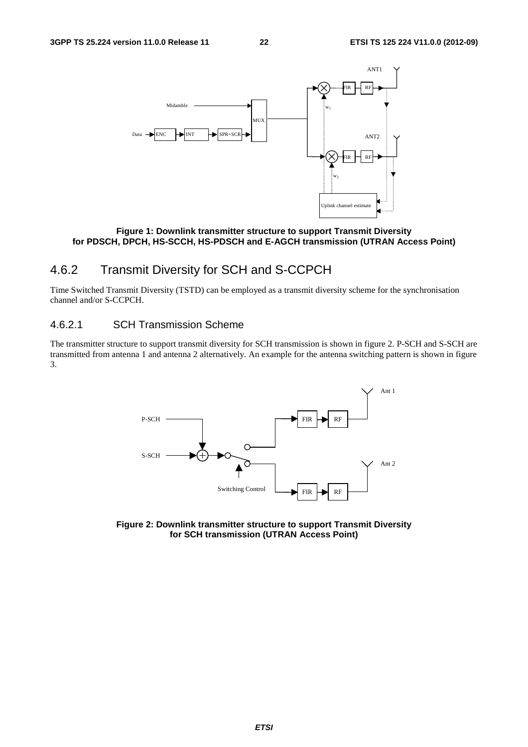**Figure 1: Downlink transmitter structure to support Transmit Diversity for PDSCH, DPCH, HS-SCCH, HS-PDSCH and E-AGCH transmission (UTRAN Access Point)**

### 4.6.2 Transmit Diversity for SCH and S-CCPCH

Time Switched Transmit Diversity (TSTD) can be employed as a transmit diversity scheme for the synchronisation channel and/or S-CCPCH.

#### 4.6.2.1 SCH Transmission Scheme

The transmitter structure to support transmit diversity for SCH transmission is shown in figure 2. P-SCH and S-SCH are transmitted from antenna 1 and antenna 2 alternatively. An example for the antenna switching pattern is shown in figure 3.

**Figure 2: Downlink transmitter structure to support Transmit Diversity for SCH transmission (UTRAN Access Point)**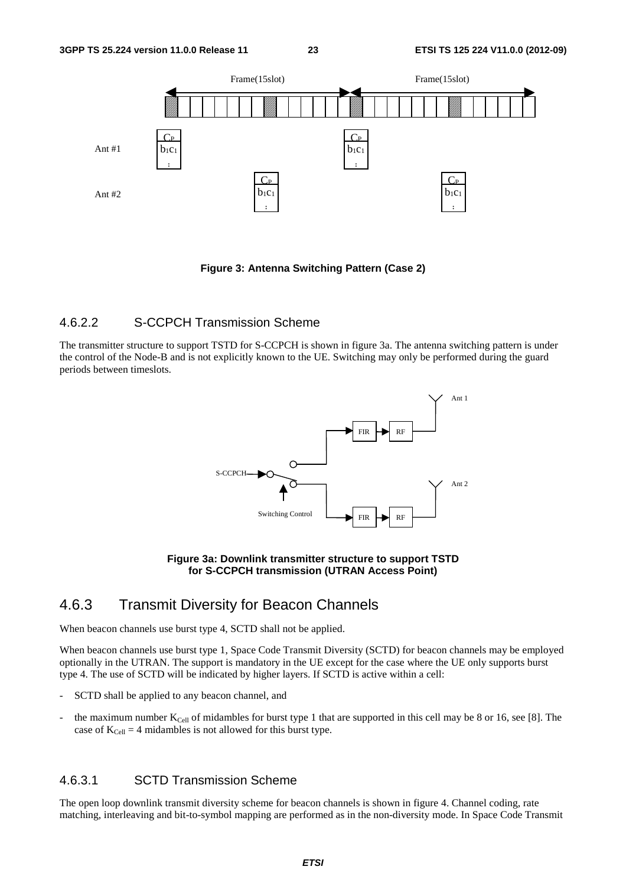Figure 3: Antenna Switching Pattern (Case 2)

#### 4.6.2.2 S-CCPCH Transmission Scheme

The transmitter structure to support TSTD for S-CCPCH is shown in figure 3a. The antenna switching pattern is under the control of the Node-B and is not explicitly known to the UE. Switching may only be performed during the guard periods between timeslots.

Figure 3a: Downlink transmitter structure to support TSTD for S-CCPCH transmission (UTRAN Access Point)

### 4.6.3 Transmit Diversity for Beacon Channels

When beacon channels use burst type 4, SCTD shall not be applied.

When beacon channels use burst type 1, Space Code Transmit Diversity (SCTD) for beacon channels may be employed optionally in the UTRAN. The support is mandatory in the UE except for the case where the UE only supports burst type 4. The use of SCTD will be indicated by higher layers. If SCTD is active within a cell:

- SCTD shall be applied to any beacon channel, and
- the maximum number $K_{Cell}$ of midambles for burst type 1 that are supported in this cell may be 8 or 16, see [8]. The case of $K_{Cell}$ = 4 midambles is not allowed for this burst type.

#### 4.6.3.1 SCTD Transmission Scheme

The open loop downlink transmit diversity scheme for beacon channels is shown in figure 4. Channel coding, rate matching, interleaving and bit-to-symbol mapping are performed as in the non-diversity mode. In Space Code Transmit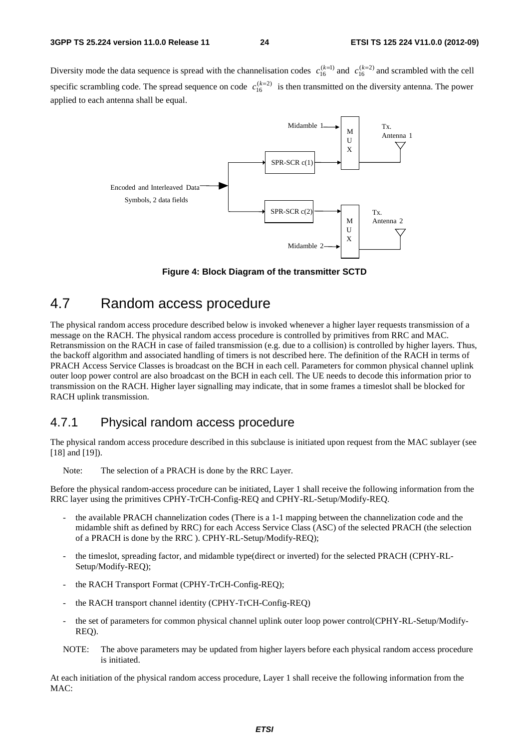Diversity mode the data sequence is spread with the channelisation codes $c_{16}^{(k=1)}$ and $c_{16}^{(k=2)}$ and scrambled with the cell specific scrambling code. The spread sequence on code $c_{16}^{(k=2)}$ is then transmitted on the diversity antenna. The power applied to each antenna shall be equal.

**Figure 4: Block Diagram of the transmitter SCTD**

# 4.7 Random access procedure

The physical random access procedure described below is invoked whenever a higher layer requests transmission of a message on the RACH. The physical random access procedure is controlled by primitives from RRC and MAC. Retransmission on the RACH in case of failed transmission (e.g. due to a collision) is controlled by higher layers. Thus, the backoff algorithm and associated handling of timers is not described here. The definition of the RACH in terms of PRACH Access Service Classes is broadcast on the BCH in each cell. Parameters for common physical channel uplink outer loop power control are also broadcast on the BCH in each cell. The UE needs to decode this information prior to transmission on the RACH. Higher layer signalling may indicate, that in some frames a timeslot shall be blocked for RACH uplink transmission.

## 4.7.1 Physical random access procedure

The physical random access procedure described in this subclause is initiated upon request from the MAC sublayer (see [18] and [19]).

Note: The selection of a PRACH is done by the RRC Layer.

Before the physical random-access procedure can be initiated, Layer 1 shall receive the following information from the RRC layer using the primitives CPHY-TrCH-Config-REQ and CPHY-RL-Setup/Modify-REQ.

- the available PRACH channelization codes (There is a 1-1 mapping between the channelization code and the midamble shift as defined by RRC) for each Access Service Class (ASC) of the selected PRACH (the selection of a PRACH is done by the RRC ). CPHY-RL-Setup/Modify-REQ);
- the timeslot, spreading factor, and midamble type(direct or inverted) for the selected PRACH (CPHY-RL-Setup/Modify-REQ);
- the RACH Transport Format (CPHY-TrCH-Config-REQ);
- the RACH transport channel identity (CPHY-TrCH-Config-REQ)
- the set of parameters for common physical channel uplink outer loop power control(CPHY-RL-Setup/Modify-REQ).

NOTE: The above parameters may be updated from higher layers before each physical random access procedure is initiated.

At each initiation of the physical random access procedure, Layer 1 shall receive the following information from the MAC: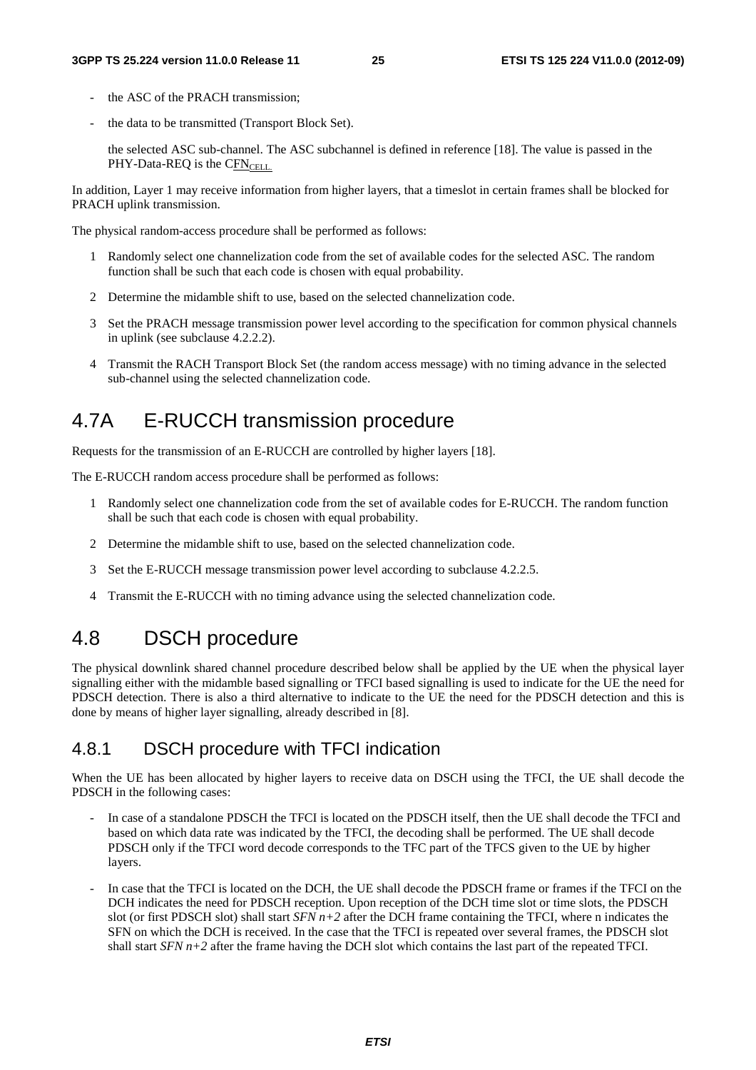- the ASC of the PRACH transmission;
- the data to be transmitted (Transport Block Set).

  the selected ASC sub-channel. The ASC subchannel is defined in reference [18]. The value is passed in the PHY-Data-REQ is the $CFN_{CELL.}$

In addition, Layer 1 may receive information from higher layers, that a timeslot in certain frames shall be blocked for PRACH uplink transmission.

The physical random-access procedure shall be performed as follows:

1. Randomly select one channelization code from the set of available codes for the selected ASC. The random function shall be such that each code is chosen with equal probability.
2. Determine the midamble shift to use, based on the selected channelization code.
3. Set the PRACH message transmission power level according to the specification for common physical channels in uplink (see subclause 4.2.2.2).
4. Transmit the RACH Transport Block Set (the random access message) with no timing advance in the selected sub-channel using the selected channelization code.

# 4.7A E-RUCCH transmission procedure

Requests for the transmission of an E-RUCCH are controlled by higher layers [18].

The E-RUCCH random access procedure shall be performed as follows:

1. Randomly select one channelization code from the set of available codes for E-RUCCH. The random function shall be such that each code is chosen with equal probability.
2. Determine the midamble shift to use, based on the selected channelization code.
3. Set the E-RUCCH message transmission power level according to subclause 4.2.2.5.
4. Transmit the E-RUCCH with no timing advance using the selected channelization code.

# 4.8 DSCH procedure

The physical downlink shared channel procedure described below shall be applied by the UE when the physical layer signalling either with the midamble based signalling or TFCI based signalling is used to indicate for the UE the need for PDSCH detection. There is also a third alternative to indicate to the UE the need for the PDSCH detection and this is done by means of higher layer signalling, already described in [8].

## 4.8.1 DSCH procedure with TFCI indication

When the UE has been allocated by higher layers to receive data on DSCH using the TFCI, the UE shall decode the PDSCH in the following cases:

- In case of a standalone PDSCH the TFCI is located on the PDSCH itself, then the UE shall decode the TFCI and based on which data rate was indicated by the TFCI, the decoding shall be performed. The UE shall decode PDSCH only if the TFCI word decode corresponds to the TFC part of the TFCS given to the UE by higher layers.
- In case that the TFCI is located on the DCH, the UE shall decode the PDSCH frame or frames if the TFCI on the DCH indicates the need for PDSCH reception. Upon reception of the DCH time slot or time slots, the PDSCH slot (or first PDSCH slot) shall start *SFN n+2* after the DCH frame containing the TFCI, where n indicates the SFN on which the DCH is received. In the case that the TFCI is repeated over several frames, the PDSCH slot shall start *SFN n+2* after the frame having the DCH slot which contains the last part of the repeated TFCI.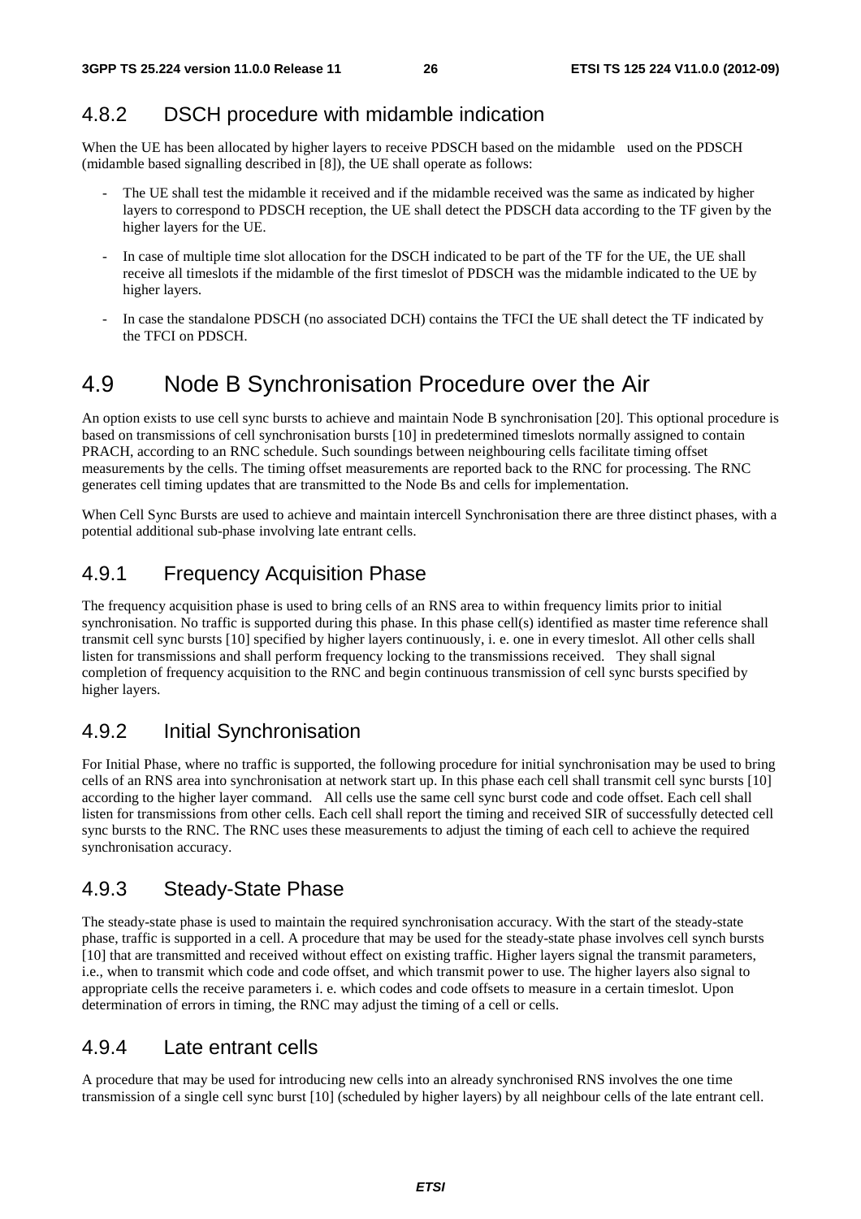### 4.8.2 DSCH procedure with midamble indication

When the UE has been allocated by higher layers to receive PDSCH based on the midamble used on the PDSCH (midamble based signalling described in [8]), the UE shall operate as follows:

- The UE shall test the midamble it received and if the midamble received was the same as indicated by higher layers to correspond to PDSCH reception, the UE shall detect the PDSCH data according to the TF given by the higher layers for the UE.
- In case of multiple time slot allocation for the DSCH indicated to be part of the TF for the UE, the UE shall receive all timeslots if the midamble of the first timeslot of PDSCH was the midamble indicated to the UE by higher layers.
- In case the standalone PDSCH (no associated DCH) contains the TFCI the UE shall detect the TF indicated by the TFCI on PDSCH.

## 4.9 Node B Synchronisation Procedure over the Air

An option exists to use cell sync bursts to achieve and maintain Node B synchronisation [20]. This optional procedure is based on transmissions of cell synchronisation bursts [10] in predetermined timeslots normally assigned to contain PRACH, according to an RNC schedule. Such soundings between neighbouring cells facilitate timing offset measurements by the cells. The timing offset measurements are reported back to the RNC for processing. The RNC generates cell timing updates that are transmitted to the Node Bs and cells for implementation.

When Cell Sync Bursts are used to achieve and maintain intercell Synchronisation there are three distinct phases, with a potential additional sub-phase involving late entrant cells.

### 4.9.1 Frequency Acquisition Phase

The frequency acquisition phase is used to bring cells of an RNS area to within frequency limits prior to initial synchronisation. No traffic is supported during this phase. In this phase cell(s) identified as master time reference shall transmit cell sync bursts [10] specified by higher layers continuously, i. e. one in every timeslot. All other cells shall listen for transmissions and shall perform frequency locking to the transmissions received. They shall signal completion of frequency acquisition to the RNC and begin continuous transmission of cell sync bursts specified by higher layers.

### 4.9.2 Initial Synchronisation

For Initial Phase, where no traffic is supported, the following procedure for initial synchronisation may be used to bring cells of an RNS area into synchronisation at network start up. In this phase each cell shall transmit cell sync bursts [10] according to the higher layer command. All cells use the same cell sync burst code and code offset. Each cell shall listen for transmissions from other cells. Each cell shall report the timing and received SIR of successfully detected cell sync bursts to the RNC. The RNC uses these measurements to adjust the timing of each cell to achieve the required synchronisation accuracy.

### 4.9.3 Steady-State Phase

The steady-state phase is used to maintain the required synchronisation accuracy. With the start of the steady-state phase, traffic is supported in a cell. A procedure that may be used for the steady-state phase involves cell synch bursts [10] that are transmitted and received without effect on existing traffic. Higher layers signal the transmit parameters, i.e., when to transmit which code and code offset, and which transmit power to use. The higher layers also signal to appropriate cells the receive parameters i. e. which codes and code offsets to measure in a certain timeslot. Upon determination of errors in timing, the RNC may adjust the timing of a cell or cells.

### 4.9.4 Late entrant cells

A procedure that may be used for introducing new cells into an already synchronised RNS involves the one time transmission of a single cell sync burst [10] (scheduled by higher layers) by all neighbour cells of the late entrant cell.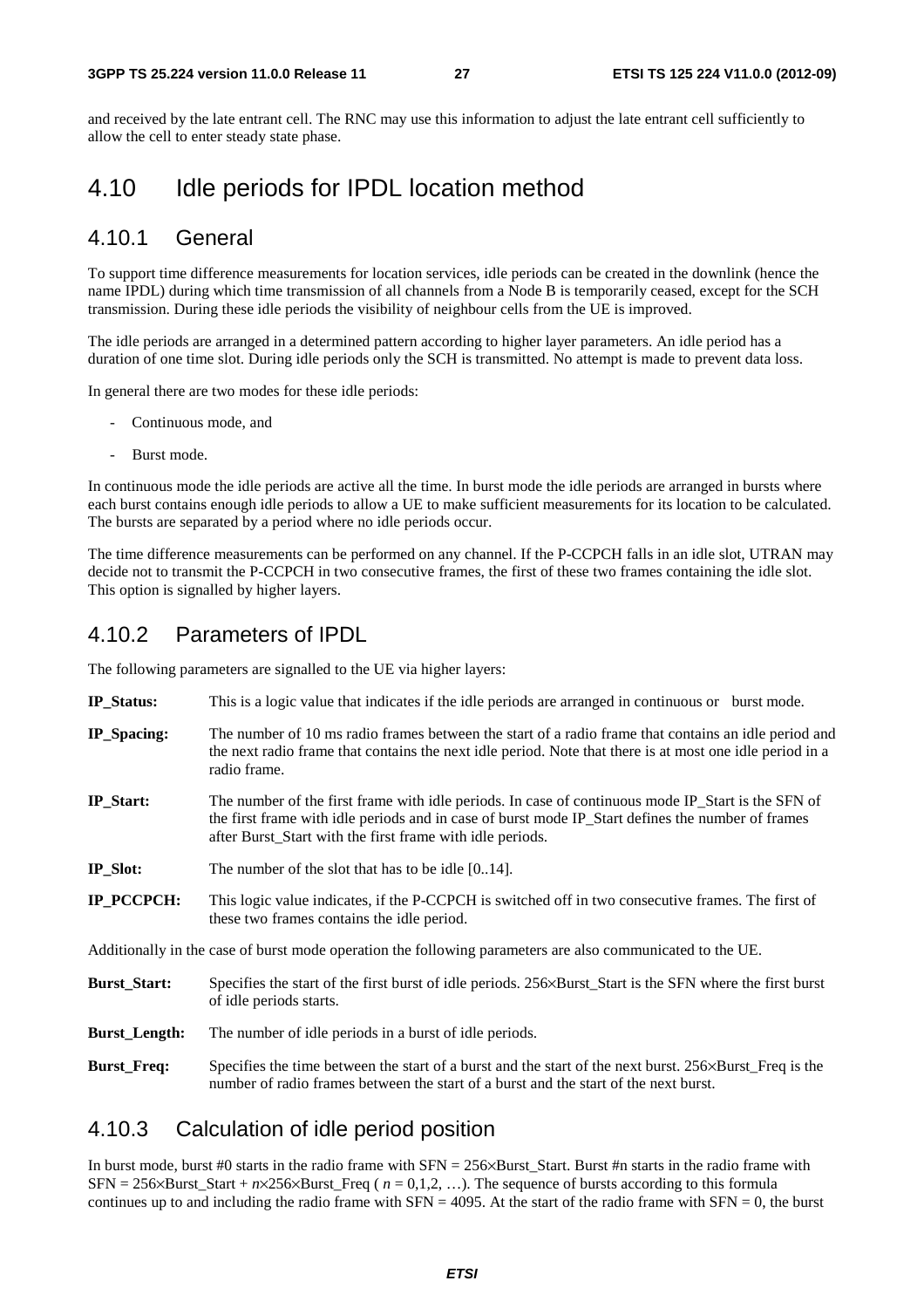and received by the late entrant cell. The RNC may use this information to adjust the late entrant cell sufficiently to allow the cell to enter steady state phase.

# 4.10 Idle periods for IPDL location method

## 4.10.1 General

To support time difference measurements for location services, idle periods can be created in the downlink (hence the name IPDL) during which time transmission of all channels from a Node B is temporarily ceased, except for the SCH transmission. During these idle periods the visibility of neighbour cells from the UE is improved.

The idle periods are arranged in a determined pattern according to higher layer parameters. An idle period has a duration of one time slot. During idle periods only the SCH is transmitted. No attempt is made to prevent data loss.

In general there are two modes for these idle periods:

- Continuous mode, and
- Burst mode.

In continuous mode the idle periods are active all the time. In burst mode the idle periods are arranged in bursts where each burst contains enough idle periods to allow a UE to make sufficient measurements for its location to be calculated. The bursts are separated by a period where no idle periods occur.

The time difference measurements can be performed on any channel. If the P-CCPCH falls in an idle slot, UTRAN may decide not to transmit the P-CCPCH in two consecutive frames, the first of these two frames containing the idle slot. This option is signalled by higher layers.

## 4.10.2 Parameters of IPDL

The following parameters are signalled to the UE via higher layers:

**IP_Status:** This is a logic value that indicates if the idle periods are arranged in continuous or burst mode.

**IP_Spacing:** The number of 10 ms radio frames between the start of a radio frame that contains an idle period and the next radio frame that contains the next idle period. Note that there is at most one idle period in a radio frame.

**IP_Start:** The number of the first frame with idle periods. In case of continuous mode IP_Start is the SFN of the first frame with idle periods and in case of burst mode IP_Start defines the number of frames after Burst_Start with the first frame with idle periods.

**IP_Slot:** The number of the slot that has to be idle [0..14].

**IP_PCCPCH:** This logic value indicates, if the P-CCPCH is switched off in two consecutive frames. The first of these two frames contains the idle period.

Additionally in the case of burst mode operation the following parameters are also communicated to the UE.

**Burst_Start:** Specifies the start of the first burst of idle periods. $256 \times$Burst_Start is the SFN where the first burst of idle periods starts.

**Burst_Length:** The number of idle periods in a burst of idle periods.

**Burst_Freq:** Specifies the time between the start of a burst and the start of the next burst. $256 \times$Burst_Freq is the number of radio frames between the start of a burst and the start of the next burst.

## 4.10.3 Calculation of idle period position

In burst mode, burst #0 starts in the radio frame with SFN = $256 \times$Burst_Start. Burst #n starts in the radio frame with SFN = $256 \times$Burst_Start + $n \times 256 \times$Burst_Freq ( $n = 0,1,2, \ldots$). The sequence of bursts according to this formula continues up to and including the radio frame with SFN = 4095. At the start of the radio frame with SFN = 0, the burst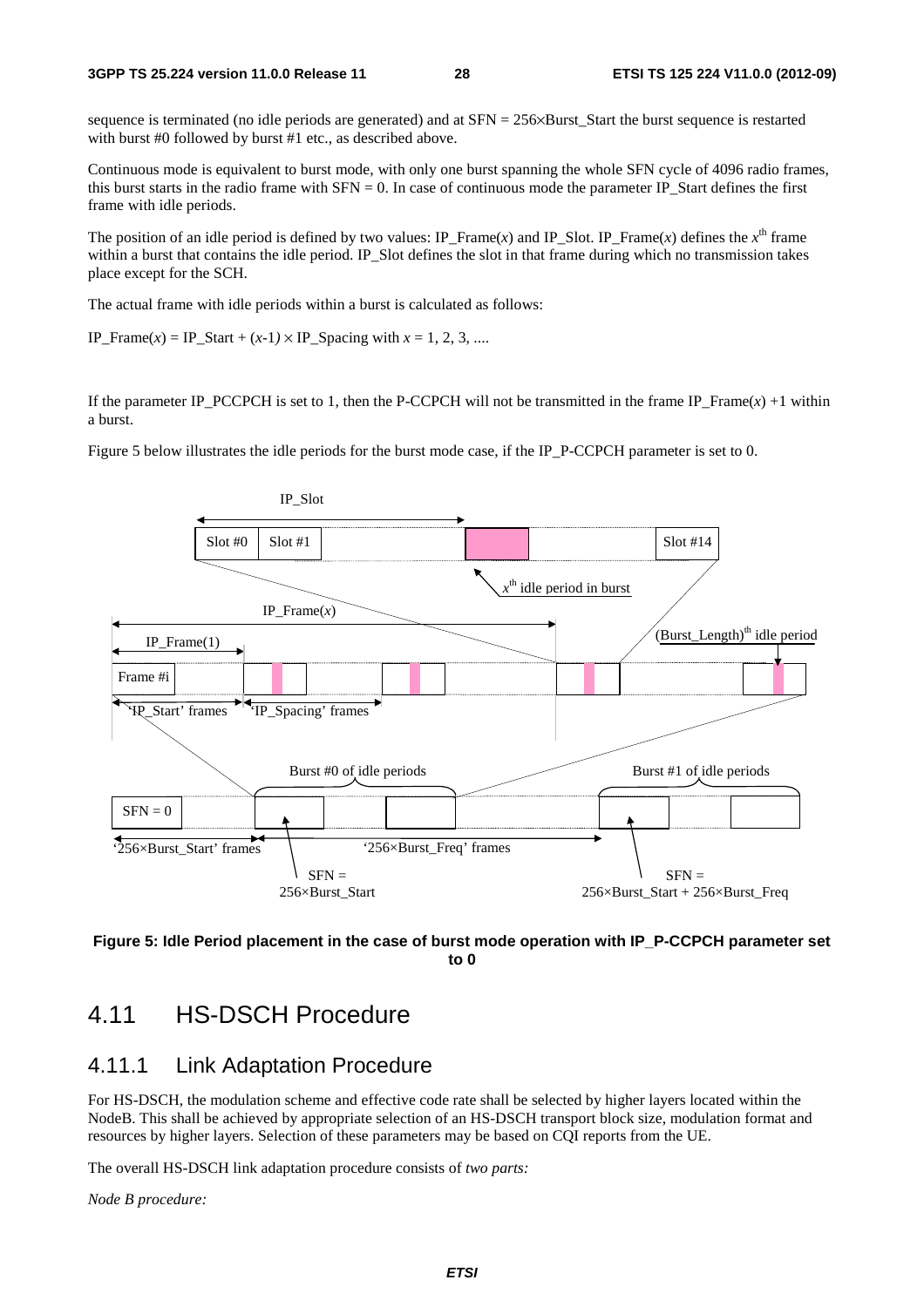sequence is terminated (no idle periods are generated) and at SFN = 256×Burst_Start the burst sequence is restarted with burst #0 followed by burst #1 etc., as described above.

Continuous mode is equivalent to burst mode, with only one burst spanning the whole SFN cycle of 4096 radio frames, this burst starts in the radio frame with SFN = 0. In case of continuous mode the parameter IP_Start defines the first frame with idle periods.

The position of an idle period is defined by two values: IP_Frame($x$) and IP_Slot. IP_Frame($x$) defines the $x^{th}$ frame within a burst that contains the idle period. IP_Slot defines the slot in that frame during which no transmission takes place except for the SCH.

The actual frame with idle periods within a burst is calculated as follows:

IP_Frame($x$) = IP_Start + ($x$-1) × IP_Spacing with $x$ = 1, 2, 3, ....

If the parameter IP_PCCPCH is set to 1, then the P-CCPCH will not be transmitted in the frame IP_Frame($x$) +1 within a burst.

Figure 5 below illustrates the idle periods for the burst mode case, if the IP_P-CCPCH parameter is set to 0.

**Figure 5: Idle Period placement in the case of burst mode operation with IP_P-CCPCH parameter set to 0**

# 4.11 HS-DSCH Procedure

## 4.11.1 Link Adaptation Procedure

For HS-DSCH, the modulation scheme and effective code rate shall be selected by higher layers located within the NodeB. This shall be achieved by appropriate selection of an HS-DSCH transport block size, modulation format and resources by higher layers. Selection of these parameters may be based on CQI reports from the UE.

The overall HS-DSCH link adaptation procedure consists of *two parts:*

*Node B procedure:*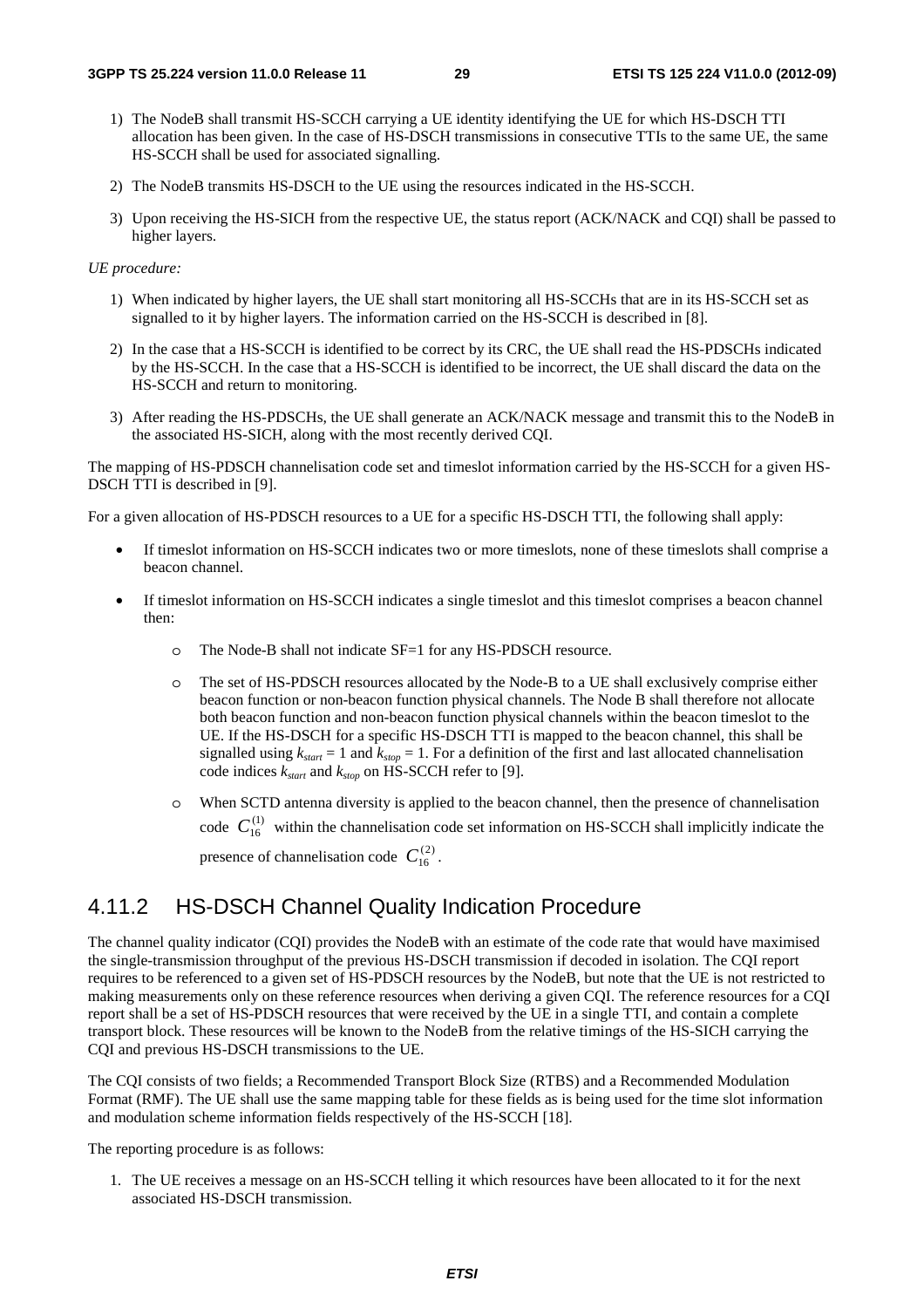1) The NodeB shall transmit HS-SCCH carrying a UE identity identifying the UE for which HS-DSCH TTI allocation has been given. In the case of HS-DSCH transmissions in consecutive TTIs to the same UE, the same HS-SCCH shall be used for associated signalling.

2) The NodeB transmits HS-DSCH to the UE using the resources indicated in the HS-SCCH.

3) Upon receiving the HS-SICH from the respective UE, the status report (ACK/NACK and CQI) shall be passed to higher layers.

*UE procedure:*

1) When indicated by higher layers, the UE shall start monitoring all HS-SCCHs that are in its HS-SCCH set as signalled to it by higher layers. The information carried on the HS-SCCH is described in [8].

2) In the case that a HS-SCCH is identified to be correct by its CRC, the UE shall read the HS-PDSCHs indicated by the HS-SCCH. In the case that a HS-SCCH is identified to be incorrect, the UE shall discard the data on the HS-SCCH and return to monitoring.

3) After reading the HS-PDSCHs, the UE shall generate an ACK/NACK message and transmit this to the NodeB in the associated HS-SICH, along with the most recently derived CQI.

The mapping of HS-PDSCH channelisation code set and timeslot information carried by the HS-SCCH for a given HS-DSCH TTI is described in [9].

For a given allocation of HS-PDSCH resources to a UE for a specific HS-DSCH TTI, the following shall apply:

- If timeslot information on HS-SCCH indicates two or more timeslots, none of these timeslots shall comprise a beacon channel.
- If timeslot information on HS-SCCH indicates a single timeslot and this timeslot comprises a beacon channel then:
  - The Node-B shall not indicate SF=1 for any HS-PDSCH resource.
  - The set of HS-PDSCH resources allocated by the Node-B to a UE shall exclusively comprise either beacon function or non-beacon function physical channels. The Node B shall therefore not allocate both beacon function and non-beacon function physical channels within the beacon timeslot to the UE. If the HS-DSCH for a specific HS-DSCH TTI is mapped to the beacon channel, this shall be signalled using $k_{start} = 1$ and $k_{stop} = 1$. For a definition of the first and last allocated channelisation code indices $k_{start}$ and $k_{stop}$ on HS-SCCH refer to [9].
  - When SCTD antenna diversity is applied to the beacon channel, then the presence of channelisation code $C_{16}^{(1)}$ within the channelisation code set information on HS-SCCH shall implicitly indicate the presence of channelisation code $C_{16}^{(2)}$.

## 4.11.2 HS-DSCH Channel Quality Indication Procedure

The channel quality indicator (CQI) provides the NodeB with an estimate of the code rate that would have maximised the single-transmission throughput of the previous HS-DSCH transmission if decoded in isolation. The CQI report requires to be referenced to a given set of HS-PDSCH resources by the NodeB, but note that the UE is not restricted to making measurements only on these reference resources when deriving a given CQI. The reference resources for a CQI report shall be a set of HS-PDSCH resources that were received by the UE in a single TTI, and contain a complete transport block. These resources will be known to the NodeB from the relative timings of the HS-SICH carrying the CQI and previous HS-DSCH transmissions to the UE.

The CQI consists of two fields; a Recommended Transport Block Size (RTBS) and a Recommended Modulation Format (RMF). The UE shall use the same mapping table for these fields as is being used for the time slot information and modulation scheme information fields respectively of the HS-SCCH [18].

The reporting procedure is as follows:

1. The UE receives a message on an HS-SCCH telling it which resources have been allocated to it for the next associated HS-DSCH transmission.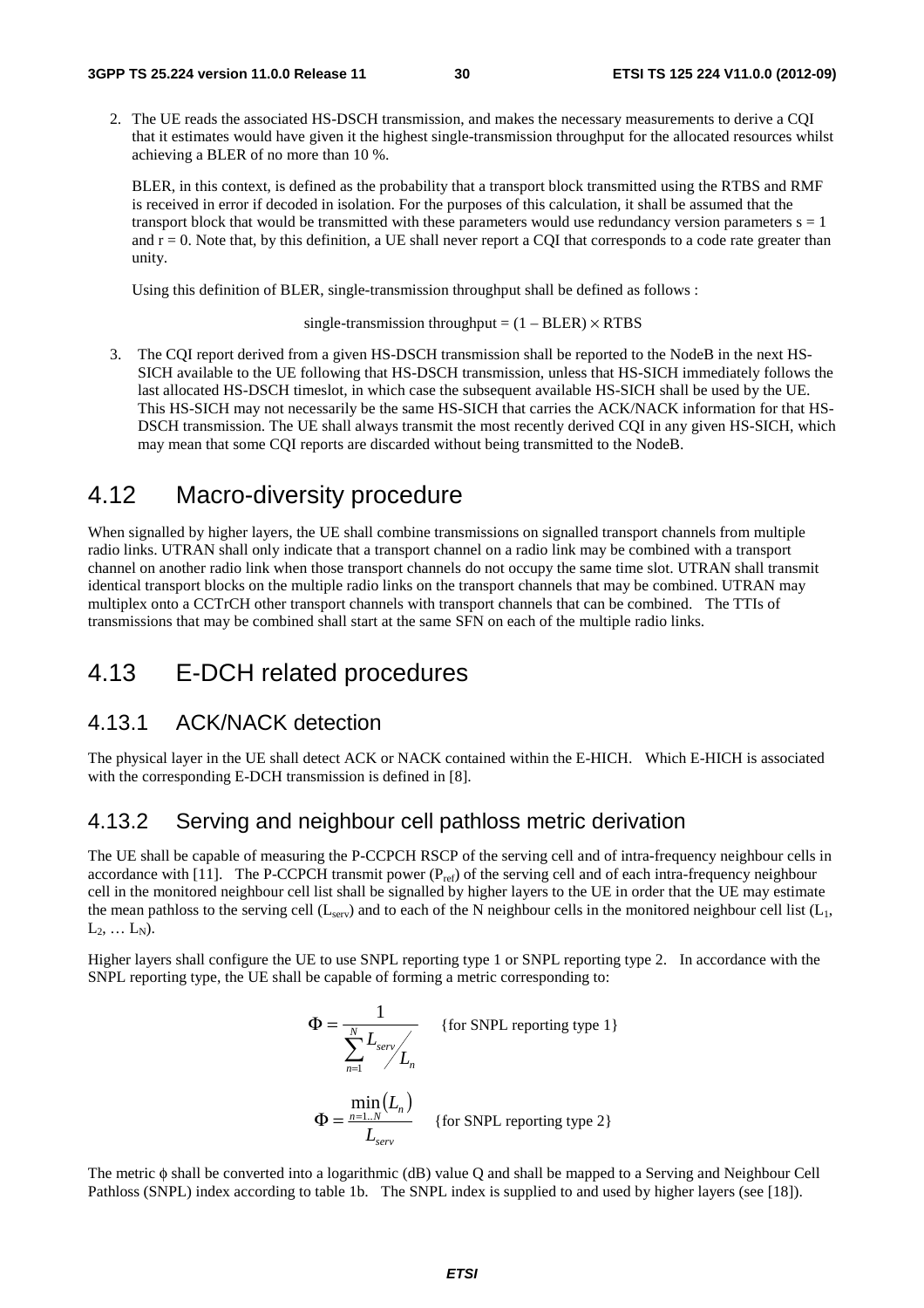2. The UE reads the associated HS-DSCH transmission, and makes the necessary measurements to derive a CQI that it estimates would have given it the highest single-transmission throughput for the allocated resources whilst achieving a BLER of no more than 10 %.

   BLER, in this context, is defined as the probability that a transport block transmitted using the RTBS and RMF is received in error if decoded in isolation. For the purposes of this calculation, it shall be assumed that the transport block that would be transmitted with these parameters would use redundancy version parameters $s = 1$ and $r = 0$. Note that, by this definition, a UE shall never report a CQI that corresponds to a code rate greater than unity.

   Using this definition of BLER, single-transmission throughput shall be defined as follows :

   $$\text{single-transmission throughput} = (1 - \text{BLER}) \times \text{RTBS}$$

3. The CQI report derived from a given HS-DSCH transmission shall be reported to the NodeB in the next HS-SICH available to the UE following that HS-DSCH transmission, unless that HS-SICH immediately follows the last allocated HS-DSCH timeslot, in which case the subsequent available HS-SICH shall be used by the UE. This HS-SICH may not necessarily be the same HS-SICH that carries the ACK/NACK information for that HS-DSCH transmission. The UE shall always transmit the most recently derived CQI in any given HS-SICH, which may mean that some CQI reports are discarded without being transmitted to the NodeB.

## 4.12 Macro-diversity procedure

When signalled by higher layers, the UE shall combine transmissions on signalled transport channels from multiple radio links. UTRAN shall only indicate that a transport channel on a radio link may be combined with a transport channel on another radio link when those transport channels do not occupy the same time slot. UTRAN shall transmit identical transport blocks on the multiple radio links on the transport channels that may be combined. UTRAN may multiplex onto a CCTrCH other transport channels with transport channels that can be combined. The TTIs of transmissions that may be combined shall start at the same SFN on each of the multiple radio links.

## 4.13 E-DCH related procedures

### 4.13.1 ACK/NACK detection

The physical layer in the UE shall detect ACK or NACK contained within the E-HICH. Which E-HICH is associated with the corresponding E-DCH transmission is defined in [8].

### 4.13.2 Serving and neighbour cell pathloss metric derivation

The UE shall be capable of measuring the P-CCPCH RSCP of the serving cell and of intra-frequency neighbour cells in accordance with [11]. The P-CCPCH transmit power ($P_{ref}$) of the serving cell and of each intra-frequency neighbour cell in the monitored neighbour cell list shall be signalled by higher layers to the UE in order that the UE may estimate the mean pathloss to the serving cell ($L_{serv}$) and to each of the N neighbour cells in the monitored neighbour cell list ($L_1$, $L_2$, … $L_N$).

Higher layers shall configure the UE to use SNPL reporting type 1 or SNPL reporting type 2. In accordance with the SNPL reporting type, the UE shall be capable of forming a metric corresponding to:

$$\Phi = \frac{1}{\sum_{n=1}^{N} L_{serv} / L_n} \quad \text{\{for SNPL reporting type 1\}}$$

$$\Phi = \frac{\min_{n=1..N}(L_n)}{L_{serv}} \quad \text{\{for SNPL reporting type 2\}}$$

The metric $\phi$ shall be converted into a logarithmic (dB) value Q and shall be mapped to a Serving and Neighbour Cell Pathloss (SNPL) index according to table 1b. The SNPL index is supplied to and used by higher layers (see [18]).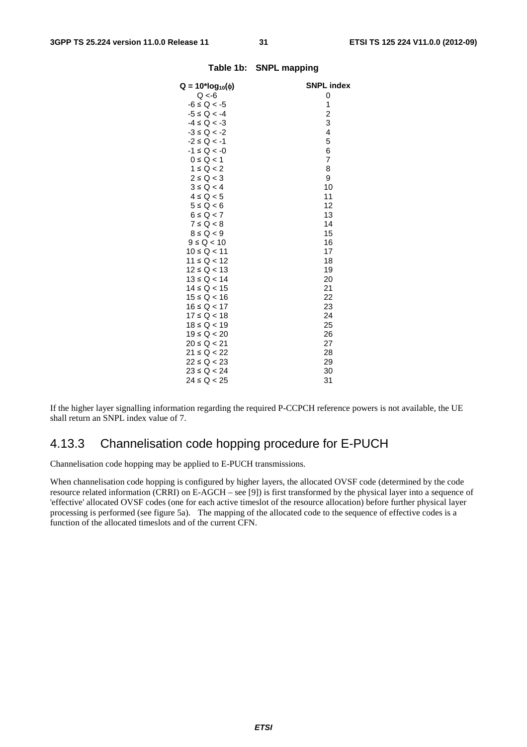**Table 1b: SNPL mapping**

| $Q = 10*\log_{10}(\phi)$ | SNPL index |
|---|---|
| $Q < -6$ | 0 |
| $-6 \le Q < -5$ | 1 |
| $-5 \le Q < -4$ | 2 |
| $-4 \le Q < -3$ | 3 |
| $-3 \le Q < -2$ | 4 |
| $-2 \le Q < -1$ | 5 |
| $-1 \le Q < -0$ | 6 |
| $0 \le Q < 1$ | 7 |
| $1 \le Q < 2$ | 8 |
| $2 \le Q < 3$ | 9 |
| $3 \le Q < 4$ | 10 |
| $4 \le Q < 5$ | 11 |
| $5 \le Q < 6$ | 12 |
| $6 \le Q < 7$ | 13 |
| $7 \le Q < 8$ | 14 |
| $8 \le Q < 9$ | 15 |
| $9 \le Q < 10$ | 16 |
| $10 \le Q < 11$ | 17 |
| $11 \le Q < 12$ | 18 |
| $12 \le Q < 13$ | 19 |
| $13 \le Q < 14$ | 20 |
| $14 \le Q < 15$ | 21 |
| $15 \le Q < 16$ | 22 |
| $16 \le Q < 17$ | 23 |
| $17 \le Q < 18$ | 24 |
| $18 \le Q < 19$ | 25 |
| $19 \le Q < 20$ | 26 |
| $20 \le Q < 21$ | 27 |
| $21 \le Q < 22$ | 28 |
| $22 \le Q < 23$ | 29 |
| $23 \le Q < 24$ | 30 |
| $24 \le Q < 25$ | 31 |

If the higher layer signalling information regarding the required P-CCPCH reference powers is not available, the UE shall return an SNPL index value of 7.

### 4.13.3 Channelisation code hopping procedure for E-PUCH

Channelisation code hopping may be applied to E-PUCH transmissions.

When channelisation code hopping is configured by higher layers, the allocated OVSF code (determined by the code resource related information (CRRI) on E-AGCH – see [9]) is first transformed by the physical layer into a sequence of 'effective' allocated OVSF codes (one for each active timeslot of the resource allocation) before further physical layer processing is performed (see figure 5a). The mapping of the allocated code to the sequence of effective codes is a function of the allocated timeslots and of the current CFN.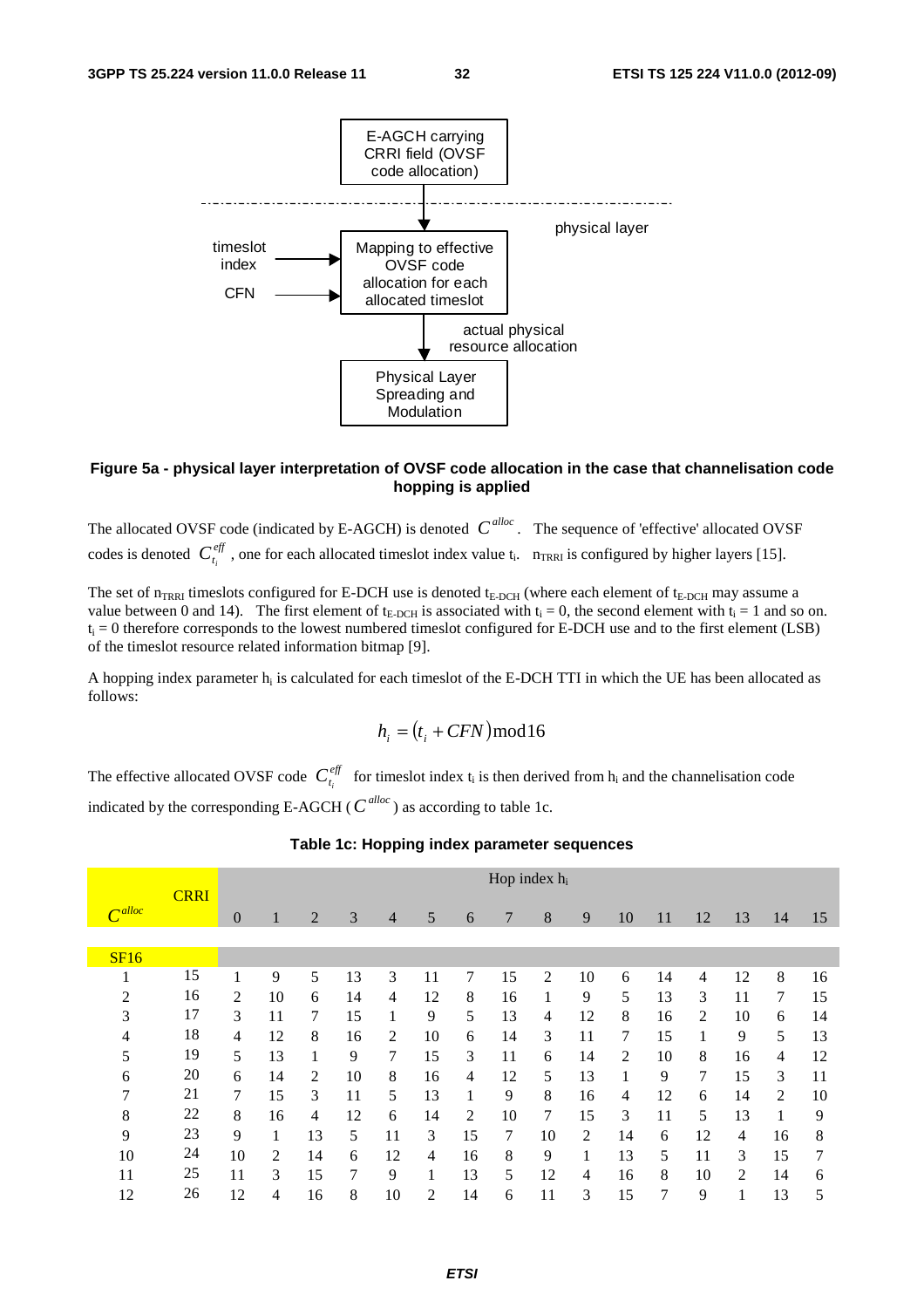E-AGCH carrying CRRI field (OVSF code allocation)

physical layer

timeslot index

CFN

Mapping to effective OVSF code allocation for each allocated timeslot

actual physical resource allocation

Physical Layer Spreading and Modulation

**Figure 5a - physical layer interpretation of OVSF code allocation in the case that channelisation code hopping is applied**

The allocated OVSF code (indicated by E-AGCH) is denoted $C^{alloc}$. The sequence of 'effective' allocated OVSF codes is denoted $C^{eff}_{t_i}$, one for each allocated timeslot index value $t_i$. $n_{TRRI}$ is configured by higher layers [15].

The set of $n_{TRRI}$ timeslots configured for E-DCH use is denoted $t_{E\text{-}DCH}$ (where each element of $t_{E\text{-}DCH}$ may assume a value between 0 and 14). The first element of $t_{E\text{-}DCH}$ is associated with $t_i = 0$, the second element with $t_i = 1$ and so on. $t_i = 0$ therefore corresponds to the lowest numbered timeslot configured for E-DCH use and to the first element (LSB) of the timeslot resource related information bitmap [9].

A hopping index parameter $h_i$ is calculated for each timeslot of the E-DCH TTI in which the UE has been allocated as follows:

$$h_i = (t_i + CFN)\bmod 16$$

The effective allocated OVSF code $C^{eff}_{t_i}$ for timeslot index $t_i$ is then derived from $h_i$ and the channelisation code indicated by the corresponding E-AGCH ($C^{alloc}$) as according to table 1c.

**Table 1c: Hopping index parameter sequences**

| $C^{alloc}$ | CRRI | Hop index $h_i$ | | | | | | | | | | | | | | | |
|---|---|---|---|---|---|---|---|---|---|---|---|---|---|---|---|---|---|
| | | 0 | 1 | 2 | 3 | 4 | 5 | 6 | 7 | 8 | 9 | 10 | 11 | 12 | 13 | 14 | 15 |
| SF16 | | | | | | | | | | | | | | | | | |
| 1 | 15 | 1 | 9 | 5 | 13 | 3 | 11 | 7 | 15 | 2 | 10 | 6 | 14 | 4 | 12 | 8 | 16 |
| 2 | 16 | 2 | 10 | 6 | 14 | 4 | 12 | 8 | 16 | 1 | 9 | 5 | 13 | 3 | 11 | 7 | 15 |
| 3 | 17 | 3 | 11 | 7 | 15 | 1 | 9 | 5 | 13 | 4 | 12 | 8 | 16 | 2 | 10 | 6 | 14 |
| 4 | 18 | 4 | 12 | 8 | 16 | 2 | 10 | 6 | 14 | 3 | 11 | 7 | 15 | 1 | 9 | 5 | 13 |
| 5 | 19 | 5 | 13 | 1 | 9 | 7 | 15 | 3 | 11 | 6 | 14 | 2 | 10 | 8 | 16 | 4 | 12 |
| 6 | 20 | 6 | 14 | 2 | 10 | 8 | 16 | 4 | 12 | 5 | 13 | 1 | 9 | 7 | 15 | 3 | 11 |
| 7 | 21 | 7 | 15 | 3 | 11 | 5 | 13 | 1 | 9 | 8 | 16 | 4 | 12 | 6 | 14 | 2 | 10 |
| 8 | 22 | 8 | 16 | 4 | 12 | 6 | 14 | 2 | 10 | 7 | 15 | 3 | 11 | 5 | 13 | 1 | 9 |
| 9 | 23 | 9 | 1 | 13 | 5 | 11 | 3 | 15 | 7 | 10 | 2 | 14 | 6 | 12 | 4 | 16 | 8 |
| 10 | 24 | 10 | 2 | 14 | 6 | 12 | 4 | 16 | 8 | 9 | 1 | 13 | 5 | 11 | 3 | 15 | 7 |
| 11 | 25 | 11 | 3 | 15 | 7 | 9 | 1 | 13 | 5 | 12 | 4 | 16 | 8 | 10 | 2 | 14 | 6 |
| 12 | 26 | 12 | 4 | 16 | 8 | 10 | 2 | 14 | 6 | 11 | 3 | 15 | 7 | 9 | 1 | 13 | 5 |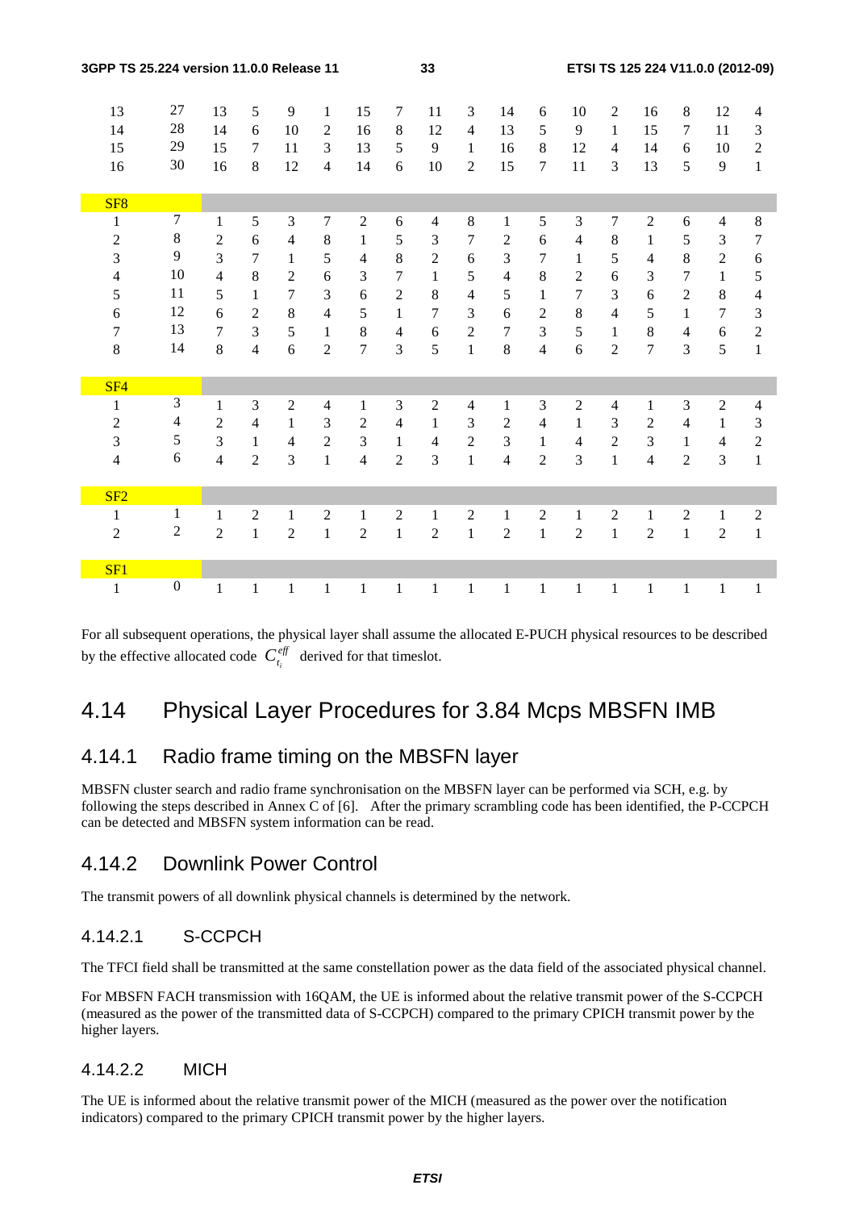| | | | | | | | | | | | | | | | | | |
|---|---|---|---|---|---|---|---|---|---|---|---|---|---|---|---|---|---|
| 13 | 27 | 13 | 5 | 9 | 1 | 15 | 7 | 11 | 3 | 14 | 6 | 10 | 2 | 16 | 8 | 12 | 4 |
| 14 | 28 | 14 | 6 | 10 | 2 | 16 | 8 | 12 | 4 | 13 | 5 | 9 | 1 | 15 | 7 | 11 | 3 |
| 15 | 29 | 15 | 7 | 11 | 3 | 13 | 5 | 9 | 1 | 16 | 8 | 12 | 4 | 14 | 6 | 10 | 2 |
| 16 | 30 | 16 | 8 | 12 | 4 | 14 | 6 | 10 | 2 | 15 | 7 | 11 | 3 | 13 | 5 | 9 | 1 |
| SF8 | | | | | | | | | | | | | | | | | |
| 1 | 7 | 1 | 5 | 3 | 7 | 2 | 6 | 4 | 8 | 1 | 5 | 3 | 7 | 2 | 6 | 4 | 8 |
| 2 | 8 | 2 | 6 | 4 | 8 | 1 | 5 | 3 | 7 | 2 | 6 | 4 | 8 | 1 | 5 | 3 | 7 |
| 3 | 9 | 3 | 7 | 1 | 5 | 4 | 8 | 2 | 6 | 3 | 7 | 1 | 5 | 4 | 8 | 2 | 6 |
| 4 | 10 | 4 | 8 | 2 | 6 | 3 | 7 | 1 | 5 | 4 | 8 | 2 | 6 | 3 | 7 | 1 | 5 |
| 5 | 11 | 5 | 1 | 7 | 3 | 6 | 2 | 8 | 4 | 5 | 1 | 7 | 3 | 6 | 2 | 8 | 4 |
| 6 | 12 | 6 | 2 | 8 | 4 | 5 | 1 | 7 | 3 | 6 | 2 | 8 | 4 | 5 | 1 | 7 | 3 |
| 7 | 13 | 7 | 3 | 5 | 1 | 8 | 4 | 6 | 2 | 7 | 3 | 5 | 1 | 8 | 4 | 6 | 2 |
| 8 | 14 | 8 | 4 | 6 | 2 | 7 | 3 | 5 | 1 | 8 | 4 | 6 | 2 | 7 | 3 | 5 | 1 |
| SF4 | | | | | | | | | | | | | | | | | |
| 1 | 3 | 1 | 3 | 2 | 4 | 1 | 3 | 2 | 4 | 1 | 3 | 2 | 4 | 1 | 3 | 2 | 4 |
| 2 | 4 | 2 | 4 | 1 | 3 | 2 | 4 | 1 | 3 | 2 | 4 | 1 | 3 | 2 | 4 | 1 | 3 |
| 3 | 5 | 3 | 1 | 4 | 2 | 3 | 1 | 4 | 2 | 3 | 1 | 4 | 2 | 3 | 1 | 4 | 2 |
| 4 | 6 | 4 | 2 | 3 | 1 | 4 | 2 | 3 | 1 | 4 | 2 | 3 | 1 | 4 | 2 | 3 | 1 |
| SF2 | | | | | | | | | | | | | | | | | |
| 1 | 1 | 1 | 2 | 1 | 2 | 1 | 2 | 1 | 2 | 1 | 2 | 1 | 2 | 1 | 2 | 1 | 2 |
| 2 | 2 | 2 | 1 | 2 | 1 | 2 | 1 | 2 | 1 | 2 | 1 | 2 | 1 | 2 | 1 | 2 | 1 |
| SF1 | | | | | | | | | | | | | | | | | |
| 1 | 0 | 1 | 1 | 1 | 1 | 1 | 1 | 1 | 1 | 1 | 1 | 1 | 1 | 1 | 1 | 1 | 1 |

For all subsequent operations, the physical layer shall assume the allocated E-PUCH physical resources to be described by the effective allocated code $C_{t_i}^{eff}$ derived for that timeslot.

# 4.14 Physical Layer Procedures for 3.84 Mcps MBSFN IMB

## 4.14.1 Radio frame timing on the MBSFN layer

MBSFN cluster search and radio frame synchronisation on the MBSFN layer can be performed via SCH, e.g. by following the steps described in Annex C of [6]. After the primary scrambling code has been identified, the P-CCPCH can be detected and MBSFN system information can be read.

## 4.14.2 Downlink Power Control

The transmit powers of all downlink physical channels is determined by the network.

### 4.14.2.1 S-CCPCH

The TFCI field shall be transmitted at the same constellation power as the data field of the associated physical channel.

For MBSFN FACH transmission with 16QAM, the UE is informed about the relative transmit power of the S-CCPCH (measured as the power of the transmitted data of S-CCPCH) compared to the primary CPICH transmit power by the higher layers.

### 4.14.2.2 MICH

The UE is informed about the relative transmit power of the MICH (measured as the power over the notification indicators) compared to the primary CPICH transmit power by the higher layers.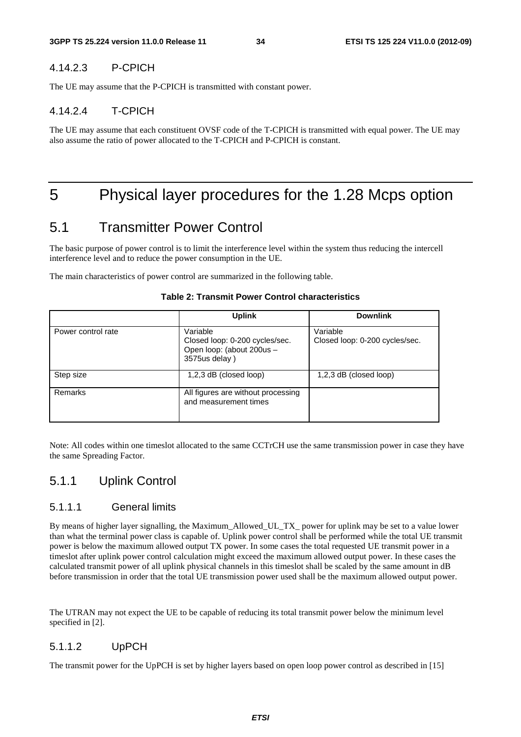#### 4.14.2.3 P-CPICH

The UE may assume that the P-CPICH is transmitted with constant power.

#### 4.14.2.4 T-CPICH

The UE may assume that each constituent OVSF code of the T-CPICH is transmitted with equal power. The UE may also assume the ratio of power allocated to the T-CPICH and P-CPICH is constant.

# 5 Physical layer procedures for the 1.28 Mcps option

## 5.1 Transmitter Power Control

The basic purpose of power control is to limit the interference level within the system thus reducing the intercell interference level and to reduce the power consumption in the UE.

The main characteristics of power control are summarized in the following table.

**Table 2: Transmit Power Control characteristics**

| | Uplink | Downlink |
|---|---|---|
| Power control rate | Variable<br>Closed loop: 0-200 cycles/sec.<br>Open loop: (about 200us – 3575us delay ) | Variable<br>Closed loop: 0-200 cycles/sec. |
| Step size | 1,2,3 dB (closed loop) | 1,2,3 dB (closed loop) |
| Remarks | All figures are without processing and measurement times | |

Note: All codes within one timeslot allocated to the same CCTrCH use the same transmission power in case they have the same Spreading Factor.

### 5.1.1 Uplink Control

#### 5.1.1.1 General limits

By means of higher layer signalling, the Maximum_Allowed_UL_TX_ power for uplink may be set to a value lower than what the terminal power class is capable of. Uplink power control shall be performed while the total UE transmit power is below the maximum allowed output TX power. In some cases the total requested UE transmit power in a timeslot after uplink power control calculation might exceed the maximum allowed output power. In these cases the calculated transmit power of all uplink physical channels in this timeslot shall be scaled by the same amount in dB before transmission in order that the total UE transmission power used shall be the maximum allowed output power.

The UTRAN may not expect the UE to be capable of reducing its total transmit power below the minimum level specified in [2].

#### 5.1.1.2 UpPCH

The transmit power for the UpPCH is set by higher layers based on open loop power control as described in [15]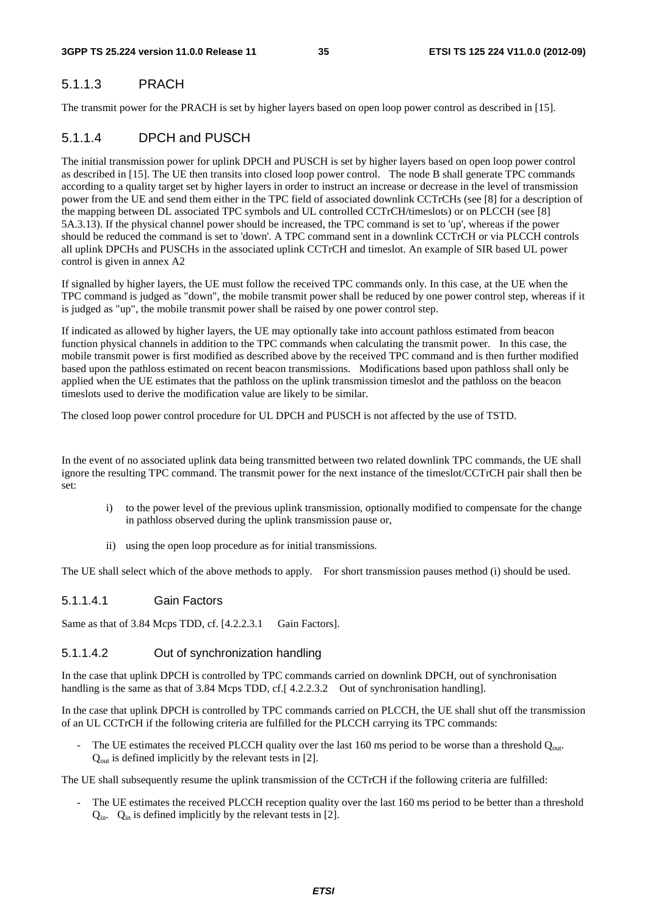#### 5.1.1.3 PRACH

The transmit power for the PRACH is set by higher layers based on open loop power control as described in [15].

#### 5.1.1.4 DPCH and PUSCH

The initial transmission power for uplink DPCH and PUSCH is set by higher layers based on open loop power control as described in [15]. The UE then transits into closed loop power control. The node B shall generate TPC commands according to a quality target set by higher layers in order to instruct an increase or decrease in the level of transmission power from the UE and send them either in the TPC field of associated downlink CCTrCHs (see [8] for a description of the mapping between DL associated TPC symbols and UL controlled CCTrCH/timeslots) or on PLCCH (see [8] 5A.3.13). If the physical channel power should be increased, the TPC command is set to 'up', whereas if the power should be reduced the command is set to 'down'. A TPC command sent in a downlink CCTrCH or via PLCCH controls all uplink DPCHs and PUSCHs in the associated uplink CCTrCH and timeslot. An example of SIR based UL power control is given in annex A2

If signalled by higher layers, the UE must follow the received TPC commands only. In this case, at the UE when the TPC command is judged as "down", the mobile transmit power shall be reduced by one power control step, whereas if it is judged as "up", the mobile transmit power shall be raised by one power control step.

If indicated as allowed by higher layers, the UE may optionally take into account pathloss estimated from beacon function physical channels in addition to the TPC commands when calculating the transmit power. In this case, the mobile transmit power is first modified as described above by the received TPC command and is then further modified based upon the pathloss estimated on recent beacon transmissions. Modifications based upon pathloss shall only be applied when the UE estimates that the pathloss on the uplink transmission timeslot and the pathloss on the beacon timeslots used to derive the modification value are likely to be similar.

The closed loop power control procedure for UL DPCH and PUSCH is not affected by the use of TSTD.

In the event of no associated uplink data being transmitted between two related downlink TPC commands, the UE shall ignore the resulting TPC command. The transmit power for the next instance of the timeslot/CCTrCH pair shall then be set:

i) to the power level of the previous uplink transmission, optionally modified to compensate for the change in pathloss observed during the uplink transmission pause or,

ii) using the open loop procedure as for initial transmissions.

The UE shall select which of the above methods to apply. For short transmission pauses method (i) should be used.

##### 5.1.1.4.1 Gain Factors

Same as that of 3.84 Mcps TDD, cf. [4.2.2.3.1 Gain Factors].

##### 5.1.1.4.2 Out of synchronization handling

In the case that uplink DPCH is controlled by TPC commands carried on downlink DPCH, out of synchronisation handling is the same as that of 3.84 Mcps TDD, cf.[ 4.2.2.3.2 Out of synchronisation handling].

In the case that uplink DPCH is controlled by TPC commands carried on PLCCH, the UE shall shut off the transmission of an UL CCTrCH if the following criteria are fulfilled for the PLCCH carrying its TPC commands:

- The UE estimates the received PLCCH quality over the last 160 ms period to be worse than a threshold $Q_{out}$. $Q_{out}$ is defined implicitly by the relevant tests in [2].

The UE shall subsequently resume the uplink transmission of the CCTrCH if the following criteria are fulfilled:

- The UE estimates the received PLCCH reception quality over the last 160 ms period to be better than a threshold $Q_{in}$. $Q_{in}$ is defined implicitly by the relevant tests in [2].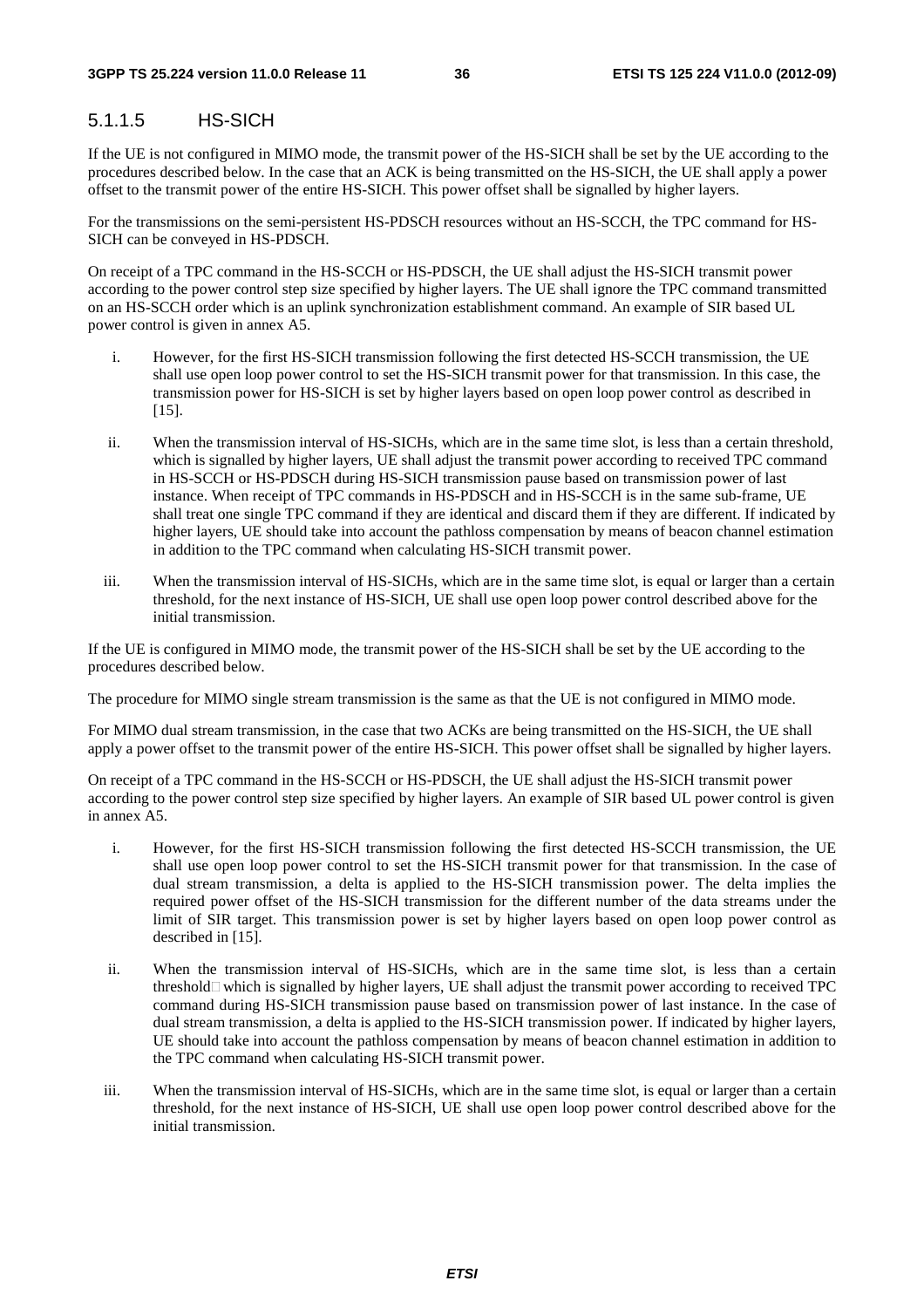#### 5.1.1.5 HS-SICH

If the UE is not configured in MIMO mode, the transmit power of the HS-SICH shall be set by the UE according to the procedures described below. In the case that an ACK is being transmitted on the HS-SICH, the UE shall apply a power offset to the transmit power of the entire HS-SICH. This power offset shall be signalled by higher layers.

For the transmissions on the semi-persistent HS-PDSCH resources without an HS-SCCH, the TPC command for HS-SICH can be conveyed in HS-PDSCH.

On receipt of a TPC command in the HS-SCCH or HS-PDSCH, the UE shall adjust the HS-SICH transmit power according to the power control step size specified by higher layers. The UE shall ignore the TPC command transmitted on an HS-SCCH order which is an uplink synchronization establishment command. An example of SIR based UL power control is given in annex A5.

i. However, for the first HS-SICH transmission following the first detected HS-SCCH transmission, the UE shall use open loop power control to set the HS-SICH transmit power for that transmission. In this case, the transmission power for HS-SICH is set by higher layers based on open loop power control as described in [15].

ii. When the transmission interval of HS-SICHs, which are in the same time slot, is less than a certain threshold, which is signalled by higher layers, UE shall adjust the transmit power according to received TPC command in HS-SCCH or HS-PDSCH during HS-SICH transmission pause based on transmission power of last instance. When receipt of TPC commands in HS-PDSCH and in HS-SCCH is in the same sub-frame, UE shall treat one single TPC command if they are identical and discard them if they are different. If indicated by higher layers, UE should take into account the pathloss compensation by means of beacon channel estimation in addition to the TPC command when calculating HS-SICH transmit power.

iii. When the transmission interval of HS-SICHs, which are in the same time slot, is equal or larger than a certain threshold, for the next instance of HS-SICH, UE shall use open loop power control described above for the initial transmission.

If the UE is configured in MIMO mode, the transmit power of the HS-SICH shall be set by the UE according to the procedures described below.

The procedure for MIMO single stream transmission is the same as that the UE is not configured in MIMO mode.

For MIMO dual stream transmission, in the case that two ACKs are being transmitted on the HS-SICH, the UE shall apply a power offset to the transmit power of the entire HS-SICH. This power offset shall be signalled by higher layers.

On receipt of a TPC command in the HS-SCCH or HS-PDSCH, the UE shall adjust the HS-SICH transmit power according to the power control step size specified by higher layers. An example of SIR based UL power control is given in annex A5.

i. However, for the first HS-SICH transmission following the first detected HS-SCCH transmission, the UE shall use open loop power control to set the HS-SICH transmit power for that transmission. In the case of dual stream transmission, a delta is applied to the HS-SICH transmission power. The delta implies the required power offset of the HS-SICH transmission for the different number of the data streams under the limit of SIR target. This transmission power is set by higher layers based on open loop power control as described in [15].

ii. When the transmission interval of HS-SICHs, which are in the same time slot, is less than a certain threshold which is signalled by higher layers, UE shall adjust the transmit power according to received TPC command during HS-SICH transmission pause based on transmission power of last instance. In the case of dual stream transmission, a delta is applied to the HS-SICH transmission power. If indicated by higher layers, UE should take into account the pathloss compensation by means of beacon channel estimation in addition to the TPC command when calculating HS-SICH transmit power.

iii. When the transmission interval of HS-SICHs, which are in the same time slot, is equal or larger than a certain threshold, for the next instance of HS-SICH, UE shall use open loop power control described above for the initial transmission.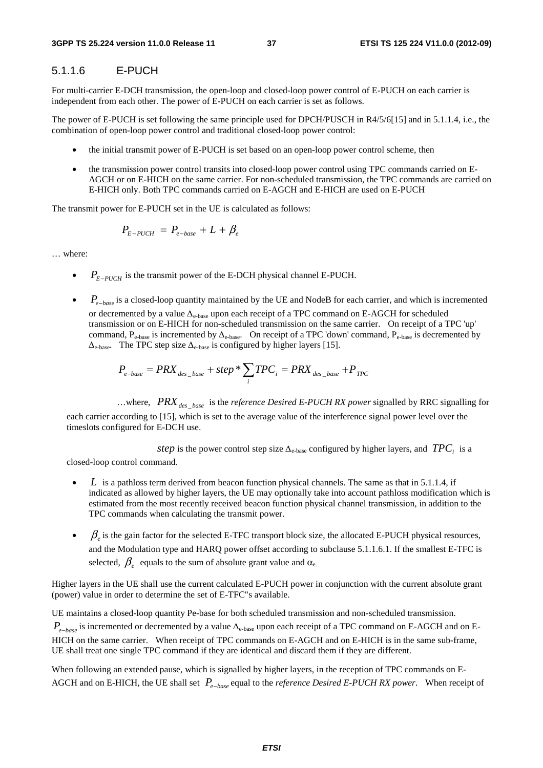### 5.1.1.6 E-PUCH

For multi-carrier E-DCH transmission, the open-loop and closed-loop power control of E-PUCH on each carrier is independent from each other. The power of E-PUCH on each carrier is set as follows.

The power of E-PUCH is set following the same principle used for DPCH/PUSCH in R4/5/6[15] and in 5.1.1.4, i.e., the combination of open-loop power control and traditional closed-loop power control:

- the initial transmit power of E-PUCH is set based on an open-loop power control scheme, then
- the transmission power control transits into closed-loop power control using TPC commands carried on E-AGCH or on E-HICH on the same carrier. For non-scheduled transmission, the TPC commands are carried on E-HICH only. Both TPC commands carried on E-AGCH and E-HICH are used on E-PUCH

The transmit power for E-PUCH set in the UE is calculated as follows:

$$P_{E-PUCH} = P_{e-base} + L + \beta_e$$

… where:

- $P_{E-PUCH}$ is the transmit power of the E-DCH physical channel E-PUCH.
- $P_{e-base}$ is a closed-loop quantity maintained by the UE and NodeB for each carrier, and which is incremented or decremented by a value $\Delta_{e\text{-base}}$ upon each receipt of a TPC command on E-AGCH for scheduled transmission or on E-HICH for non-scheduled transmission on the same carrier. On receipt of a TPC 'up' command, $P_{e\text{-base}}$ is incremented by $\Delta_{e\text{-base}}$. On receipt of a TPC 'down' command, $P_{e\text{-base}}$ is decremented by $\Delta_{e\text{-base}}$. The TPC step size $\Delta_{e\text{-base}}$ is configured by higher layers [15].

$$P_{e-base} = PRX_{des\_base} + step * \sum_i TPC_i = PRX_{des\_base} + P_{TPC}$$

…where, $PRX_{des\_base}$ is the *reference Desired E-PUCH RX power* signalled by RRC signalling for each carrier according to [15], which is set to the average value of the interference signal power level over the timeslots configured for E-DCH use.

$step$ is the power control step size $\Delta_{e\text{-base}}$ configured by higher layers, and $TPC_i$ is a closed-loop control command.

- $L$ is a pathloss term derived from beacon function physical channels. The same as that in 5.1.1.4, if indicated as allowed by higher layers, the UE may optionally take into account pathloss modification which is estimated from the most recently received beacon function physical channel transmission, in addition to the TPC commands when calculating the transmit power.
- $\beta_e$ is the gain factor for the selected E-TFC transport block size, the allocated E-PUCH physical resources, and the Modulation type and HARQ power offset according to subclause 5.1.1.6.1. If the smallest E-TFC is selected, $\beta_e$ equals to the sum of absolute grant value and $\alpha_e$.

Higher layers in the UE shall use the current calculated E-PUCH power in conjunction with the current absolute grant (power) value in order to determine the set of E-TFC"s available.

UE maintains a closed-loop quantity Pe-base for both scheduled transmission and non-scheduled transmission. $P_{e-base}$ is incremented or decremented by a value $\Delta_{e\text{-base}}$ upon each receipt of a TPC command on E-AGCH and on E-HICH on the same carrier. When receipt of TPC commands on E-AGCH and on E-HICH is in the same sub-frame, UE shall treat one single TPC command if they are identical and discard them if they are different.

When following an extended pause, which is signalled by higher layers, in the reception of TPC commands on E-AGCH and on E-HICH, the UE shall set $P_{e-base}$ equal to the *reference Desired E-PUCH RX power*. When receipt of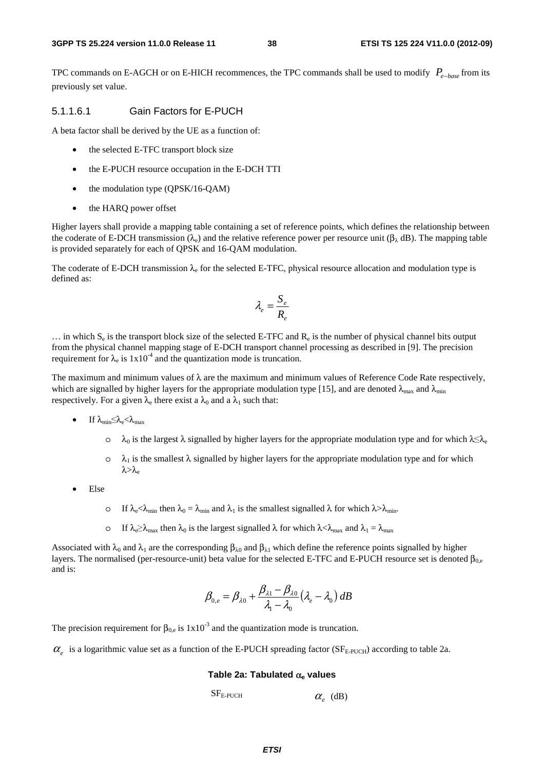TPC commands on E-AGCH or on E-HICH recommences, the TPC commands shall be used to modify $P_{e-base}$ from its previously set value.

#### 5.1.1.6.1 Gain Factors for E-PUCH

A beta factor shall be derived by the UE as a function of:

- the selected E-TFC transport block size
- the E-PUCH resource occupation in the E-DCH TTI
- the modulation type (QPSK/16-QAM)
- the HARQ power offset

Higher layers shall provide a mapping table containing a set of reference points, which defines the relationship between the coderate of E-DCH transmission ($\lambda_e$) and the relative reference power per resource unit ($\beta_\lambda$ dB). The mapping table is provided separately for each of QPSK and 16-QAM modulation.

The coderate of E-DCH transmission $\lambda_e$ for the selected E-TFC, physical resource allocation and modulation type is defined as:

$$\lambda_e = \frac{S_e}{R_e}$$

… in which $S_e$ is the transport block size of the selected E-TFC and $R_e$ is the number of physical channel bits output from the physical channel mapping stage of E-DCH transport channel processing as described in [9]. The precision requirement for $\lambda_e$ is $1 \times 10^{-4}$ and the quantization mode is truncation.

The maximum and minimum values of $\lambda$ are the maximum and minimum values of Reference Code Rate respectively, which are signalled by higher layers for the appropriate modulation type [15], and are denoted $\lambda_{max}$ and $\lambda_{min}$ respectively. For a given $\lambda_e$ there exist a $\lambda_0$ and a $\lambda_1$ such that:

- If $\lambda_{min} \leq \lambda_e < \lambda_{max}$
  - $\lambda_0$ is the largest $\lambda$ signalled by higher layers for the appropriate modulation type and for which $\lambda \leq \lambda_e$
  - $\lambda_1$ is the smallest $\lambda$ signalled by higher layers for the appropriate modulation type and for which $\lambda > \lambda_e$
- Else
  - If $\lambda_e < \lambda_{min}$ then $\lambda_0 = \lambda_{min}$ and $\lambda_1$ is the smallest signalled $\lambda$ for which $\lambda > \lambda_{min}$.
  - If $\lambda_e \geq \lambda_{max}$ then $\lambda_0$ is the largest signalled $\lambda$ for which $\lambda < \lambda_{max}$ and $\lambda_1 = \lambda_{max}$

Associated with $\lambda_0$ and $\lambda_1$ are the corresponding $\beta_{\lambda 0}$ and $\beta_{\lambda 1}$ which define the reference points signalled by higher layers. The normalised (per-resource-unit) beta value for the selected E-TFC and E-PUCH resource set is denoted $\beta_{0,e}$ and is:

$$\beta_{0,e} = \beta_{\lambda 0} + \frac{\beta_{\lambda 1} - \beta_{\lambda 0}}{\lambda_1 - \lambda_0} \left( \lambda_e - \lambda_0 \right) dB$$

The precision requirement for $\beta_{0,e}$ is $1 \times 10^{-3}$ and the quantization mode is truncation.

$\alpha_e$ is a logarithmic value set as a function of the E-PUCH spreading factor ($SF_{E\text{-}PUCH}$) according to table 2a.

**Table 2a: Tabulated $\alpha_e$ values**

| $SF_{E\text{-}PUCH}$ | $\alpha_e$ (dB) |
| --- | --- |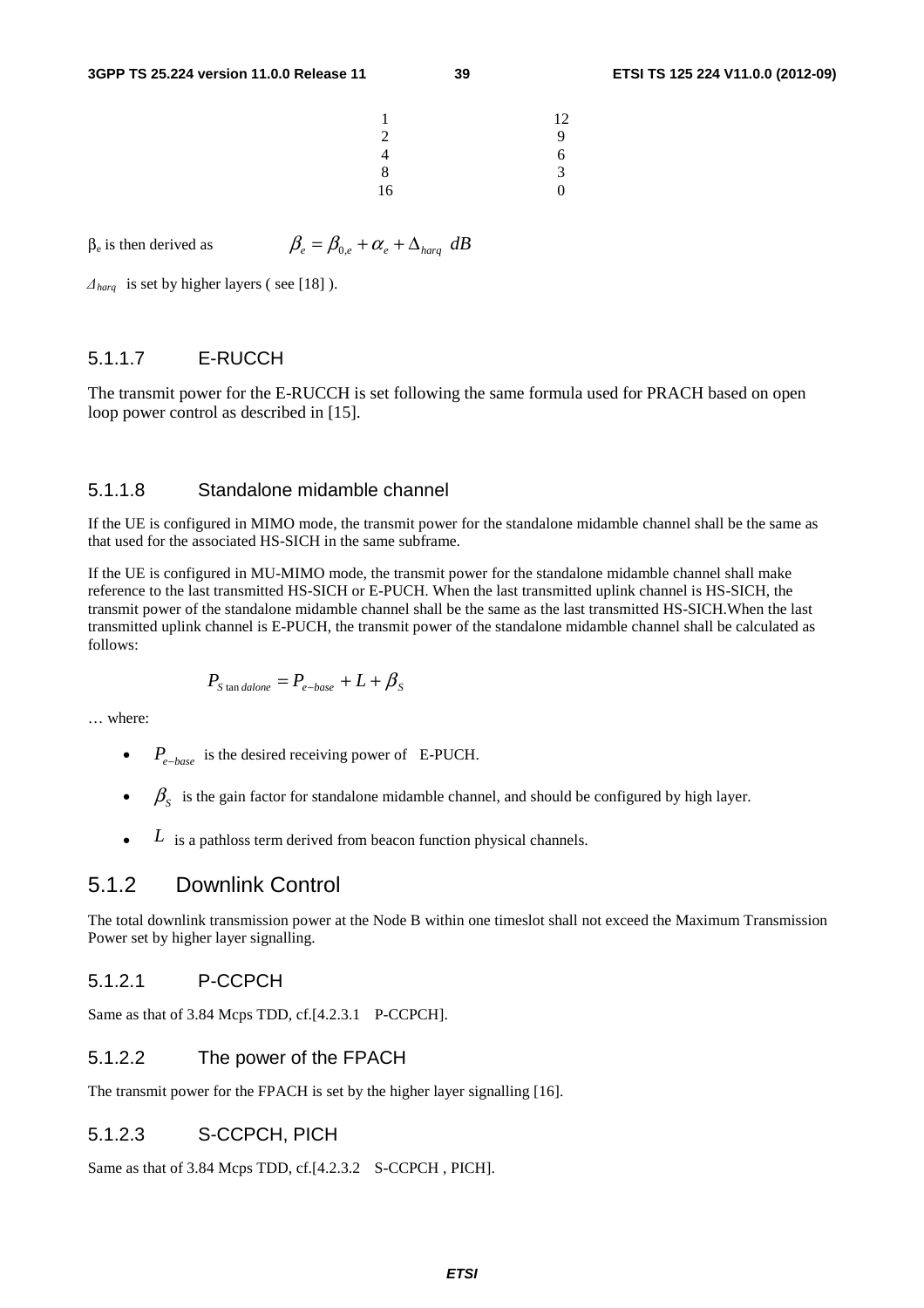| | |
|---|---|
| 1 | 12 |
| 2 | 9 |
| 4 | 6 |
| 8 | 3 |
| 16 | 0 |

$\beta_e$ is then derived as $\beta_e = \beta_{0,e} + \alpha_e + \Delta_{harq}\ dB$

$\Delta_{harq}$ is set by higher layers ( see [18] ).

#### 5.1.1.7 E-RUCCH

The transmit power for the E-RUCCH is set following the same formula used for PRACH based on open loop power control as described in [15].

#### 5.1.1.8 Standalone midamble channel

If the UE is configured in MIMO mode, the transmit power for the standalone midamble channel shall be the same as that used for the associated HS-SICH in the same subframe.

If the UE is configured in MU-MIMO mode, the transmit power for the standalone midamble channel shall make reference to the last transmitted HS-SICH or E-PUCH. When the last transmitted uplink channel is HS-SICH, the transmit power of the standalone midamble channel shall be the same as the last transmitted HS-SICH.When the last transmitted uplink channel is E-PUCH, the transmit power of the standalone midamble channel shall be calculated as follows:

$$P_{S\tan dalone} = P_{e-base} + L + \beta_S$$

… where:

- $P_{e-base}$ is the desired receiving power of E-PUCH.
- $\beta_S$ is the gain factor for standalone midamble channel, and should be configured by high layer.
- $L$ is a pathloss term derived from beacon function physical channels.

### 5.1.2 Downlink Control

The total downlink transmission power at the Node B within one timeslot shall not exceed the Maximum Transmission Power set by higher layer signalling.

#### 5.1.2.1 P-CCPCH

Same as that of 3.84 Mcps TDD, cf.[4.2.3.1 P-CCPCH].

#### 5.1.2.2 The power of the FPACH

The transmit power for the FPACH is set by the higher layer signalling [16].

#### 5.1.2.3 S-CCPCH, PICH

Same as that of 3.84 Mcps TDD, cf.[4.2.3.2 S-CCPCH , PICH].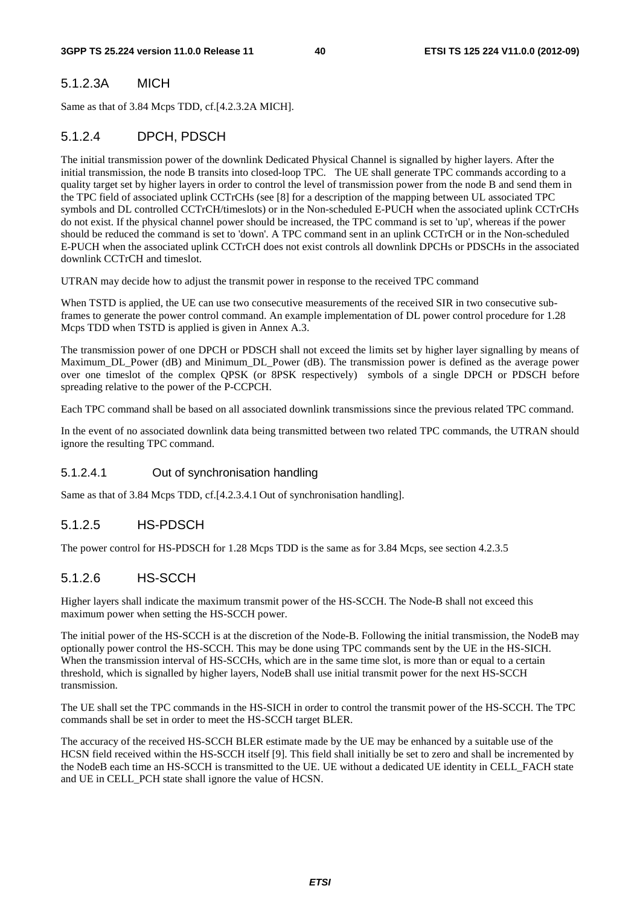#### 5.1.2.3A MICH

Same as that of 3.84 Mcps TDD, cf.[4.2.3.2A MICH].

#### 5.1.2.4 DPCH, PDSCH

The initial transmission power of the downlink Dedicated Physical Channel is signalled by higher layers. After the initial transmission, the node B transits into closed-loop TPC. The UE shall generate TPC commands according to a quality target set by higher layers in order to control the level of transmission power from the node B and send them in the TPC field of associated uplink CCTrCHs (see [8] for a description of the mapping between UL associated TPC symbols and DL controlled CCTrCH/timeslots) or in the Non-scheduled E-PUCH when the associated uplink CCTrCHs do not exist. If the physical channel power should be increased, the TPC command is set to 'up', whereas if the power should be reduced the command is set to 'down'. A TPC command sent in an uplink CCTrCH or in the Non-scheduled E-PUCH when the associated uplink CCTrCH does not exist controls all downlink DPCHs or PDSCHs in the associated downlink CCTrCH and timeslot.

UTRAN may decide how to adjust the transmit power in response to the received TPC command

When TSTD is applied, the UE can use two consecutive measurements of the received SIR in two consecutive sub-frames to generate the power control command. An example implementation of DL power control procedure for 1.28 Mcps TDD when TSTD is applied is given in Annex A.3.

The transmission power of one DPCH or PDSCH shall not exceed the limits set by higher layer signalling by means of Maximum_DL_Power (dB) and Minimum_DL_Power (dB). The transmission power is defined as the average power over one timeslot of the complex QPSK (or 8PSK respectively) symbols of a single DPCH or PDSCH before spreading relative to the power of the P-CCPCH.

Each TPC command shall be based on all associated downlink transmissions since the previous related TPC command.

In the event of no associated downlink data being transmitted between two related TPC commands, the UTRAN should ignore the resulting TPC command.

##### 5.1.2.4.1 Out of synchronisation handling

Same as that of 3.84 Mcps TDD, cf.[4.2.3.4.1 Out of synchronisation handling].

#### 5.1.2.5 HS-PDSCH

The power control for HS-PDSCH for 1.28 Mcps TDD is the same as for 3.84 Mcps, see section 4.2.3.5

#### 5.1.2.6 HS-SCCH

Higher layers shall indicate the maximum transmit power of the HS-SCCH. The Node-B shall not exceed this maximum power when setting the HS-SCCH power.

The initial power of the HS-SCCH is at the discretion of the Node-B. Following the initial transmission, the NodeB may optionally power control the HS-SCCH. This may be done using TPC commands sent by the UE in the HS-SICH. When the transmission interval of HS-SCCHs, which are in the same time slot, is more than or equal to a certain threshold, which is signalled by higher layers, NodeB shall use initial transmit power for the next HS-SCCH transmission.

The UE shall set the TPC commands in the HS-SICH in order to control the transmit power of the HS-SCCH. The TPC commands shall be set in order to meet the HS-SCCH target BLER.

The accuracy of the received HS-SCCH BLER estimate made by the UE may be enhanced by a suitable use of the HCSN field received within the HS-SCCH itself [9]. This field shall initially be set to zero and shall be incremented by the NodeB each time an HS-SCCH is transmitted to the UE. UE without a dedicated UE identity in CELL_FACH state and UE in CELL_PCH state shall ignore the value of HCSN.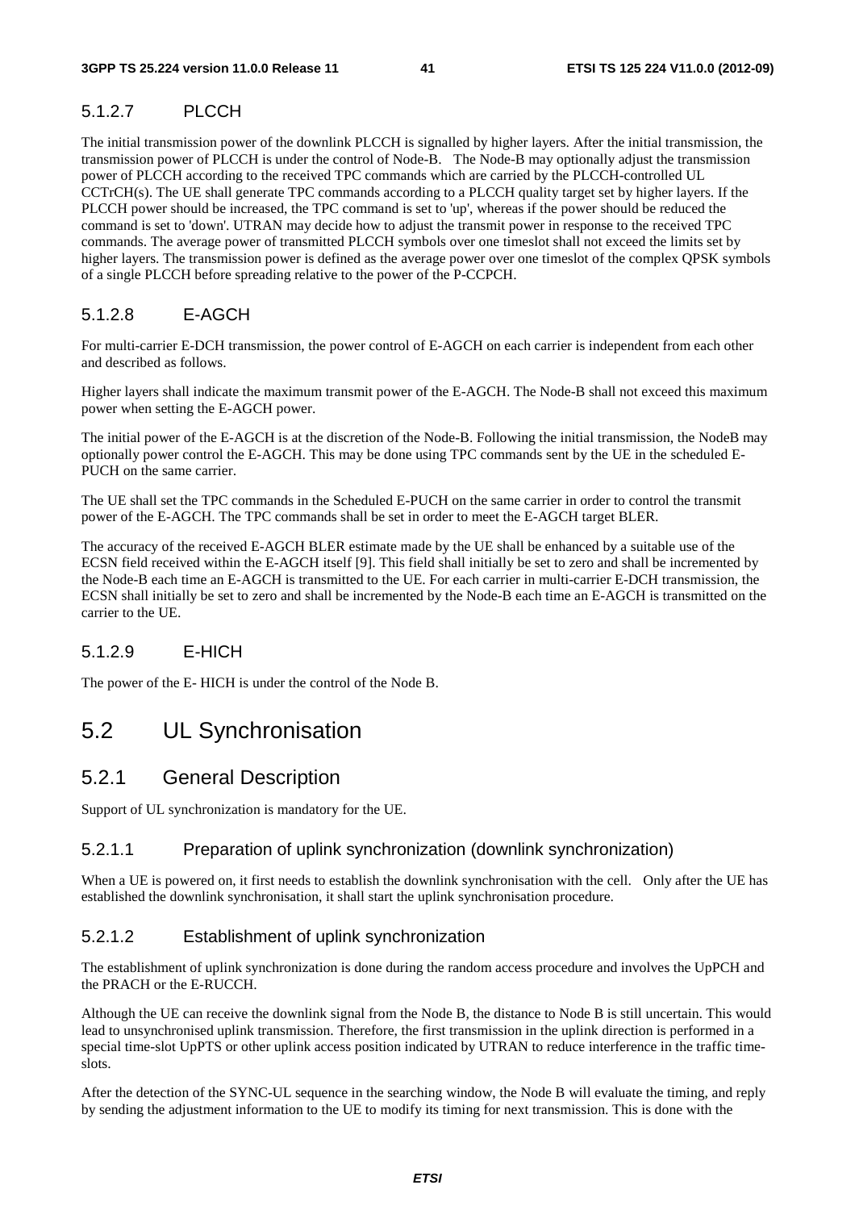#### 5.1.2.7 PLCCH

The initial transmission power of the downlink PLCCH is signalled by higher layers. After the initial transmission, the transmission power of PLCCH is under the control of Node-B. The Node-B may optionally adjust the transmission power of PLCCH according to the received TPC commands which are carried by the PLCCH-controlled UL CCTrCH(s). The UE shall generate TPC commands according to a PLCCH quality target set by higher layers. If the PLCCH power should be increased, the TPC command is set to 'up', whereas if the power should be reduced the command is set to 'down'. UTRAN may decide how to adjust the transmit power in response to the received TPC commands. The average power of transmitted PLCCH symbols over one timeslot shall not exceed the limits set by higher layers. The transmission power is defined as the average power over one timeslot of the complex QPSK symbols of a single PLCCH before spreading relative to the power of the P-CCPCH.

#### 5.1.2.8 E-AGCH

For multi-carrier E-DCH transmission, the power control of E-AGCH on each carrier is independent from each other and described as follows.

Higher layers shall indicate the maximum transmit power of the E-AGCH. The Node-B shall not exceed this maximum power when setting the E-AGCH power.

The initial power of the E-AGCH is at the discretion of the Node-B. Following the initial transmission, the NodeB may optionally power control the E-AGCH. This may be done using TPC commands sent by the UE in the scheduled E-PUCH on the same carrier.

The UE shall set the TPC commands in the Scheduled E-PUCH on the same carrier in order to control the transmit power of the E-AGCH. The TPC commands shall be set in order to meet the E-AGCH target BLER.

The accuracy of the received E-AGCH BLER estimate made by the UE shall be enhanced by a suitable use of the ECSN field received within the E-AGCH itself [9]. This field shall initially be set to zero and shall be incremented by the Node-B each time an E-AGCH is transmitted to the UE. For each carrier in multi-carrier E-DCH transmission, the ECSN shall initially be set to zero and shall be incremented by the Node-B each time an E-AGCH is transmitted on the carrier to the UE.

#### 5.1.2.9 E-HICH

The power of the E- HICH is under the control of the Node B.

## 5.2 UL Synchronisation

### 5.2.1 General Description

Support of UL synchronization is mandatory for the UE.

#### 5.2.1.1 Preparation of uplink synchronization (downlink synchronization)

When a UE is powered on, it first needs to establish the downlink synchronisation with the cell. Only after the UE has established the downlink synchronisation, it shall start the uplink synchronisation procedure.

#### 5.2.1.2 Establishment of uplink synchronization

The establishment of uplink synchronization is done during the random access procedure and involves the UpPCH and the PRACH or the E-RUCCH.

Although the UE can receive the downlink signal from the Node B, the distance to Node B is still uncertain. This would lead to unsynchronised uplink transmission. Therefore, the first transmission in the uplink direction is performed in a special time-slot UpPTS or other uplink access position indicated by UTRAN to reduce interference in the traffic time-slots.

After the detection of the SYNC-UL sequence in the searching window, the Node B will evaluate the timing, and reply by sending the adjustment information to the UE to modify its timing for next transmission. This is done with the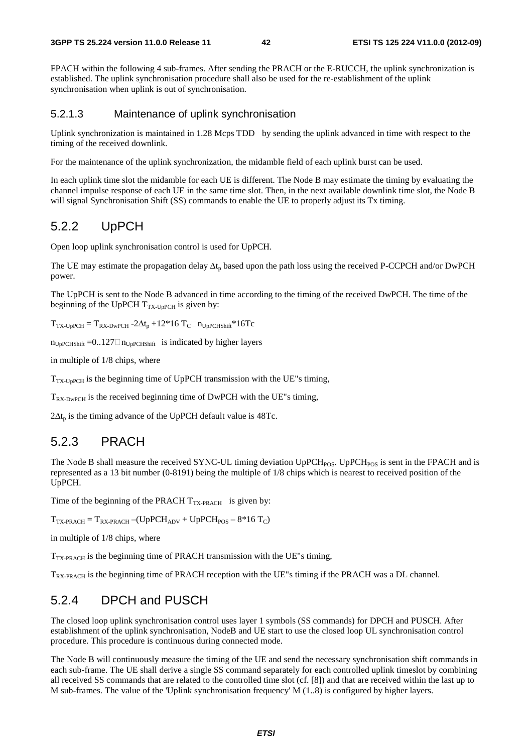FPACH within the following 4 sub-frames. After sending the PRACH or the E-RUCCH, the uplink synchronization is established. The uplink synchronisation procedure shall also be used for the re-establishment of the uplink synchronisation when uplink is out of synchronisation.

#### 5.2.1.3 Maintenance of uplink synchronisation

Uplink synchronization is maintained in 1.28 Mcps TDD by sending the uplink advanced in time with respect to the timing of the received downlink.

For the maintenance of the uplink synchronization, the midamble field of each uplink burst can be used.

In each uplink time slot the midamble for each UE is different. The Node B may estimate the timing by evaluating the channel impulse response of each UE in the same time slot. Then, in the next available downlink time slot, the Node B will signal Synchronisation Shift (SS) commands to enable the UE to properly adjust its Tx timing.

### 5.2.2 UpPCH

Open loop uplink synchronisation control is used for UpPCH.

The UE may estimate the propagation delay $\Delta t_p$ based upon the path loss using the received P-CCPCH and/or DwPCH power.

The UpPCH is sent to the Node B advanced in time according to the timing of the received DwPCH. The time of the beginning of the UpPCH $T_{TX\text{-}UpPCH}$ is given by:

$T_{TX\text{-}UpPCH} = T_{RX\text{-}DwPCH} - 2\Delta t_p + 12*16\ T_C \square\ n_{UpPCHShift}*16Tc$

$n_{UpPCHShift} = 0..127 \square\ n_{UpPCHShift}$ is indicated by higher layers

in multiple of 1/8 chips, where

$T_{TX\text{-}UpPCH}$ is the beginning time of UpPCH transmission with the UE"s timing,

$T_{RX\text{-}DwPCH}$ is the received beginning time of DwPCH with the UE"s timing,

$2\Delta t_p$ is the timing advance of the UpPCH default value is 48Tc.

### 5.2.3 PRACH

The Node B shall measure the received SYNC-UL timing deviation $UpPCH_{POS}$. $UpPCH_{POS}$ is sent in the FPACH and is represented as a 13 bit number (0-8191) being the multiple of 1/8 chips which is nearest to received position of the UpPCH.

Time of the beginning of the PRACH $T_{TX\text{-}PRACH}$ is given by:

$T_{TX\text{-}PRACH} = T_{RX\text{-}PRACH} - (UpPCH_{ADV} + UpPCH_{POS} - 8*16\ T_C)$

in multiple of 1/8 chips, where

$T_{TX\text{-}PRACH}$ is the beginning time of PRACH transmission with the UE"s timing,

$T_{RX\text{-}PRACH}$ is the beginning time of PRACH reception with the UE"s timing if the PRACH was a DL channel.

### 5.2.4 DPCH and PUSCH

The closed loop uplink synchronisation control uses layer 1 symbols (SS commands) for DPCH and PUSCH. After establishment of the uplink synchronisation, NodeB and UE start to use the closed loop UL synchronisation control procedure. This procedure is continuous during connected mode.

The Node B will continuously measure the timing of the UE and send the necessary synchronisation shift commands in each sub-frame. The UE shall derive a single SS command separately for each controlled uplink timeslot by combining all received SS commands that are related to the controlled time slot (cf. [8]) and that are received within the last up to M sub-frames. The value of the 'Uplink synchronisation frequency' M (1..8) is configured by higher layers.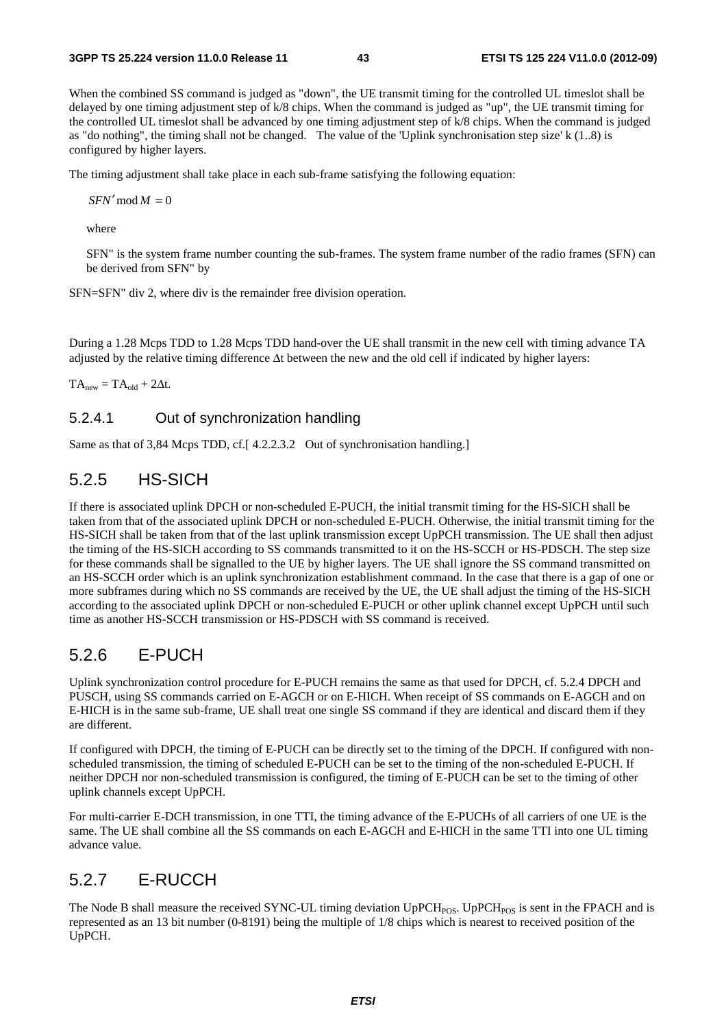When the combined SS command is judged as "down", the UE transmit timing for the controlled UL timeslot shall be delayed by one timing adjustment step of k/8 chips. When the command is judged as "up", the UE transmit timing for the controlled UL timeslot shall be advanced by one timing adjustment step of k/8 chips. When the command is judged as "do nothing", the timing shall not be changed. The value of the 'Uplink synchronisation step size' k (1..8) is configured by higher layers.

The timing adjustment shall take place in each sub-frame satisfying the following equation:

$$SFN' \bmod M = 0$$

where

SFN" is the system frame number counting the sub-frames. The system frame number of the radio frames (SFN) can be derived from SFN" by

SFN=SFN" div 2, where div is the remainder free division operation.

During a 1.28 Mcps TDD to 1.28 Mcps TDD hand-over the UE shall transmit in the new cell with timing advance TA adjusted by the relative timing difference Δt between the new and the old cell if indicated by higher layers:

$TA_{new} = TA_{old} + 2\Delta t$.

#### 5.2.4.1 Out of synchronization handling

Same as that of 3,84 Mcps TDD, cf.[ 4.2.2.3.2 Out of synchronisation handling.]

### 5.2.5 HS-SICH

If there is associated uplink DPCH or non-scheduled E-PUCH, the initial transmit timing for the HS-SICH shall be taken from that of the associated uplink DPCH or non-scheduled E-PUCH. Otherwise, the initial transmit timing for the HS-SICH shall be taken from that of the last uplink transmission except UpPCH transmission. The UE shall then adjust the timing of the HS-SICH according to SS commands transmitted to it on the HS-SCCH or HS-PDSCH. The step size for these commands shall be signalled to the UE by higher layers. The UE shall ignore the SS command transmitted on an HS-SCCH order which is an uplink synchronization establishment command. In the case that there is a gap of one or more subframes during which no SS commands are received by the UE, the UE shall adjust the timing of the HS-SICH according to the associated uplink DPCH or non-scheduled E-PUCH or other uplink channel except UpPCH until such time as another HS-SCCH transmission or HS-PDSCH with SS command is received.

### 5.2.6 E-PUCH

Uplink synchronization control procedure for E-PUCH remains the same as that used for DPCH, cf. 5.2.4 DPCH and PUSCH, using SS commands carried on E-AGCH or on E-HICH. When receipt of SS commands on E-AGCH and on E-HICH is in the same sub-frame, UE shall treat one single SS command if they are identical and discard them if they are different.

If configured with DPCH, the timing of E-PUCH can be directly set to the timing of the DPCH. If configured with non-scheduled transmission, the timing of scheduled E-PUCH can be set to the timing of the non-scheduled E-PUCH. If neither DPCH nor non-scheduled transmission is configured, the timing of E-PUCH can be set to the timing of other uplink channels except UpPCH.

For multi-carrier E-DCH transmission, in one TTI, the timing advance of the E-PUCHs of all carriers of one UE is the same. The UE shall combine all the SS commands on each E-AGCH and E-HICH in the same TTI into one UL timing advance value.

### 5.2.7 E-RUCCH

The Node B shall measure the received SYNC-UL timing deviation $UpPCH_{POS}$. $UpPCH_{POS}$ is sent in the FPACH and is represented as an 13 bit number (0-8191) being the multiple of 1/8 chips which is nearest to received position of the UpPCH.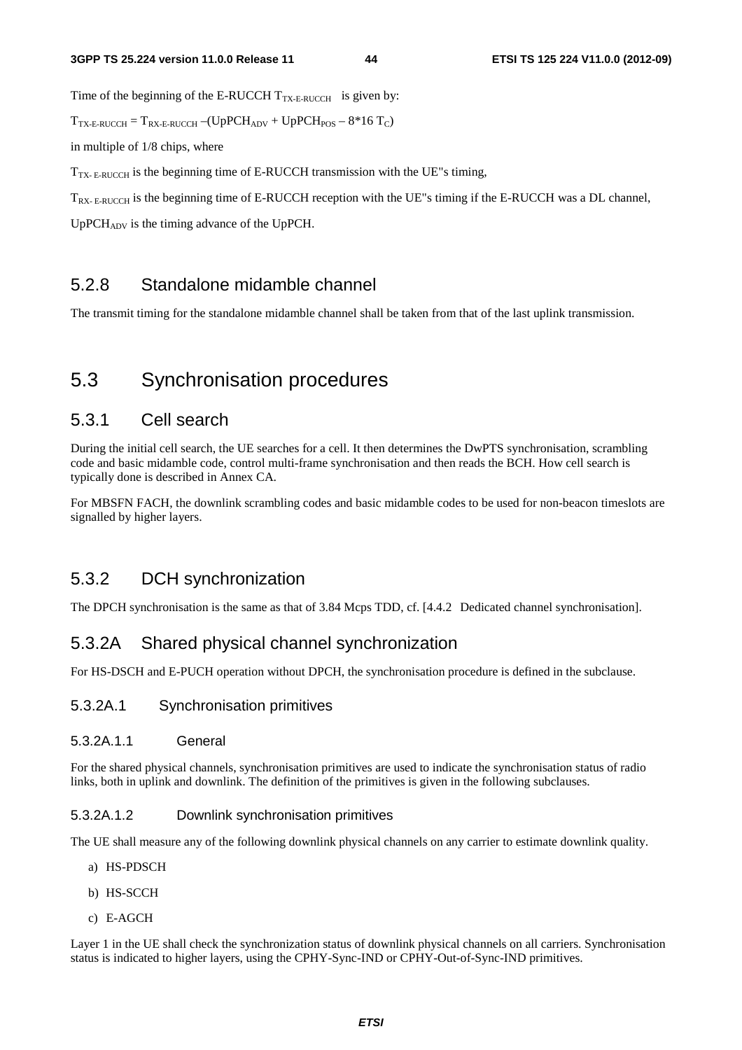Time of the beginning of the E-RUCCH $T_{TX\text{-}E\text{-}RUCCH}$ is given by:

$T_{TX\text{-}E\text{-}RUCCH} = T_{RX\text{-}E\text{-}RUCCH} - (UpPCH_{ADV} + UpPCH_{POS} - 8*16\ T_C)$

in multiple of 1/8 chips, where

$T_{TX\text{-}E\text{-}RUCCH}$ is the beginning time of E-RUCCH transmission with the UE"s timing,

$T_{RX\text{-}E\text{-}RUCCH}$ is the beginning time of E-RUCCH reception with the UE"s timing if the E-RUCCH was a DL channel,

$UpPCH_{ADV}$ is the timing advance of the UpPCH.

### 5.2.8 Standalone midamble channel

The transmit timing for the standalone midamble channel shall be taken from that of the last uplink transmission.

## 5.3 Synchronisation procedures

### 5.3.1 Cell search

During the initial cell search, the UE searches for a cell. It then determines the DwPTS synchronisation, scrambling code and basic midamble code, control multi-frame synchronisation and then reads the BCH. How cell search is typically done is described in Annex CA.

For MBSFN FACH, the downlink scrambling codes and basic midamble codes to be used for non-beacon timeslots are signalled by higher layers.

### 5.3.2 DCH synchronization

The DPCH synchronisation is the same as that of 3.84 Mcps TDD, cf. [4.4.2 Dedicated channel synchronisation].

### 5.3.2A Shared physical channel synchronization

For HS-DSCH and E-PUCH operation without DPCH, the synchronisation procedure is defined in the subclause.

#### 5.3.2A.1 Synchronisation primitives

##### 5.3.2A.1.1 General

For the shared physical channels, synchronisation primitives are used to indicate the synchronisation status of radio links, both in uplink and downlink. The definition of the primitives is given in the following subclauses.

##### 5.3.2A.1.2 Downlink synchronisation primitives

The UE shall measure any of the following downlink physical channels on any carrier to estimate downlink quality.

a) HS-PDSCH

b) HS-SCCH

c) E-AGCH

Layer 1 in the UE shall check the synchronization status of downlink physical channels on all carriers. Synchronisation status is indicated to higher layers, using the CPHY-Sync-IND or CPHY-Out-of-Sync-IND primitives.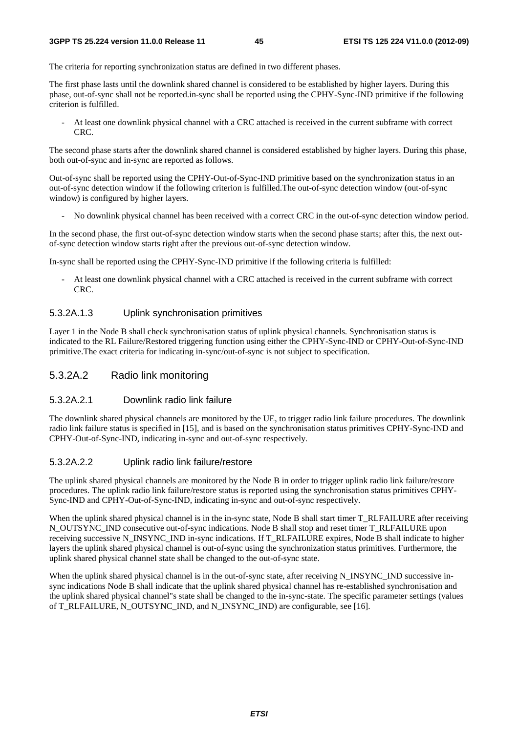The criteria for reporting synchronization status are defined in two different phases.

The first phase lasts until the downlink shared channel is considered to be established by higher layers. During this phase, out-of-sync shall not be reported.in-sync shall be reported using the CPHY-Sync-IND primitive if the following criterion is fulfilled.

- At least one downlink physical channel with a CRC attached is received in the current subframe with correct CRC.

The second phase starts after the downlink shared channel is considered established by higher layers. During this phase, both out-of-sync and in-sync are reported as follows.

Out-of-sync shall be reported using the CPHY-Out-of-Sync-IND primitive based on the synchronization status in an out-of-sync detection window if the following criterion is fulfilled.The out-of-sync detection window (out-of-sync window) is configured by higher layers.

- No downlink physical channel has been received with a correct CRC in the out-of-sync detection window period.

In the second phase, the first out-of-sync detection window starts when the second phase starts; after this, the next out-of-sync detection window starts right after the previous out-of-sync detection window.

In-sync shall be reported using the CPHY-Sync-IND primitive if the following criteria is fulfilled:

- At least one downlink physical channel with a CRC attached is received in the current subframe with correct CRC.

#### 5.3.2A.1.3 Uplink synchronisation primitives

Layer 1 in the Node B shall check synchronisation status of uplink physical channels. Synchronisation status is indicated to the RL Failure/Restored triggering function using either the CPHY-Sync-IND or CPHY-Out-of-Sync-IND primitive.The exact criteria for indicating in-sync/out-of-sync is not subject to specification.

### 5.3.2A.2 Radio link monitoring

#### 5.3.2A.2.1 Downlink radio link failure

The downlink shared physical channels are monitored by the UE, to trigger radio link failure procedures. The downlink radio link failure status is specified in [15], and is based on the synchronisation status primitives CPHY-Sync-IND and CPHY-Out-of-Sync-IND, indicating in-sync and out-of-sync respectively.

#### 5.3.2A.2.2 Uplink radio link failure/restore

The uplink shared physical channels are monitored by the Node B in order to trigger uplink radio link failure/restore procedures. The uplink radio link failure/restore status is reported using the synchronisation status primitives CPHY-Sync-IND and CPHY-Out-of-Sync-IND, indicating in-sync and out-of-sync respectively.

When the uplink shared physical channel is in the in-sync state, Node B shall start timer T_RLFAILURE after receiving N_OUTSYNC_IND consecutive out-of-sync indications. Node B shall stop and reset timer T_RLFAILURE upon receiving successive N_INSYNC_IND in-sync indications. If T_RLFAILURE expires, Node B shall indicate to higher layers the uplink shared physical channel is out-of-sync using the synchronization status primitives. Furthermore, the uplink shared physical channel state shall be changed to the out-of-sync state.

When the uplink shared physical channel is in the out-of-sync state, after receiving N_INSYNC_IND successive in-sync indications Node B shall indicate that the uplink shared physical channel has re-established synchronisation and the uplink shared physical channel"s state shall be changed to the in-sync-state. The specific parameter settings (values of T_RLFAILURE, N_OUTSYNC_IND, and N_INSYNC_IND) are configurable, see [16].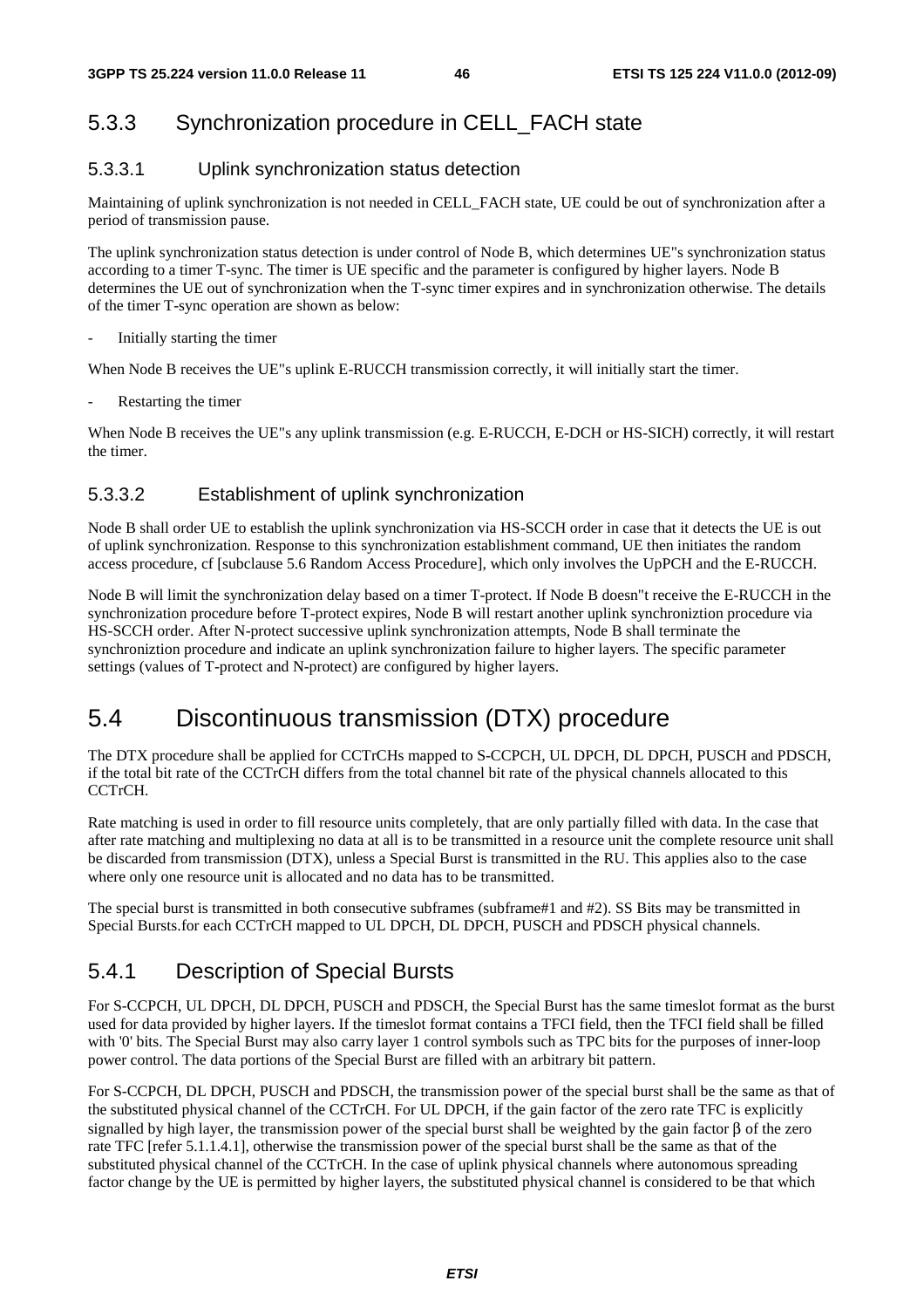### 5.3.3 Synchronization procedure in CELL_FACH state

#### 5.3.3.1 Uplink synchronization status detection

Maintaining of uplink synchronization is not needed in CELL_FACH state, UE could be out of synchronization after a period of transmission pause.

The uplink synchronization status detection is under control of Node B, which determines UE"s synchronization status according to a timer T-sync. The timer is UE specific and the parameter is configured by higher layers. Node B determines the UE out of synchronization when the T-sync timer expires and in synchronization otherwise. The details of the timer T-sync operation are shown as below:

- Initially starting the timer

When Node B receives the UE"s uplink E-RUCCH transmission correctly, it will initially start the timer.

- Restarting the timer

When Node B receives the UE"s any uplink transmission (e.g. E-RUCCH, E-DCH or HS-SICH) correctly, it will restart the timer.

#### 5.3.3.2 Establishment of uplink synchronization

Node B shall order UE to establish the uplink synchronization via HS-SCCH order in case that it detects the UE is out of uplink synchronization. Response to this synchronization establishment command, UE then initiates the random access procedure, cf [subclause 5.6 Random Access Procedure], which only involves the UpPCH and the E-RUCCH.

Node B will limit the synchronization delay based on a timer T-protect. If Node B doesn"t receive the E-RUCCH in the synchronization procedure before T-protect expires, Node B will restart another uplink synchroniztion procedure via HS-SCCH order. After N-protect successive uplink synchronization attempts, Node B shall terminate the synchroniztion procedure and indicate an uplink synchronization failure to higher layers. The specific parameter settings (values of T-protect and N-protect) are configured by higher layers.

## 5.4 Discontinuous transmission (DTX) procedure

The DTX procedure shall be applied for CCTrCHs mapped to S-CCPCH, UL DPCH, DL DPCH, PUSCH and PDSCH, if the total bit rate of the CCTrCH differs from the total channel bit rate of the physical channels allocated to this CCTrCH.

Rate matching is used in order to fill resource units completely, that are only partially filled with data. In the case that after rate matching and multiplexing no data at all is to be transmitted in a resource unit the complete resource unit shall be discarded from transmission (DTX), unless a Special Burst is transmitted in the RU. This applies also to the case where only one resource unit is allocated and no data has to be transmitted.

The special burst is transmitted in both consecutive subframes (subframe#1 and #2). SS Bits may be transmitted in Special Bursts.for each CCTrCH mapped to UL DPCH, DL DPCH, PUSCH and PDSCH physical channels.

### 5.4.1 Description of Special Bursts

For S-CCPCH, UL DPCH, DL DPCH, PUSCH and PDSCH, the Special Burst has the same timeslot format as the burst used for data provided by higher layers. If the timeslot format contains a TFCI field, then the TFCI field shall be filled with '0' bits. The Special Burst may also carry layer 1 control symbols such as TPC bits for the purposes of inner-loop power control. The data portions of the Special Burst are filled with an arbitrary bit pattern.

For S-CCPCH, DL DPCH, PUSCH and PDSCH, the transmission power of the special burst shall be the same as that of the substituted physical channel of the CCTrCH. For UL DPCH, if the gain factor of the zero rate TFC is explicitly signalled by high layer, the transmission power of the special burst shall be weighted by the gain factor $\beta$ of the zero rate TFC [refer 5.1.1.4.1], otherwise the transmission power of the special burst shall be the same as that of the substituted physical channel of the CCTrCH. In the case of uplink physical channels where autonomous spreading factor change by the UE is permitted by higher layers, the substituted physical channel is considered to be that which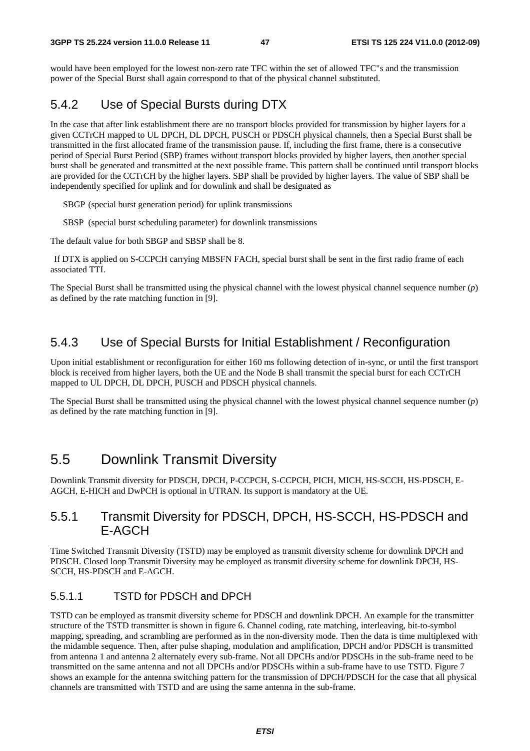would have been employed for the lowest non-zero rate TFC within the set of allowed TFC"s and the transmission power of the Special Burst shall again correspond to that of the physical channel substituted.

### 5.4.2 Use of Special Bursts during DTX

In the case that after link establishment there are no transport blocks provided for transmission by higher layers for a given CCTrCH mapped to UL DPCH, DL DPCH, PUSCH or PDSCH physical channels, then a Special Burst shall be transmitted in the first allocated frame of the transmission pause. If, including the first frame, there is a consecutive period of Special Burst Period (SBP) frames without transport blocks provided by higher layers, then another special burst shall be generated and transmitted at the next possible frame. This pattern shall be continued until transport blocks are provided for the CCTrCH by the higher layers. SBP shall be provided by higher layers. The value of SBP shall be independently specified for uplink and for downlink and shall be designated as

SBGP (special burst generation period) for uplink transmissions

SBSP (special burst scheduling parameter) for downlink transmissions

The default value for both SBGP and SBSP shall be 8.

If DTX is applied on S-CCPCH carrying MBSFN FACH, special burst shall be sent in the first radio frame of each associated TTI.

The Special Burst shall be transmitted using the physical channel with the lowest physical channel sequence number (*p*) as defined by the rate matching function in [9].

### 5.4.3 Use of Special Bursts for Initial Establishment / Reconfiguration

Upon initial establishment or reconfiguration for either 160 ms following detection of in-sync, or until the first transport block is received from higher layers, both the UE and the Node B shall transmit the special burst for each CCTrCH mapped to UL DPCH, DL DPCH, PUSCH and PDSCH physical channels.

The Special Burst shall be transmitted using the physical channel with the lowest physical channel sequence number (*p*) as defined by the rate matching function in [9].

## 5.5 Downlink Transmit Diversity

Downlink Transmit diversity for PDSCH, DPCH, P-CCPCH, S-CCPCH, PICH, MICH, HS-SCCH, HS-PDSCH, E-AGCH, E-HICH and DwPCH is optional in UTRAN. Its support is mandatory at the UE.

### 5.5.1 Transmit Diversity for PDSCH, DPCH, HS-SCCH, HS-PDSCH and E-AGCH

Time Switched Transmit Diversity (TSTD) may be employed as transmit diversity scheme for downlink DPCH and PDSCH. Closed loop Transmit Diversity may be employed as transmit diversity scheme for downlink DPCH, HS-SCCH, HS-PDSCH and E-AGCH.

#### 5.5.1.1 TSTD for PDSCH and DPCH

TSTD can be employed as transmit diversity scheme for PDSCH and downlink DPCH. An example for the transmitter structure of the TSTD transmitter is shown in figure 6. Channel coding, rate matching, interleaving, bit-to-symbol mapping, spreading, and scrambling are performed as in the non-diversity mode. Then the data is time multiplexed with the midamble sequence. Then, after pulse shaping, modulation and amplification, DPCH and/or PDSCH is transmitted from antenna 1 and antenna 2 alternately every sub-frame. Not all DPCHs and/or PDSCHs in the sub-frame need to be transmitted on the same antenna and not all DPCHs and/or PDSCHs within a sub-frame have to use TSTD. Figure 7 shows an example for the antenna switching pattern for the transmission of DPCH/PDSCH for the case that all physical channels are transmitted with TSTD and are using the same antenna in the sub-frame.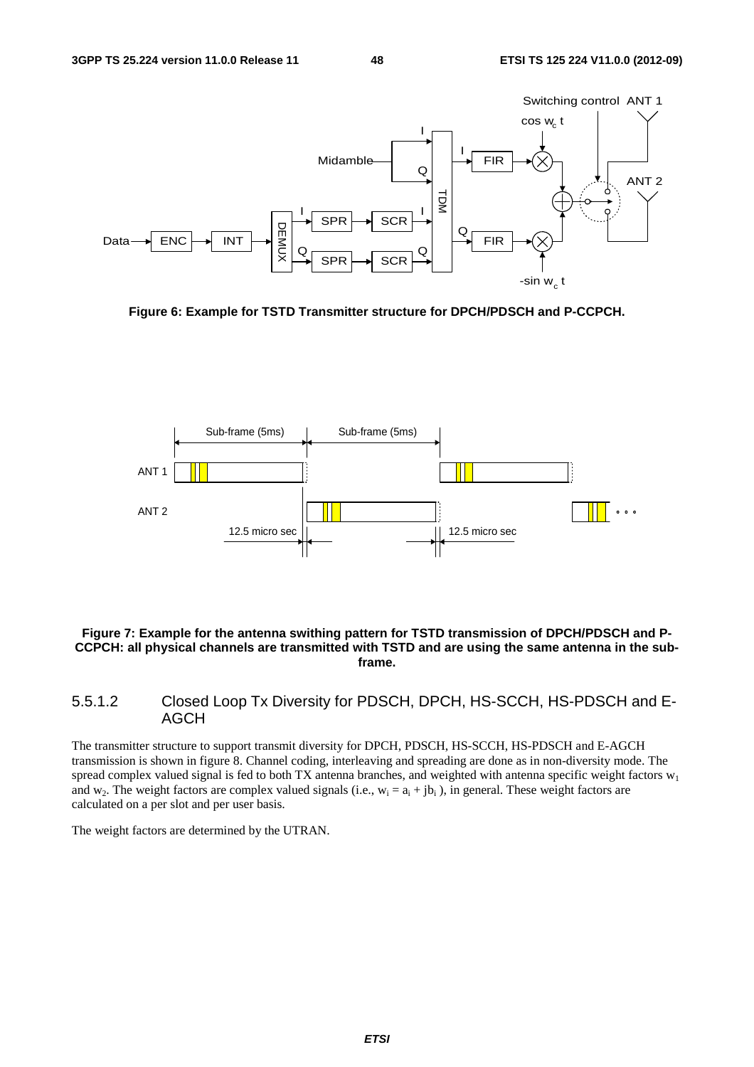Figure 6: Example for TSTD Transmitter structure for DPCH/PDSCH and P-CCPCH.

Figure 7: Example for the antenna swithing pattern for TSTD transmission of DPCH/PDSCH and P-CCPCH: all physical channels are transmitted with TSTD and are using the same antenna in the sub-frame.

### 5.5.1.2 Closed Loop Tx Diversity for PDSCH, DPCH, HS-SCCH, HS-PDSCH and E-AGCH

The transmitter structure to support transmit diversity for DPCH, PDSCH, HS-SCCH, HS-PDSCH and E-AGCH transmission is shown in figure 8. Channel coding, interleaving and spreading are done as in non-diversity mode. The spread complex valued signal is fed to both TX antenna branches, and weighted with antenna specific weight factors $w_1$ and $w_2$. The weight factors are complex valued signals (i.e., $w_i = a_i + jb_i$ ), in general. These weight factors are calculated on a per slot and per user basis.

The weight factors are determined by the UTRAN.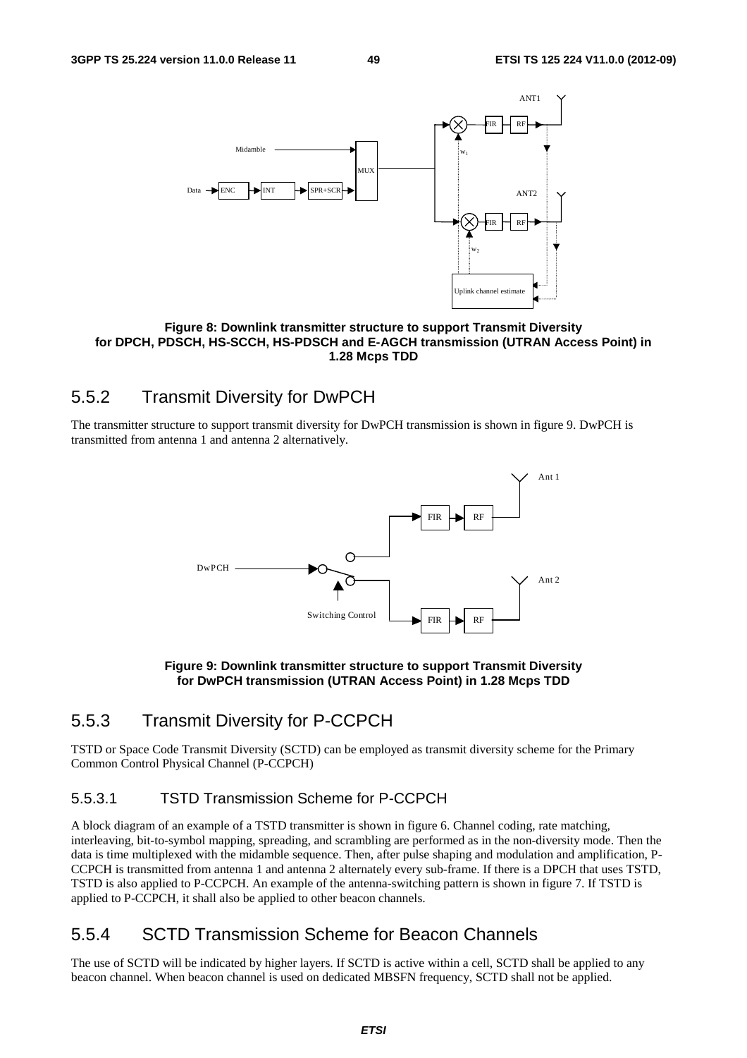**Figure 8: Downlink transmitter structure to support Transmit Diversity for DPCH, PDSCH, HS-SCCH, HS-PDSCH and E-AGCH transmission (UTRAN Access Point) in 1.28 Mcps TDD**

## 5.5.2 Transmit Diversity for DwPCH

The transmitter structure to support transmit diversity for DwPCH transmission is shown in figure 9. DwPCH is transmitted from antenna 1 and antenna 2 alternatively.

**Figure 9: Downlink transmitter structure to support Transmit Diversity for DwPCH transmission (UTRAN Access Point) in 1.28 Mcps TDD**

## 5.5.3 Transmit Diversity for P-CCPCH

TSTD or Space Code Transmit Diversity (SCTD) can be employed as transmit diversity scheme for the Primary Common Control Physical Channel (P-CCPCH)

### 5.5.3.1 TSTD Transmission Scheme for P-CCPCH

A block diagram of an example of a TSTD transmitter is shown in figure 6. Channel coding, rate matching, interleaving, bit-to-symbol mapping, spreading, and scrambling are performed as in the non-diversity mode. Then the data is time multiplexed with the midamble sequence. Then, after pulse shaping and modulation and amplification, P-CCPCH is transmitted from antenna 1 and antenna 2 alternately every sub-frame. If there is a DPCH that uses TSTD, TSTD is also applied to P-CCPCH. An example of the antenna-switching pattern is shown in figure 7. If TSTD is applied to P-CCPCH, it shall also be applied to other beacon channels.

## 5.5.4 SCTD Transmission Scheme for Beacon Channels

The use of SCTD will be indicated by higher layers. If SCTD is active within a cell, SCTD shall be applied to any beacon channel. When beacon channel is used on dedicated MBSFN frequency, SCTD shall not be applied.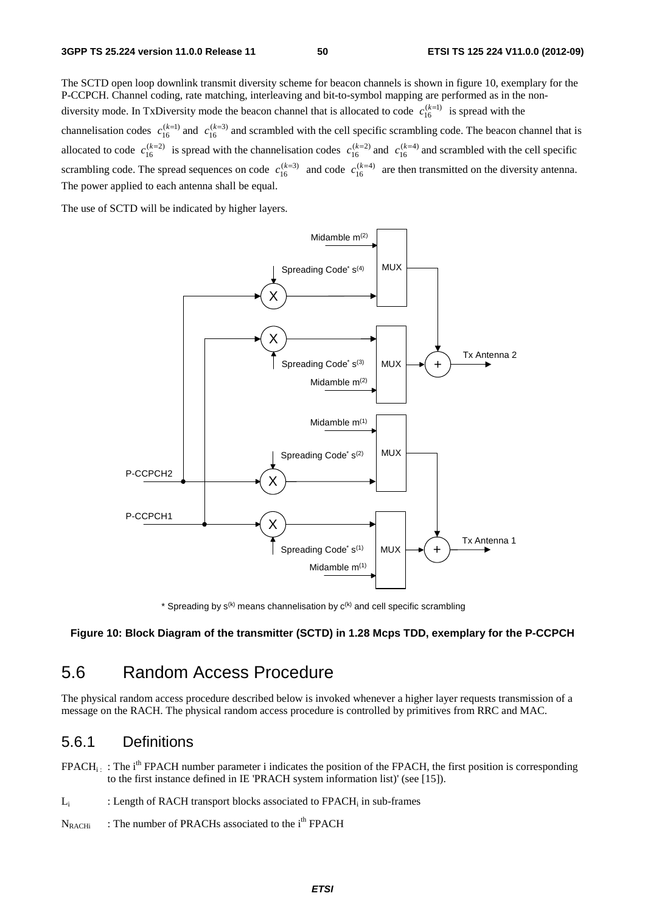The SCTD open loop downlink transmit diversity scheme for beacon channels is shown in figure 10, exemplary for the P-CCPCH. Channel coding, rate matching, interleaving and bit-to-symbol mapping are performed as in the non-diversity mode. In TxDiversity mode the beacon channel that is allocated to code $c_{16}^{(k=1)}$ is spread with the channelisation codes $c_{16}^{(k=1)}$ and $c_{16}^{(k=3)}$ and scrambled with the cell specific scrambling code. The beacon channel that is allocated to code $c_{16}^{(k=2)}$ is spread with the channelisation codes $c_{16}^{(k=2)}$ and $c_{16}^{(k=4)}$ and scrambled with the cell specific scrambling code. The spread sequences on code $c_{16}^{(k=3)}$ and code $c_{16}^{(k=4)}$ are then transmitted on the diversity antenna. The power applied to each antenna shall be equal.

The use of SCTD will be indicated by higher layers.

\* Spreading by $s^{(k)}$ means channelisation by $c^{(k)}$ and cell specific scrambling

**Figure 10: Block Diagram of the transmitter (SCTD) in 1.28 Mcps TDD, exemplary for the P-CCPCH**

# 5.6 Random Access Procedure

The physical random access procedure described below is invoked whenever a higher layer requests transmission of a message on the RACH. The physical random access procedure is controlled by primitives from RRC and MAC.

## 5.6.1 Definitions

$FPACH_i$ : The i[th] FPACH number parameter i indicates the position of the FPACH, the first position is corresponding to the first instance defined in IE 'PRACH system information list)' (see [15]).

$L_i$ : Length of RACH transport blocks associated to $FPACH_i$ in sub-frames

$N_{RACHi}$ : The number of PRACHs associated to the i[th] FPACH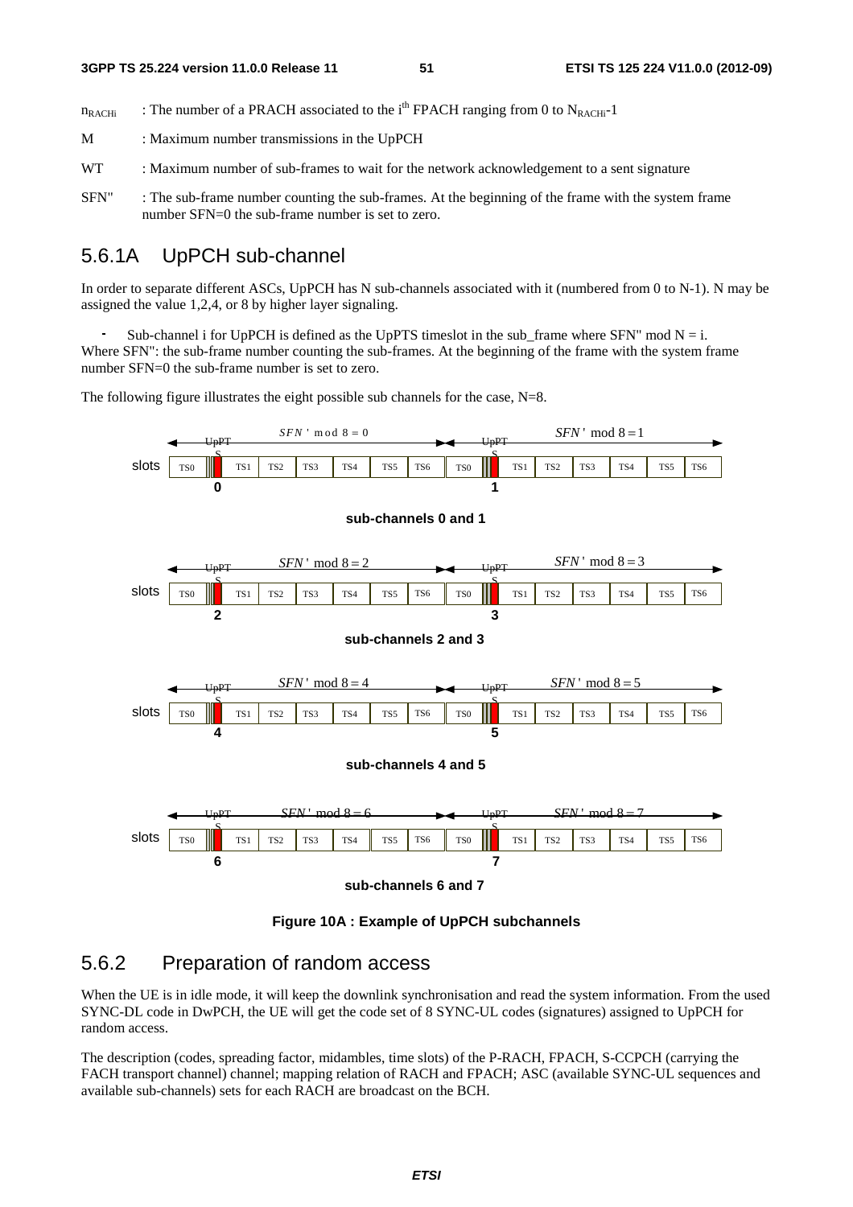$n_{RACHi}$ : The number of a PRACH associated to the i[th] FPACH ranging from 0 to $N_{RACHi}$-1

M : Maximum number transmissions in the UpPCH

WT : Maximum number of sub-frames to wait for the network acknowledgement to a sent signature

SFN'' : The sub-frame number counting the sub-frames. At the beginning of the frame with the system frame number SFN=0 the sub-frame number is set to zero.

## 5.6.1A UpPCH sub-channel

In order to separate different ASCs, UpPCH has N sub-channels associated with it (numbered from 0 to N-1). N may be assigned the value 1,2,4, or 8 by higher layer signaling.

- Sub-channel i for UpPCH is defined as the UpPTS timeslot in the sub_frame where SFN'' mod N = i.

Where SFN'': the sub-frame number counting the sub-frames. At the beginning of the frame with the system frame number SFN=0 the sub-frame number is set to zero.

The following figure illustrates the eight possible sub channels for the case, N=8.

$SFN'$ mod $8 = 0$ | $SFN'$ mod $8 = 1$

slots: TS0 | UpPTS | TS1 | TS2 | TS3 | TS4 | TS5 | TS6 | TS0 | UpPTS | TS1 | TS2 | TS3 | TS4 | TS5 | TS6

0, 1

**sub-channels 0 and 1**

$SFN'$ mod $8 = 2$ | $SFN'$ mod $8 = 3$

slots: TS0 | UpPTS | TS1 | TS2 | TS3 | TS4 | TS5 | TS6 | TS0 | UpPTS | TS1 | TS2 | TS3 | TS4 | TS5 | TS6

2, 3

**sub-channels 2 and 3**

$SFN'$ mod $8 = 4$ | $SFN'$ mod $8 = 5$

slots: TS0 | UpPTS | TS1 | TS2 | TS3 | TS4 | TS5 | TS6 | TS0 | UpPTS | TS1 | TS2 | TS3 | TS4 | TS5 | TS6

4, 5

**sub-channels 4 and 5**

$SFN'$ mod $8 = 6$ | $SFN'$ mod $8 = 7$

slots: TS0 | UpPTS | TS1 | TS2 | TS3 | TS4 | TS5 | TS6 | TS0 | UpPTS | TS1 | TS2 | TS3 | TS4 | TS5 | TS6

6, 7

**sub-channels 6 and 7**

**Figure 10A : Example of UpPCH subchannels**

## 5.6.2 Preparation of random access

When the UE is in idle mode, it will keep the downlink synchronisation and read the system information. From the used SYNC-DL code in DwPCH, the UE will get the code set of 8 SYNC-UL codes (signatures) assigned to UpPCH for random access.

The description (codes, spreading factor, midambles, time slots) of the P-RACH, FPACH, S-CCPCH (carrying the FACH transport channel) channel; mapping relation of RACH and FPACH; ASC (available SYNC-UL sequences and available sub-channels) sets for each RACH are broadcast on the BCH.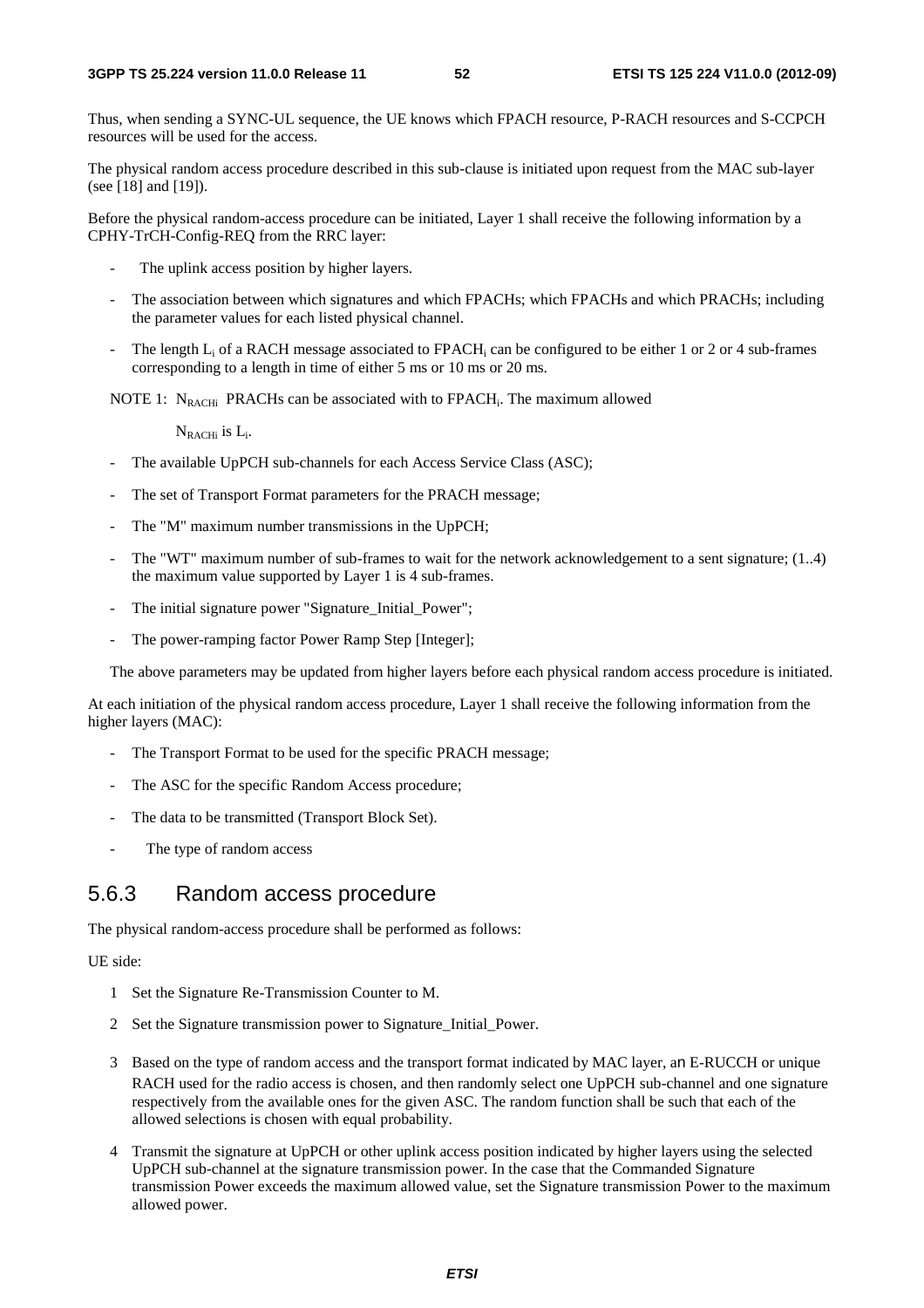Thus, when sending a SYNC-UL sequence, the UE knows which FPACH resource, P-RACH resources and S-CCPCH resources will be used for the access.

The physical random access procedure described in this sub-clause is initiated upon request from the MAC sub-layer (see [18] and [19]).

Before the physical random-access procedure can be initiated, Layer 1 shall receive the following information by a CPHY-TrCH-Config-REQ from the RRC layer:

- The uplink access position by higher layers.
- The association between which signatures and which FPACHs; which FPACHs and which PRACHs; including the parameter values for each listed physical channel.
- The length $L_i$ of a RACH message associated to $FPACH_i$ can be configured to be either 1 or 2 or 4 sub-frames corresponding to a length in time of either 5 ms or 10 ms or 20 ms.

NOTE 1: $N_{RACHi}$ PRACHs can be associated with to $FPACH_i$. The maximum allowed $N_{RACHi}$ is $L_i$.

- The available UpPCH sub-channels for each Access Service Class (ASC);
- The set of Transport Format parameters for the PRACH message;
- The "M" maximum number transmissions in the UpPCH;
- The "WT" maximum number of sub-frames to wait for the network acknowledgement to a sent signature; (1..4) the maximum value supported by Layer 1 is 4 sub-frames.
- The initial signature power "Signature_Initial_Power";
- The power-ramping factor Power Ramp Step [Integer];

The above parameters may be updated from higher layers before each physical random access procedure is initiated.

At each initiation of the physical random access procedure, Layer 1 shall receive the following information from the higher layers (MAC):

- The Transport Format to be used for the specific PRACH message;
- The ASC for the specific Random Access procedure;
- The data to be transmitted (Transport Block Set).
- The type of random access

## 5.6.3 Random access procedure

The physical random-access procedure shall be performed as follows:

UE side:

1 Set the Signature Re-Transmission Counter to M.

2 Set the Signature transmission power to Signature_Initial_Power.

3 Based on the type of random access and the transport format indicated by MAC layer, an E-RUCCH or unique RACH used for the radio access is chosen, and then randomly select one UpPCH sub-channel and one signature respectively from the available ones for the given ASC. The random function shall be such that each of the allowed selections is chosen with equal probability.

4 Transmit the signature at UpPCH or other uplink access position indicated by higher layers using the selected UpPCH sub-channel at the signature transmission power. In the case that the Commanded Signature transmission Power exceeds the maximum allowed value, set the Signature transmission Power to the maximum allowed power.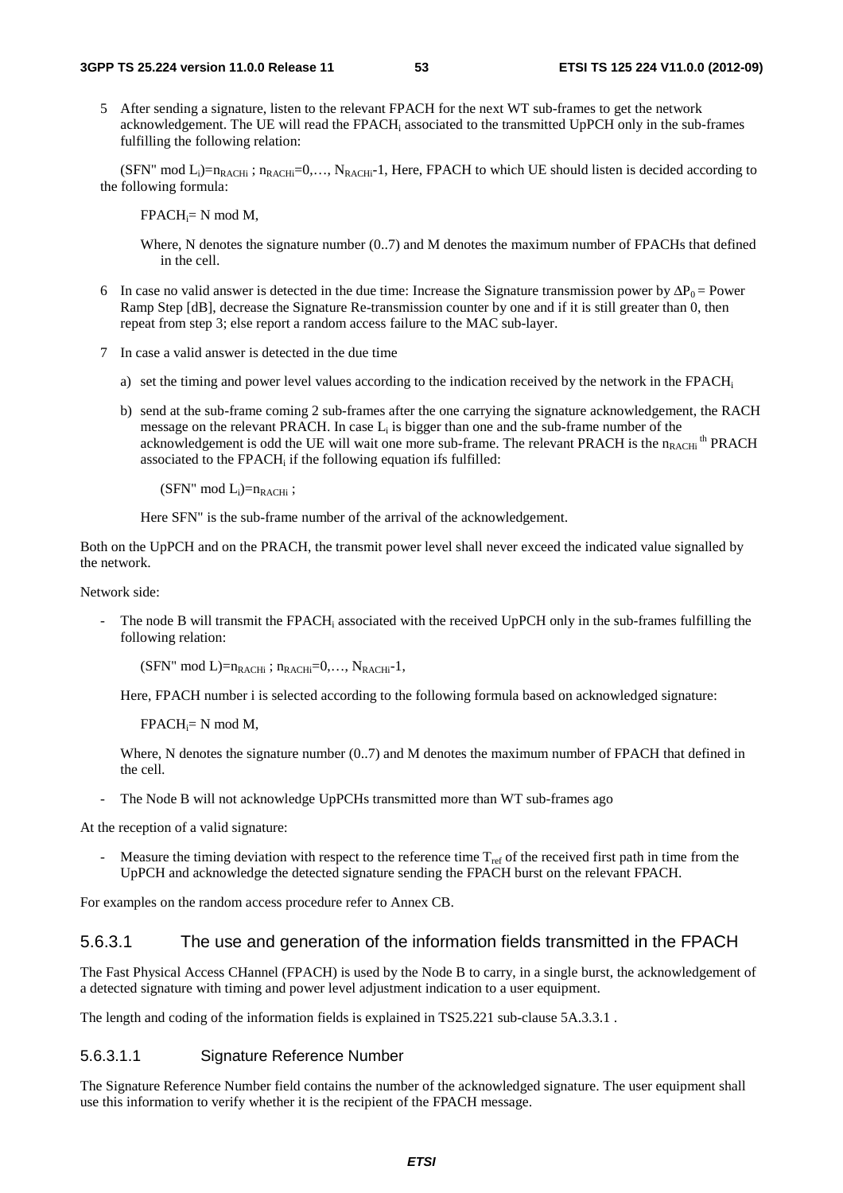5 After sending a signature, listen to the relevant FPACH for the next WT sub-frames to get the network acknowledgement. The UE will read the $FPACH_i$ associated to the transmitted UpPCH only in the sub-frames fulfilling the following relation:

(SFN" mod $L_i$)=$n_{RACHi}$ ; $n_{RACHi}$=0,…, $N_{RACHi}$-1, Here, FPACH to which UE should listen is decided according to the following formula:

$FPACH_i$= N mod M,

Where, N denotes the signature number (0..7) and M denotes the maximum number of FPACHs that defined in the cell.

6 In case no valid answer is detected in the due time: Increase the Signature transmission power by $\Delta P_0$ = Power Ramp Step [dB], decrease the Signature Re-transmission counter by one and if it is still greater than 0, then repeat from step 3; else report a random access failure to the MAC sub-layer.

7 In case a valid answer is detected in the due time

a) set the timing and power level values according to the indication received by the network in the $FPACH_i$

b) send at the sub-frame coming 2 sub-frames after the one carrying the signature acknowledgement, the RACH message on the relevant PRACH. In case $L_i$ is bigger than one and the sub-frame number of the acknowledgement is odd the UE will wait one more sub-frame. The relevant PRACH is the $n_{RACHi}$ th PRACH associated to the $FPACH_i$ if the following equation ifs fulfilled:

(SFN" mod $L_i$)=$n_{RACHi}$ ;

Here SFN" is the sub-frame number of the arrival of the acknowledgement.

Both on the UpPCH and on the PRACH, the transmit power level shall never exceed the indicated value signalled by the network.

Network side:

- The node B will transmit the $FPACH_i$ associated with the received UpPCH only in the sub-frames fulfilling the following relation:

  (SFN" mod L)=$n_{RACHi}$ ; $n_{RACHi}$=0,…, $N_{RACHi}$-1,

  Here, FPACH number i is selected according to the following formula based on acknowledged signature:

  $FPACH_i$= N mod M,

  Where, N denotes the signature number (0..7) and M denotes the maximum number of FPACH that defined in the cell.

- The Node B will not acknowledge UpPCHs transmitted more than WT sub-frames ago

At the reception of a valid signature:

- Measure the timing deviation with respect to the reference time $T_{ref}$ of the received first path in time from the UpPCH and acknowledge the detected signature sending the FPACH burst on the relevant FPACH.

For examples on the random access procedure refer to Annex CB.

### 5.6.3.1 The use and generation of the information fields transmitted in the FPACH

The Fast Physical Access CHannel (FPACH) is used by the Node B to carry, in a single burst, the acknowledgement of a detected signature with timing and power level adjustment indication to a user equipment.

The length and coding of the information fields is explained in TS25.221 sub-clause 5A.3.3.1 .

#### 5.6.3.1.1 Signature Reference Number

The Signature Reference Number field contains the number of the acknowledged signature. The user equipment shall use this information to verify whether it is the recipient of the FPACH message.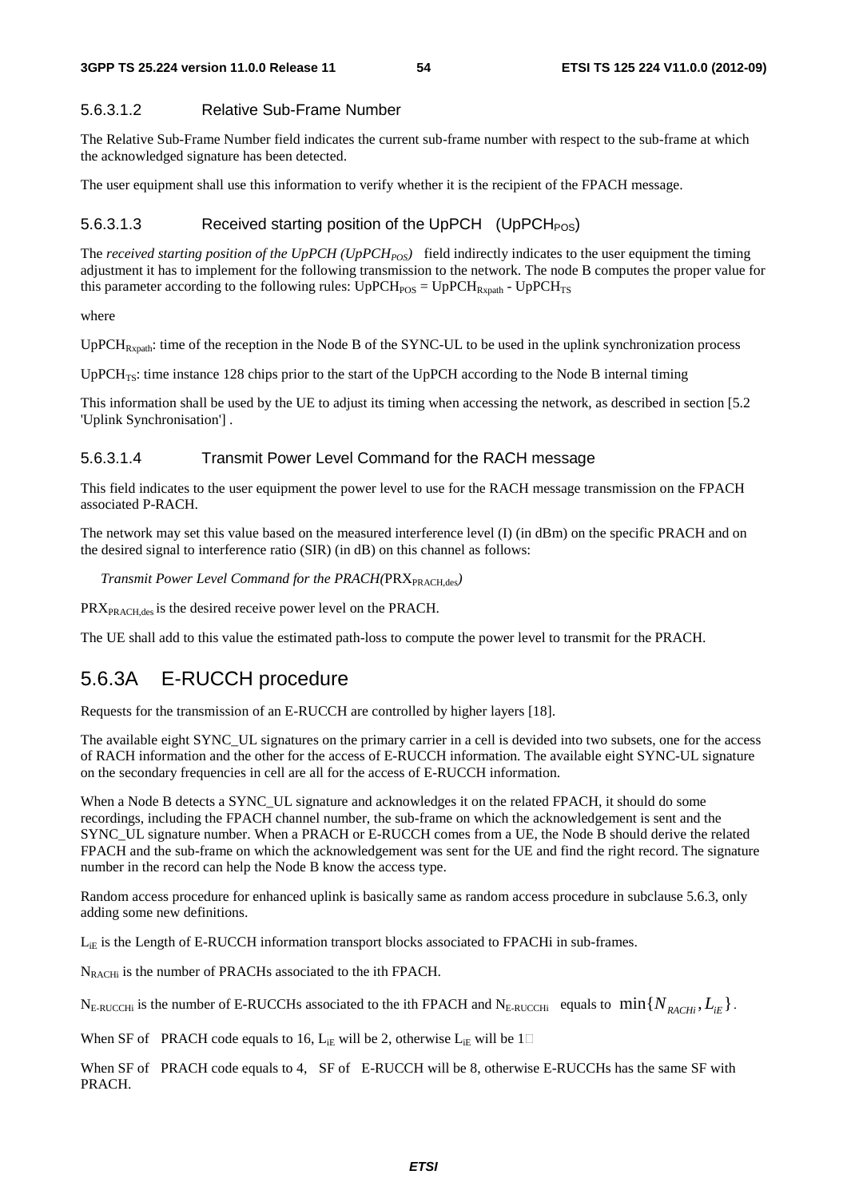#### 5.6.3.1.2 Relative Sub-Frame Number

The Relative Sub-Frame Number field indicates the current sub-frame number with respect to the sub-frame at which the acknowledged signature has been detected.

The user equipment shall use this information to verify whether it is the recipient of the FPACH message.

#### 5.6.3.1.3 Received starting position of the UpPCH ($UpPCH_{POS}$)

The *received starting position of the UpPCH* ($UpPCH_{POS}$) field indirectly indicates to the user equipment the timing adjustment it has to implement for the following transmission to the network. The node B computes the proper value for this parameter according to the following rules: $UpPCH_{POS} = UpPCH_{Rxpath} - UpPCH_{TS}$

where

$UpPCH_{Rxpath}$: time of the reception in the Node B of the SYNC-UL to be used in the uplink synchronization process

$UpPCH_{TS}$: time instance 128 chips prior to the start of the UpPCH according to the Node B internal timing

This information shall be used by the UE to adjust its timing when accessing the network, as described in section [5.2 'Uplink Synchronisation'] .

#### 5.6.3.1.4 Transmit Power Level Command for the RACH message

This field indicates to the user equipment the power level to use for the RACH message transmission on the FPACH associated P-RACH.

The network may set this value based on the measured interference level (I) (in dBm) on the specific PRACH and on the desired signal to interference ratio (SIR) (in dB) on this channel as follows:

*Transmit Power Level Command for the PRACH*($PRX_{PRACH,des}$)

$PRX_{PRACH,des}$ is the desired receive power level on the PRACH.

The UE shall add to this value the estimated path-loss to compute the power level to transmit for the PRACH.

### 5.6.3A E-RUCCH procedure

Requests for the transmission of an E-RUCCH are controlled by higher layers [18].

The available eight SYNC_UL signatures on the primary carrier in a cell is devided into two subsets, one for the access of RACH information and the other for the access of E-RUCCH information. The available eight SYNC-UL signature on the secondary frequencies in cell are all for the access of E-RUCCH information.

When a Node B detects a SYNC_UL signature and acknowledges it on the related FPACH, it should do some recordings, including the FPACH channel number, the sub-frame on which the acknowledgement is sent and the SYNC_UL signature number. When a PRACH or E-RUCCH comes from a UE, the Node B should derive the related FPACH and the sub-frame on which the acknowledgement was sent for the UE and find the right record. The signature number in the record can help the Node B know the access type.

Random access procedure for enhanced uplink is basically same as random access procedure in subclause 5.6.3, only adding some new definitions.

$L_{iE}$ is the Length of E-RUCCH information transport blocks associated to FPACHi in sub-frames.

$N_{RACHi}$ is the number of PRACHs associated to the ith FPACH.

$N_{E\text{-}RUCCHi}$ is the number of E-RUCCHs associated to the ith FPACH and $N_{E\text{-}RUCCHi}$ equals to $\min\{N_{RACHi}, L_{iE}\}$.

When SF of PRACH code equals to 16, $L_{iE}$ will be 2, otherwise $L_{iE}$ will be 1.

When SF of PRACH code equals to 4, SF of E-RUCCH will be 8, otherwise E-RUCCHs has the same SF with PRACH.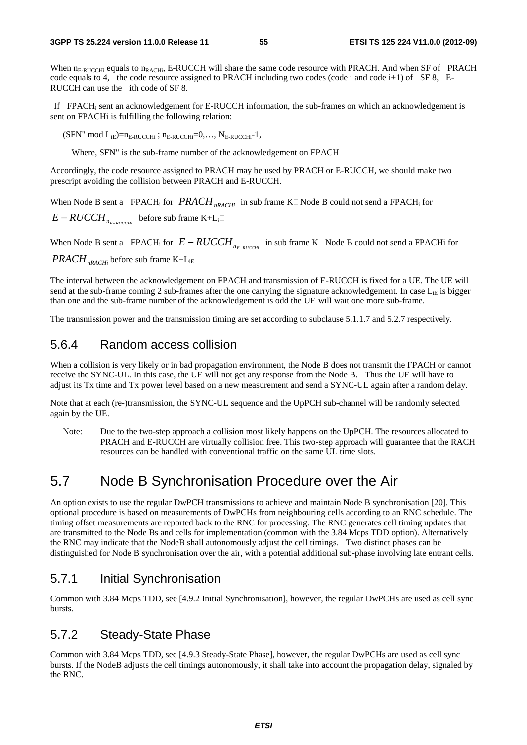When $n_{E\text{-}RUCCHi}$ equals to $n_{RACHi}$, E-RUCCH will share the same code resource with PRACH. And when SF of PRACH code equals to 4, the code resource assigned to PRACH including two codes (code i and code i+1) of SF 8, E-RUCCH can use the ith code of SF 8.

If $FPACH_i$ sent an acknowledgement for E-RUCCH information, the sub-frames on which an acknowledgement is sent on FPACHi is fulfilling the following relation:

$(SFN'' \bmod L_{iE}) = n_{E\text{-}RUCCHi}$ ; $n_{E\text{-}RUCCHi} = 0, \ldots, N_{E\text{-}RUCCHi} - 1$,

Where, SFN'' is the sub-frame number of the acknowledgement on FPACH

Accordingly, the code resource assigned to PRACH may be used by PRACH or E-RUCCH, we should make two prescript avoiding the collision between PRACH and E-RUCCH.

When Node B sent a $FPACH_i$ for $PRACH_{nRACHi}$ in sub frame K, Node B could not send a $FPACH_i$ for $E-RUCCH_{n_{E-RUCCHi}}$ before sub frame $K+L_i$.

When Node B sent a $FPACH_i$ for $E-RUCCH_{n_{E-RUCCHi}}$ in sub frame K, Node B could not send a FPACHi for $PRACH_{nRACHi}$ before sub frame $K+L_{iE}$.

The interval between the acknowledgement on FPACH and transmission of E-RUCCH is fixed for a UE. The UE will send at the sub-frame coming 2 sub-frames after the one carrying the signature acknowledgement. In case $L_{iE}$ is bigger than one and the sub-frame number of the acknowledgement is odd the UE will wait one more sub-frame.

The transmission power and the transmission timing are set according to subclause 5.1.1.7 and 5.2.7 respectively.

### 5.6.4 Random access collision

When a collision is very likely or in bad propagation environment, the Node B does not transmit the FPACH or cannot receive the SYNC-UL. In this case, the UE will not get any response from the Node B. Thus the UE will have to adjust its Tx time and Tx power level based on a new measurement and send a SYNC-UL again after a random delay.

Note that at each (re-)transmission, the SYNC-UL sequence and the UpPCH sub-channel will be randomly selected again by the UE.

Note: Due to the two-step approach a collision most likely happens on the UpPCH. The resources allocated to PRACH and E-RUCCH are virtually collision free. This two-step approach will guarantee that the RACH resources can be handled with conventional traffic on the same UL time slots.

## 5.7 Node B Synchronisation Procedure over the Air

An option exists to use the regular DwPCH transmissions to achieve and maintain Node B synchronisation [20]. This optional procedure is based on measurements of DwPCHs from neighbouring cells according to an RNC schedule. The timing offset measurements are reported back to the RNC for processing. The RNC generates cell timing updates that are transmitted to the Node Bs and cells for implementation (common with the 3.84 Mcps TDD option). Alternatively the RNC may indicate that the NodeB shall autonomously adjust the cell timings. Two distinct phases can be distinguished for Node B synchronisation over the air, with a potential additional sub-phase involving late entrant cells.

### 5.7.1 Initial Synchronisation

Common with 3.84 Mcps TDD, see [4.9.2 Initial Synchronisation], however, the regular DwPCHs are used as cell sync bursts.

### 5.7.2 Steady-State Phase

Common with 3.84 Mcps TDD, see [4.9.3 Steady-State Phase], however, the regular DwPCHs are used as cell sync bursts. If the NodeB adjusts the cell timings autonomously, it shall take into account the propagation delay, signaled by the RNC.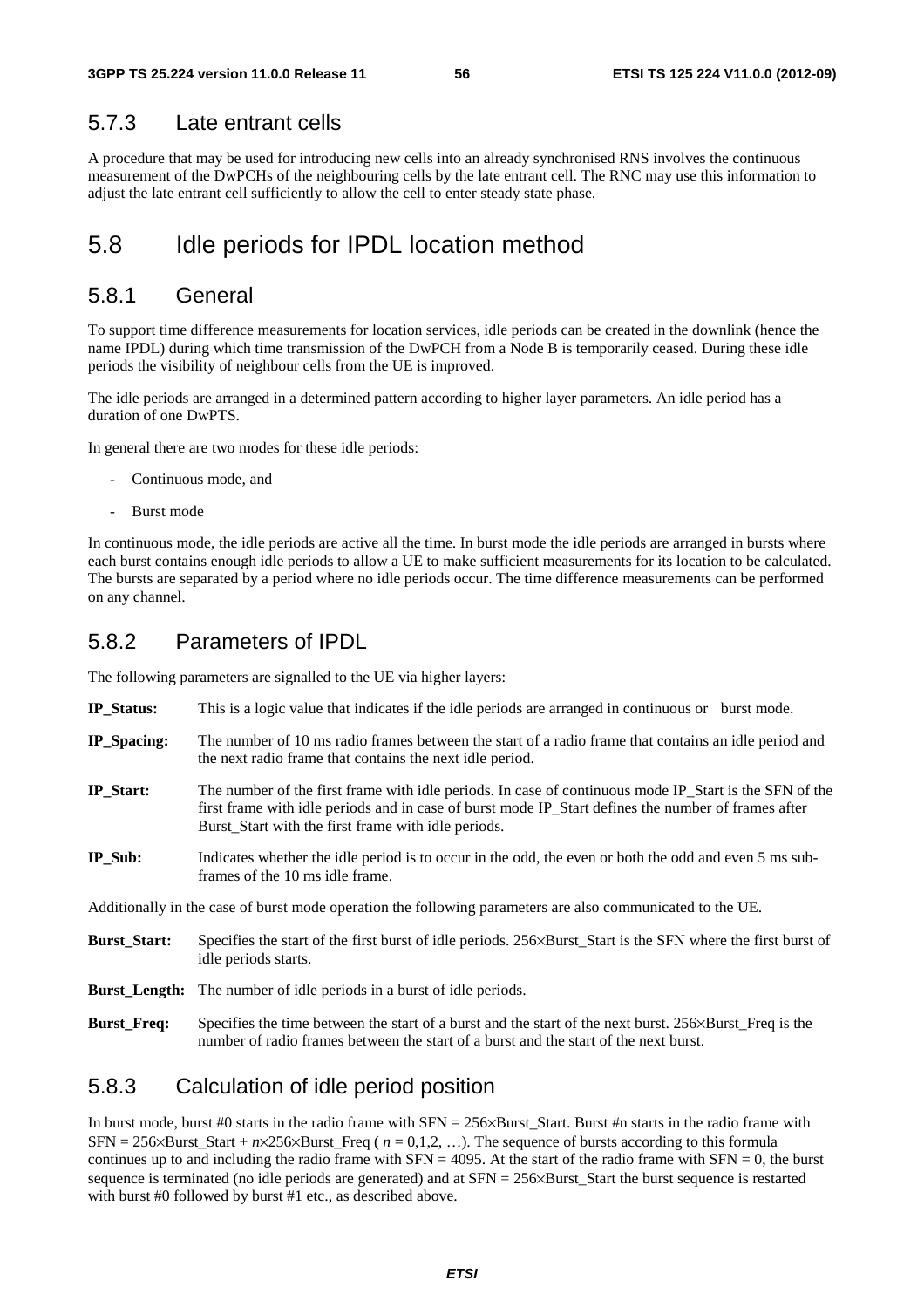### 5.7.3 Late entrant cells

A procedure that may be used for introducing new cells into an already synchronised RNS involves the continuous measurement of the DwPCHs of the neighbouring cells by the late entrant cell. The RNC may use this information to adjust the late entrant cell sufficiently to allow the cell to enter steady state phase.

## 5.8 Idle periods for IPDL location method

### 5.8.1 General

To support time difference measurements for location services, idle periods can be created in the downlink (hence the name IPDL) during which time transmission of the DwPCH from a Node B is temporarily ceased. During these idle periods the visibility of neighbour cells from the UE is improved.

The idle periods are arranged in a determined pattern according to higher layer parameters. An idle period has a duration of one DwPTS.

In general there are two modes for these idle periods:

- Continuous mode, and
- Burst mode

In continuous mode, the idle periods are active all the time. In burst mode the idle periods are arranged in bursts where each burst contains enough idle periods to allow a UE to make sufficient measurements for its location to be calculated. The bursts are separated by a period where no idle periods occur. The time difference measurements can be performed on any channel.

### 5.8.2 Parameters of IPDL

The following parameters are signalled to the UE via higher layers:

**IP_Status:** This is a logic value that indicates if the idle periods are arranged in continuous or burst mode.

**IP_Spacing:** The number of 10 ms radio frames between the start of a radio frame that contains an idle period and the next radio frame that contains the next idle period.

**IP_Start:** The number of the first frame with idle periods. In case of continuous mode IP_Start is the SFN of the first frame with idle periods and in case of burst mode IP_Start defines the number of frames after Burst_Start with the first frame with idle periods.

**IP_Sub:** Indicates whether the idle period is to occur in the odd, the even or both the odd and even 5 ms sub-frames of the 10 ms idle frame.

Additionally in the case of burst mode operation the following parameters are also communicated to the UE.

**Burst_Start:** Specifies the start of the first burst of idle periods. 256×Burst_Start is the SFN where the first burst of idle periods starts.

**Burst_Length:** The number of idle periods in a burst of idle periods.

**Burst_Freq:** Specifies the time between the start of a burst and the start of the next burst. 256×Burst_Freq is the number of radio frames between the start of a burst and the start of the next burst.

### 5.8.3 Calculation of idle period position

In burst mode, burst #0 starts in the radio frame with SFN = 256×Burst_Start. Burst #n starts in the radio frame with SFN = 256×Burst_Start + $n$×256×Burst_Freq ( $n$ = 0,1,2, …). The sequence of bursts according to this formula continues up to and including the radio frame with SFN = 4095. At the start of the radio frame with SFN = 0, the burst sequence is terminated (no idle periods are generated) and at SFN = 256×Burst_Start the burst sequence is restarted with burst #0 followed by burst #1 etc., as described above.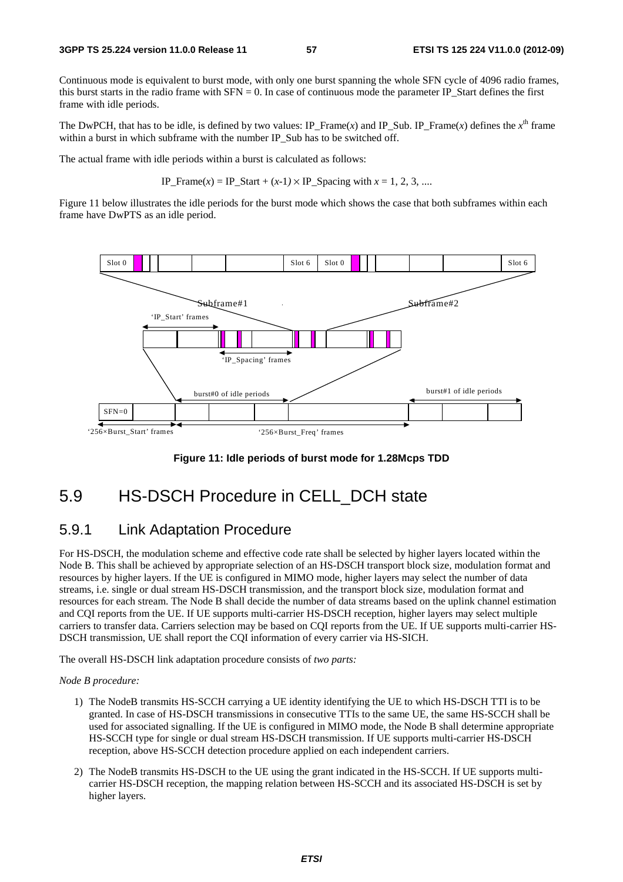Continuous mode is equivalent to burst mode, with only one burst spanning the whole SFN cycle of 4096 radio frames, this burst starts in the radio frame with SFN = 0. In case of continuous mode the parameter IP_Start defines the first frame with idle periods.

The DwPCH, that has to be idle, is defined by two values: IP_Frame($x$) and IP_Sub. IP_Frame($x$) defines the $x^{th}$ frame within a burst in which subframe with the number IP_Sub has to be switched off.

The actual frame with idle periods within a burst is calculated as follows:

$$\text{IP\_Frame}(x) = \text{IP\_Start} + (x\text{-}1) \times \text{IP\_Spacing with } x = 1, 2, 3, ....$$

Figure 11 below illustrates the idle periods for the burst mode which shows the case that both subframes within each frame have DwPTS as an idle period.

**Figure 11: Idle periods of burst mode for 1.28Mcps TDD**

## 5.9 HS-DSCH Procedure in CELL_DCH state

### 5.9.1 Link Adaptation Procedure

For HS-DSCH, the modulation scheme and effective code rate shall be selected by higher layers located within the Node B. This shall be achieved by appropriate selection of an HS-DSCH transport block size, modulation format and resources by higher layers. If the UE is configured in MIMO mode, higher layers may select the number of data streams, i.e. single or dual stream HS-DSCH transmission, and the transport block size, modulation format and resources for each stream. The Node B shall decide the number of data streams based on the uplink channel estimation and CQI reports from the UE. If UE supports multi-carrier HS-DSCH reception, higher layers may select multiple carriers to transfer data. Carriers selection may be based on CQI reports from the UE. If UE supports multi-carrier HS-DSCH transmission, UE shall report the CQI information of every carrier via HS-SICH.

The overall HS-DSCH link adaptation procedure consists of *two parts:*

*Node B procedure:*

1) The NodeB transmits HS-SCCH carrying a UE identity identifying the UE to which HS-DSCH TTI is to be granted. In case of HS-DSCH transmissions in consecutive TTIs to the same UE, the same HS-SCCH shall be used for associated signalling. If the UE is configured in MIMO mode, the Node B shall determine appropriate HS-SCCH type for single or dual stream HS-DSCH transmission. If UE supports multi-carrier HS-DSCH reception, above HS-SCCH detection procedure applied on each independent carriers.

2) The NodeB transmits HS-DSCH to the UE using the grant indicated in the HS-SCCH. If UE supports multi-carrier HS-DSCH reception, the mapping relation between HS-SCCH and its associated HS-DSCH is set by higher layers.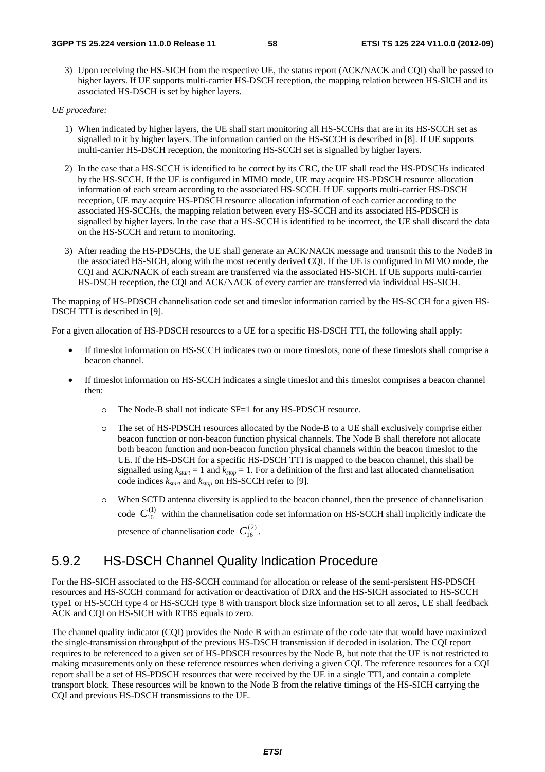3) Upon receiving the HS-SICH from the respective UE, the status report (ACK/NACK and CQI) shall be passed to higher layers. If UE supports multi-carrier HS-DSCH reception, the mapping relation between HS-SICH and its associated HS-DSCH is set by higher layers.

*UE procedure:*

1) When indicated by higher layers, the UE shall start monitoring all HS-SCCHs that are in its HS-SCCH set as signalled to it by higher layers. The information carried on the HS-SCCH is described in [8]. If UE supports multi-carrier HS-DSCH reception, the monitoring HS-SCCH set is signalled by higher layers.

2) In the case that a HS-SCCH is identified to be correct by its CRC, the UE shall read the HS-PDSCHs indicated by the HS-SCCH. If the UE is configured in MIMO mode, UE may acquire HS-PDSCH resource allocation information of each stream according to the associated HS-SCCH. If UE supports multi-carrier HS-DSCH reception, UE may acquire HS-PDSCH resource allocation information of each carrier according to the associated HS-SCCHs, the mapping relation between every HS-SCCH and its associated HS-PDSCH is signalled by higher layers. In the case that a HS-SCCH is identified to be incorrect, the UE shall discard the data on the HS-SCCH and return to monitoring.

3) After reading the HS-PDSCHs, the UE shall generate an ACK/NACK message and transmit this to the NodeB in the associated HS-SICH, along with the most recently derived CQI. If the UE is configured in MIMO mode, the CQI and ACK/NACK of each stream are transferred via the associated HS-SICH. If UE supports multi-carrier HS-DSCH reception, the CQI and ACK/NACK of every carrier are transferred via individual HS-SICH.

The mapping of HS-PDSCH channelisation code set and timeslot information carried by the HS-SCCH for a given HS-DSCH TTI is described in [9].

For a given allocation of HS-PDSCH resources to a UE for a specific HS-DSCH TTI, the following shall apply:

- If timeslot information on HS-SCCH indicates two or more timeslots, none of these timeslots shall comprise a beacon channel.

- If timeslot information on HS-SCCH indicates a single timeslot and this timeslot comprises a beacon channel then:

  - The Node-B shall not indicate SF=1 for any HS-PDSCH resource.

  - The set of HS-PDSCH resources allocated by the Node-B to a UE shall exclusively comprise either beacon function or non-beacon function physical channels. The Node B shall therefore not allocate both beacon function and non-beacon function physical channels within the beacon timeslot to the UE. If the HS-DSCH for a specific HS-DSCH TTI is mapped to the beacon channel, this shall be signalled using $k_{start}$ = 1 and $k_{stop}$ = 1. For a definition of the first and last allocated channelisation code indices $k_{start}$ and $k_{stop}$ on HS-SCCH refer to [9].

  - When SCTD antenna diversity is applied to the beacon channel, then the presence of channelisation code $C_{16}^{(1)}$ within the channelisation code set information on HS-SCCH shall implicitly indicate the presence of channelisation code $C_{16}^{(2)}$.

## 5.9.2 HS-DSCH Channel Quality Indication Procedure

For the HS-SICH associated to the HS-SCCH command for allocation or release of the semi-persistent HS-PDSCH resources and HS-SCCH command for activation or deactivation of DRX and the HS-SICH associated to HS-SCCH type1 or HS-SCCH type 4 or HS-SCCH type 8 with transport block size information set to all zeros, UE shall feedback ACK and CQI on HS-SICH with RTBS equals to zero.

The channel quality indicator (CQI) provides the Node B with an estimate of the code rate that would have maximized the single-transmission throughput of the previous HS-DSCH transmission if decoded in isolation. The CQI report requires to be referenced to a given set of HS-PDSCH resources by the Node B, but note that the UE is not restricted to making measurements only on these reference resources when deriving a given CQI. The reference resources for a CQI report shall be a set of HS-PDSCH resources that were received by the UE in a single TTI, and contain a complete transport block. These resources will be known to the Node B from the relative timings of the HS-SICH carrying the CQI and previous HS-DSCH transmissions to the UE.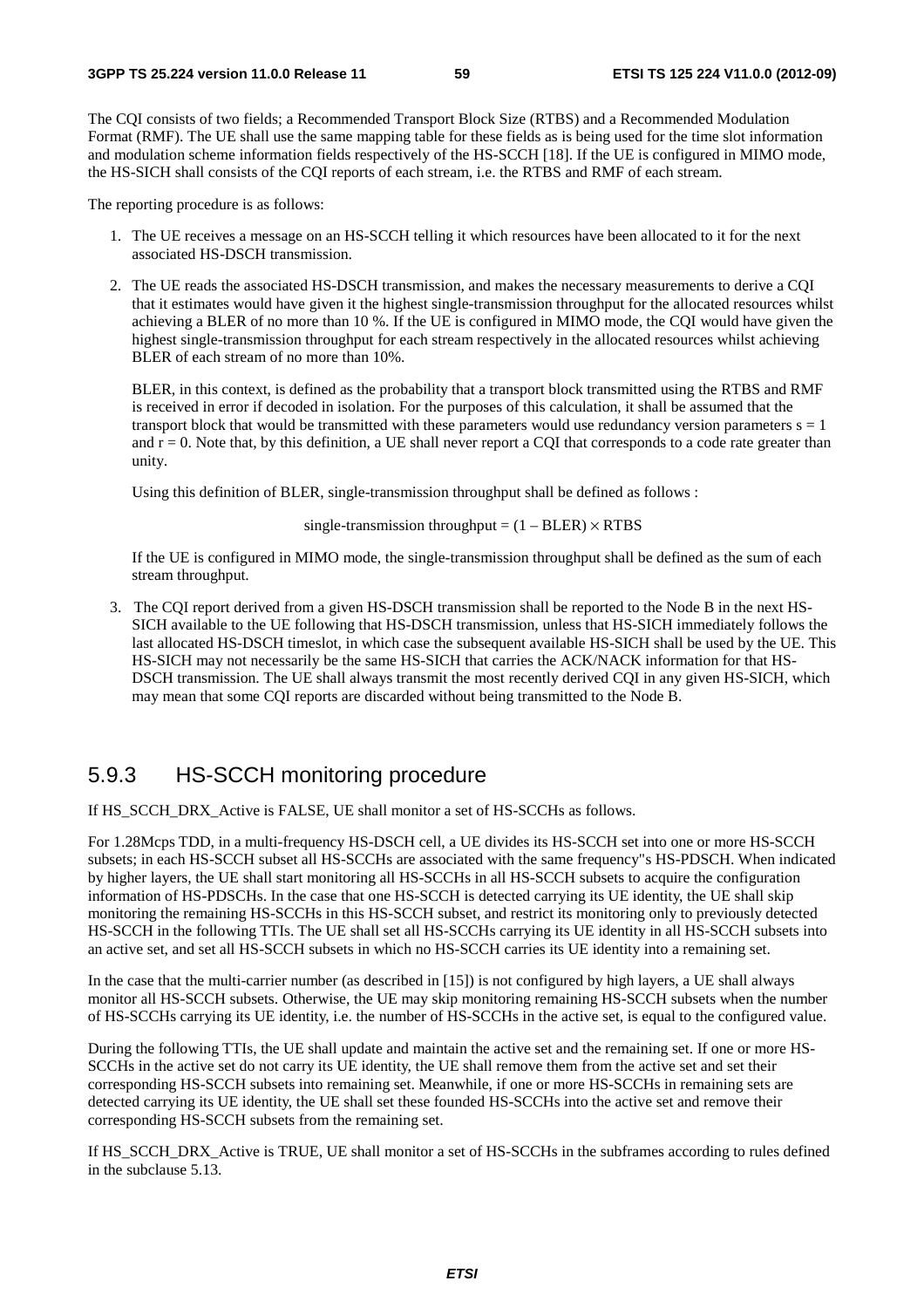The CQI consists of two fields; a Recommended Transport Block Size (RTBS) and a Recommended Modulation Format (RMF). The UE shall use the same mapping table for these fields as is being used for the time slot information and modulation scheme information fields respectively of the HS-SCCH [18]. If the UE is configured in MIMO mode, the HS-SICH shall consists of the CQI reports of each stream, i.e. the RTBS and RMF of each stream.

The reporting procedure is as follows:

1. The UE receives a message on an HS-SCCH telling it which resources have been allocated to it for the next associated HS-DSCH transmission.

2. The UE reads the associated HS-DSCH transmission, and makes the necessary measurements to derive a CQI that it estimates would have given it the highest single-transmission throughput for the allocated resources whilst achieving a BLER of no more than 10 %. If the UE is configured in MIMO mode, the CQI would have given the highest single-transmission throughput for each stream respectively in the allocated resources whilst achieving BLER of each stream of no more than 10%.

   BLER, in this context, is defined as the probability that a transport block transmitted using the RTBS and RMF is received in error if decoded in isolation. For the purposes of this calculation, it shall be assumed that the transport block that would be transmitted with these parameters would use redundancy version parameters $s = 1$ and $r = 0$. Note that, by this definition, a UE shall never report a CQI that corresponds to a code rate greater than unity.

   Using this definition of BLER, single-transmission throughput shall be defined as follows :

   $$\text{single-transmission throughput} = (1 - \text{BLER}) \times \text{RTBS}$$

   If the UE is configured in MIMO mode, the single-transmission throughput shall be defined as the sum of each stream throughput.

3. The CQI report derived from a given HS-DSCH transmission shall be reported to the Node B in the next HS-SICH available to the UE following that HS-DSCH transmission, unless that HS-SICH immediately follows the last allocated HS-DSCH timeslot, in which case the subsequent available HS-SICH shall be used by the UE. This HS-SICH may not necessarily be the same HS-SICH that carries the ACK/NACK information for that HS-DSCH transmission. The UE shall always transmit the most recently derived CQI in any given HS-SICH, which may mean that some CQI reports are discarded without being transmitted to the Node B.

## 5.9.3 HS-SCCH monitoring procedure

If HS_SCCH_DRX_Active is FALSE, UE shall monitor a set of HS-SCCHs as follows.

For 1.28Mcps TDD, in a multi-frequency HS-DSCH cell, a UE divides its HS-SCCH set into one or more HS-SCCH subsets; in each HS-SCCH subset all HS-SCCHs are associated with the same frequency"s HS-PDSCH. When indicated by higher layers, the UE shall start monitoring all HS-SCCHs in all HS-SCCH subsets to acquire the configuration information of HS-PDSCHs. In the case that one HS-SCCH is detected carrying its UE identity, the UE shall skip monitoring the remaining HS-SCCHs in this HS-SCCH subset, and restrict its monitoring only to previously detected HS-SCCH in the following TTIs. The UE shall set all HS-SCCHs carrying its UE identity in all HS-SCCH subsets into an active set, and set all HS-SCCH subsets in which no HS-SCCH carries its UE identity into a remaining set.

In the case that the multi-carrier number (as described in [15]) is not configured by high layers, a UE shall always monitor all HS-SCCH subsets. Otherwise, the UE may skip monitoring remaining HS-SCCH subsets when the number of HS-SCCHs carrying its UE identity, i.e. the number of HS-SCCHs in the active set, is equal to the configured value.

During the following TTIs, the UE shall update and maintain the active set and the remaining set. If one or more HS-SCCHs in the active set do not carry its UE identity, the UE shall remove them from the active set and set their corresponding HS-SCCH subsets into remaining set. Meanwhile, if one or more HS-SCCHs in remaining sets are detected carrying its UE identity, the UE shall set these founded HS-SCCHs into the active set and remove their corresponding HS-SCCH subsets from the remaining set.

If HS_SCCH_DRX_Active is TRUE, UE shall monitor a set of HS-SCCHs in the subframes according to rules defined in the subclause 5.13.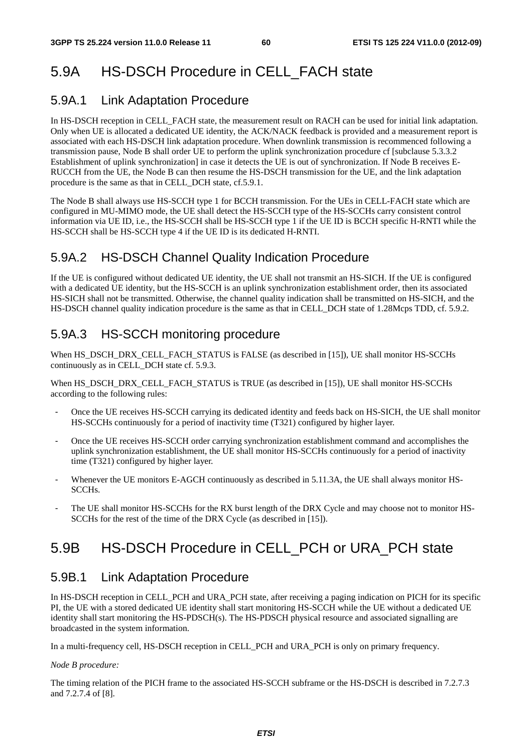# 5.9A HS-DSCH Procedure in CELL_FACH state

## 5.9A.1 Link Adaptation Procedure

In HS-DSCH reception in CELL_FACH state, the measurement result on RACH can be used for initial link adaptation. Only when UE is allocated a dedicated UE identity, the ACK/NACK feedback is provided and a measurement report is associated with each HS-DSCH link adaptation procedure. When downlink transmission is recommenced following a transmission pause, Node B shall order UE to perform the uplink synchronization procedure cf [subclause 5.3.3.2 Establishment of uplink synchronization] in case it detects the UE is out of synchronization. If Node B receives E-RUCCH from the UE, the Node B can then resume the HS-DSCH transmission for the UE, and the link adaptation procedure is the same as that in CELL_DCH state, cf.5.9.1.

The Node B shall always use HS-SCCH type 1 for BCCH transmission. For the UEs in CELL-FACH state which are configured in MU-MIMO mode, the UE shall detect the HS-SCCH type of the HS-SCCHs carry consistent control information via UE ID, i.e., the HS-SCCH shall be HS-SCCH type 1 if the UE ID is BCCH specific H-RNTI while the HS-SCCH shall be HS-SCCH type 4 if the UE ID is its dedicated H-RNTI.

## 5.9A.2 HS-DSCH Channel Quality Indication Procedure

If the UE is configured without dedicated UE identity, the UE shall not transmit an HS-SICH. If the UE is configured with a dedicated UE identity, but the HS-SCCH is an uplink synchronization establishment order, then its associated HS-SICH shall not be transmitted. Otherwise, the channel quality indication shall be transmitted on HS-SICH, and the HS-DSCH channel quality indication procedure is the same as that in CELL_DCH state of 1.28Mcps TDD, cf. 5.9.2.

## 5.9A.3 HS-SCCH monitoring procedure

When HS_DSCH_DRX_CELL_FACH_STATUS is FALSE (as described in [15]), UE shall monitor HS-SCCHs continuously as in CELL_DCH state cf. 5.9.3.

When HS_DSCH_DRX_CELL_FACH_STATUS is TRUE (as described in [15]), UE shall monitor HS-SCCHs according to the following rules:

- Once the UE receives HS-SCCH carrying its dedicated identity and feeds back on HS-SICH, the UE shall monitor HS-SCCHs continuously for a period of inactivity time (T321) configured by higher layer.
- Once the UE receives HS-SCCH order carrying synchronization establishment command and accomplishes the uplink synchronization establishment, the UE shall monitor HS-SCCHs continuously for a period of inactivity time (T321) configured by higher layer.
- Whenever the UE monitors E-AGCH continuously as described in 5.11.3A, the UE shall always monitor HS-SCCHs.
- The UE shall monitor HS-SCCHs for the RX burst length of the DRX Cycle and may choose not to monitor HS-SCCHs for the rest of the time of the DRX Cycle (as described in [15]).

# 5.9B HS-DSCH Procedure in CELL_PCH or URA_PCH state

## 5.9B.1 Link Adaptation Procedure

In HS-DSCH reception in CELL_PCH and URA_PCH state, after receiving a paging indication on PICH for its specific PI, the UE with a stored dedicated UE identity shall start monitoring HS-SCCH while the UE without a dedicated UE identity shall start monitoring the HS-PDSCH(s). The HS-PDSCH physical resource and associated signalling are broadcasted in the system information.

In a multi-frequency cell, HS-DSCH reception in CELL_PCH and URA_PCH is only on primary frequency.

*Node B procedure:*

The timing relation of the PICH frame to the associated HS-SCCH subframe or the HS-DSCH is described in 7.2.7.3 and 7.2.7.4 of [8].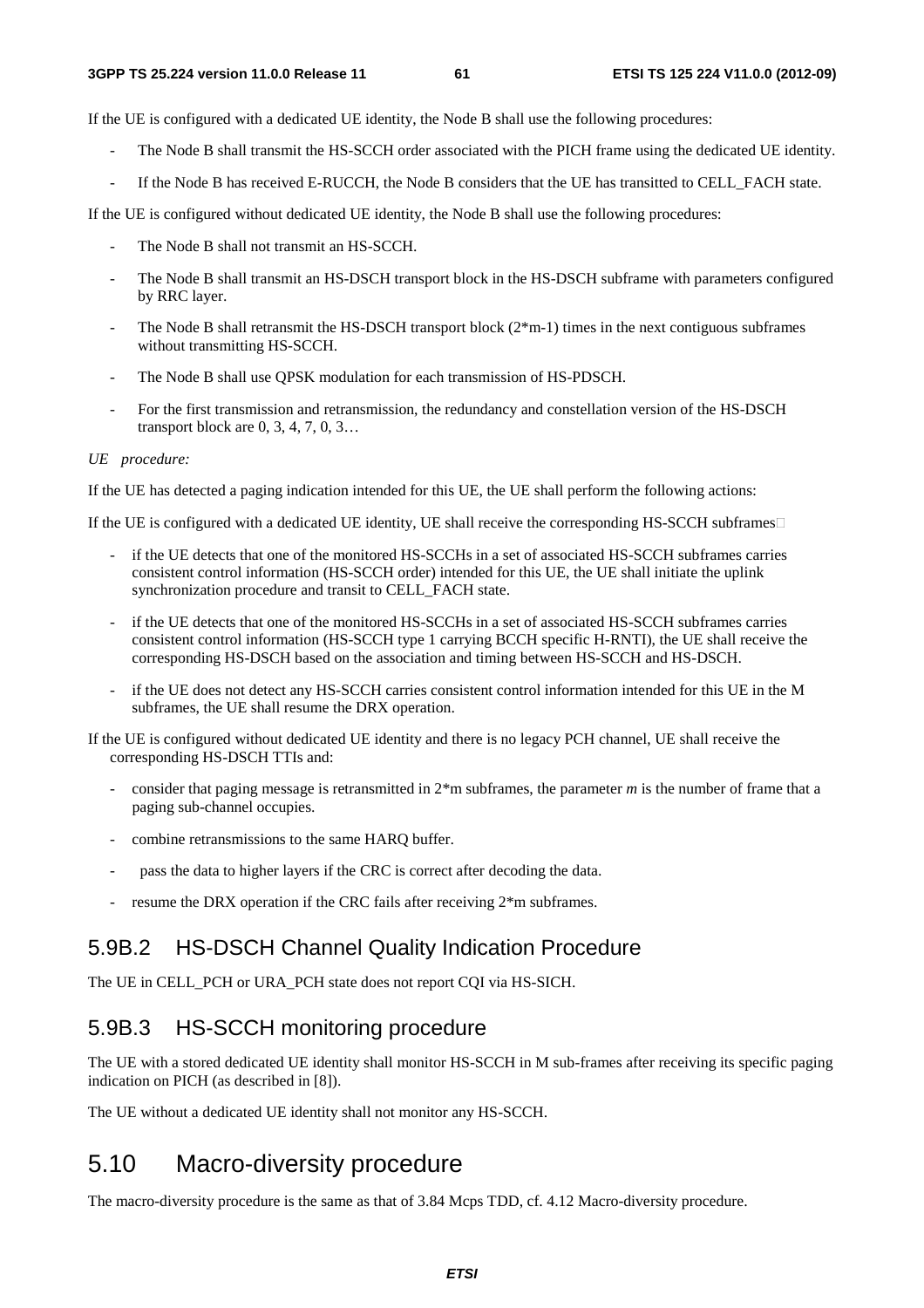If the UE is configured with a dedicated UE identity, the Node B shall use the following procedures:

- The Node B shall transmit the HS-SCCH order associated with the PICH frame using the dedicated UE identity.
- If the Node B has received E-RUCCH, the Node B considers that the UE has transitted to CELL_FACH state.

If the UE is configured without dedicated UE identity, the Node B shall use the following procedures:

- The Node B shall not transmit an HS-SCCH.
- The Node B shall transmit an HS-DSCH transport block in the HS-DSCH subframe with parameters configured by RRC layer.
- The Node B shall retransmit the HS-DSCH transport block (2*m-1) times in the next contiguous subframes without transmitting HS-SCCH.
- The Node B shall use QPSK modulation for each transmission of HS-PDSCH.
- For the first transmission and retransmission, the redundancy and constellation version of the HS-DSCH transport block are 0, 3, 4, 7, 0, 3…

*UE procedure:*

If the UE has detected a paging indication intended for this UE, the UE shall perform the following actions:

If the UE is configured with a dedicated UE identity, UE shall receive the corresponding HS-SCCH subframes

- if the UE detects that one of the monitored HS-SCCHs in a set of associated HS-SCCH subframes carries consistent control information (HS-SCCH order) intended for this UE, the UE shall initiate the uplink synchronization procedure and transit to CELL_FACH state.
- if the UE detects that one of the monitored HS-SCCHs in a set of associated HS-SCCH subframes carries consistent control information (HS-SCCH type 1 carrying BCCH specific H-RNTI), the UE shall receive the corresponding HS-DSCH based on the association and timing between HS-SCCH and HS-DSCH.
- if the UE does not detect any HS-SCCH carries consistent control information intended for this UE in the M subframes, the UE shall resume the DRX operation.

If the UE is configured without dedicated UE identity and there is no legacy PCH channel, UE shall receive the corresponding HS-DSCH TTIs and:

- consider that paging message is retransmitted in 2*m subframes, the parameter *m* is the number of frame that a paging sub-channel occupies.
- combine retransmissions to the same HARQ buffer.
- pass the data to higher layers if the CRC is correct after decoding the data.
- resume the DRX operation if the CRC fails after receiving 2*m subframes.

### 5.9B.2 HS-DSCH Channel Quality Indication Procedure

The UE in CELL_PCH or URA_PCH state does not report CQI via HS-SICH.

### 5.9B.3 HS-SCCH monitoring procedure

The UE with a stored dedicated UE identity shall monitor HS-SCCH in M sub-frames after receiving its specific paging indication on PICH (as described in [8]).

The UE without a dedicated UE identity shall not monitor any HS-SCCH.

## 5.10 Macro-diversity procedure

The macro-diversity procedure is the same as that of 3.84 Mcps TDD, cf. 4.12 Macro-diversity procedure.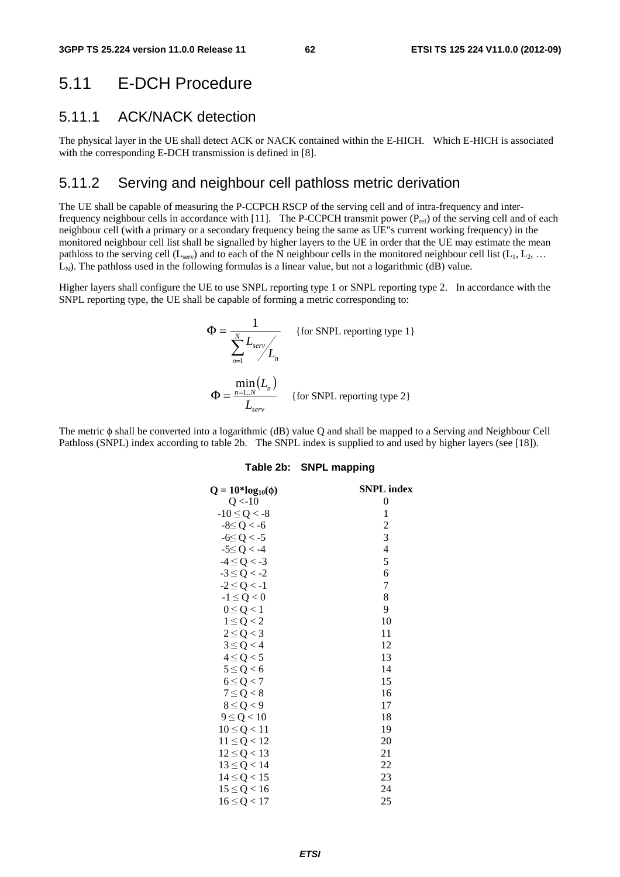## 5.11 E-DCH Procedure

### 5.11.1 ACK/NACK detection

The physical layer in the UE shall detect ACK or NACK contained within the E-HICH. Which E-HICH is associated with the corresponding E-DCH transmission is defined in [8].

### 5.11.2 Serving and neighbour cell pathloss metric derivation

The UE shall be capable of measuring the P-CCPCH RSCP of the serving cell and of intra-frequency and inter-frequency neighbour cells in accordance with [11]. The P-CCPCH transmit power ($P_{ref}$) of the serving cell and of each neighbour cell (with a primary or a secondary frequency being the same as UE"s current working frequency) in the monitored neighbour cell list shall be signalled by higher layers to the UE in order that the UE may estimate the mean pathloss to the serving cell ($L_{serv}$) and to each of the N neighbour cells in the monitored neighbour cell list ($L_1$, $L_2$, … $L_N$). The pathloss used in the following formulas is a linear value, but not a logarithmic (dB) value.

Higher layers shall configure the UE to use SNPL reporting type 1 or SNPL reporting type 2. In accordance with the SNPL reporting type, the UE shall be capable of forming a metric corresponding to:

$$\Phi = \frac{1}{\sum_{n=1}^{N} L_{serv} / L_n} \quad \text{\{for SNPL reporting type 1\}}$$

$$\Phi = \frac{\min_{n=1..N}(L_n)}{L_{serv}} \quad \text{\{for SNPL reporting type 2\}}$$

The metric $\phi$ shall be converted into a logarithmic (dB) value Q and shall be mapped to a Serving and Neighbour Cell Pathloss (SNPL) index according to table 2b. The SNPL index is supplied to and used by higher layers (see [18]).

**Table 2b: SNPL mapping**

| $Q = 10 \cdot \log_{10}(\phi)$ | SNPL index |
|---|---|
| $Q < -10$ | 0 |
| $-10 \le Q < -8$ | 1 |
| $-8 \le Q < -6$ | 2 |
| $-6 \le Q < -5$ | 3 |
| $-5 \le Q < -4$ | 4 |
| $-4 \le Q < -3$ | 5 |
| $-3 \le Q < -2$ | 6 |
| $-2 \le Q < -1$ | 7 |
| $-1 \le Q < 0$ | 8 |
| $0 \le Q < 1$ | 9 |
| $1 \le Q < 2$ | 10 |
| $2 \le Q < 3$ | 11 |
| $3 \le Q < 4$ | 12 |
| $4 \le Q < 5$ | 13 |
| $5 \le Q < 6$ | 14 |
| $6 \le Q < 7$ | 15 |
| $7 \le Q < 8$ | 16 |
| $8 \le Q < 9$ | 17 |
| $9 \le Q < 10$ | 18 |
| $10 \le Q < 11$ | 19 |
| $11 \le Q < 12$ | 20 |
| $12 \le Q < 13$ | 21 |
| $13 \le Q < 14$ | 22 |
| $14 \le Q < 15$ | 23 |
| $15 \le Q < 16$ | 24 |
| $16 \le Q < 17$ | 25 |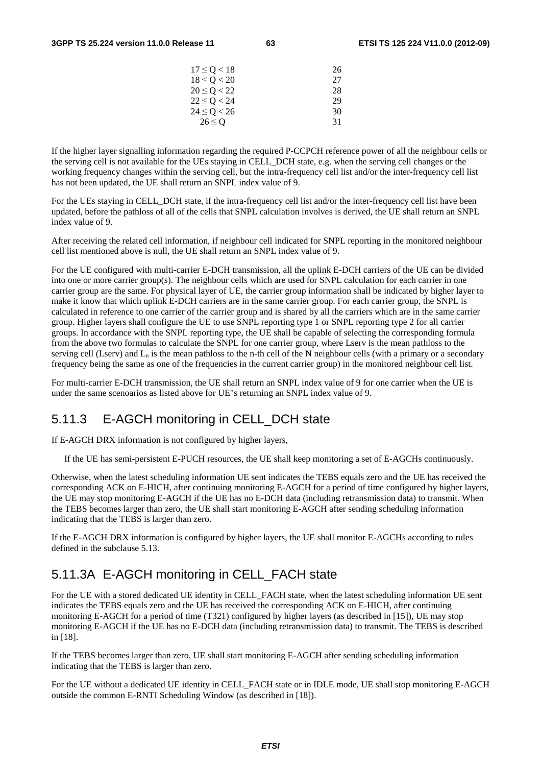| | |
|---|---|
| $17 \leq Q < 18$ | 26 |
| $18 \leq Q < 20$ | 27 |
| $20 \leq Q < 22$ | 28 |
| $22 \leq Q < 24$ | 29 |
| $24 \leq Q < 26$ | 30 |
| $26 \leq Q$ | 31 |

If the higher layer signalling information regarding the required P-CCPCH reference power of all the neighbour cells or the serving cell is not available for the UEs staying in CELL_DCH state, e.g. when the serving cell changes or the working frequency changes within the serving cell, but the intra-frequency cell list and/or the inter-frequency cell list has not been updated, the UE shall return an SNPL index value of 9.

For the UEs staying in CELL_DCH state, if the intra-frequency cell list and/or the inter-frequency cell list have been updated, before the pathloss of all of the cells that SNPL calculation involves is derived, the UE shall return an SNPL index value of 9.

After receiving the related cell information, if neighbour cell indicated for SNPL reporting in the monitored neighbour cell list mentioned above is null, the UE shall return an SNPL index value of 9.

For the UE configured with multi-carrier E-DCH transmission, all the uplink E-DCH carriers of the UE can be divided into one or more carrier group(s). The neighbour cells which are used for SNPL calculation for each carrier in one carrier group are the same. For physical layer of UE, the carrier group information shall be indicated by higher layer to make it know that which uplink E-DCH carriers are in the same carrier group. For each carrier group, the SNPL is calculated in reference to one carrier of the carrier group and is shared by all the carriers which are in the same carrier group. Higher layers shall configure the UE to use SNPL reporting type 1 or SNPL reporting type 2 for all carrier groups. In accordance with the SNPL reporting type, the UE shall be capable of selecting the corresponding formula from the above two formulas to calculate the SNPL for one carrier group, where Lserv is the mean pathloss to the serving cell (Lserv) and $L_n$ is the mean pathloss to the n-th cell of the N neighbour cells (with a primary or a secondary frequency being the same as one of the frequencies in the current carrier group) in the monitored neighbour cell list.

For multi-carrier E-DCH transmission, the UE shall return an SNPL index value of 9 for one carrier when the UE is under the same scenoarios as listed above for UE"s returning an SNPL index value of 9.

## 5.11.3 E-AGCH monitoring in CELL_DCH state

If E-AGCH DRX information is not configured by higher layers,

If the UE has semi-persistent E-PUCH resources, the UE shall keep monitoring a set of E-AGCHs continuously.

Otherwise, when the latest scheduling information UE sent indicates the TEBS equals zero and the UE has received the corresponding ACK on E-HICH, after continuing monitoring E-AGCH for a period of time configured by higher layers, the UE may stop monitoring E-AGCH if the UE has no E-DCH data (including retransmission data) to transmit. When the TEBS becomes larger than zero, the UE shall start monitoring E-AGCH after sending scheduling information indicating that the TEBS is larger than zero.

If the E-AGCH DRX information is configured by higher layers, the UE shall monitor E-AGCHs according to rules defined in the subclause 5.13.

## 5.11.3A E-AGCH monitoring in CELL_FACH state

For the UE with a stored dedicated UE identity in CELL_FACH state, when the latest scheduling information UE sent indicates the TEBS equals zero and the UE has received the corresponding ACK on E-HICH, after continuing monitoring E-AGCH for a period of time (T321) configured by higher layers (as described in [15]), UE may stop monitoring E-AGCH if the UE has no E-DCH data (including retransmission data) to transmit. The TEBS is described in [18].

If the TEBS becomes larger than zero, UE shall start monitoring E-AGCH after sending scheduling information indicating that the TEBS is larger than zero.

For the UE without a dedicated UE identity in CELL_FACH state or in IDLE mode, UE shall stop monitoring E-AGCH outside the common E-RNTI Scheduling Window (as described in [18]).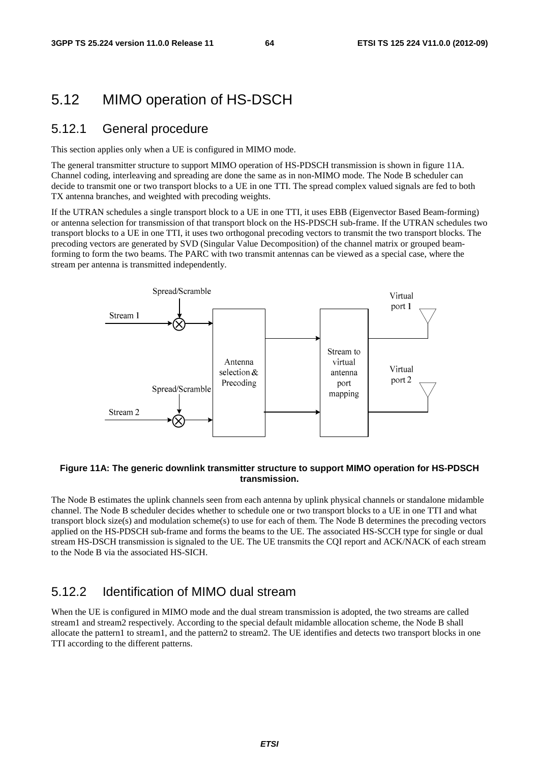## 5.12 MIMO operation of HS-DSCH

### 5.12.1 General procedure

This section applies only when a UE is configured in MIMO mode.

The general transmitter structure to support MIMO operation of HS-PDSCH transmission is shown in figure 11A. Channel coding, interleaving and spreading are done the same as in non-MIMO mode. The Node B scheduler can decide to transmit one or two transport blocks to a UE in one TTI. The spread complex valued signals are fed to both TX antenna branches, and weighted with precoding weights.

If the UTRAN schedules a single transport block to a UE in one TTI, it uses EBB (Eigenvector Based Beam-forming) or antenna selection for transmission of that transport block on the HS-PDSCH sub-frame. If the UTRAN schedules two transport blocks to a UE in one TTI, it uses two orthogonal precoding vectors to transmit the two transport blocks. The precoding vectors are generated by SVD (Singular Value Decomposition) of the channel matrix or grouped beam-forming to form the two beams. The PARC with two transmit antennas can be viewed as a special case, where the stream per antenna is transmitted independently.

**Figure 11A: The generic downlink transmitter structure to support MIMO operation for HS-PDSCH transmission.**

The Node B estimates the uplink channels seen from each antenna by uplink physical channels or standalone midamble channel. The Node B scheduler decides whether to schedule one or two transport blocks to a UE in one TTI and what transport block size(s) and modulation scheme(s) to use for each of them. The Node B determines the precoding vectors applied on the HS-PDSCH sub-frame and forms the beams to the UE. The associated HS-SCCH type for single or dual stream HS-DSCH transmission is signaled to the UE. The UE transmits the CQI report and ACK/NACK of each stream to the Node B via the associated HS-SICH.

### 5.12.2 Identification of MIMO dual stream

When the UE is configured in MIMO mode and the dual stream transmission is adopted, the two streams are called stream1 and stream2 respectively. According to the special default midamble allocation scheme, the Node B shall allocate the pattern1 to stream1, and the pattern2 to stream2. The UE identifies and detects two transport blocks in one TTI according to the different patterns.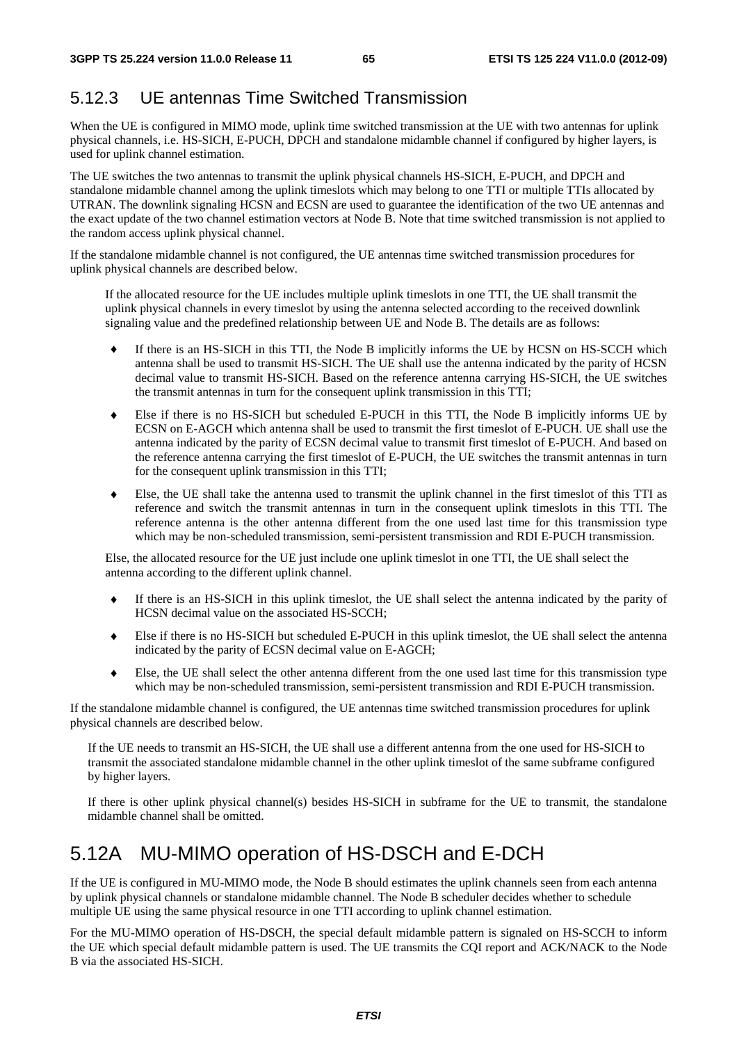## 5.12.3 UE antennas Time Switched Transmission

When the UE is configured in MIMO mode, uplink time switched transmission at the UE with two antennas for uplink physical channels, i.e. HS-SICH, E-PUCH, DPCH and standalone midamble channel if configured by higher layers, is used for uplink channel estimation.

The UE switches the two antennas to transmit the uplink physical channels HS-SICH, E-PUCH, and DPCH and standalone midamble channel among the uplink timeslots which may belong to one TTI or multiple TTIs allocated by UTRAN. The downlink signaling HCSN and ECSN are used to guarantee the identification of the two UE antennas and the exact update of the two channel estimation vectors at Node B. Note that time switched transmission is not applied to the random access uplink physical channel.

If the standalone midamble channel is not configured, the UE antennas time switched transmission procedures for uplink physical channels are described below.

If the allocated resource for the UE includes multiple uplink timeslots in one TTI, the UE shall transmit the uplink physical channels in every timeslot by using the antenna selected according to the received downlink signaling value and the predefined relationship between UE and Node B. The details are as follows:

- If there is an HS-SICH in this TTI, the Node B implicitly informs the UE by HCSN on HS-SCCH which antenna shall be used to transmit HS-SICH. The UE shall use the antenna indicated by the parity of HCSN decimal value to transmit HS-SICH. Based on the reference antenna carrying HS-SICH, the UE switches the transmit antennas in turn for the consequent uplink transmission in this TTI;
- Else if there is no HS-SICH but scheduled E-PUCH in this TTI, the Node B implicitly informs UE by ECSN on E-AGCH which antenna shall be used to transmit the first timeslot of E-PUCH. UE shall use the antenna indicated by the parity of ECSN decimal value to transmit first timeslot of E-PUCH. And based on the reference antenna carrying the first timeslot of E-PUCH, the UE switches the transmit antennas in turn for the consequent uplink transmission in this TTI;
- Else, the UE shall take the antenna used to transmit the uplink channel in the first timeslot of this TTI as reference and switch the transmit antennas in turn in the consequent uplink timeslots in this TTI. The reference antenna is the other antenna different from the one used last time for this transmission type which may be non-scheduled transmission, semi-persistent transmission and RDI E-PUCH transmission.

Else, the allocated resource for the UE just include one uplink timeslot in one TTI, the UE shall select the antenna according to the different uplink channel.

- If there is an HS-SICH in this uplink timeslot, the UE shall select the antenna indicated by the parity of HCSN decimal value on the associated HS-SCCH;
- Else if there is no HS-SICH but scheduled E-PUCH in this uplink timeslot, the UE shall select the antenna indicated by the parity of ECSN decimal value on E-AGCH;
- Else, the UE shall select the other antenna different from the one used last time for this transmission type which may be non-scheduled transmission, semi-persistent transmission and RDI E-PUCH transmission.

If the standalone midamble channel is configured, the UE antennas time switched transmission procedures for uplink physical channels are described below.

If the UE needs to transmit an HS-SICH, the UE shall use a different antenna from the one used for HS-SICH to transmit the associated standalone midamble channel in the other uplink timeslot of the same subframe configured by higher layers.

If there is other uplink physical channel(s) besides HS-SICH in subframe for the UE to transmit, the standalone midamble channel shall be omitted.

# 5.12A MU-MIMO operation of HS-DSCH and E-DCH

If the UE is configured in MU-MIMO mode, the Node B should estimates the uplink channels seen from each antenna by uplink physical channels or standalone midamble channel. The Node B scheduler decides whether to schedule multiple UE using the same physical resource in one TTI according to uplink channel estimation.

For the MU-MIMO operation of HS-DSCH, the special default midamble pattern is signaled on HS-SCCH to inform the UE which special default midamble pattern is used. The UE transmits the CQI report and ACK/NACK to the Node B via the associated HS-SICH.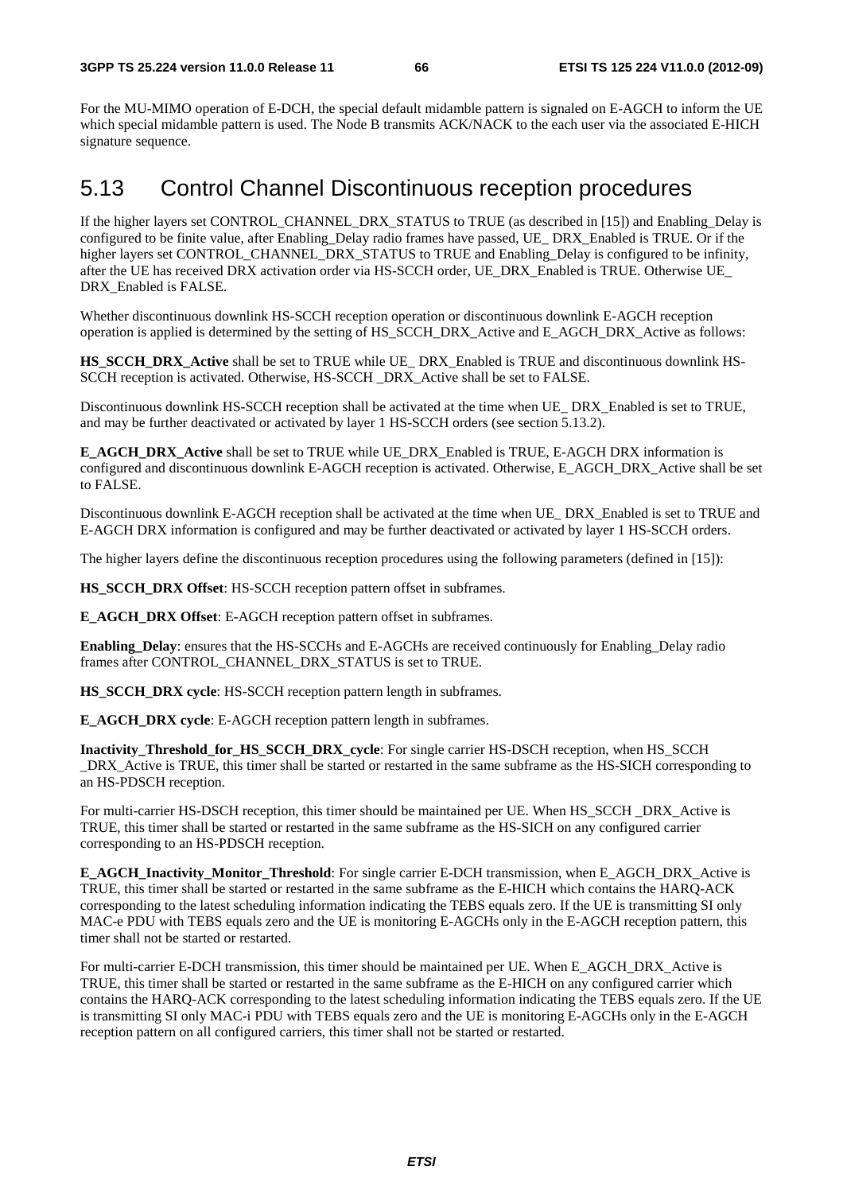For the MU-MIMO operation of E-DCH, the special default midamble pattern is signaled on E-AGCH to inform the UE which special midamble pattern is used. The Node B transmits ACK/NACK to the each user via the associated E-HICH signature sequence.

## 5.13 Control Channel Discontinuous reception procedures

If the higher layers set CONTROL_CHANNEL_DRX_STATUS to TRUE (as described in [15]) and Enabling_Delay is configured to be finite value, after Enabling_Delay radio frames have passed, UE_ DRX_Enabled is TRUE. Or if the higher layers set CONTROL_CHANNEL_DRX_STATUS to TRUE and Enabling_Delay is configured to be infinity, after the UE has received DRX activation order via HS-SCCH order, UE_DRX_Enabled is TRUE. Otherwise UE_ DRX_Enabled is FALSE.

Whether discontinuous downlink HS-SCCH reception operation or discontinuous downlink E-AGCH reception operation is applied is determined by the setting of HS_SCCH_DRX_Active and E_AGCH_DRX_Active as follows:

**HS_SCCH_DRX_Active** shall be set to TRUE while UE_ DRX_Enabled is TRUE and discontinuous downlink HS-SCCH reception is activated. Otherwise, HS-SCCH _DRX_Active shall be set to FALSE.

Discontinuous downlink HS-SCCH reception shall be activated at the time when UE_ DRX_Enabled is set to TRUE, and may be further deactivated or activated by layer 1 HS-SCCH orders (see section 5.13.2).

**E_AGCH_DRX_Active** shall be set to TRUE while UE_DRX_Enabled is TRUE, E-AGCH DRX information is configured and discontinuous downlink E-AGCH reception is activated. Otherwise, E_AGCH_DRX_Active shall be set to FALSE.

Discontinuous downlink E-AGCH reception shall be activated at the time when UE_ DRX_Enabled is set to TRUE and E-AGCH DRX information is configured and may be further deactivated or activated by layer 1 HS-SCCH orders.

The higher layers define the discontinuous reception procedures using the following parameters (defined in [15]):

**HS_SCCH_DRX Offset**: HS-SCCH reception pattern offset in subframes.

**E_AGCH_DRX Offset**: E-AGCH reception pattern offset in subframes.

**Enabling_Delay**: ensures that the HS-SCCHs and E-AGCHs are received continuously for Enabling_Delay radio frames after CONTROL_CHANNEL_DRX_STATUS is set to TRUE.

**HS_SCCH_DRX cycle**: HS-SCCH reception pattern length in subframes.

**E_AGCH_DRX cycle**: E-AGCH reception pattern length in subframes.

**Inactivity_Threshold_for_HS_SCCH_DRX_cycle**: For single carrier HS-DSCH reception, when HS_SCCH _DRX_Active is TRUE, this timer shall be started or restarted in the same subframe as the HS-SICH corresponding to an HS-PDSCH reception.

For multi-carrier HS-DSCH reception, this timer should be maintained per UE. When HS_SCCH _DRX_Active is TRUE, this timer shall be started or restarted in the same subframe as the HS-SICH on any configured carrier corresponding to an HS-PDSCH reception.

**E_AGCH_Inactivity_Monitor_Threshold**: For single carrier E-DCH transmission, when E_AGCH_DRX_Active is TRUE, this timer shall be started or restarted in the same subframe as the E-HICH which contains the HARQ-ACK corresponding to the latest scheduling information indicating the TEBS equals zero. If the UE is transmitting SI only MAC-e PDU with TEBS equals zero and the UE is monitoring E-AGCHs only in the E-AGCH reception pattern, this timer shall not be started or restarted.

For multi-carrier E-DCH transmission, this timer should be maintained per UE. When E_AGCH_DRX_Active is TRUE, this timer shall be started or restarted in the same subframe as the E-HICH on any configured carrier which contains the HARQ-ACK corresponding to the latest scheduling information indicating the TEBS equals zero. If the UE is transmitting SI only MAC-i PDU with TEBS equals zero and the UE is monitoring E-AGCHs only in the E-AGCH reception pattern on all configured carriers, this timer shall not be started or restarted.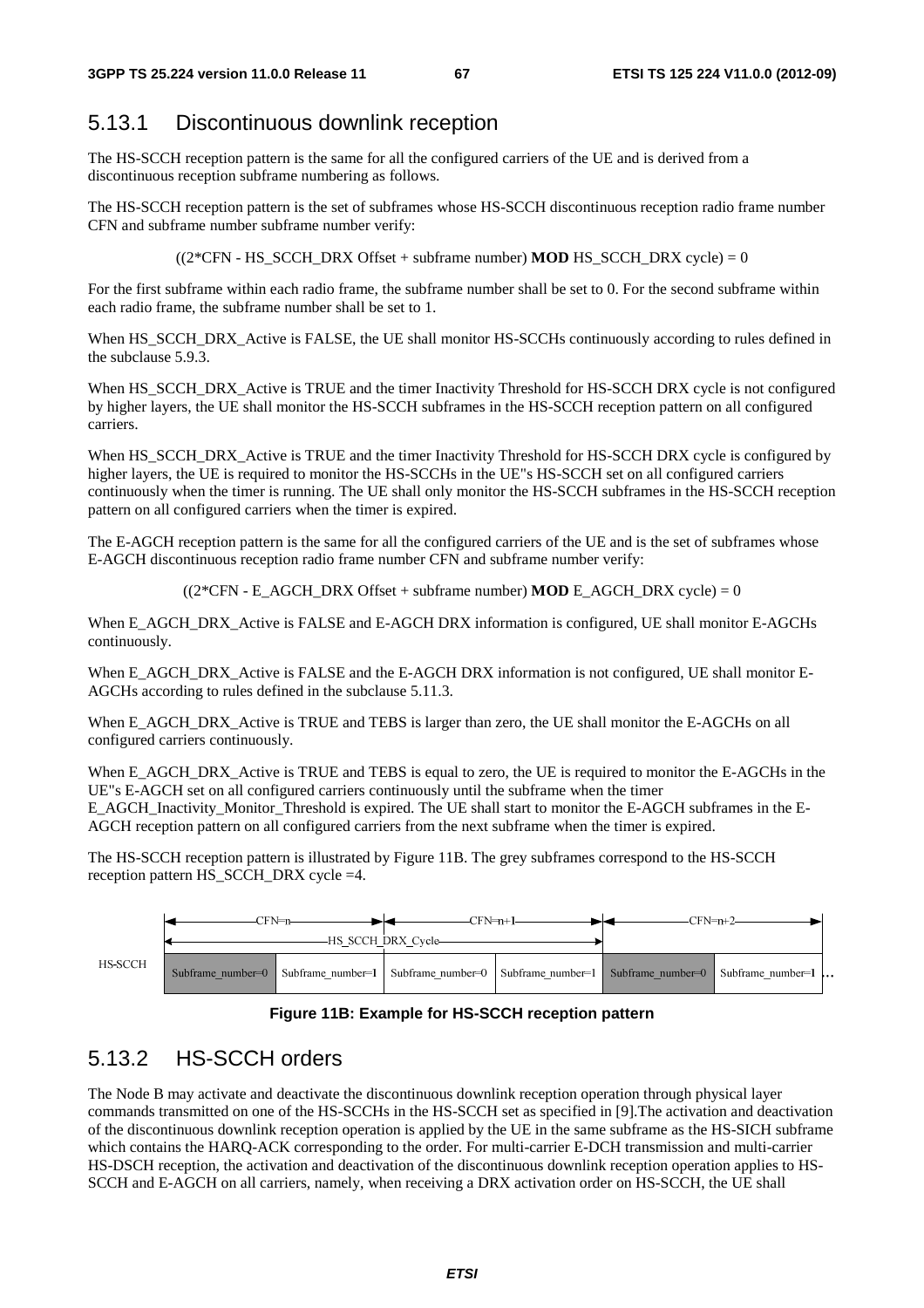## 5.13.1 Discontinuous downlink reception

The HS-SCCH reception pattern is the same for all the configured carriers of the UE and is derived from a discontinuous reception subframe numbering as follows.

The HS-SCCH reception pattern is the set of subframes whose HS-SCCH discontinuous reception radio frame number CFN and subframe number subframe number verify:

((2*CFN - HS_SCCH_DRX Offset + subframe number) **MOD** HS_SCCH_DRX cycle) = 0

For the first subframe within each radio frame, the subframe number shall be set to 0. For the second subframe within each radio frame, the subframe number shall be set to 1.

When HS_SCCH_DRX_Active is FALSE, the UE shall monitor HS-SCCHs continuously according to rules defined in the subclause 5.9.3.

When HS_SCCH_DRX_Active is TRUE and the timer Inactivity Threshold for HS-SCCH DRX cycle is not configured by higher layers, the UE shall monitor the HS-SCCH subframes in the HS-SCCH reception pattern on all configured carriers.

When HS_SCCH_DRX_Active is TRUE and the timer Inactivity Threshold for HS-SCCH DRX cycle is configured by higher layers, the UE is required to monitor the HS-SCCHs in the UE"s HS-SCCH set on all configured carriers continuously when the timer is running. The UE shall only monitor the HS-SCCH subframes in the HS-SCCH reception pattern on all configured carriers when the timer is expired.

The E-AGCH reception pattern is the same for all the configured carriers of the UE and is the set of subframes whose E-AGCH discontinuous reception radio frame number CFN and subframe number verify:

((2*CFN - E_AGCH_DRX Offset + subframe number) **MOD** E_AGCH_DRX cycle) = 0

When E_AGCH_DRX_Active is FALSE and E-AGCH DRX information is configured, UE shall monitor E-AGCHs continuously.

When E_AGCH_DRX_Active is FALSE and the E-AGCH DRX information is not configured, UE shall monitor E-AGCHs according to rules defined in the subclause 5.11.3.

When E_AGCH_DRX_Active is TRUE and TEBS is larger than zero, the UE shall monitor the E-AGCHs on all configured carriers continuously.

When E_AGCH_DRX_Active is TRUE and TEBS is equal to zero, the UE is required to monitor the E-AGCHs in the UE"s E-AGCH set on all configured carriers continuously until the subframe when the timer E_AGCH_Inactivity_Monitor_Threshold is expired. The UE shall start to monitor the E-AGCH subframes in the E-AGCH reception pattern on all configured carriers from the next subframe when the timer is expired.

The HS-SCCH reception pattern is illustrated by Figure 11B. The grey subframes correspond to the HS-SCCH reception pattern HS_SCCH_DRX cycle =4.

| | CFN=n | | CFN=n+1 | | CFN=n+2 | | |
|---|---|---|---|---|---|---|---|
| | HS_SCCH_DRX_Cycle | | | | | | |
| HS-SCCH | Subframe_number=0 | Subframe_number=1 | Subframe_number=0 | Subframe_number=1 | Subframe_number=0 | Subframe_number=1 | ... |

**Figure 11B: Example for HS-SCCH reception pattern**

## 5.13.2 HS-SCCH orders

The Node B may activate and deactivate the discontinuous downlink reception operation through physical layer commands transmitted on one of the HS-SCCHs in the HS-SCCH set as specified in [9].The activation and deactivation of the discontinuous downlink reception operation is applied by the UE in the same subframe as the HS-SICH subframe which contains the HARQ-ACK corresponding to the order. For multi-carrier E-DCH transmission and multi-carrier HS-DSCH reception, the activation and deactivation of the discontinuous downlink reception operation applies to HS-SCCH and E-AGCH on all carriers, namely, when receiving a DRX activation order on HS-SCCH, the UE shall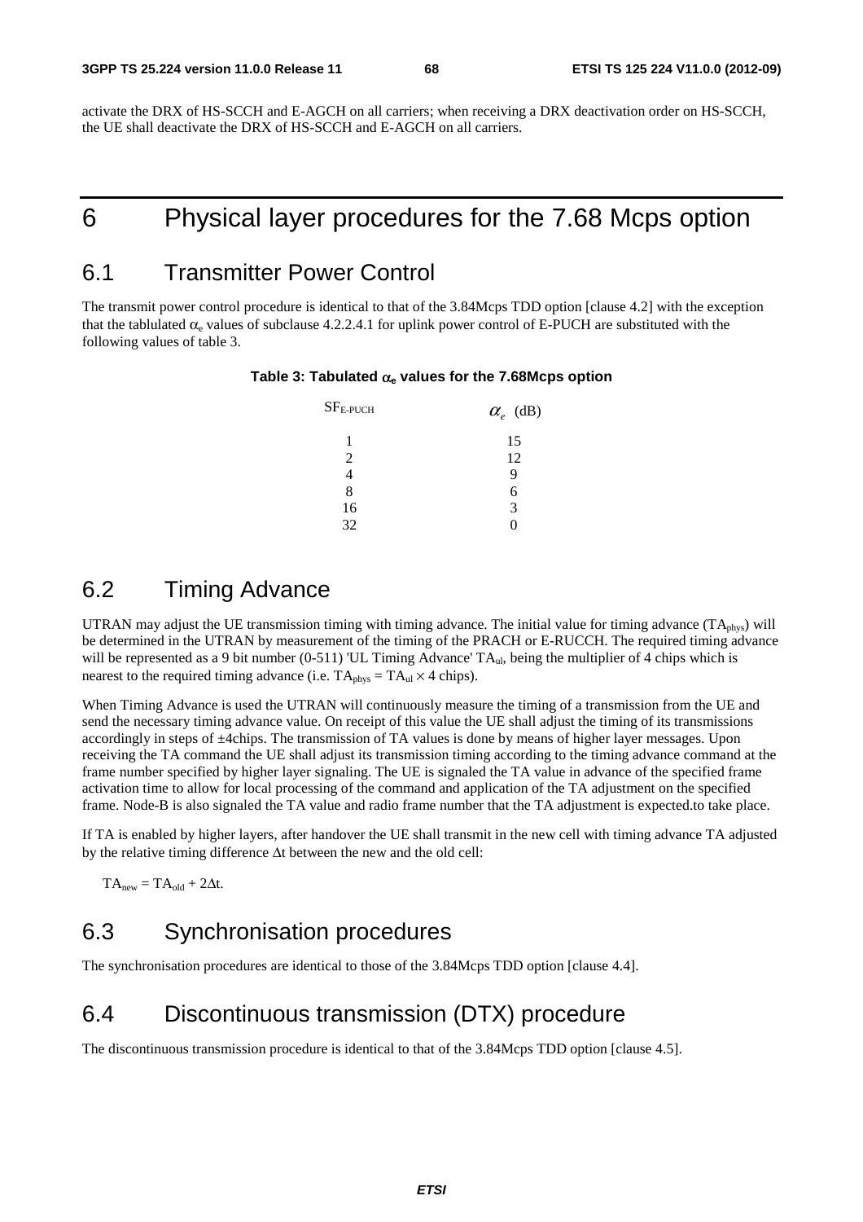activate the DRX of HS-SCCH and E-AGCH on all carriers; when receiving a DRX deactivation order on HS-SCCH, the UE shall deactivate the DRX of HS-SCCH and E-AGCH on all carriers.

# 6 Physical layer procedures for the 7.68 Mcps option

## 6.1 Transmitter Power Control

The transmit power control procedure is identical to that of the 3.84Mcps TDD option [clause 4.2] with the exception that the tablulated $\alpha_e$ values of subclause 4.2.2.4.1 for uplink power control of E-PUCH are substituted with the following values of table 3.

**Table 3: Tabulated $\alpha_e$ values for the 7.68Mcps option**

| $SF_{E-PUCH}$ | $\alpha_e$ (dB) |
|---|---|
| 1 | 15 |
| 2 | 12 |
| 4 | 9 |
| 8 | 6 |
| 16 | 3 |
| 32 | 0 |

## 6.2 Timing Advance

UTRAN may adjust the UE transmission timing with timing advance. The initial value for timing advance ($TA_{phys}$) will be determined in the UTRAN by measurement of the timing of the PRACH or E-RUCCH. The required timing advance will be represented as a 9 bit number (0-511) 'UL Timing Advance' $TA_{ul}$, being the multiplier of 4 chips which is nearest to the required timing advance (i.e. $TA_{phys} = TA_{ul} \times 4$ chips).

When Timing Advance is used the UTRAN will continuously measure the timing of a transmission from the UE and send the necessary timing advance value. On receipt of this value the UE shall adjust the timing of its transmissions accordingly in steps of ±4chips. The transmission of TA values is done by means of higher layer messages. Upon receiving the TA command the UE shall adjust its transmission timing according to the timing advance command at the frame number specified by higher layer signaling. The UE is signaled the TA value in advance of the specified frame activation time to allow for local processing of the command and application of the TA adjustment on the specified frame. Node-B is also signaled the TA value and radio frame number that the TA adjustment is expected.to take place.

If TA is enabled by higher layers, after handover the UE shall transmit in the new cell with timing advance TA adjusted by the relative timing difference $\Delta t$ between the new and the old cell:

$TA_{new} = TA_{old} + 2\Delta t$.

## 6.3 Synchronisation procedures

The synchronisation procedures are identical to those of the 3.84Mcps TDD option [clause 4.4].

## 6.4 Discontinuous transmission (DTX) procedure

The discontinuous transmission procedure is identical to that of the 3.84Mcps TDD option [clause 4.5].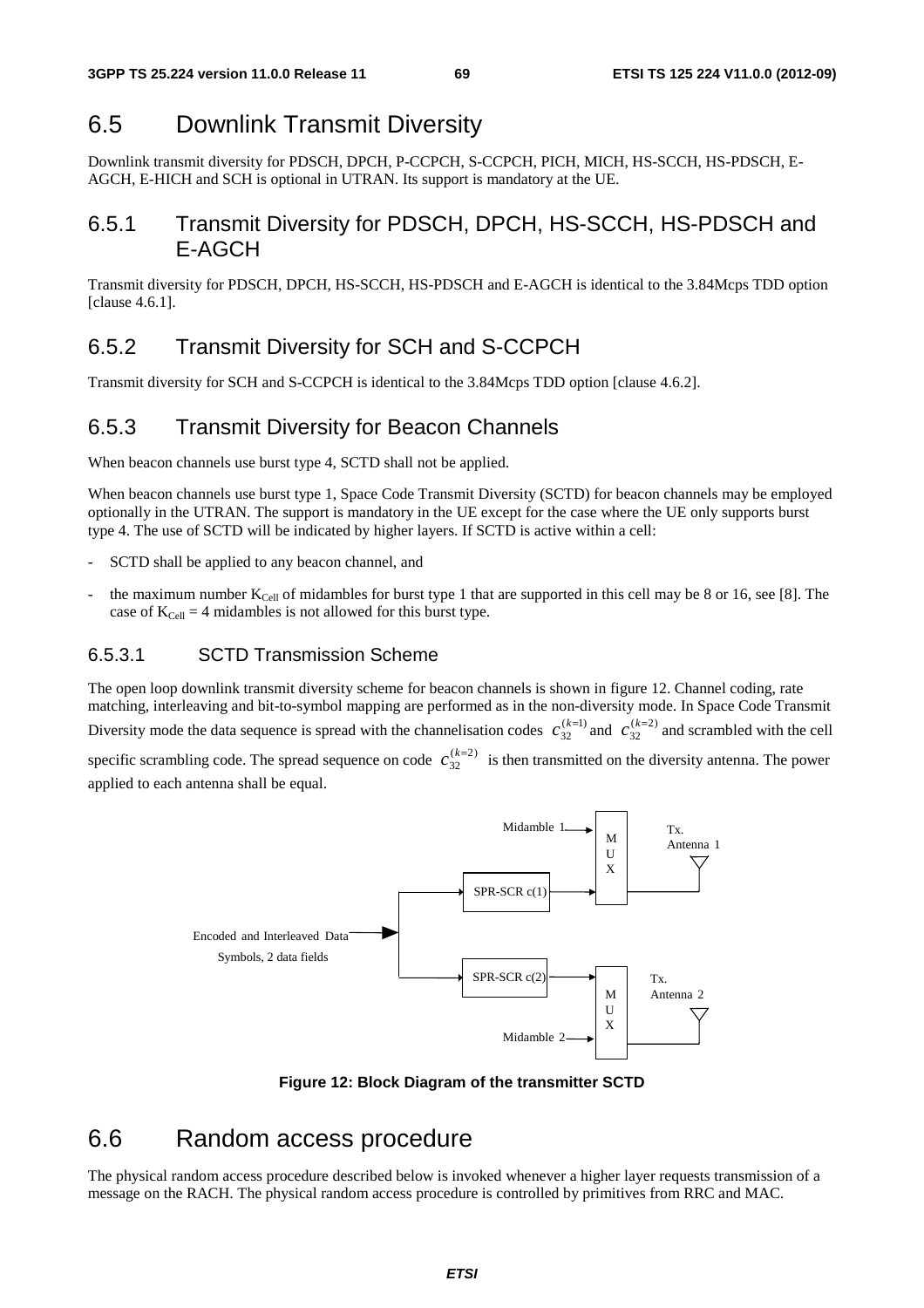# 6.5 Downlink Transmit Diversity

Downlink transmit diversity for PDSCH, DPCH, P-CCPCH, S-CCPCH, PICH, MICH, HS-SCCH, HS-PDSCH, E-AGCH, E-HICH and SCH is optional in UTRAN. Its support is mandatory at the UE.

## 6.5.1 Transmit Diversity for PDSCH, DPCH, HS-SCCH, HS-PDSCH and E-AGCH

Transmit diversity for PDSCH, DPCH, HS-SCCH, HS-PDSCH and E-AGCH is identical to the 3.84Mcps TDD option [clause 4.6.1].

## 6.5.2 Transmit Diversity for SCH and S-CCPCH

Transmit diversity for SCH and S-CCPCH is identical to the 3.84Mcps TDD option [clause 4.6.2].

## 6.5.3 Transmit Diversity for Beacon Channels

When beacon channels use burst type 4, SCTD shall not be applied.

When beacon channels use burst type 1, Space Code Transmit Diversity (SCTD) for beacon channels may be employed optionally in the UTRAN. The support is mandatory in the UE except for the case where the UE only supports burst type 4. The use of SCTD will be indicated by higher layers. If SCTD is active within a cell:

- SCTD shall be applied to any beacon channel, and
- the maximum number $K_{Cell}$ of midambles for burst type 1 that are supported in this cell may be 8 or 16, see [8]. The case of $K_{Cell} = 4$ midambles is not allowed for this burst type.

### 6.5.3.1 SCTD Transmission Scheme

The open loop downlink transmit diversity scheme for beacon channels is shown in figure 12. Channel coding, rate matching, interleaving and bit-to-symbol mapping are performed as in the non-diversity mode. In Space Code Transmit Diversity mode the data sequence is spread with the channelisation codes $c_{32}^{(k=1)}$ and $c_{32}^{(k=2)}$ and scrambled with the cell specific scrambling code. The spread sequence on code $c_{32}^{(k=2)}$ is then transmitted on the diversity antenna. The power applied to each antenna shall be equal.

**Figure 12: Block Diagram of the transmitter SCTD**

# 6.6 Random access procedure

The physical random access procedure described below is invoked whenever a higher layer requests transmission of a message on the RACH. The physical random access procedure is controlled by primitives from RRC and MAC.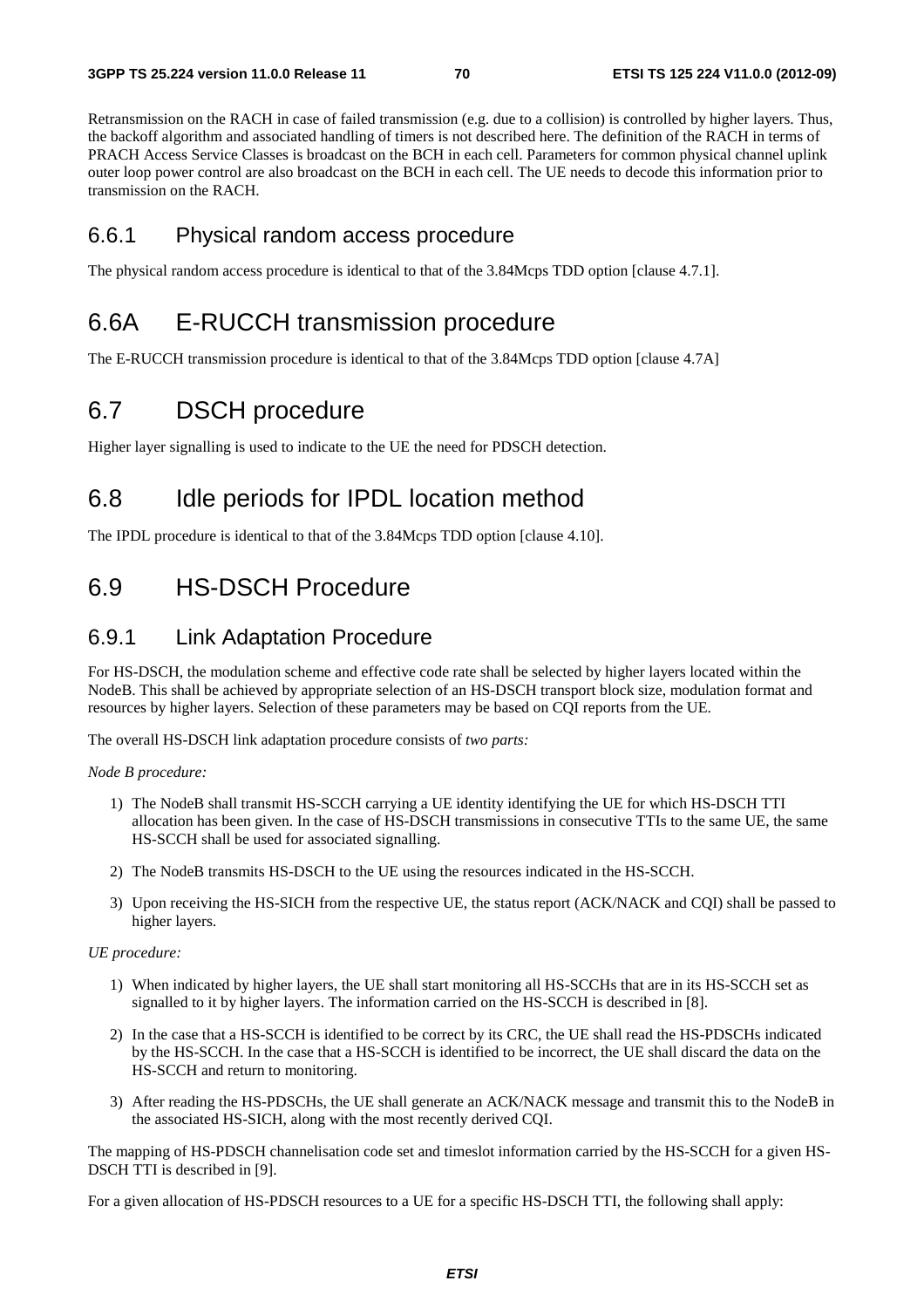Retransmission on the RACH in case of failed transmission (e.g. due to a collision) is controlled by higher layers. Thus, the backoff algorithm and associated handling of timers is not described here. The definition of the RACH in terms of PRACH Access Service Classes is broadcast on the BCH in each cell. Parameters for common physical channel uplink outer loop power control are also broadcast on the BCH in each cell. The UE needs to decode this information prior to transmission on the RACH.

### 6.6.1 Physical random access procedure

The physical random access procedure is identical to that of the 3.84Mcps TDD option [clause 4.7.1].

## 6.6A E-RUCCH transmission procedure

The E-RUCCH transmission procedure is identical to that of the 3.84Mcps TDD option [clause 4.7A]

## 6.7 DSCH procedure

Higher layer signalling is used to indicate to the UE the need for PDSCH detection.

## 6.8 Idle periods for IPDL location method

The IPDL procedure is identical to that of the 3.84Mcps TDD option [clause 4.10].

## 6.9 HS-DSCH Procedure

### 6.9.1 Link Adaptation Procedure

For HS-DSCH, the modulation scheme and effective code rate shall be selected by higher layers located within the NodeB. This shall be achieved by appropriate selection of an HS-DSCH transport block size, modulation format and resources by higher layers. Selection of these parameters may be based on CQI reports from the UE.

The overall HS-DSCH link adaptation procedure consists of *two parts:*

*Node B procedure:*

1) The NodeB shall transmit HS-SCCH carrying a UE identity identifying the UE for which HS-DSCH TTI allocation has been given. In the case of HS-DSCH transmissions in consecutive TTIs to the same UE, the same HS-SCCH shall be used for associated signalling.

2) The NodeB transmits HS-DSCH to the UE using the resources indicated in the HS-SCCH.

3) Upon receiving the HS-SICH from the respective UE, the status report (ACK/NACK and CQI) shall be passed to higher layers.

*UE procedure:*

1) When indicated by higher layers, the UE shall start monitoring all HS-SCCHs that are in its HS-SCCH set as signalled to it by higher layers. The information carried on the HS-SCCH is described in [8].

2) In the case that a HS-SCCH is identified to be correct by its CRC, the UE shall read the HS-PDSCHs indicated by the HS-SCCH. In the case that a HS-SCCH is identified to be incorrect, the UE shall discard the data on the HS-SCCH and return to monitoring.

3) After reading the HS-PDSCHs, the UE shall generate an ACK/NACK message and transmit this to the NodeB in the associated HS-SICH, along with the most recently derived CQI.

The mapping of HS-PDSCH channelisation code set and timeslot information carried by the HS-SCCH for a given HS-DSCH TTI is described in [9].

For a given allocation of HS-PDSCH resources to a UE for a specific HS-DSCH TTI, the following shall apply: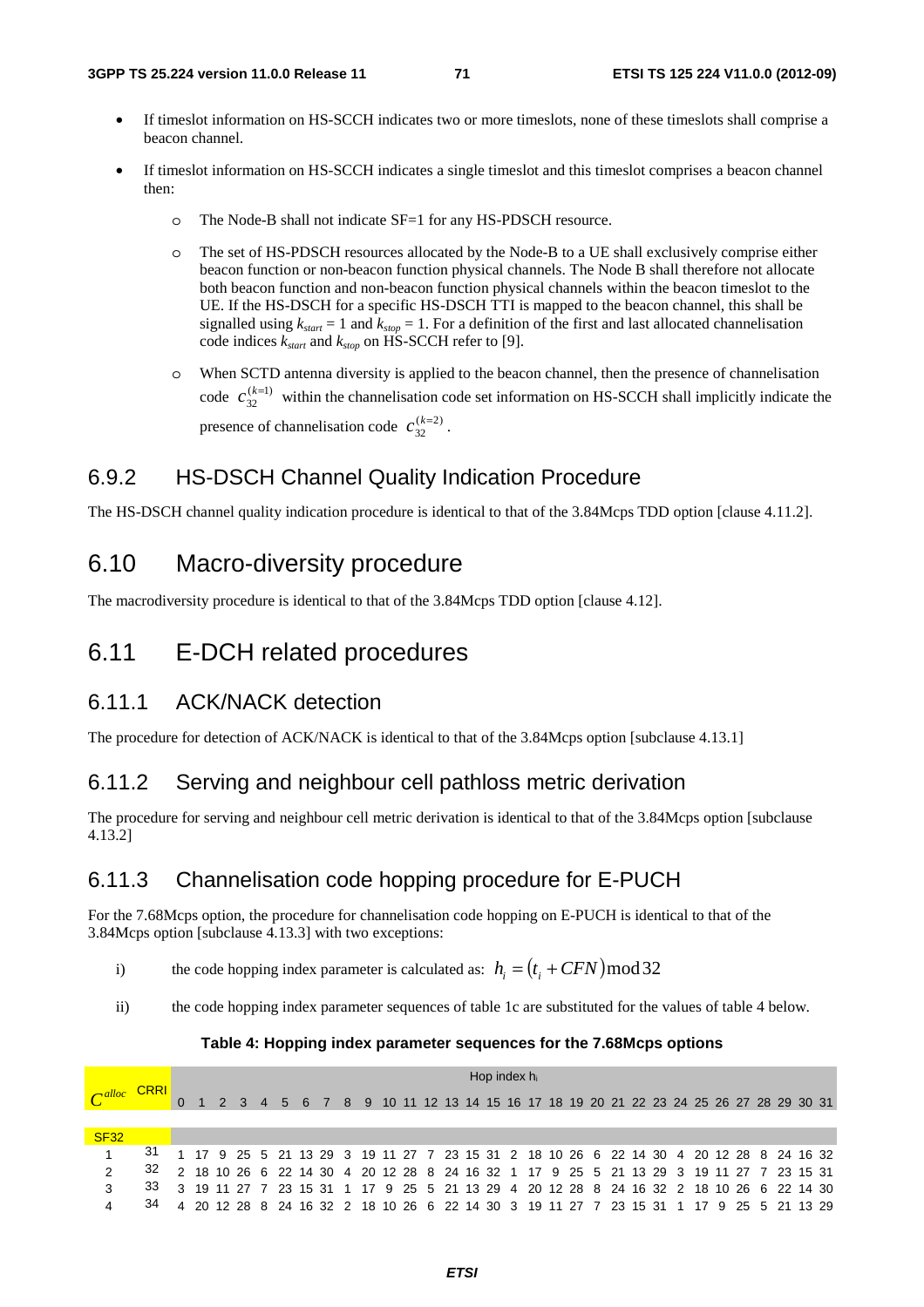- If timeslot information on HS-SCCH indicates two or more timeslots, none of these timeslots shall comprise a beacon channel.
- If timeslot information on HS-SCCH indicates a single timeslot and this timeslot comprises a beacon channel then:
  - The Node-B shall not indicate SF=1 for any HS-PDSCH resource.
  - The set of HS-PDSCH resources allocated by the Node-B to a UE shall exclusively comprise either beacon function or non-beacon function physical channels. The Node B shall therefore not allocate both beacon function and non-beacon function physical channels within the beacon timeslot to the UE. If the HS-DSCH for a specific HS-DSCH TTI is mapped to the beacon channel, this shall be signalled using $k_{start}$ = 1 and $k_{stop}$ = 1. For a definition of the first and last allocated channelisation code indices $k_{start}$ and $k_{stop}$ on HS-SCCH refer to [9].
  - When SCTD antenna diversity is applied to the beacon channel, then the presence of channelisation code $c_{32}^{(k=1)}$ within the channelisation code set information on HS-SCCH shall implicitly indicate the presence of channelisation code $c_{32}^{(k=2)}$.

### 6.9.2 HS-DSCH Channel Quality Indication Procedure

The HS-DSCH channel quality indication procedure is identical to that of the 3.84Mcps TDD option [clause 4.11.2].

## 6.10 Macro-diversity procedure

The macrodiversity procedure is identical to that of the 3.84Mcps TDD option [clause 4.12].

## 6.11 E-DCH related procedures

### 6.11.1 ACK/NACK detection

The procedure for detection of ACK/NACK is identical to that of the 3.84Mcps option [subclause 4.13.1]

### 6.11.2 Serving and neighbour cell pathloss metric derivation

The procedure for serving and neighbour cell metric derivation is identical to that of the 3.84Mcps option [subclause 4.13.2]

### 6.11.3 Channelisation code hopping procedure for E-PUCH

For the 7.68Mcps option, the procedure for channelisation code hopping on E-PUCH is identical to that of the 3.84Mcps option [subclause 4.13.3] with two exceptions:

i) the code hopping index parameter is calculated as: $h_i = (t_i + CFN)\bmod 32$

ii) the code hopping index parameter sequences of table 1c are substituted for the values of table 4 below.

**Table 4: Hopping index parameter sequences for the 7.68Mcps options**

| $C^{alloc}$ | CRRI | Hop index $h_i$ | | | | | | | | | | | | | | | | | | | | | | | | | | | | | | | |
|---|---|---|---|---|---|---|---|---|---|---|---|---|---|---|---|---|---|---|---|---|---|---|---|---|---|---|---|---|---|---|---|---|---|
| | | 0 | 1 | 2 | 3 | 4 | 5 | 6 | 7 | 8 | 9 | 10 | 11 | 12 | 13 | 14 | 15 | 16 | 17 | 18 | 19 | 20 | 21 | 22 | 23 | 24 | 25 | 26 | 27 | 28 | 29 | 30 | 31 |
| SF32 | | | | | | | | | | | | | | | | | | | | | | | | | | | | | | | | | |
| 1 | 31 | 1 | 17 | 9 | 25 | 5 | 21 | 13 | 29 | 3 | 19 | 11 | 27 | 7 | 23 | 15 | 31 | 2 | 18 | 10 | 26 | 6 | 22 | 14 | 30 | 4 | 20 | 12 | 28 | 8 | 24 | 16 | 32 |
| 2 | 32 | 2 | 18 | 10 | 26 | 6 | 22 | 14 | 30 | 4 | 20 | 12 | 28 | 8 | 24 | 16 | 32 | 1 | 17 | 9 | 25 | 5 | 21 | 13 | 29 | 3 | 19 | 11 | 27 | 7 | 23 | 15 | 31 |
| 3 | 33 | 3 | 19 | 11 | 27 | 7 | 23 | 15 | 31 | 1 | 17 | 9 | 25 | 5 | 21 | 13 | 29 | 4 | 20 | 12 | 28 | 8 | 24 | 16 | 32 | 2 | 18 | 10 | 26 | 6 | 22 | 14 | 30 |
| 4 | 34 | 4 | 20 | 12 | 28 | 8 | 24 | 16 | 32 | 2 | 18 | 10 | 26 | 6 | 22 | 14 | 30 | 3 | 19 | 11 | 27 | 7 | 23 | 15 | 31 | 1 | 17 | 9 | 25 | 5 | 21 | 13 | 29 |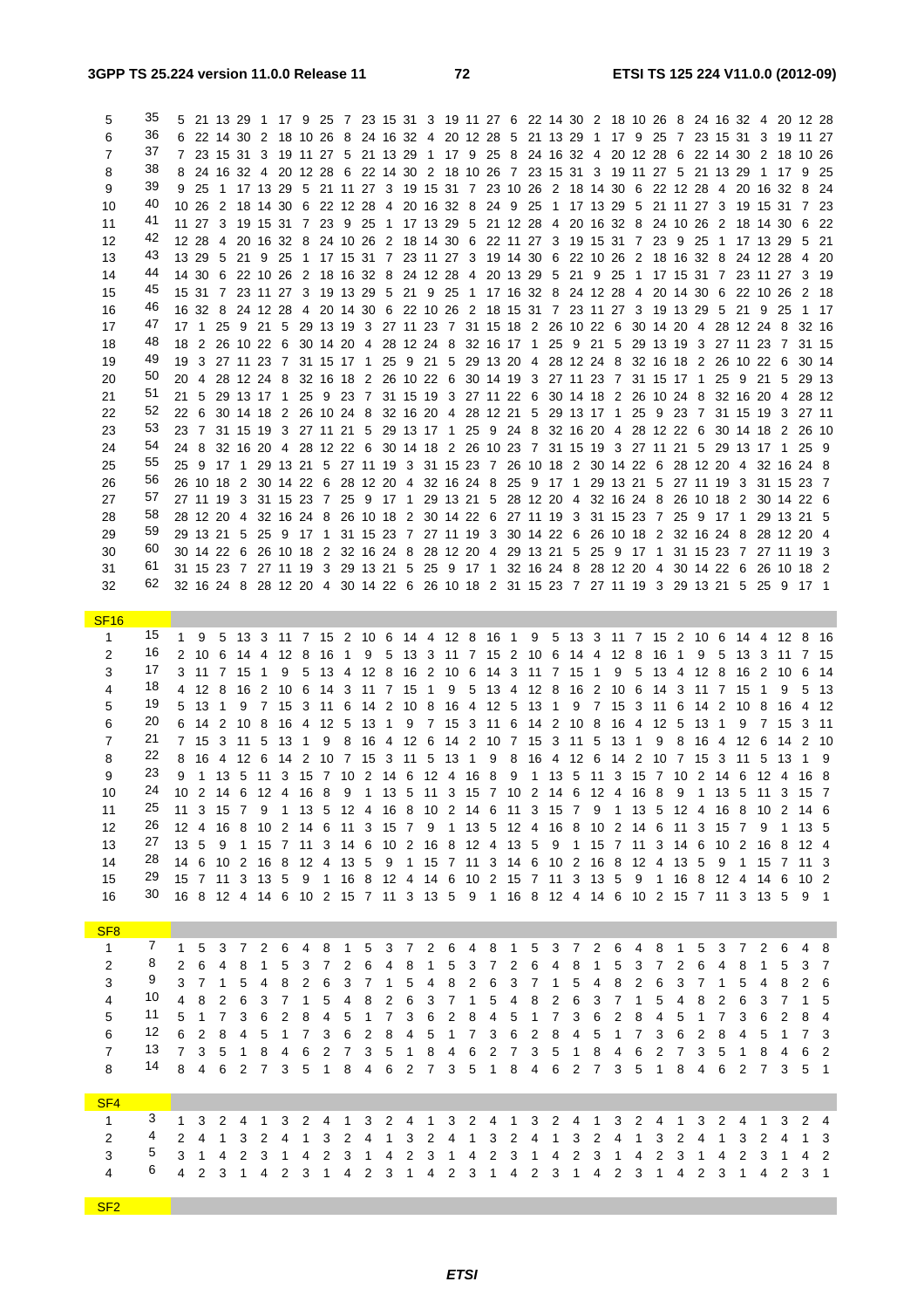| | | | | | | | | | | | | | | | | | | | | | | | | | | | | | | | | | |
|---|---|---|---|---|---|---|---|---|---|---|---|---|---|---|---|---|---|---|---|---|---|---|---|---|---|---|---|---|---|---|---|---|---|
| 5 | 35 | 5 | 21 | 13 | 29 | 1 | 17 | 9 | 25 | 7 | 23 | 15 | 31 | 3 | 19 | 11 | 27 | 6 | 22 | 14 | 30 | 2 | 18 | 10 | 26 | 8 | 24 | 16 | 32 | 4 | 20 | 12 | 28 |
| 6 | 36 | 6 | 22 | 14 | 30 | 2 | 18 | 10 | 26 | 8 | 24 | 16 | 32 | 4 | 20 | 12 | 28 | 5 | 21 | 13 | 29 | 1 | 17 | 9 | 25 | 7 | 23 | 15 | 31 | 3 | 19 | 11 | 27 |
| 7 | 37 | 7 | 23 | 15 | 31 | 3 | 19 | 11 | 27 | 5 | 21 | 13 | 29 | 1 | 17 | 9 | 25 | 8 | 24 | 16 | 32 | 4 | 20 | 12 | 28 | 6 | 22 | 14 | 30 | 2 | 18 | 10 | 26 |
| 8 | 38 | 8 | 24 | 16 | 32 | 4 | 20 | 12 | 28 | 6 | 22 | 14 | 30 | 2 | 18 | 10 | 26 | 7 | 23 | 15 | 31 | 3 | 19 | 11 | 27 | 5 | 21 | 13 | 29 | 1 | 17 | 9 | 25 |
| 9 | 39 | 9 | 25 | 1 | 17 | 13 | 29 | 5 | 21 | 11 | 27 | 3 | 19 | 15 | 31 | 7 | 23 | 10 | 26 | 2 | 18 | 14 | 30 | 6 | 22 | 12 | 28 | 4 | 20 | 16 | 32 | 8 | 24 |
| 10 | 40 | 10 | 26 | 2 | 18 | 14 | 30 | 6 | 22 | 12 | 28 | 4 | 20 | 16 | 32 | 8 | 24 | 9 | 25 | 1 | 17 | 13 | 29 | 5 | 21 | 11 | 27 | 3 | 19 | 15 | 31 | 7 | 23 |
| 11 | 41 | 11 | 27 | 3 | 19 | 15 | 31 | 7 | 23 | 9 | 25 | 1 | 17 | 13 | 29 | 5 | 21 | 12 | 28 | 4 | 20 | 16 | 32 | 8 | 24 | 10 | 26 | 2 | 18 | 14 | 30 | 6 | 22 |
| 12 | 42 | 12 | 28 | 4 | 20 | 16 | 32 | 8 | 24 | 10 | 26 | 2 | 18 | 14 | 30 | 6 | 22 | 11 | 27 | 3 | 19 | 15 | 31 | 7 | 23 | 9 | 25 | 1 | 17 | 13 | 29 | 5 | 21 |
| 13 | 43 | 13 | 29 | 5 | 21 | 9 | 25 | 1 | 17 | 15 | 31 | 7 | 23 | 11 | 27 | 3 | 19 | 14 | 30 | 6 | 22 | 10 | 26 | 2 | 18 | 16 | 32 | 8 | 24 | 12 | 28 | 4 | 20 |
| 14 | 44 | 14 | 30 | 6 | 22 | 10 | 26 | 2 | 18 | 16 | 32 | 8 | 24 | 12 | 28 | 4 | 20 | 13 | 29 | 5 | 21 | 9 | 25 | 1 | 17 | 15 | 31 | 7 | 23 | 11 | 27 | 3 | 19 |
| 15 | 45 | 15 | 31 | 7 | 23 | 11 | 27 | 3 | 19 | 13 | 29 | 5 | 21 | 9 | 25 | 1 | 17 | 16 | 32 | 8 | 24 | 12 | 28 | 4 | 20 | 14 | 30 | 6 | 22 | 10 | 26 | 2 | 18 |
| 16 | 46 | 16 | 32 | 8 | 24 | 12 | 28 | 4 | 20 | 14 | 30 | 6 | 22 | 10 | 26 | 2 | 18 | 15 | 31 | 7 | 23 | 11 | 27 | 3 | 19 | 13 | 29 | 5 | 21 | 9 | 25 | 1 | 17 |
| 17 | 47 | 17 | 1 | 25 | 9 | 21 | 5 | 29 | 13 | 19 | 3 | 27 | 11 | 23 | 7 | 31 | 15 | 18 | 2 | 26 | 10 | 22 | 6 | 30 | 14 | 20 | 4 | 28 | 12 | 24 | 8 | 32 | 16 |
| 18 | 48 | 18 | 2 | 26 | 10 | 22 | 6 | 30 | 14 | 20 | 4 | 28 | 12 | 24 | 8 | 32 | 16 | 17 | 1 | 25 | 9 | 21 | 5 | 29 | 13 | 19 | 3 | 27 | 11 | 23 | 7 | 31 | 15 |
| 19 | 49 | 19 | 3 | 27 | 11 | 23 | 7 | 31 | 15 | 17 | 1 | 25 | 9 | 21 | 5 | 29 | 13 | 20 | 4 | 28 | 12 | 24 | 8 | 32 | 16 | 18 | 2 | 26 | 10 | 22 | 6 | 30 | 14 |
| 20 | 50 | 20 | 4 | 28 | 12 | 24 | 8 | 32 | 16 | 18 | 2 | 26 | 10 | 22 | 6 | 30 | 14 | 19 | 3 | 27 | 11 | 23 | 7 | 31 | 15 | 17 | 1 | 25 | 9 | 21 | 5 | 29 | 13 |
| 21 | 51 | 21 | 5 | 29 | 13 | 17 | 1 | 25 | 9 | 23 | 7 | 31 | 15 | 19 | 3 | 27 | 11 | 22 | 6 | 30 | 14 | 18 | 2 | 26 | 10 | 24 | 8 | 32 | 16 | 20 | 4 | 28 | 12 |
| 22 | 52 | 22 | 6 | 30 | 14 | 18 | 2 | 26 | 10 | 24 | 8 | 32 | 16 | 20 | 4 | 28 | 12 | 21 | 5 | 29 | 13 | 17 | 1 | 25 | 9 | 23 | 7 | 31 | 15 | 19 | 3 | 27 | 11 |
| 23 | 53 | 23 | 7 | 31 | 15 | 19 | 3 | 27 | 11 | 21 | 5 | 29 | 13 | 17 | 1 | 25 | 9 | 24 | 8 | 32 | 16 | 20 | 4 | 28 | 12 | 22 | 6 | 30 | 14 | 18 | 2 | 26 | 10 |
| 24 | 54 | 24 | 8 | 32 | 16 | 20 | 4 | 28 | 12 | 22 | 6 | 30 | 14 | 18 | 2 | 26 | 10 | 23 | 7 | 31 | 15 | 19 | 3 | 27 | 11 | 21 | 5 | 29 | 13 | 17 | 1 | 25 | 9 |
| 25 | 55 | 25 | 9 | 17 | 1 | 29 | 13 | 21 | 5 | 27 | 11 | 19 | 3 | 31 | 15 | 23 | 7 | 26 | 10 | 18 | 2 | 30 | 14 | 22 | 6 | 28 | 12 | 20 | 4 | 32 | 16 | 24 | 8 |
| 26 | 56 | 26 | 10 | 18 | 2 | 30 | 14 | 22 | 6 | 28 | 12 | 20 | 4 | 32 | 16 | 24 | 8 | 25 | 9 | 17 | 1 | 29 | 13 | 21 | 5 | 27 | 11 | 19 | 3 | 31 | 15 | 23 | 7 |
| 27 | 57 | 27 | 11 | 19 | 3 | 31 | 15 | 23 | 7 | 25 | 9 | 17 | 1 | 29 | 13 | 21 | 5 | 28 | 12 | 20 | 4 | 32 | 16 | 24 | 8 | 26 | 10 | 18 | 2 | 30 | 14 | 22 | 6 |
| 28 | 58 | 28 | 12 | 20 | 4 | 32 | 16 | 24 | 8 | 26 | 10 | 18 | 2 | 30 | 14 | 22 | 6 | 27 | 11 | 19 | 3 | 31 | 15 | 23 | 7 | 25 | 9 | 17 | 1 | 29 | 13 | 21 | 5 |
| 29 | 59 | 29 | 13 | 21 | 5 | 25 | 9 | 17 | 1 | 31 | 15 | 23 | 7 | 27 | 11 | 19 | 3 | 30 | 14 | 22 | 6 | 26 | 10 | 18 | 2 | 32 | 16 | 24 | 8 | 28 | 12 | 20 | 4 |
| 30 | 60 | 30 | 14 | 22 | 6 | 26 | 10 | 18 | 2 | 32 | 16 | 24 | 8 | 28 | 12 | 20 | 4 | 29 | 13 | 21 | 5 | 25 | 9 | 17 | 1 | 31 | 15 | 23 | 7 | 27 | 11 | 19 | 3 |
| 31 | 61 | 31 | 15 | 23 | 7 | 27 | 11 | 19 | 3 | 29 | 13 | 21 | 5 | 25 | 9 | 17 | 1 | 32 | 16 | 24 | 8 | 28 | 12 | 20 | 4 | 30 | 14 | 22 | 6 | 26 | 10 | 18 | 2 |
| 32 | 62 | 32 | 16 | 24 | 8 | 28 | 12 | 20 | 4 | 30 | 14 | 22 | 6 | 26 | 10 | 18 | 2 | 31 | 15 | 23 | 7 | 27 | 11 | 19 | 3 | 29 | 13 | 21 | 5 | 25 | 9 | 17 | 1 |
| SF16 | | | | | | | | | | | | | | | | | | | | | | | | | | | | | | | | | |
| 1 | 15 | 1 | 9 | 5 | 13 | 3 | 11 | 7 | 15 | 2 | 10 | 6 | 14 | 4 | 12 | 8 | 16 | 1 | 9 | 5 | 13 | 3 | 11 | 7 | 15 | 2 | 10 | 6 | 14 | 4 | 12 | 8 | 16 |
| 2 | 16 | 2 | 10 | 6 | 14 | 4 | 12 | 8 | 16 | 1 | 9 | 5 | 13 | 3 | 11 | 7 | 15 | 2 | 10 | 6 | 14 | 4 | 12 | 8 | 16 | 1 | 9 | 5 | 13 | 3 | 11 | 7 | 15 |
| 3 | 17 | 3 | 11 | 7 | 15 | 1 | 9 | 5 | 13 | 4 | 12 | 8 | 16 | 2 | 10 | 6 | 14 | 3 | 11 | 7 | 15 | 1 | 9 | 5 | 13 | 4 | 12 | 8 | 16 | 2 | 10 | 6 | 14 |
| 4 | 18 | 4 | 12 | 8 | 16 | 2 | 10 | 6 | 14 | 3 | 11 | 7 | 15 | 1 | 9 | 5 | 13 | 4 | 12 | 8 | 16 | 2 | 10 | 6 | 14 | 3 | 11 | 7 | 15 | 1 | 9 | 5 | 13 |
| 5 | 19 | 5 | 13 | 1 | 9 | 7 | 15 | 3 | 11 | 6 | 14 | 2 | 10 | 8 | 16 | 4 | 12 | 5 | 13 | 1 | 9 | 7 | 15 | 3 | 11 | 6 | 14 | 2 | 10 | 8 | 16 | 4 | 12 |
| 6 | 20 | 6 | 14 | 2 | 10 | 8 | 16 | 4 | 12 | 5 | 13 | 1 | 9 | 7 | 15 | 3 | 11 | 6 | 14 | 2 | 10 | 8 | 16 | 4 | 12 | 5 | 13 | 1 | 9 | 7 | 15 | 3 | 11 |
| 7 | 21 | 7 | 15 | 3 | 11 | 5 | 13 | 1 | 9 | 8 | 16 | 4 | 12 | 6 | 14 | 2 | 10 | 7 | 15 | 3 | 11 | 5 | 13 | 1 | 9 | 8 | 16 | 4 | 12 | 6 | 14 | 2 | 10 |
| 8 | 22 | 8 | 16 | 4 | 12 | 6 | 14 | 2 | 10 | 7 | 15 | 3 | 11 | 5 | 13 | 1 | 9 | 8 | 16 | 4 | 12 | 6 | 14 | 2 | 10 | 7 | 15 | 3 | 11 | 5 | 13 | 1 | 9 |
| 9 | 23 | 9 | 1 | 13 | 5 | 11 | 3 | 15 | 7 | 10 | 2 | 14 | 6 | 12 | 4 | 16 | 8 | 9 | 1 | 13 | 5 | 11 | 3 | 15 | 7 | 10 | 2 | 14 | 6 | 12 | 4 | 16 | 8 |
| 10 | 24 | 10 | 2 | 14 | 6 | 12 | 4 | 16 | 8 | 9 | 1 | 13 | 5 | 11 | 3 | 15 | 7 | 10 | 2 | 14 | 6 | 12 | 4 | 16 | 8 | 9 | 1 | 13 | 5 | 11 | 3 | 15 | 7 |
| 11 | 25 | 11 | 3 | 15 | 7 | 9 | 1 | 13 | 5 | 12 | 4 | 16 | 8 | 10 | 2 | 14 | 6 | 11 | 3 | 15 | 7 | 9 | 1 | 13 | 5 | 12 | 4 | 16 | 8 | 10 | 2 | 14 | 6 |
| 12 | 26 | 12 | 4 | 16 | 8 | 10 | 2 | 14 | 6 | 11 | 3 | 15 | 7 | 9 | 1 | 13 | 5 | 12 | 4 | 16 | 8 | 10 | 2 | 14 | 6 | 11 | 3 | 15 | 7 | 9 | 1 | 13 | 5 |
| 13 | 27 | 13 | 5 | 9 | 1 | 15 | 7 | 11 | 3 | 14 | 6 | 10 | 2 | 16 | 8 | 12 | 4 | 13 | 5 | 9 | 1 | 15 | 7 | 11 | 3 | 14 | 6 | 10 | 2 | 16 | 8 | 12 | 4 |
| 14 | 28 | 14 | 6 | 10 | 2 | 16 | 8 | 12 | 4 | 13 | 5 | 9 | 1 | 15 | 7 | 11 | 3 | 14 | 6 | 10 | 2 | 16 | 8 | 12 | 4 | 13 | 5 | 9 | 1 | 15 | 7 | 11 | 3 |
| 15 | 29 | 15 | 7 | 11 | 3 | 13 | 5 | 9 | 1 | 16 | 8 | 12 | 4 | 14 | 6 | 10 | 2 | 15 | 7 | 11 | 3 | 13 | 5 | 9 | 1 | 16 | 8 | 12 | 4 | 14 | 6 | 10 | 2 |
| 16 | 30 | 16 | 8 | 12 | 4 | 14 | 6 | 10 | 2 | 15 | 7 | 11 | 3 | 13 | 5 | 9 | 1 | 16 | 8 | 12 | 4 | 14 | 6 | 10 | 2 | 15 | 7 | 11 | 3 | 13 | 5 | 9 | 1 |
| SF8 | | | | | | | | | | | | | | | | | | | | | | | | | | | | | | | | | |
| 1 | 7 | 1 | 5 | 3 | 7 | 2 | 6 | 4 | 8 | 1 | 5 | 3 | 7 | 2 | 6 | 4 | 8 | 1 | 5 | 3 | 7 | 2 | 6 | 4 | 8 | 1 | 5 | 3 | 7 | 2 | 6 | 4 | 8 |
| 2 | 8 | 2 | 6 | 4 | 8 | 1 | 5 | 3 | 7 | 2 | 6 | 4 | 8 | 1 | 5 | 3 | 7 | 2 | 6 | 4 | 8 | 1 | 5 | 3 | 7 | 2 | 6 | 4 | 8 | 1 | 5 | 3 | 7 |
| 3 | 9 | 3 | 7 | 1 | 5 | 4 | 8 | 2 | 6 | 3 | 7 | 1 | 5 | 4 | 8 | 2 | 6 | 3 | 7 | 1 | 5 | 4 | 8 | 2 | 6 | 3 | 7 | 1 | 5 | 4 | 8 | 2 | 6 |
| 4 | 10 | 4 | 8 | 2 | 6 | 3 | 7 | 1 | 5 | 4 | 8 | 2 | 6 | 3 | 7 | 1 | 5 | 4 | 8 | 2 | 6 | 3 | 7 | 1 | 5 | 4 | 8 | 2 | 6 | 3 | 7 | 1 | 5 |
| 5 | 11 | 5 | 1 | 7 | 3 | 6 | 2 | 8 | 4 | 5 | 1 | 7 | 3 | 6 | 2 | 8 | 4 | 5 | 1 | 7 | 3 | 6 | 2 | 8 | 4 | 5 | 1 | 7 | 3 | 6 | 2 | 8 | 4 |
| 6 | 12 | 6 | 2 | 8 | 4 | 5 | 1 | 7 | 3 | 6 | 2 | 8 | 4 | 5 | 1 | 7 | 3 | 6 | 2 | 8 | 4 | 5 | 1 | 7 | 3 | 6 | 2 | 8 | 4 | 5 | 1 | 7 | 3 |
| 7 | 13 | 7 | 3 | 5 | 1 | 8 | 4 | 6 | 2 | 7 | 3 | 5 | 1 | 8 | 4 | 6 | 2 | 7 | 3 | 5 | 1 | 8 | 4 | 6 | 2 | 7 | 3 | 5 | 1 | 8 | 4 | 6 | 2 |
| 8 | 14 | 8 | 4 | 6 | 2 | 7 | 3 | 5 | 1 | 8 | 4 | 6 | 2 | 7 | 3 | 5 | 1 | 8 | 4 | 6 | 2 | 7 | 3 | 5 | 1 | 8 | 4 | 6 | 2 | 7 | 3 | 5 | 1 |
| SF4 | | | | | | | | | | | | | | | | | | | | | | | | | | | | | | | | | |
| 1 | 3 | 1 | 3 | 2 | 4 | 1 | 3 | 2 | 4 | 1 | 3 | 2 | 4 | 1 | 3 | 2 | 4 | 1 | 3 | 2 | 4 | 1 | 3 | 2 | 4 | 1 | 3 | 2 | 4 | 1 | 3 | 2 | 4 |
| 2 | 4 | 2 | 4 | 1 | 3 | 2 | 4 | 1 | 3 | 2 | 4 | 1 | 3 | 2 | 4 | 1 | 3 | 2 | 4 | 1 | 3 | 2 | 4 | 1 | 3 | 2 | 4 | 1 | 3 | 2 | 4 | 1 | 3 |
| 3 | 5 | 3 | 1 | 4 | 2 | 3 | 1 | 4 | 2 | 3 | 1 | 4 | 2 | 3 | 1 | 4 | 2 | 3 | 1 | 4 | 2 | 3 | 1 | 4 | 2 | 3 | 1 | 4 | 2 | 3 | 1 | 4 | 2 |
| 4 | 6 | 4 | 2 | 3 | 1 | 4 | 2 | 3 | 1 | 4 | 2 | 3 | 1 | 4 | 2 | 3 | 1 | 4 | 2 | 3 | 1 | 4 | 2 | 3 | 1 | 4 | 2 | 3 | 1 | 4 | 2 | 3 | 1 |
| SF2 | | | | | | | | | | | | | | | | | | | | | | | | | | | | | | | | | |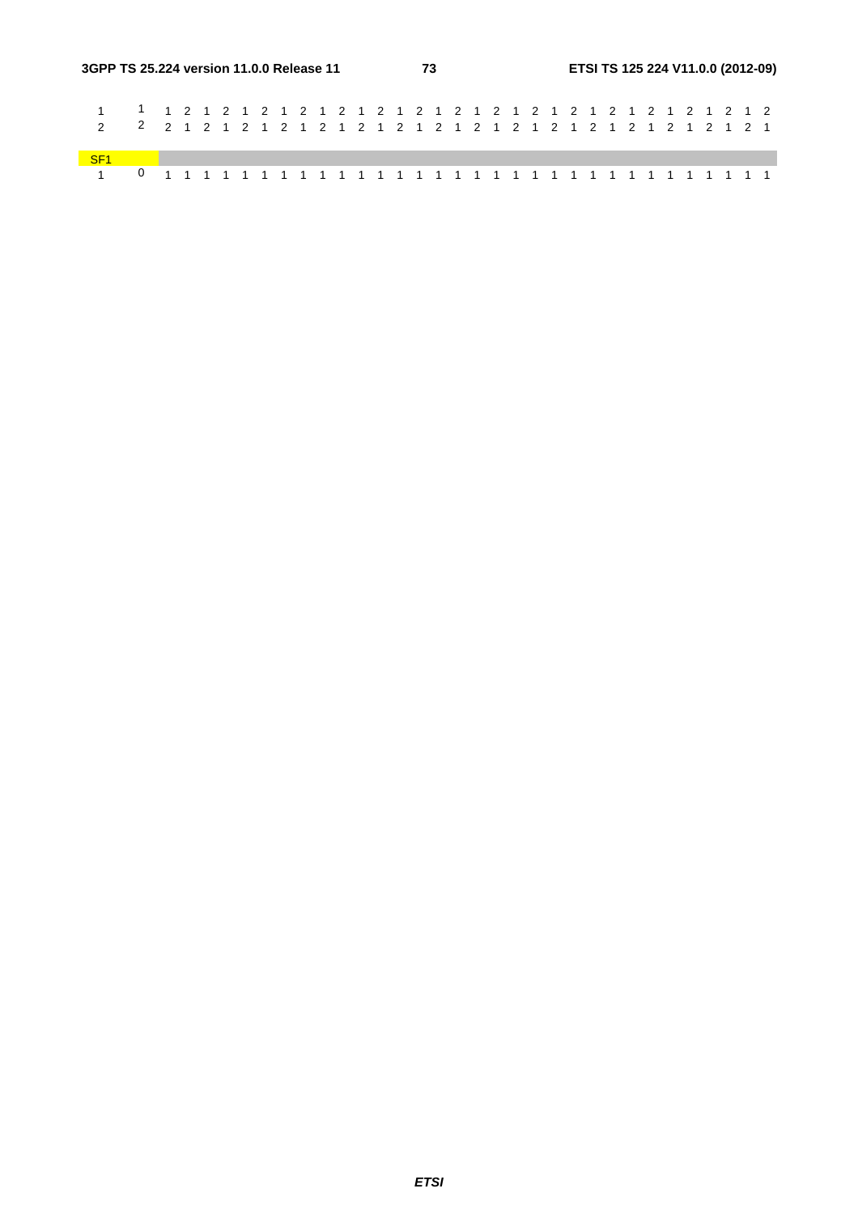| | | | | | | | | | | | | | | | | | | | | | | | | | | | | | | | | | |
|---|---|---|---|---|---|---|---|---|---|---|---|---|---|---|---|---|---|---|---|---|---|---|---|---|---|---|---|---|---|---|---|---|---|
| 1 | 1 | 1 | 2 | 1 | 2 | 1 | 2 | 1 | 2 | 1 | 2 | 1 | 2 | 1 | 2 | 1 | 2 | 1 | 2 | 1 | 2 | 1 | 2 | 1 | 2 | 1 | 2 | 1 | 2 | 1 | 2 | 1 | 2 |
| 2 | 2 | 2 | 1 | 2 | 1 | 2 | 1 | 2 | 1 | 2 | 1 | 2 | 1 | 2 | 1 | 2 | 1 | 2 | 1 | 2 | 1 | 2 | 1 | 2 | 1 | 2 | 1 | 2 | 1 | 2 | 1 | 2 | 1 |
| SF1 | | | | | | | | | | | | | | | | | | | | | | | | | | | | | | | | | |
| 1 | 0 | 1 | 1 | 1 | 1 | 1 | 1 | 1 | 1 | 1 | 1 | 1 | 1 | 1 | 1 | 1 | 1 | 1 | 1 | 1 | 1 | 1 | 1 | 1 | 1 | 1 | 1 | 1 | 1 | 1 | 1 | 1 | 1 |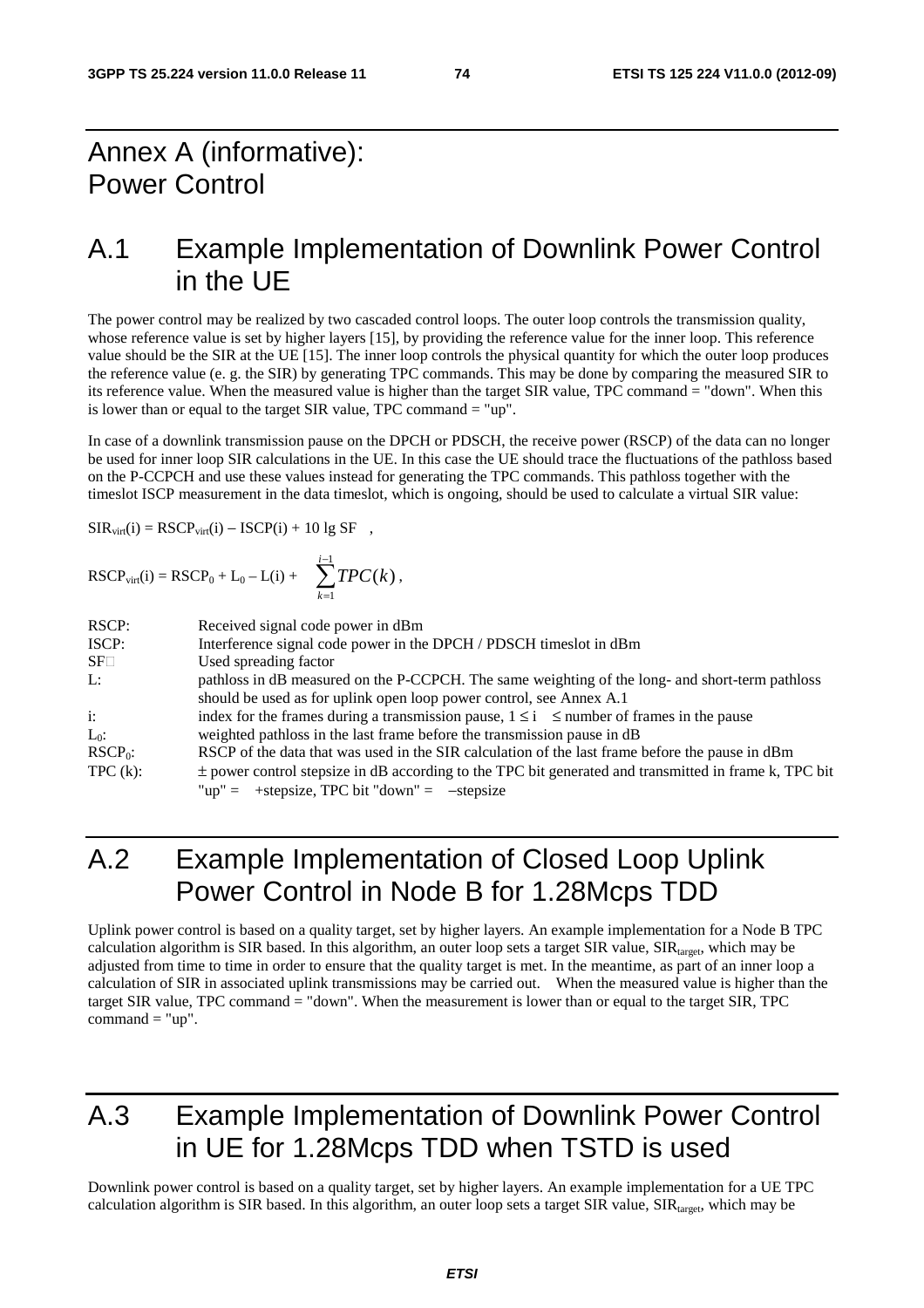# Annex A (informative): Power Control

## A.1 Example Implementation of Downlink Power Control in the UE

The power control may be realized by two cascaded control loops. The outer loop controls the transmission quality, whose reference value is set by higher layers [15], by providing the reference value for the inner loop. This reference value should be the SIR at the UE [15]. The inner loop controls the physical quantity for which the outer loop produces the reference value (e. g. the SIR) by generating TPC commands. This may be done by comparing the measured SIR to its reference value. When the measured value is higher than the target SIR value, TPC command = "down". When this is lower than or equal to the target SIR value, TPC command = "up".

In case of a downlink transmission pause on the DPCH or PDSCH, the receive power (RSCP) of the data can no longer be used for inner loop SIR calculations in the UE. In this case the UE should trace the fluctuations of the pathloss based on the P-CCPCH and use these values instead for generating the TPC commands. This pathloss together with the timeslot ISCP measurement in the data timeslot, which is ongoing, should be used to calculate a virtual SIR value:

$$SIR_{virt}(i) = RSCP_{virt}(i) - ISCP(i) + 10 \lg SF \quad ,$$

$$RSCP_{virt}(i) = RSCP_0 + L_0 - L(i) + \sum_{k=1}^{i-1} TPC(k) \, ,$$

| | |
|---|---|
| RSCP: | Received signal code power in dBm |
| ISCP: | Interference signal code power in the DPCH / PDSCH timeslot in dBm |
| SF | Used spreading factor |
| L: | pathloss in dB measured on the P-CCPCH. The same weighting of the long- and short-term pathloss should be used as for uplink open loop power control, see Annex A.1 |
| i: | index for the frames during a transmission pause, $1 \le i \le$ number of frames in the pause |
| $L_0$: | weighted pathloss in the last frame before the transmission pause in dB |
| $RSCP_0$: | RSCP of the data that was used in the SIR calculation of the last frame before the pause in dBm |
| TPC (k): | $\pm$ power control stepsize in dB according to the TPC bit generated and transmitted in frame k, TPC bit "up" = +stepsize, TPC bit "down" = $-$stepsize |

## A.2 Example Implementation of Closed Loop Uplink Power Control in Node B for 1.28Mcps TDD

Uplink power control is based on a quality target, set by higher layers. An example implementation for a Node B TPC calculation algorithm is SIR based. In this algorithm, an outer loop sets a target SIR value, $SIR_{target}$, which may be adjusted from time to time in order to ensure that the quality target is met. In the meantime, as part of an inner loop a calculation of SIR in associated uplink transmissions may be carried out. When the measured value is higher than the target SIR value, TPC command = "down". When the measurement is lower than or equal to the target SIR, TPC command = "up".

## A.3 Example Implementation of Downlink Power Control in UE for 1.28Mcps TDD when TSTD is used

Downlink power control is based on a quality target, set by higher layers. An example implementation for a UE TPC calculation algorithm is SIR based. In this algorithm, an outer loop sets a target SIR value, $SIR_{target}$, which may be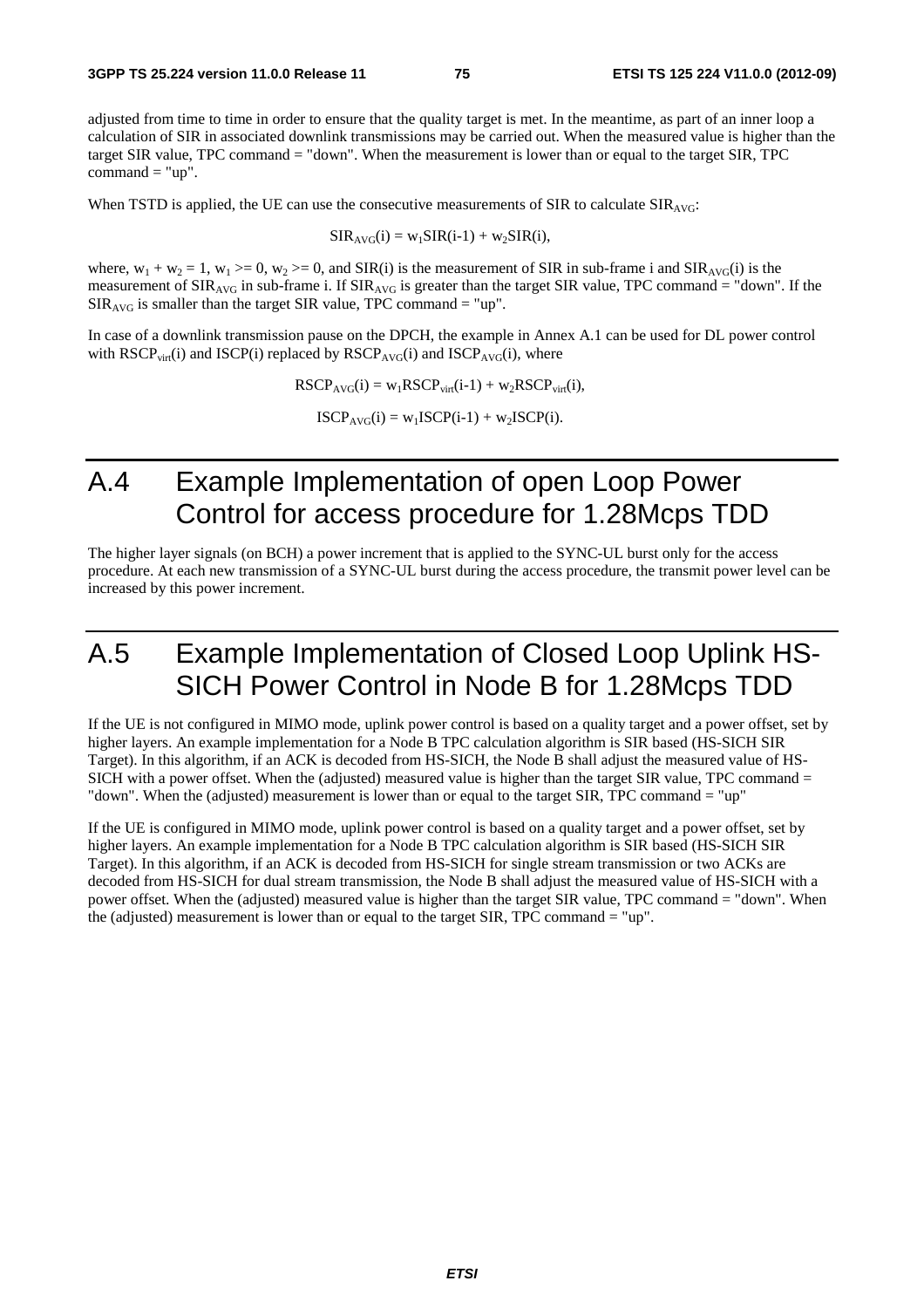adjusted from time to time in order to ensure that the quality target is met. In the meantime, as part of an inner loop a calculation of SIR in associated downlink transmissions may be carried out. When the measured value is higher than the target SIR value, TPC command = "down". When the measurement is lower than or equal to the target SIR, TPC command = "up".

When TSTD is applied, the UE can use the consecutive measurements of SIR to calculate $SIR_{AVG}$:

$$SIR_{AVG}(i) = w_1 SIR(i-1) + w_2 SIR(i),$$

where, $w_1 + w_2 = 1$, $w_1 >= 0$, $w_2 >= 0$, and SIR(i) is the measurement of SIR in sub-frame i and $SIR_{AVG}(i)$ is the measurement of $SIR_{AVG}$ in sub-frame i. If $SIR_{AVG}$ is greater than the target SIR value, TPC command = "down". If the $SIR_{AVG}$ is smaller than the target SIR value, TPC command = "up".

In case of a downlink transmission pause on the DPCH, the example in Annex A.1 can be used for DL power control with $RSCP_{virt}(i)$ and ISCP(i) replaced by $RSCP_{AVG}(i)$ and $ISCP_{AVG}(i)$, where

$$RSCP_{AVG}(i) = w_1 RSCP_{virt}(i-1) + w_2 RSCP_{virt}(i),$$

$$ISCP_{AVG}(i) = w_1 ISCP(i-1) + w_2 ISCP(i).$$

# A.4 Example Implementation of open Loop Power Control for access procedure for 1.28Mcps TDD

The higher layer signals (on BCH) a power increment that is applied to the SYNC-UL burst only for the access procedure. At each new transmission of a SYNC-UL burst during the access procedure, the transmit power level can be increased by this power increment.

# A.5 Example Implementation of Closed Loop Uplink HS-SICH Power Control in Node B for 1.28Mcps TDD

If the UE is not configured in MIMO mode, uplink power control is based on a quality target and a power offset, set by higher layers. An example implementation for a Node B TPC calculation algorithm is SIR based (HS-SICH SIR Target). In this algorithm, if an ACK is decoded from HS-SICH, the Node B shall adjust the measured value of HS-SICH with a power offset. When the (adjusted) measured value is higher than the target SIR value, TPC command = "down". When the (adjusted) measurement is lower than or equal to the target SIR, TPC command = "up"

If the UE is configured in MIMO mode, uplink power control is based on a quality target and a power offset, set by higher layers. An example implementation for a Node B TPC calculation algorithm is SIR based (HS-SICH SIR Target). In this algorithm, if an ACK is decoded from HS-SICH for single stream transmission or two ACKs are decoded from HS-SICH for dual stream transmission, the Node B shall adjust the measured value of HS-SICH with a power offset. When the (adjusted) measured value is higher than the target SIR value, TPC command = "down". When the (adjusted) measurement is lower than or equal to the target SIR, TPC command = "up".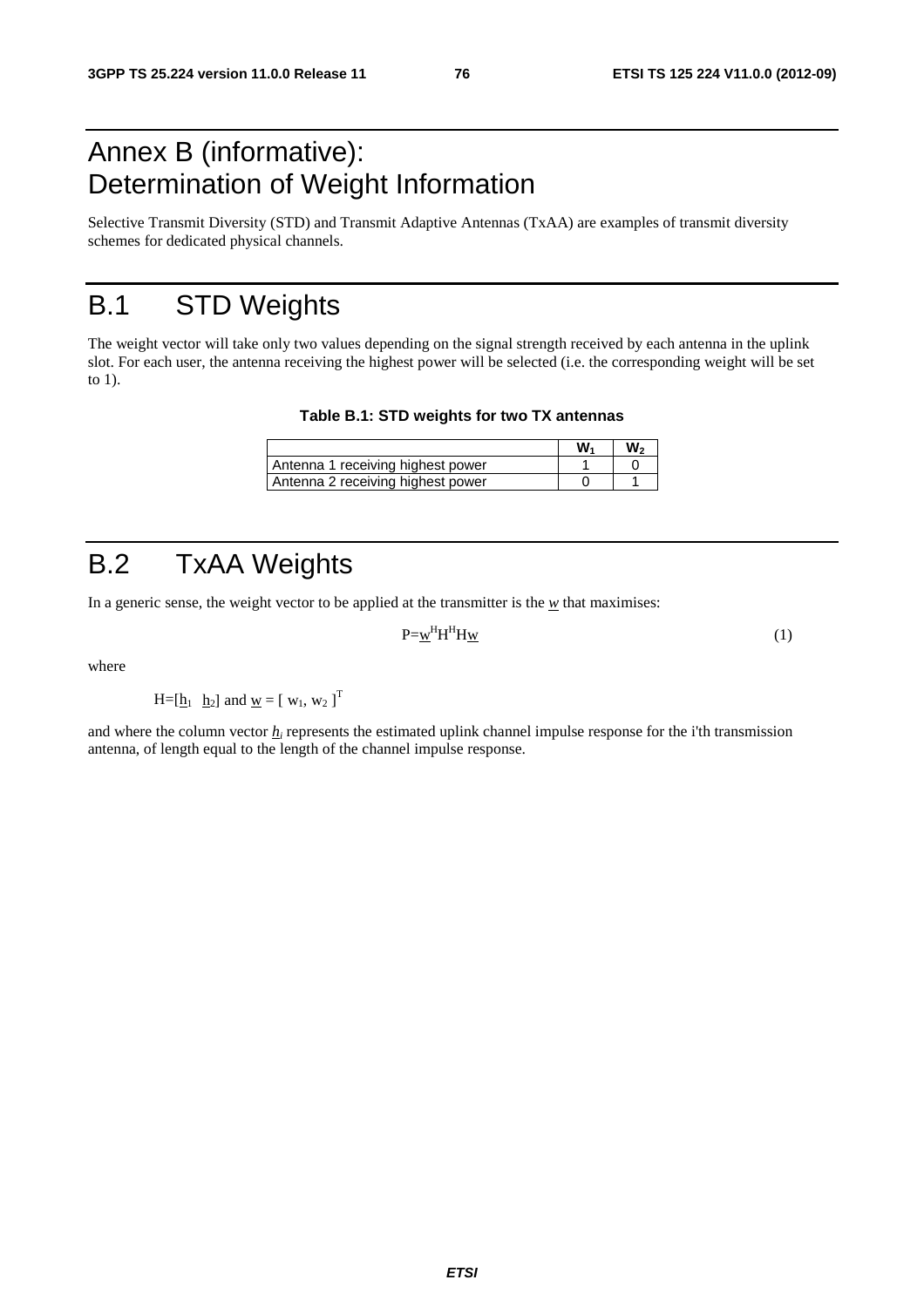# Annex B (informative): Determination of Weight Information

Selective Transmit Diversity (STD) and Transmit Adaptive Antennas (TxAA) are examples of transmit diversity schemes for dedicated physical channels.

# B.1 STD Weights

The weight vector will take only two values depending on the signal strength received by each antenna in the uplink slot. For each user, the antenna receiving the highest power will be selected (i.e. the corresponding weight will be set to 1).

**Table B.1: STD weights for two TX antennas**

| | $W_1$ | $W_2$ |
|---|---|---|
| Antenna 1 receiving highest power | 1 | 0 |
| Antenna 2 receiving highest power | 0 | 1 |

# B.2 TxAA Weights

In a generic sense, the weight vector to be applied at the transmitter is the $\underline{w}$ that maximises:

$$P=\underline{w}^H H^H H \underline{w} \qquad (1)$$

where

$H=[\underline{h}_1 \;\; \underline{h}_2]$ and $\underline{w} = [\, w_1, w_2 \,]^T$

and where the column vector $\underline{h}_i$ represents the estimated uplink channel impulse response for the i'th transmission antenna, of length equal to the length of the channel impulse response.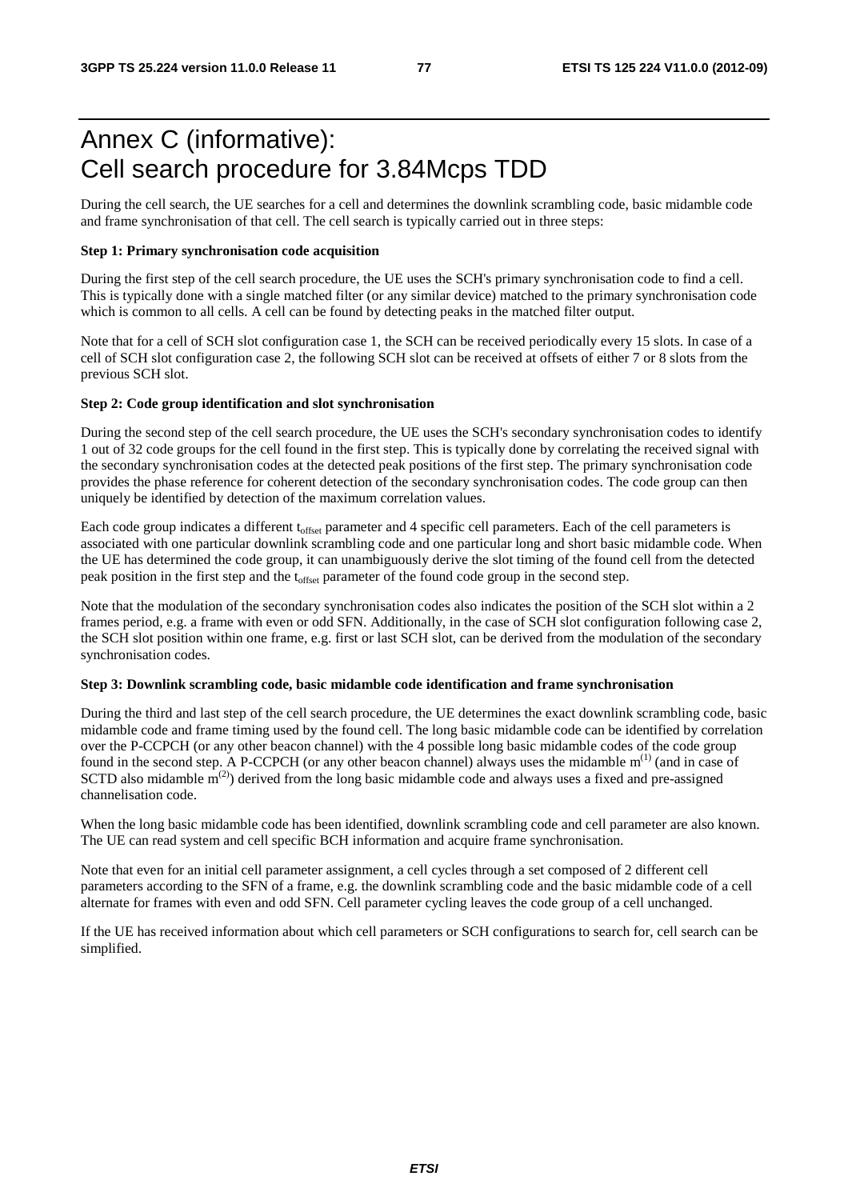# Annex C (informative): Cell search procedure for 3.84Mcps TDD

During the cell search, the UE searches for a cell and determines the downlink scrambling code, basic midamble code and frame synchronisation of that cell. The cell search is typically carried out in three steps:

**Step 1: Primary synchronisation code acquisition**

During the first step of the cell search procedure, the UE uses the SCH's primary synchronisation code to find a cell. This is typically done with a single matched filter (or any similar device) matched to the primary synchronisation code which is common to all cells. A cell can be found by detecting peaks in the matched filter output.

Note that for a cell of SCH slot configuration case 1, the SCH can be received periodically every 15 slots. In case of a cell of SCH slot configuration case 2, the following SCH slot can be received at offsets of either 7 or 8 slots from the previous SCH slot.

**Step 2: Code group identification and slot synchronisation**

During the second step of the cell search procedure, the UE uses the SCH's secondary synchronisation codes to identify 1 out of 32 code groups for the cell found in the first step. This is typically done by correlating the received signal with the secondary synchronisation codes at the detected peak positions of the first step. The primary synchronisation code provides the phase reference for coherent detection of the secondary synchronisation codes. The code group can then uniquely be identified by detection of the maximum correlation values.

Each code group indicates a different $t_{offset}$ parameter and 4 specific cell parameters. Each of the cell parameters is associated with one particular downlink scrambling code and one particular long and short basic midamble code. When the UE has determined the code group, it can unambiguously derive the slot timing of the found cell from the detected peak position in the first step and the $t_{offset}$ parameter of the found code group in the second step.

Note that the modulation of the secondary synchronisation codes also indicates the position of the SCH slot within a 2 frames period, e.g. a frame with even or odd SFN. Additionally, in the case of SCH slot configuration following case 2, the SCH slot position within one frame, e.g. first or last SCH slot, can be derived from the modulation of the secondary synchronisation codes.

**Step 3: Downlink scrambling code, basic midamble code identification and frame synchronisation**

During the third and last step of the cell search procedure, the UE determines the exact downlink scrambling code, basic midamble code and frame timing used by the found cell. The long basic midamble code can be identified by correlation over the P-CCPCH (or any other beacon channel) with the 4 possible long basic midamble codes of the code group found in the second step. A P-CCPCH (or any other beacon channel) always uses the midamble $m^{(1)}$ (and in case of SCTD also midamble $m^{(2)}$) derived from the long basic midamble code and always uses a fixed and pre-assigned channelisation code.

When the long basic midamble code has been identified, downlink scrambling code and cell parameter are also known. The UE can read system and cell specific BCH information and acquire frame synchronisation.

Note that even for an initial cell parameter assignment, a cell cycles through a set composed of 2 different cell parameters according to the SFN of a frame, e.g. the downlink scrambling code and the basic midamble code of a cell alternate for frames with even and odd SFN. Cell parameter cycling leaves the code group of a cell unchanged.

If the UE has received information about which cell parameters or SCH configurations to search for, cell search can be simplified.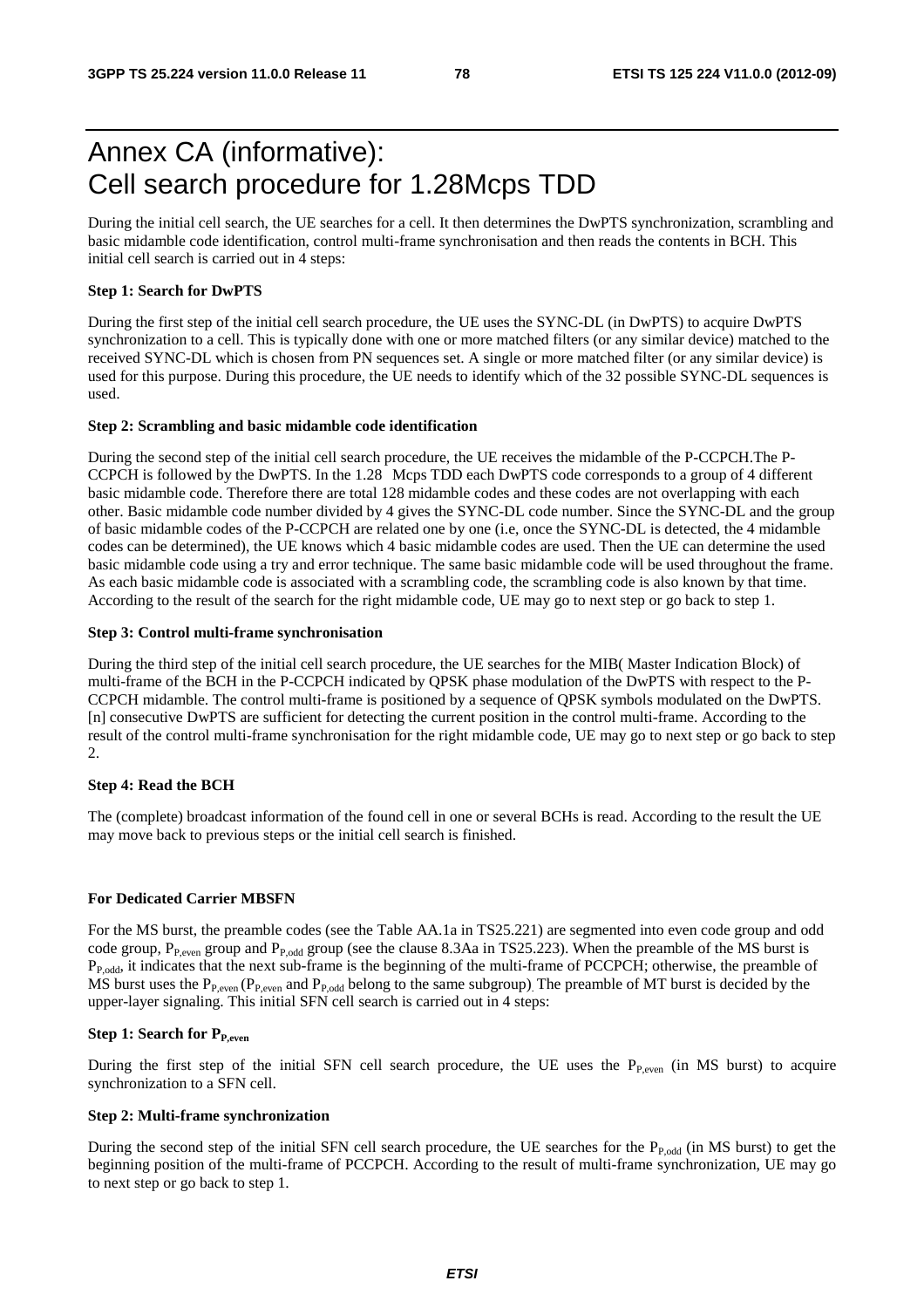# Annex CA (informative): Cell search procedure for 1.28Mcps TDD

During the initial cell search, the UE searches for a cell. It then determines the DwPTS synchronization, scrambling and basic midamble code identification, control multi-frame synchronisation and then reads the contents in BCH. This initial cell search is carried out in 4 steps:

**Step 1: Search for DwPTS**

During the first step of the initial cell search procedure, the UE uses the SYNC-DL (in DwPTS) to acquire DwPTS synchronization to a cell. This is typically done with one or more matched filters (or any similar device) matched to the received SYNC-DL which is chosen from PN sequences set. A single or more matched filter (or any similar device) is used for this purpose. During this procedure, the UE needs to identify which of the 32 possible SYNC-DL sequences is used.

**Step 2: Scrambling and basic midamble code identification**

During the second step of the initial cell search procedure, the UE receives the midamble of the P-CCPCH.The P-CCPCH is followed by the DwPTS. In the 1.28  Mcps TDD each DwPTS code corresponds to a group of 4 different basic midamble code. Therefore there are total 128 midamble codes and these codes are not overlapping with each other. Basic midamble code number divided by 4 gives the SYNC-DL code number. Since the SYNC-DL and the group of basic midamble codes of the P-CCPCH are related one by one (i.e, once the SYNC-DL is detected, the 4 midamble codes can be determined), the UE knows which 4 basic midamble codes are used. Then the UE can determine the used basic midamble code using a try and error technique. The same basic midamble code will be used throughout the frame. As each basic midamble code is associated with a scrambling code, the scrambling code is also known by that time. According to the result of the search for the right midamble code, UE may go to next step or go back to step 1.

**Step 3: Control multi-frame synchronisation**

During the third step of the initial cell search procedure, the UE searches for the MIB( Master Indication Block) of multi-frame of the BCH in the P-CCPCH indicated by QPSK phase modulation of the DwPTS with respect to the P-CCPCH midamble. The control multi-frame is positioned by a sequence of QPSK symbols modulated on the DwPTS. [n] consecutive DwPTS are sufficient for detecting the current position in the control multi-frame. According to the result of the control multi-frame synchronisation for the right midamble code, UE may go to next step or go back to step 2.

**Step 4: Read the BCH**

The (complete) broadcast information of the found cell in one or several BCHs is read. According to the result the UE may move back to previous steps or the initial cell search is finished.

**For Dedicated Carrier MBSFN**

For the MS burst, the preamble codes (see the Table AA.1a in TS25.221) are segmented into even code group and odd code group, $P_{P,even}$ group and $P_{P,odd}$ group (see the clause 8.3Aa in TS25.223). When the preamble of the MS burst is $P_{P,odd}$, it indicates that the next sub-frame is the beginning of the multi-frame of PCCPCH; otherwise, the preamble of MS burst uses the $P_{P,even}$ ($P_{P,even}$ and $P_{P,odd}$ belong to the same subgroup). The preamble of MT burst is decided by the upper-layer signaling. This initial SFN cell search is carried out in 4 steps:

**Step 1: Search for $P_{P,even}$**

During the first step of the initial SFN cell search procedure, the UE uses the $P_{P,even}$ (in MS burst) to acquire synchronization to a SFN cell.

**Step 2: Multi-frame synchronization**

During the second step of the initial SFN cell search procedure, the UE searches for the $P_{P,odd}$ (in MS burst) to get the beginning position of the multi-frame of PCCPCH. According to the result of multi-frame synchronization, UE may go to next step or go back to step 1.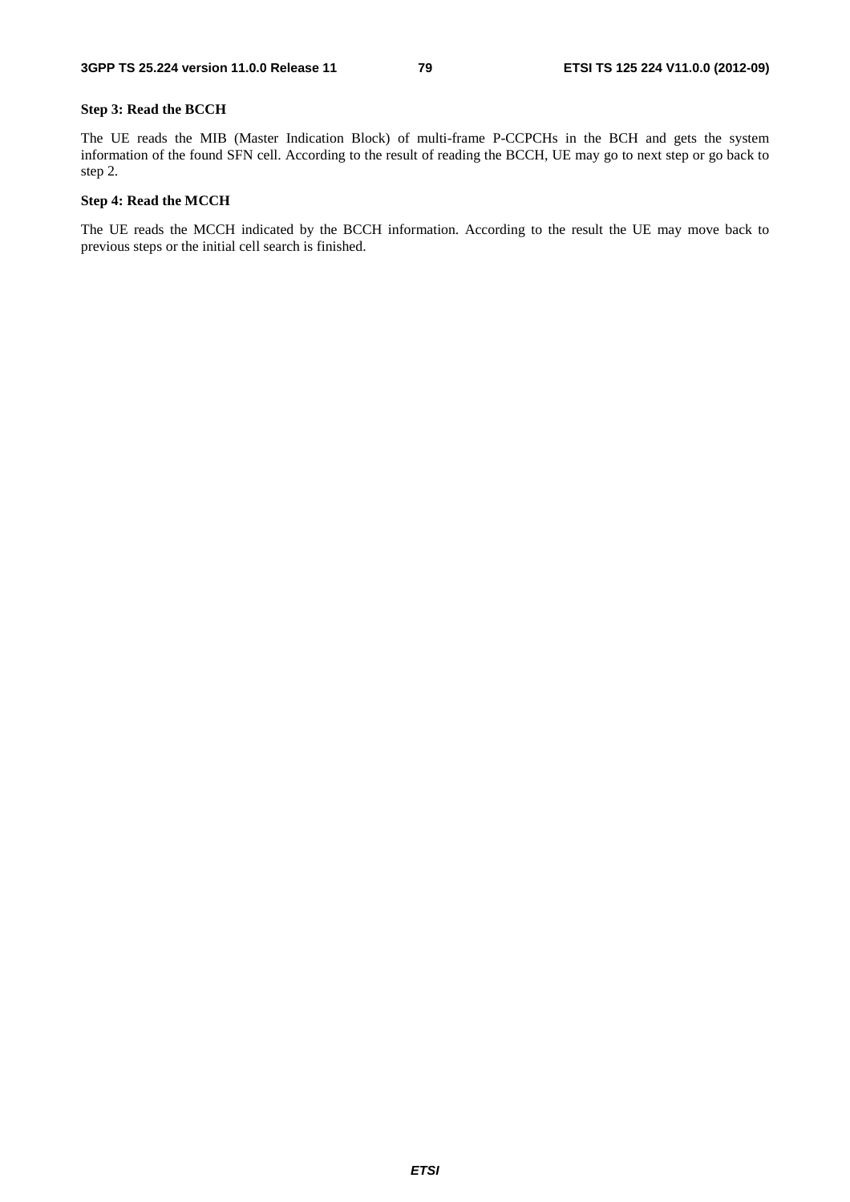**Step 3: Read the BCCH**

The UE reads the MIB (Master Indication Block) of multi-frame P-CCPCHs in the BCH and gets the system information of the found SFN cell. According to the result of reading the BCCH, UE may go to next step or go back to step 2.

**Step 4: Read the MCCH**

The UE reads the MCCH indicated by the BCCH information. According to the result the UE may move back to previous steps or the initial cell search is finished.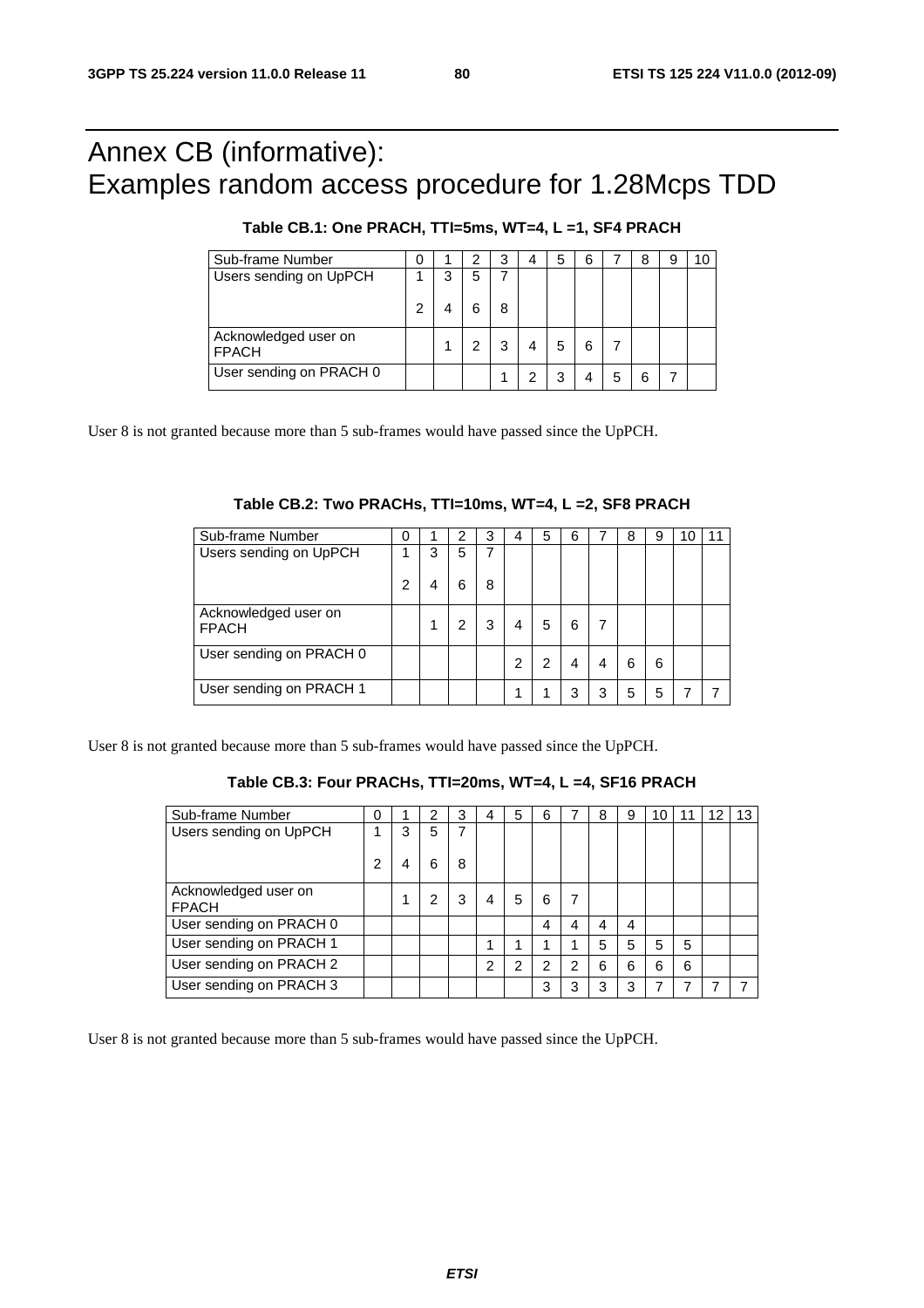# Annex CB (informative): Examples random access procedure for 1.28Mcps TDD

**Table CB.1: One PRACH, TTI=5ms, WT=4, L =1, SF4 PRACH**

| Sub-frame Number | 0 | 1 | 2 | 3 | 4 | 5 | 6 | 7 | 8 | 9 | 10 |
|---|---|---|---|---|---|---|---|---|---|---|---|
| Users sending on UpPCH | 1<br><br>2 | 3<br><br>4 | 5<br><br>6 | 7<br><br>8 | | | | | | | |
| Acknowledged user on FPACH | | 1 | 2 | 3 | 4 | 5 | 6 | 7 | | | |
| User sending on PRACH 0 | | | | 1 | 2 | 3 | 4 | 5 | 6 | 7 | |

User 8 is not granted because more than 5 sub-frames would have passed since the UpPCH.

**Table CB.2: Two PRACHs, TTI=10ms, WT=4, L =2, SF8 PRACH**

| Sub-frame Number | 0 | 1 | 2 | 3 | 4 | 5 | 6 | 7 | 8 | 9 | 10 | 11 |
|---|---|---|---|---|---|---|---|---|---|---|---|---|
| Users sending on UpPCH | 1<br><br>2 | 3<br><br>4 | 5<br><br>6 | 7<br><br>8 | | | | | | | | |
| Acknowledged user on FPACH | | 1 | 2 | 3 | 4 | 5 | 6 | 7 | | | | |
| User sending on PRACH 0 | | | | | 2 | 2 | 4 | 4 | 6 | 6 | | |
| User sending on PRACH 1 | | | | | 1 | 1 | 3 | 3 | 5 | 5 | 7 | 7 |

User 8 is not granted because more than 5 sub-frames would have passed since the UpPCH.

**Table CB.3: Four PRACHs, TTI=20ms, WT=4, L =4, SF16 PRACH**

| Sub-frame Number | 0 | 1 | 2 | 3 | 4 | 5 | 6 | 7 | 8 | 9 | 10 | 11 | 12 | 13 |
|---|---|---|---|---|---|---|---|---|---|---|---|---|---|---|
| Users sending on UpPCH | 1<br><br>2 | 3<br><br>4 | 5<br><br>6 | 7<br><br>8 | | | | | | | | | | |
| Acknowledged user on FPACH | | 1 | 2 | 3 | 4 | 5 | 6 | 7 | | | | | | |
| User sending on PRACH 0 | | | | | | | 4 | 4 | 4 | 4 | | | | |
| User sending on PRACH 1 | | | | | 1 | 1 | 1 | 1 | 5 | 5 | 5 | 5 | | |
| User sending on PRACH 2 | | | | | 2 | 2 | 2 | 2 | 6 | 6 | 6 | 6 | | |
| User sending on PRACH 3 | | | | | | | 3 | 3 | 3 | 3 | 7 | 7 | 7 | 7 |

User 8 is not granted because more than 5 sub-frames would have passed since the UpPCH.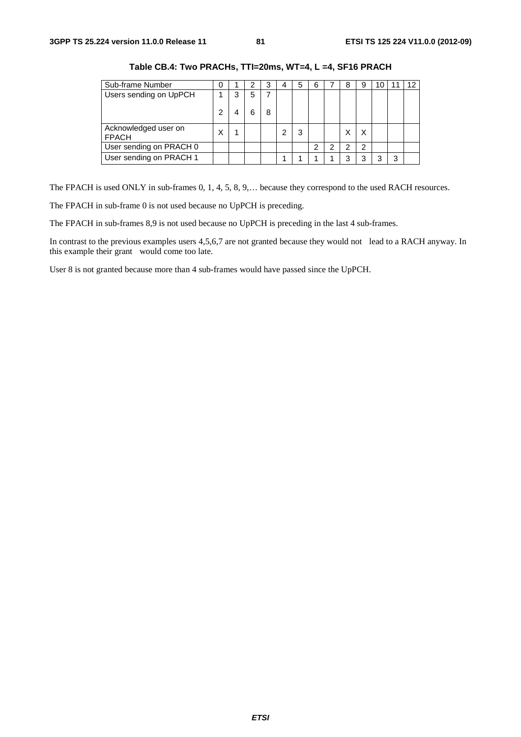**Table CB.4: Two PRACHs, TTI=20ms, WT=4, L =4, SF16 PRACH**

| Sub-frame Number | 0 | 1 | 2 | 3 | 4 | 5 | 6 | 7 | 8 | 9 | 10 | 11 | 12 |
|---|---|---|---|---|---|---|---|---|---|---|---|---|---|
| Users sending on UpPCH | 1<br><br>2 | 3<br><br>4 | 5<br><br>6 | 7<br><br>8 | | | | | | | | | |
| Acknowledged user on FPACH | X | 1 | | | 2 | 3 | | | X | X | | | |
| User sending on PRACH 0 | | | | | | | 2 | 2 | 2 | 2 | | | |
| User sending on PRACH 1 | | | | | 1 | 1 | 1 | 1 | 3 | 3 | 3 | 3 | |

The FPACH is used ONLY in sub-frames 0, 1, 4, 5, 8, 9,… because they correspond to the used RACH resources.

The FPACH in sub-frame 0 is not used because no UpPCH is preceding.

The FPACH in sub-frames 8,9 is not used because no UpPCH is preceding in the last 4 sub-frames.

In contrast to the previous examples users 4,5,6,7 are not granted because they would not lead to a RACH anyway. In this example their grant would come too late.

User 8 is not granted because more than 4 sub-frames would have passed since the UpPCH.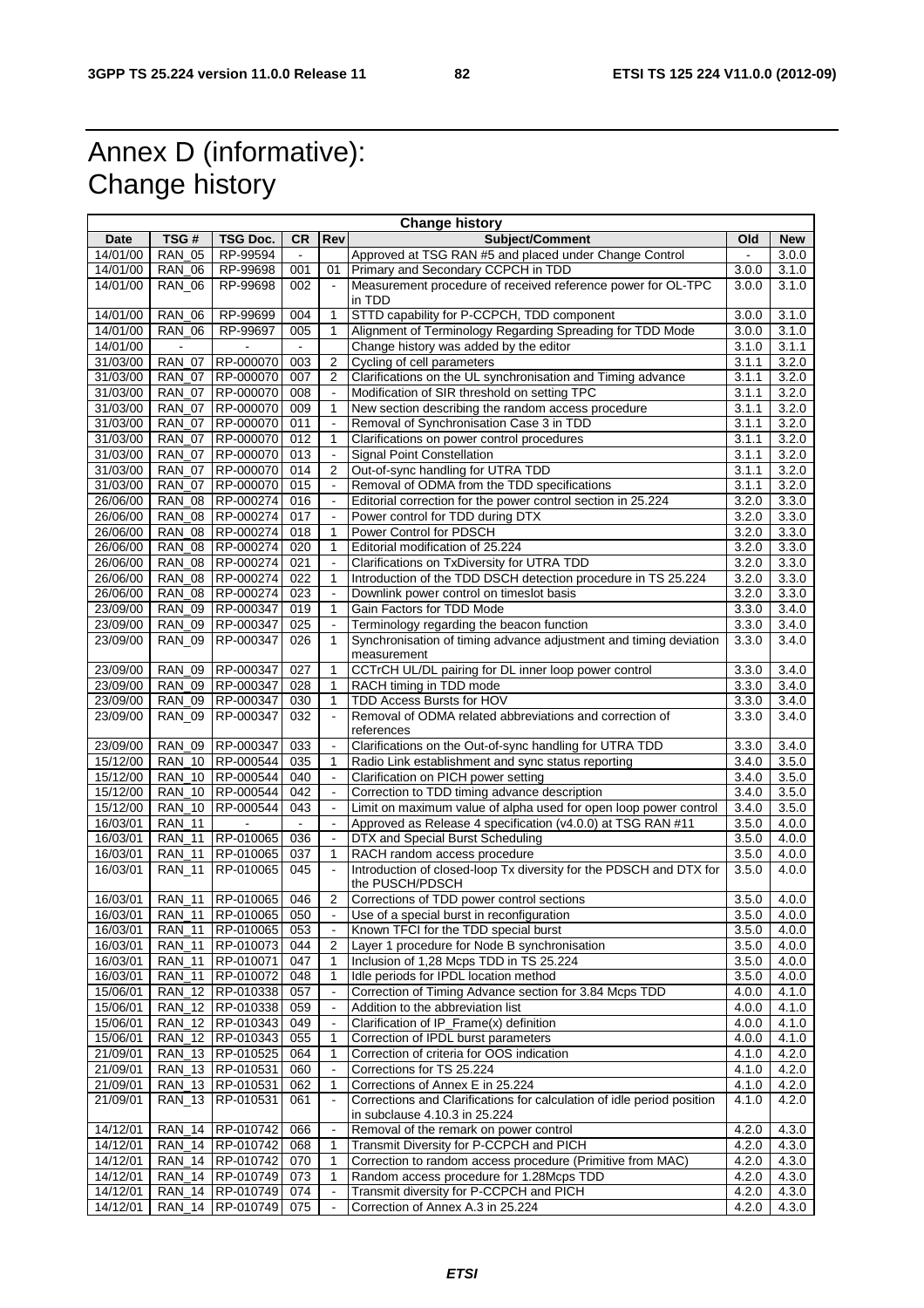# Annex D (informative): Change history

| Change history | | | | | | | |
|---|---|---|---|---|---|---|---|
| Date | TSG # | TSG Doc. | CR | Rev | Subject/Comment | Old | New |
| 14/01/00 | RAN_05 | RP-99594 | - | | Approved at TSG RAN #5 and placed under Change Control | - | 3.0.0 |
| 14/01/00 | RAN_06 | RP-99698 | 001 | 01 | Primary and Secondary CCPCH in TDD | 3.0.0 | 3.1.0 |
| 14/01/00 | RAN_06 | RP-99698 | 002 | - | Measurement procedure of received reference power for OL-TPC in TDD | 3.0.0 | 3.1.0 |
| 14/01/00 | RAN_06 | RP-99699 | 004 | 1 | STTD capability for P-CCPCH, TDD component | 3.0.0 | 3.1.0 |
| 14/01/00 | RAN_06 | RP-99697 | 005 | 1 | Alignment of Terminology Regarding Spreading for TDD Mode | 3.0.0 | 3.1.0 |
| 14/01/00 | - | - | - | | Change history was added by the editor | 3.1.0 | 3.1.1 |
| 31/03/00 | RAN_07 | RP-000070 | 003 | 2 | Cycling of cell parameters | 3.1.1 | 3.2.0 |
| 31/03/00 | RAN_07 | RP-000070 | 007 | 2 | Clarifications on the UL synchronisation and Timing advance | 3.1.1 | 3.2.0 |
| 31/03/00 | RAN_07 | RP-000070 | 008 | - | Modification of SIR threshold on setting TPC | 3.1.1 | 3.2.0 |
| 31/03/00 | RAN_07 | RP-000070 | 009 | 1 | New section describing the random access procedure | 3.1.1 | 3.2.0 |
| 31/03/00 | RAN_07 | RP-000070 | 011 | - | Removal of Synchronisation Case 3 in TDD | 3.1.1 | 3.2.0 |
| 31/03/00 | RAN_07 | RP-000070 | 012 | 1 | Clarifications on power control procedures | 3.1.1 | 3.2.0 |
| 31/03/00 | RAN_07 | RP-000070 | 013 | - | Signal Point Constellation | 3.1.1 | 3.2.0 |
| 31/03/00 | RAN_07 | RP-000070 | 014 | 2 | Out-of-sync handling for UTRA TDD | 3.1.1 | 3.2.0 |
| 31/03/00 | RAN_07 | RP-000070 | 015 | - | Removal of ODMA from the TDD specifications | 3.1.1 | 3.2.0 |
| 26/06/00 | RAN_08 | RP-000274 | 016 | - | Editorial correction for the power control section in 25.224 | 3.2.0 | 3.3.0 |
| 26/06/00 | RAN_08 | RP-000274 | 017 | - | Power control for TDD during DTX | 3.2.0 | 3.3.0 |
| 26/06/00 | RAN_08 | RP-000274 | 018 | 1 | Power Control for PDSCH | 3.2.0 | 3.3.0 |
| 26/06/00 | RAN_08 | RP-000274 | 020 | 1 | Editorial modification of 25.224 | 3.2.0 | 3.3.0 |
| 26/06/00 | RAN_08 | RP-000274 | 021 | - | Clarifications on TxDiversity for UTRA TDD | 3.2.0 | 3.3.0 |
| 26/06/00 | RAN_08 | RP-000274 | 022 | 1 | Introduction of the TDD DSCH detection procedure in TS 25.224 | 3.2.0 | 3.3.0 |
| 26/06/00 | RAN_08 | RP-000274 | 023 | - | Downlink power control on timeslot basis | 3.2.0 | 3.3.0 |
| 23/09/00 | RAN_09 | RP-000347 | 019 | 1 | Gain Factors for TDD Mode | 3.3.0 | 3.4.0 |
| 23/09/00 | RAN_09 | RP-000347 | 025 | - | Terminology regarding the beacon function | 3.3.0 | 3.4.0 |
| 23/09/00 | RAN_09 | RP-000347 | 026 | 1 | Synchronisation of timing advance adjustment and timing deviation measurement | 3.3.0 | 3.4.0 |
| 23/09/00 | RAN_09 | RP-000347 | 027 | 1 | CCTrCH UL/DL pairing for DL inner loop power control | 3.3.0 | 3.4.0 |
| 23/09/00 | RAN_09 | RP-000347 | 028 | 1 | RACH timing in TDD mode | 3.3.0 | 3.4.0 |
| 23/09/00 | RAN_09 | RP-000347 | 030 | 1 | TDD Access Bursts for HOV | 3.3.0 | 3.4.0 |
| 23/09/00 | RAN_09 | RP-000347 | 032 | - | Removal of ODMA related abbreviations and correction of references | 3.3.0 | 3.4.0 |
| 23/09/00 | RAN_09 | RP-000347 | 033 | - | Clarifications on the Out-of-sync handling for UTRA TDD | 3.3.0 | 3.4.0 |
| 15/12/00 | RAN_10 | RP-000544 | 035 | 1 | Radio Link establishment and sync status reporting | 3.4.0 | 3.5.0 |
| 15/12/00 | RAN_10 | RP-000544 | 040 | - | Clarification on PICH power setting | 3.4.0 | 3.5.0 |
| 15/12/00 | RAN_10 | RP-000544 | 042 | - | Correction to TDD timing advance description | 3.4.0 | 3.5.0 |
| 15/12/00 | RAN_10 | RP-000544 | 043 | - | Limit on maximum value of alpha used for open loop power control | 3.4.0 | 3.5.0 |
| 16/03/01 | RAN_11 | - | - | - | Approved as Release 4 specification (v4.0.0) at TSG RAN #11 | 3.5.0 | 4.0.0 |
| 16/03/01 | RAN_11 | RP-010065 | 036 | - | DTX and Special Burst Scheduling | 3.5.0 | 4.0.0 |
| 16/03/01 | RAN_11 | RP-010065 | 037 | 1 | RACH random access procedure | 3.5.0 | 4.0.0 |
| 16/03/01 | RAN_11 | RP-010065 | 045 | - | Introduction of closed-loop Tx diversity for the PDSCH and DTX for the PUSCH/PDSCH | 3.5.0 | 4.0.0 |
| 16/03/01 | RAN_11 | RP-010065 | 046 | 2 | Corrections of TDD power control sections | 3.5.0 | 4.0.0 |
| 16/03/01 | RAN_11 | RP-010065 | 050 | - | Use of a special burst in reconfiguration | 3.5.0 | 4.0.0 |
| 16/03/01 | RAN_11 | RP-010065 | 053 | - | Known TFCI for the TDD special burst | 3.5.0 | 4.0.0 |
| 16/03/01 | RAN_11 | RP-010073 | 044 | 2 | Layer 1 procedure for Node B synchronisation | 3.5.0 | 4.0.0 |
| 16/03/01 | RAN_11 | RP-010071 | 047 | 1 | Inclusion of 1,28 Mcps TDD in TS 25.224 | 3.5.0 | 4.0.0 |
| 16/03/01 | RAN_11 | RP-010072 | 048 | 1 | Idle periods for IPDL location method | 3.5.0 | 4.0.0 |
| 15/06/01 | RAN_12 | RP-010338 | 057 | - | Correction of Timing Advance section for 3.84 Mcps TDD | 4.0.0 | 4.1.0 |
| 15/06/01 | RAN_12 | RP-010338 | 059 | - | Addition to the abbreviation list | 4.0.0 | 4.1.0 |
| 15/06/01 | RAN_12 | RP-010343 | 049 | - | Clarification of IP_Frame(x) definition | 4.0.0 | 4.1.0 |
| 15/06/01 | RAN_12 | RP-010343 | 055 | 1 | Correction of IPDL burst parameters | 4.0.0 | 4.1.0 |
| 21/09/01 | RAN_13 | RP-010525 | 064 | 1 | Correction of criteria for OOS indication | 4.1.0 | 4.2.0 |
| 21/09/01 | RAN_13 | RP-010531 | 060 | - | Corrections for TS 25.224 | 4.1.0 | 4.2.0 |
| 21/09/01 | RAN_13 | RP-010531 | 062 | 1 | Corrections of Annex E in 25.224 | 4.1.0 | 4.2.0 |
| 21/09/01 | RAN_13 | RP-010531 | 061 | - | Corrections and Clarifications for calculation of idle period position in subclause 4.10.3 in 25.224 | 4.1.0 | 4.2.0 |
| 14/12/01 | RAN_14 | RP-010742 | 066 | - | Removal of the remark on power control | 4.2.0 | 4.3.0 |
| 14/12/01 | RAN_14 | RP-010742 | 068 | 1 | Transmit Diversity for P-CCPCH and PICH | 4.2.0 | 4.3.0 |
| 14/12/01 | RAN_14 | RP-010742 | 070 | 1 | Correction to random access procedure (Primitive from MAC) | 4.2.0 | 4.3.0 |
| 14/12/01 | RAN_14 | RP-010749 | 073 | 1 | Random access procedure for 1.28Mcps TDD | 4.2.0 | 4.3.0 |
| 14/12/01 | RAN_14 | RP-010749 | 074 | - | Transmit diversity for P-CCPCH and PICH | 4.2.0 | 4.3.0 |
| 14/12/01 | RAN_14 | RP-010749 | 075 | - | Correction of Annex A.3 in 25.224 | 4.2.0 | 4.3.0 |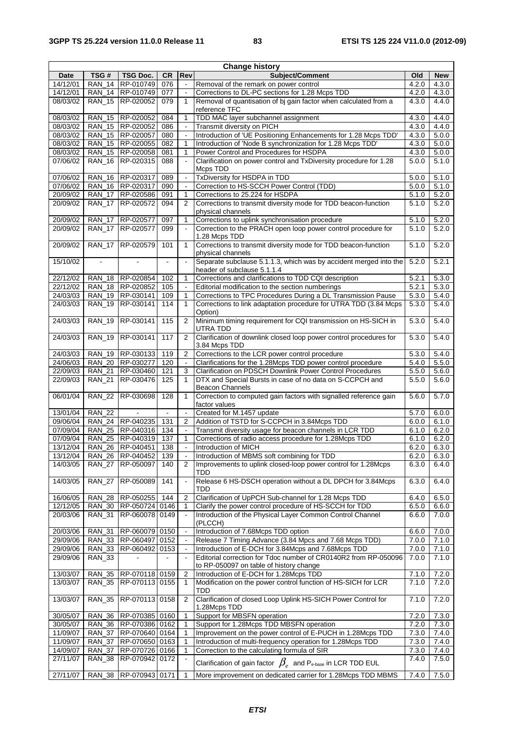| Change history | | | | | | | |
|---|---|---|---|---|---|---|---|
| Date | TSG # | TSG Doc. | CR | Rev | Subject/Comment | Old | New |
| 14/12/01 | RAN_14 | RP-010749 | 076 | - | Removal of the remark on power control | 4.2.0 | 4.3.0 |
| 14/12/01 | RAN_14 | RP-010749 | 077 | - | Corrections to DL-PC sections for 1.28 Mcps TDD | 4.2.0 | 4.3.0 |
| 08/03/02 | RAN_15 | RP-020052 | 079 | 1 | Removal of quantisation of bj gain factor when calculated from a reference TFC | 4.3.0 | 4.4.0 |
| 08/03/02 | RAN_15 | RP-020052 | 084 | 1 | TDD MAC layer subchannel assignment | 4.3.0 | 4.4.0 |
| 08/03/02 | RAN_15 | RP-020052 | 086 | - | Transmit diversity on PICH | 4.3.0 | 4.4.0 |
| 08/03/02 | RAN_15 | RP-020057 | 080 | - | Introduction of 'UE Positioning Enhancements for 1.28 Mcps TDD' | 4.3.0 | 5.0.0 |
| 08/03/02 | RAN_15 | RP-020055 | 082 | 1 | Introduction of 'Node B synchronization for 1.28 Mcps TDD' | 4.3.0 | 5.0.0 |
| 08/03/02 | RAN_15 | RP-020058 | 081 | 1 | Power Control and Procedures for HSDPA | 4.3.0 | 5.0.0 |
| 07/06/02 | RAN_16 | RP-020315 | 088 | - | Clarification on power control and TxDiversity procedure for 1.28 Mcps TDD | 5.0.0 | 5.1.0 |
| 07/06/02 | RAN_16 | RP-020317 | 089 | - | TxDiversity for HSDPA in TDD | 5.0.0 | 5.1.0 |
| 07/06/02 | RAN_16 | RP-020317 | 090 | - | Correction to HS-SCCH Power Control (TDD) | 5.0.0 | 5.1.0 |
| 20/09/02 | RAN_17 | RP-020586 | 091 | 1 | Corrections to 25.224 for HSDPA | 5.1.0 | 5.2.0 |
| 20/09/02 | RAN_17 | RP-020572 | 094 | 2 | Corrections to transmit diversity mode for TDD beacon-function physical channels | 5.1.0 | 5.2.0 |
| 20/09/02 | RAN_17 | RP-020577 | 097 | 1 | Corrections to uplink synchronisation procedure | 5.1.0 | 5.2.0 |
| 20/09/02 | RAN_17 | RP-020577 | 099 | - | Correction to the PRACH open loop power control procedure for 1.28 Mcps TDD | 5.1.0 | 5.2.0 |
| 20/09/02 | RAN_17 | RP-020579 | 101 | 1 | Corrections to transmit diversity mode for TDD beacon-function physical channels | 5.1.0 | 5.2.0 |
| 15/10/02 | - | - | - | - | Separate subclause 5.1.1.3, which was by accident merged into the header of subclause 5.1.1.4 | 5.2.0 | 5.2.1 |
| 22/12/02 | RAN_18 | RP-020854 | 102 | 1 | Corrections and clarifications to TDD CQI description | 5.2.1 | 5.3.0 |
| 22/12/02 | RAN_18 | RP-020852 | 105 | - | Editorial modification to the section numberings | 5.2.1 | 5.3.0 |
| 24/03/03 | RAN_19 | RP-030141 | 109 | 1 | Corrections to TPC Procedures During a DL Transmission Pause | 5.3.0 | 5.4.0 |
| 24/03/03 | RAN_19 | RP-030141 | 114 | 1 | Corrections to link adaptation procedure for UTRA TDD (3.84 Mcps Option) | 5.3.0 | 5.4.0 |
| 24/03/03 | RAN_19 | RP-030141 | 115 | 2 | Minimum timing requirement for CQI transmission on HS-SICH in UTRA TDD | 5.3.0 | 5.4.0 |
| 24/03/03 | RAN_19 | RP-030141 | 117 | 2 | Clarification of downlink closed loop power control procedures for 3.84 Mcps TDD | 5.3.0 | 5.4.0 |
| 24/03/03 | RAN_19 | RP-030133 | 119 | 2 | Corrections to the LCR power control procedure | 5.3.0 | 5.4.0 |
| 24/06/03 | RAN_20 | RP-030277 | 120 | - | Clarifications for the 1.28Mcps TDD power control procedure | 5.4.0 | 5.5.0 |
| 22/09/03 | RAN_21 | RP-030460 | 121 | 3 | Clarification on PDSCH Downlink Power Control Procedures | 5.5.0 | 5.6.0 |
| 22/09/03 | RAN_21 | RP-030476 | 125 | 1 | DTX and Special Bursts in case of no data on S-CCPCH and Beacon Channels | 5.5.0 | 5.6.0 |
| 06/01/04 | RAN_22 | RP-030698 | 128 | 1 | Correction to computed gain factors with signalled reference gain factor values | 5.6.0 | 5.7.0 |
| 13/01/04 | RAN_22 | - | - | - | Created for M.1457 update | 5.7.0 | 6.0.0 |
| 09/06/04 | RAN_24 | RP-040235 | 131 | 2 | Addition of TSTD for S-CCPCH in 3.84Mcps TDD | 6.0.0 | 6.1.0 |
| 07/09/04 | RAN_25 | RP-040316 | 134 | - | Transmit diversity usage for beacon channels in LCR TDD | 6.1.0 | 6.2.0 |
| 07/09/04 | RAN_25 | RP-040319 | 137 | 1 | Corrections of radio access procedure for 1.28Mcps TDD | 6.1.0 | 6.2.0 |
| 13/12/04 | RAN_26 | RP-040451 | 138 | - | Introduction of MICH | 6.2.0 | 6.3.0 |
| 13/12/04 | RAN_26 | RP-040452 | 139 | - | Introduction of MBMS soft combining for TDD | 6.2.0 | 6.3.0 |
| 14/03/05 | RAN_27 | RP-050097 | 140 | 2 | Improvements to uplink closed-loop power control for 1.28Mcps TDD | 6.3.0 | 6.4.0 |
| 14/03/05 | RAN_27 | RP-050089 | 141 | - | Release 6 HS-DSCH operation without a DL DPCH for 3.84Mcps TDD | 6.3.0 | 6.4.0 |
| 16/06/05 | RAN_28 | RP-050255 | 144 | 2 | Clarification of UpPCH Sub-channel for 1.28 Mcps TDD | 6.4.0 | 6.5.0 |
| 12/12/05 | RAN_30 | RP-050724 | 0146 | 1 | Clarify the power control procedure of HS-SCCH for TDD | 6.5.0 | 6.6.0 |
| 20/03/06 | RAN_31 | RP-060078 | 0149 | - | Introduction of the Physical Layer Common Control Channel (PLCCH) | 6.6.0 | 7.0.0 |
| 20/03/06 | RAN_31 | RP-060079 | 0150 | - | Introduction of 7.68Mcps TDD option | 6.6.0 | 7.0.0 |
| 29/09/06 | RAN_33 | RP-060497 | 0152 | - | Release 7 Timing Advance (3.84 Mpcs and 7.68 Mcps TDD) | 7.0.0 | 7.1.0 |
| 29/09/06 | RAN_33 | RP-060492 | 0153 | - | Introduction of E-DCH for 3.84Mcps and 7.68Mcps TDD | 7.0.0 | 7.1.0 |
| 29/09/06 | RAN_33 | - | - | - | Editorial correction for Tdoc number of CR0140R2 from RP-050096 to RP-050097 on table of history change | 7.0.0 | 7.1.0 |
| 13/03/07 | RAN_35 | RP-070118 | 0159 | 2 | Introduction of E-DCH for 1.28Mcps TDD | 7.1.0 | 7.2.0 |
| 13/03/07 | RAN_35 | RP-070113 | 0155 | 1 | Modification on the power control function of HS-SICH for LCR TDD | 7.1.0 | 7.2.0 |
| 13/03/07 | RAN_35 | RP-070113 | 0158 | 2 | Clarification of closed Loop Uplink HS-SICH Power Control for 1.28Mcps TDD | 7.1.0 | 7.2.0 |
| 30/05/07 | RAN_36 | RP-070385 | 0160 | 1 | Support for MBSFN operation | 7.2.0 | 7.3.0 |
| 30/05/07 | RAN_36 | RP-070386 | 0162 | 1 | Support for 1.28Mcps TDD MBSFN operation | 7.2.0 | 7.3.0 |
| 11/09/07 | RAN_37 | RP-070640 | 0164 | 1 | Improvement on the power control of E-PUCH in 1.28Mcps TDD | 7.3.0 | 7.4.0 |
| 11/09/07 | RAN_37 | RP-070650 | 0163 | 1 | Introduction of multi-frequency operation for 1.28Mcps TDD | 7.3.0 | 7.4.0 |
| 14/09/07 | RAN_37 | RP-070726 | 0166 | 1 | Correction to the calculating formula of SIR | 7.3.0 | 7.4.0 |
| 27/11/07 | RAN_38 | RP-070942 | 0172 | - | Clarification of gain factor $\beta_e$ and $P_{e\text{-}base}$ in LCR TDD EUL | 7.4.0 | 7.5.0 |
| 27/11/07 | RAN_38 | RP-070943 | 0171 | 1 | More improvement on dedicated carrier for 1.28Mcps TDD MBMS | 7.4.0 | 7.5.0 |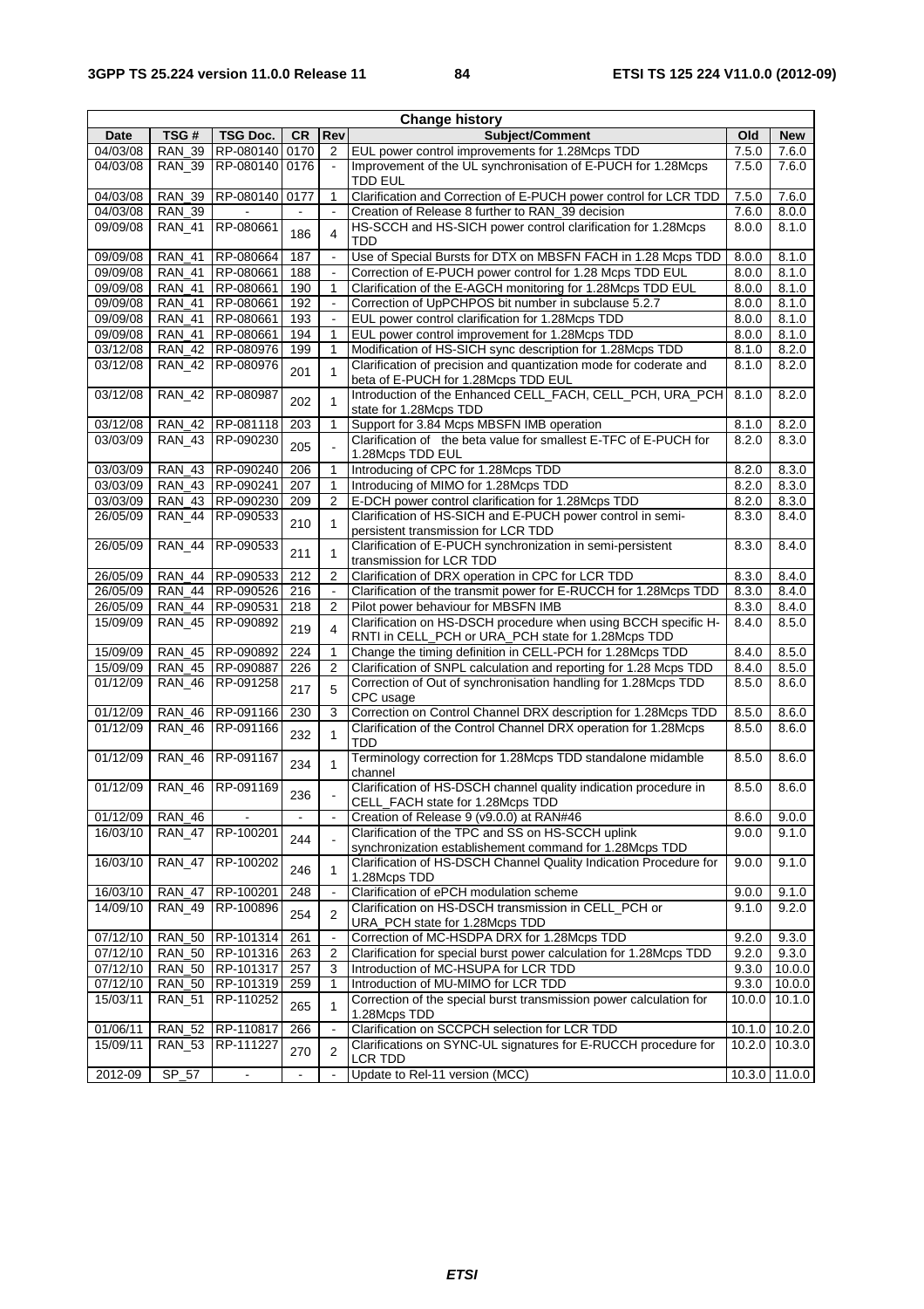| Change history | | | | | | | |
|---|---|---|---|---|---|---|---|
| Date | TSG # | TSG Doc. | CR | Rev | Subject/Comment | Old | New |
| 04/03/08 | RAN_39 | RP-080140 | 0170 | 2 | EUL power control improvements for 1.28Mcps TDD | 7.5.0 | 7.6.0 |
| 04/03/08 | RAN_39 | RP-080140 | 0176 | - | Improvement of the UL synchronisation of E-PUCH for 1.28Mcps TDD EUL | 7.5.0 | 7.6.0 |
| 04/03/08 | RAN_39 | RP-080140 | 0177 | 1 | Clarification and Correction of E-PUCH power control for LCR TDD | 7.5.0 | 7.6.0 |
| 04/03/08 | RAN_39 | - | - | - | Creation of Release 8 further to RAN_39 decision | 7.6.0 | 8.0.0 |
| 09/09/08 | RAN_41 | RP-080661 | 186 | 4 | HS-SCCH and HS-SICH power control clarification for 1.28Mcps TDD | 8.0.0 | 8.1.0 |
| 09/09/08 | RAN_41 | RP-080664 | 187 | - | Use of Special Bursts for DTX on MBSFN FACH in 1.28 Mcps TDD | 8.0.0 | 8.1.0 |
| 09/09/08 | RAN_41 | RP-080661 | 188 | - | Correction of E-PUCH power control for 1.28 Mcps TDD EUL | 8.0.0 | 8.1.0 |
| 09/09/08 | RAN_41 | RP-080661 | 190 | 1 | Clarification of the E-AGCH monitoring for 1.28Mcps TDD EUL | 8.0.0 | 8.1.0 |
| 09/09/08 | RAN_41 | RP-080661 | 192 | - | Correction of UpPCHPOS bit number in subclause 5.2.7 | 8.0.0 | 8.1.0 |
| 09/09/08 | RAN_41 | RP-080661 | 193 | - | EUL power control clarification for 1.28Mcps TDD | 8.0.0 | 8.1.0 |
| 09/09/08 | RAN_41 | RP-080661 | 194 | 1 | EUL power control improvement for 1.28Mcps TDD | 8.0.0 | 8.1.0 |
| 03/12/08 | RAN_42 | RP-080976 | 199 | 1 | Modification of HS-SICH sync description for 1.28Mcps TDD | 8.1.0 | 8.2.0 |
| 03/12/08 | RAN_42 | RP-080976 | 201 | 1 | Clarification of precision and quantization mode for coderate and beta of E-PUCH for 1.28Mcps TDD EUL | 8.1.0 | 8.2.0 |
| 03/12/08 | RAN_42 | RP-080987 | 202 | 1 | Introduction of the Enhanced CELL_FACH, CELL_PCH, URA_PCH state for 1.28Mcps TDD | 8.1.0 | 8.2.0 |
| 03/12/08 | RAN_42 | RP-081118 | 203 | 1 | Support for 3.84 Mcps MBSFN IMB operation | 8.1.0 | 8.2.0 |
| 03/03/09 | RAN_43 | RP-090230 | 205 | - | Clarification of the beta value for smallest E-TFC of E-PUCH for 1.28Mcps TDD EUL | 8.2.0 | 8.3.0 |
| 03/03/09 | RAN_43 | RP-090240 | 206 | 1 | Introducing of CPC for 1.28Mcps TDD | 8.2.0 | 8.3.0 |
| 03/03/09 | RAN_43 | RP-090241 | 207 | 1 | Introducing of MIMO for 1.28Mcps TDD | 8.2.0 | 8.3.0 |
| 03/03/09 | RAN_43 | RP-090230 | 209 | 2 | E-DCH power control clarification for 1.28Mcps TDD | 8.2.0 | 8.3.0 |
| 26/05/09 | RAN_44 | RP-090533 | 210 | 1 | Clarification of HS-SICH and E-PUCH power control in semi-persistent transmission for LCR TDD | 8.3.0 | 8.4.0 |
| 26/05/09 | RAN_44 | RP-090533 | 211 | 1 | Clarification of E-PUCH synchronization in semi-persistent transmission for LCR TDD | 8.3.0 | 8.4.0 |
| 26/05/09 | RAN_44 | RP-090533 | 212 | 2 | Clarification of DRX operation in CPC for LCR TDD | 8.3.0 | 8.4.0 |
| 26/05/09 | RAN_44 | RP-090526 | 216 | - | Clarification of the transmit power for E-RUCCH for 1.28Mcps TDD | 8.3.0 | 8.4.0 |
| 26/05/09 | RAN_44 | RP-090531 | 218 | 2 | Pilot power behaviour for MBSFN IMB | 8.3.0 | 8.4.0 |
| 15/09/09 | RAN_45 | RP-090892 | 219 | 4 | Clarification on HS-DSCH procedure when using BCCH specific H-RNTI in CELL_PCH or URA_PCH state for 1.28Mcps TDD | 8.4.0 | 8.5.0 |
| 15/09/09 | RAN_45 | RP-090892 | 224 | 1 | Change the timing definition in CELL-PCH for 1.28Mcps TDD | 8.4.0 | 8.5.0 |
| 15/09/09 | RAN_45 | RP-090887 | 226 | 2 | Clarification of SNPL calculation and reporting for 1.28 Mcps TDD | 8.4.0 | 8.5.0 |
| 01/12/09 | RAN_46 | RP-091258 | 217 | 5 | Correction of Out of synchronisation handling for 1.28Mcps TDD CPC usage | 8.5.0 | 8.6.0 |
| 01/12/09 | RAN_46 | RP-091166 | 230 | 3 | Correction on Control Channel DRX description for 1.28Mcps TDD | 8.5.0 | 8.6.0 |
| 01/12/09 | RAN_46 | RP-091166 | 232 | 1 | Clarification of the Control Channel DRX operation for 1.28Mcps TDD | 8.5.0 | 8.6.0 |
| 01/12/09 | RAN_46 | RP-091167 | 234 | 1 | Terminology correction for 1.28Mcps TDD standalone midamble channel | 8.5.0 | 8.6.0 |
| 01/12/09 | RAN_46 | RP-091169 | 236 | - | Clarification of HS-DSCH channel quality indication procedure in CELL_FACH state for 1.28Mcps TDD | 8.5.0 | 8.6.0 |
| 01/12/09 | RAN_46 | - | - | - | Creation of Release 9 (v9.0.0) at RAN#46 | 8.6.0 | 9.0.0 |
| 16/03/10 | RAN_47 | RP-100201 | 244 | - | Clarification of the TPC and SS on HS-SCCH uplink synchronization establishement command for 1.28Mcps TDD | 9.0.0 | 9.1.0 |
| 16/03/10 | RAN_47 | RP-100202 | 246 | 1 | Clarification of HS-DSCH Channel Quality Indication Procedure for 1.28Mcps TDD | 9.0.0 | 9.1.0 |
| 16/03/10 | RAN_47 | RP-100201 | 248 | - | Clarification of ePCH modulation scheme | 9.0.0 | 9.1.0 |
| 14/09/10 | RAN_49 | RP-100896 | 254 | 2 | Clarification on HS-DSCH transmission in CELL_PCH or URA_PCH state for 1.28Mcps TDD | 9.1.0 | 9.2.0 |
| 07/12/10 | RAN_50 | RP-101314 | 261 | - | Correction of MC-HSDPA DRX for 1.28Mcps TDD | 9.2.0 | 9.3.0 |
| 07/12/10 | RAN_50 | RP-101316 | 263 | 2 | Clarification for special burst power calculation for 1.28Mcps TDD | 9.2.0 | 9.3.0 |
| 07/12/10 | RAN_50 | RP-101317 | 257 | 3 | Introduction of MC-HSUPA for LCR TDD | 9.3.0 | 10.0.0 |
| 07/12/10 | RAN_50 | RP-101319 | 259 | 1 | Introduction of MU-MIMO for LCR TDD | 9.3.0 | 10.0.0 |
| 15/03/11 | RAN_51 | RP-110252 | 265 | 1 | Correction of the special burst transmission power calculation for 1.28Mcps TDD | 10.0.0 | 10.1.0 |
| 01/06/11 | RAN_52 | RP-110817 | 266 | - | Clarification on SCCPCH selection for LCR TDD | 10.1.0 | 10.2.0 |
| 15/09/11 | RAN_53 | RP-111227 | 270 | 2 | Clarifications on SYNC-UL signatures for E-RUCCH procedure for LCR TDD | 10.2.0 | 10.3.0 |
| 2012-09 | SP_57 | - | - | - | Update to Rel-11 version (MCC) | 10.3.0 | 11.0.0 |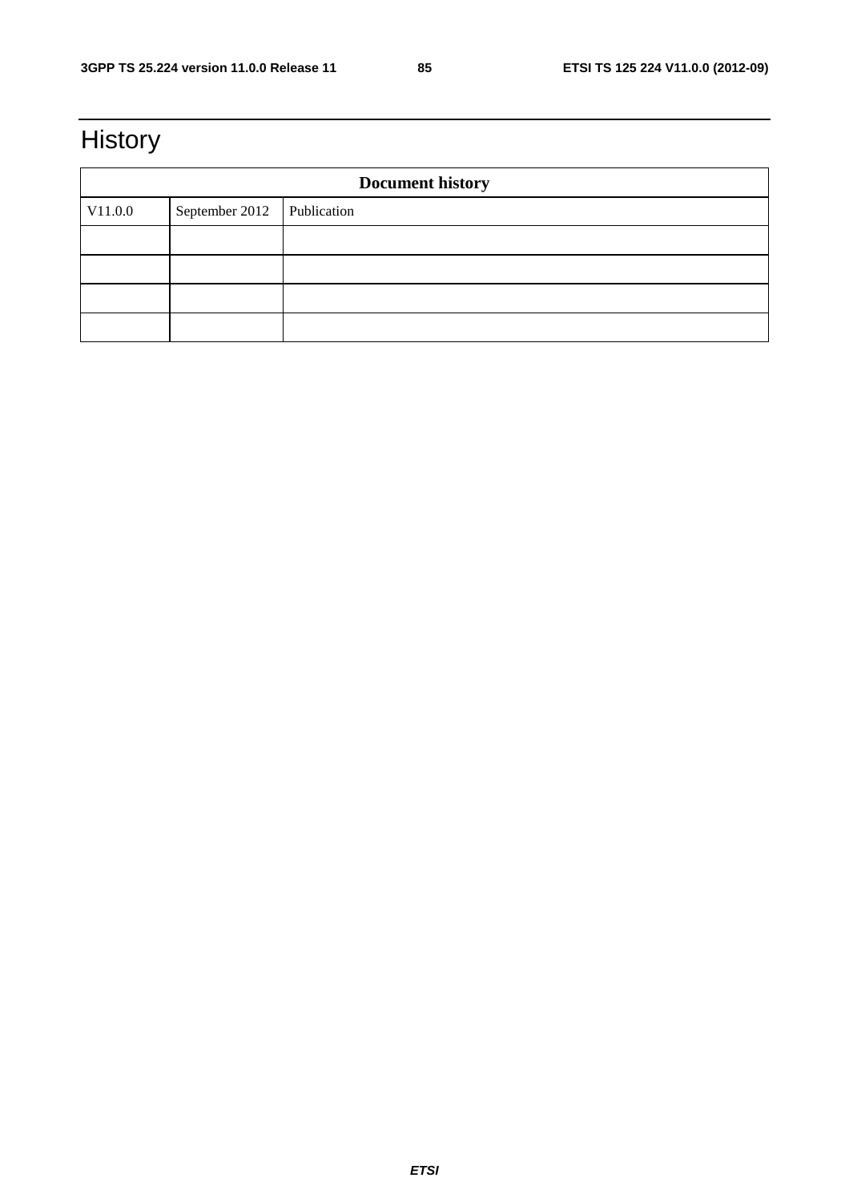# History

| Document history | | |
|---|---|---|
| V11.0.0 | September 2012 | Publication |
| | | |
| | | |
| | | |
| | | |